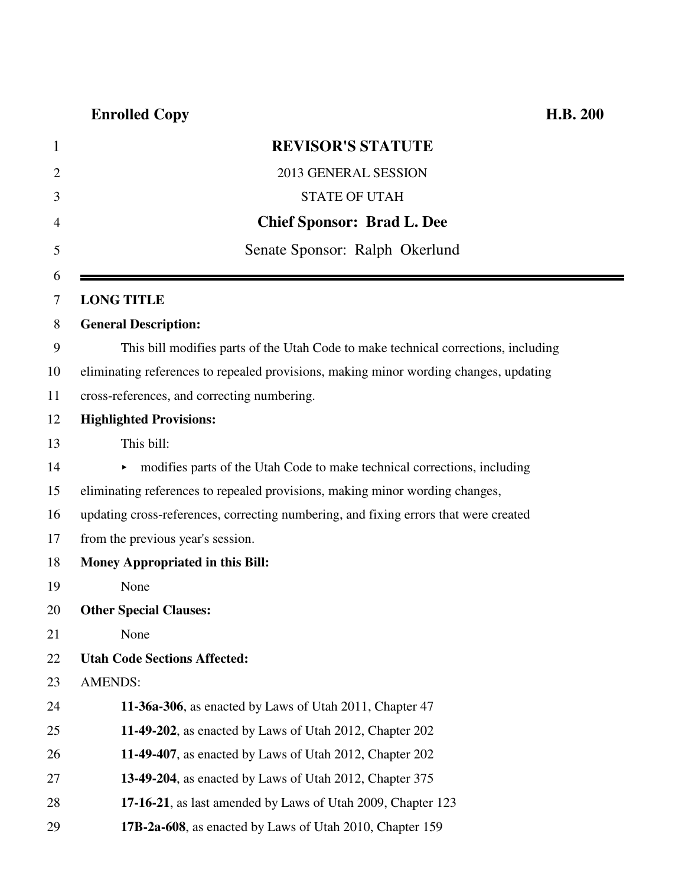**Enrolled Copy** **H.B. 200**

# REVISOR'S STATUTE

2013 GENERAL SESSION

STATE OF UTAH

**Chief Sponsor: Brad L. Dee**

Senate Sponsor: Ralph Okerlund

---

**LONG TITLE**

**General Description:**

This bill modifies parts of the Utah Code to make technical corrections, including eliminating references to repealed provisions, making minor wording changes, updating cross-references, and correcting numbering.

**Highlighted Provisions:**

This bill:

- modifies parts of the Utah Code to make technical corrections, including eliminating references to repealed provisions, making minor wording changes, updating cross-references, correcting numbering, and fixing errors that were created from the previous year's session.

**Money Appropriated in this Bill:**

None

**Other Special Clauses:**

None

**Utah Code Sections Affected:**

AMENDS:

**11-36a-306**, as enacted by Laws of Utah 2011, Chapter 47

**11-49-202**, as enacted by Laws of Utah 2012, Chapter 202

**11-49-407**, as enacted by Laws of Utah 2012, Chapter 202

**13-49-204**, as enacted by Laws of Utah 2012, Chapter 375

**17-16-21**, as last amended by Laws of Utah 2009, Chapter 123

**17B-2a-608**, as enacted by Laws of Utah 2010, Chapter 159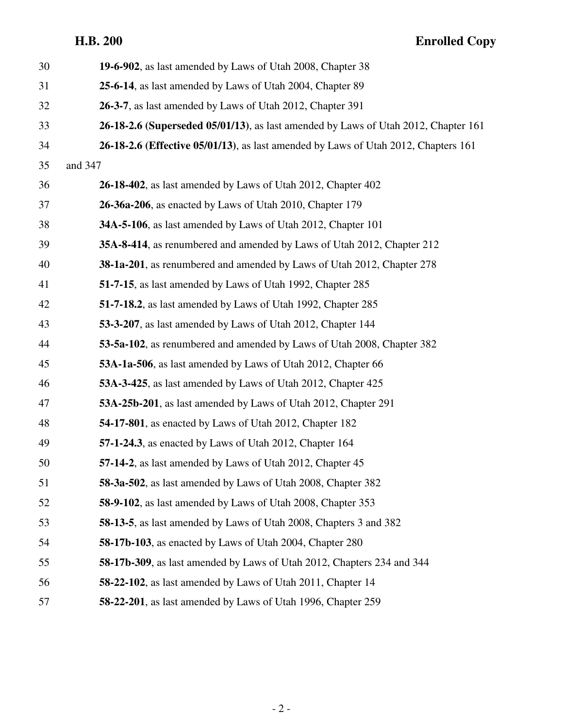**19-6-902**, as last amended by Laws of Utah 2008, Chapter 38

**25-6-14**, as last amended by Laws of Utah 2004, Chapter 89

**26-3-7**, as last amended by Laws of Utah 2012, Chapter 391

**26-18-2.6 (Superseded 05/01/13)**, as last amended by Laws of Utah 2012, Chapter 161

**26-18-2.6 (Effective 05/01/13)**, as last amended by Laws of Utah 2012, Chapters 161 and 347

**26-18-402**, as last amended by Laws of Utah 2012, Chapter 402

**26-36a-206**, as enacted by Laws of Utah 2010, Chapter 179

**34A-5-106**, as last amended by Laws of Utah 2012, Chapter 101

**35A-8-414**, as renumbered and amended by Laws of Utah 2012, Chapter 212

**38-1a-201**, as renumbered and amended by Laws of Utah 2012, Chapter 278

**51-7-15**, as last amended by Laws of Utah 1992, Chapter 285

**51-7-18.2**, as last amended by Laws of Utah 1992, Chapter 285

**53-3-207**, as last amended by Laws of Utah 2012, Chapter 144

**53-5a-102**, as renumbered and amended by Laws of Utah 2008, Chapter 382

**53A-1a-506**, as last amended by Laws of Utah 2012, Chapter 66

**53A-3-425**, as last amended by Laws of Utah 2012, Chapter 425

**53A-25b-201**, as last amended by Laws of Utah 2012, Chapter 291

**54-17-801**, as enacted by Laws of Utah 2012, Chapter 182

**57-1-24.3**, as enacted by Laws of Utah 2012, Chapter 164

**57-14-2**, as last amended by Laws of Utah 2012, Chapter 45

**58-3a-502**, as last amended by Laws of Utah 2008, Chapter 382

**58-9-102**, as last amended by Laws of Utah 2008, Chapter 353

**58-13-5**, as last amended by Laws of Utah 2008, Chapters 3 and 382

**58-17b-103**, as enacted by Laws of Utah 2004, Chapter 280

**58-17b-309**, as last amended by Laws of Utah 2012, Chapters 234 and 344

**58-22-102**, as last amended by Laws of Utah 2011, Chapter 14

**58-22-201**, as last amended by Laws of Utah 1996, Chapter 259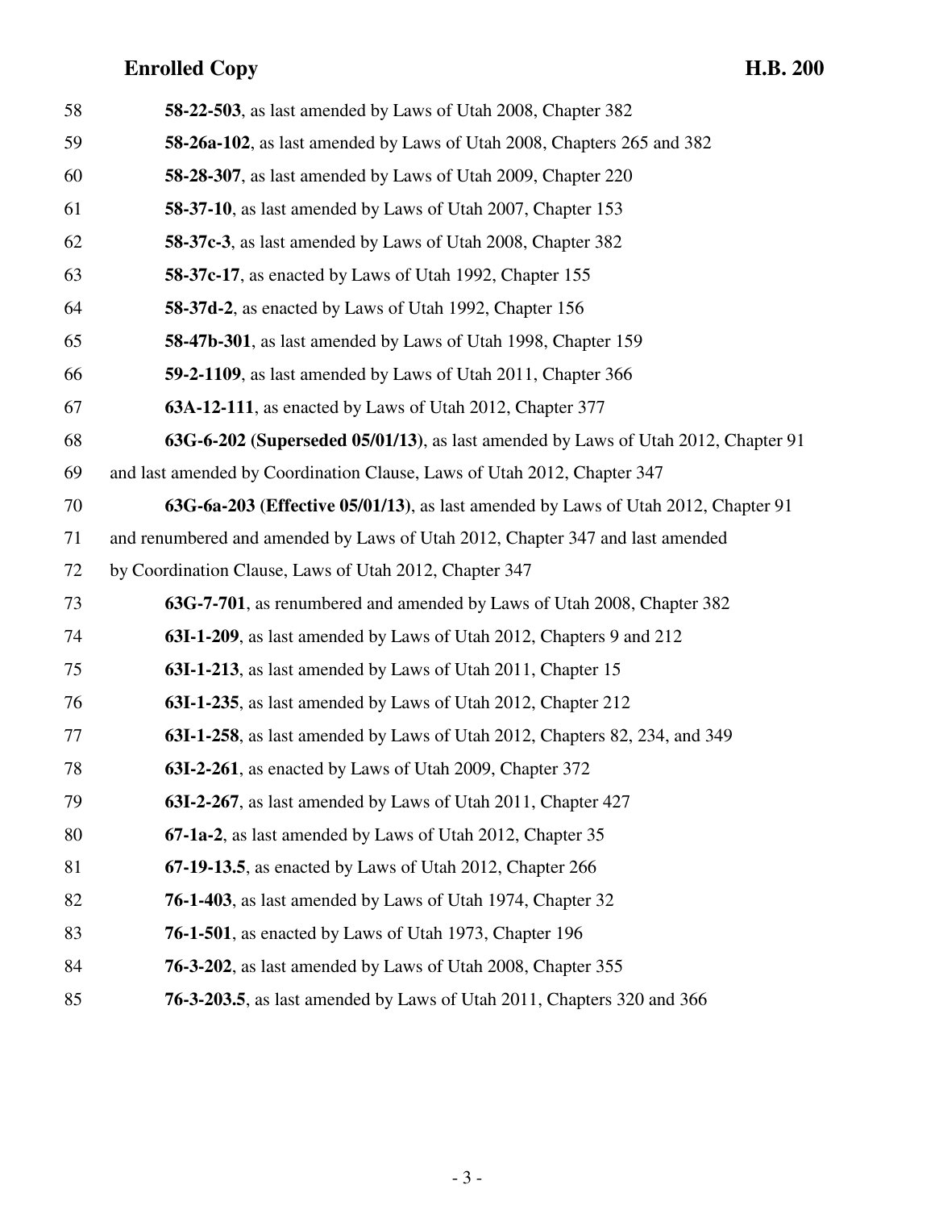58 **58-22-503**, as last amended by Laws of Utah 2008, Chapter 382

59 **58-26a-102**, as last amended by Laws of Utah 2008, Chapters 265 and 382

60 **58-28-307**, as last amended by Laws of Utah 2009, Chapter 220

61 **58-37-10**, as last amended by Laws of Utah 2007, Chapter 153

62 **58-37c-3**, as last amended by Laws of Utah 2008, Chapter 382

63 **58-37c-17**, as enacted by Laws of Utah 1992, Chapter 155

64 **58-37d-2**, as enacted by Laws of Utah 1992, Chapter 156

65 **58-47b-301**, as last amended by Laws of Utah 1998, Chapter 159

66 **59-2-1109**, as last amended by Laws of Utah 2011, Chapter 366

67 **63A-12-111**, as enacted by Laws of Utah 2012, Chapter 377

68 **63G-6-202 (Superseded 05/01/13)**, as last amended by Laws of Utah 2012, Chapter 91

69 and last amended by Coordination Clause, Laws of Utah 2012, Chapter 347

70 **63G-6a-203 (Effective 05/01/13)**, as last amended by Laws of Utah 2012, Chapter 91

71 and renumbered and amended by Laws of Utah 2012, Chapter 347 and last amended

72 by Coordination Clause, Laws of Utah 2012, Chapter 347

73 **63G-7-701**, as renumbered and amended by Laws of Utah 2008, Chapter 382

74 **63I-1-209**, as last amended by Laws of Utah 2012, Chapters 9 and 212

75 **63I-1-213**, as last amended by Laws of Utah 2011, Chapter 15

76 **63I-1-235**, as last amended by Laws of Utah 2012, Chapter 212

77 **63I-1-258**, as last amended by Laws of Utah 2012, Chapters 82, 234, and 349

78 **63I-2-261**, as enacted by Laws of Utah 2009, Chapter 372

79 **63I-2-267**, as last amended by Laws of Utah 2011, Chapter 427

80 **67-1a-2**, as last amended by Laws of Utah 2012, Chapter 35

81 **67-19-13.5**, as enacted by Laws of Utah 2012, Chapter 266

82 **76-1-403**, as last amended by Laws of Utah 1974, Chapter 32

83 **76-1-501**, as enacted by Laws of Utah 1973, Chapter 196

84 **76-3-202**, as last amended by Laws of Utah 2008, Chapter 355

85 **76-3-203.5**, as last amended by Laws of Utah 2011, Chapters 320 and 366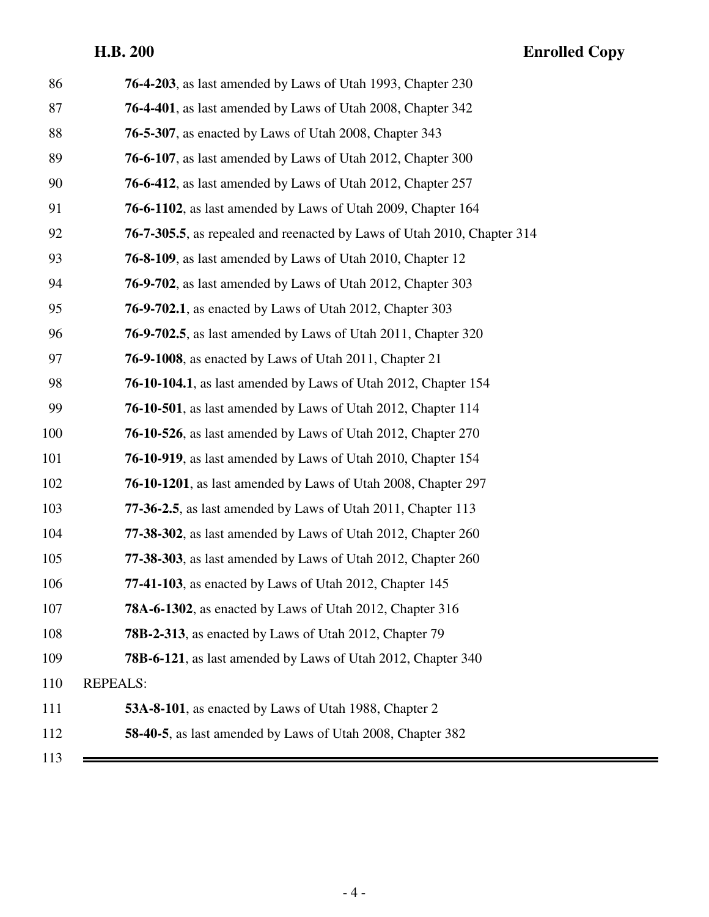86 **76-4-203**, as last amended by Laws of Utah 1993, Chapter 230

87 **76-4-401**, as last amended by Laws of Utah 2008, Chapter 342

88 **76-5-307**, as enacted by Laws of Utah 2008, Chapter 343

89 **76-6-107**, as last amended by Laws of Utah 2012, Chapter 300

90 **76-6-412**, as last amended by Laws of Utah 2012, Chapter 257

91 **76-6-1102**, as last amended by Laws of Utah 2009, Chapter 164

92 **76-7-305.5**, as repealed and reenacted by Laws of Utah 2010, Chapter 314

93 **76-8-109**, as last amended by Laws of Utah 2010, Chapter 12

94 **76-9-702**, as last amended by Laws of Utah 2012, Chapter 303

95 **76-9-702.1**, as enacted by Laws of Utah 2012, Chapter 303

96 **76-9-702.5**, as last amended by Laws of Utah 2011, Chapter 320

97 **76-9-1008**, as enacted by Laws of Utah 2011, Chapter 21

98 **76-10-104.1**, as last amended by Laws of Utah 2012, Chapter 154

99 **76-10-501**, as last amended by Laws of Utah 2012, Chapter 114

100 **76-10-526**, as last amended by Laws of Utah 2012, Chapter 270

101 **76-10-919**, as last amended by Laws of Utah 2010, Chapter 154

102 **76-10-1201**, as last amended by Laws of Utah 2008, Chapter 297

103 **77-36-2.5**, as last amended by Laws of Utah 2011, Chapter 113

104 **77-38-302**, as last amended by Laws of Utah 2012, Chapter 260

105 **77-38-303**, as last amended by Laws of Utah 2012, Chapter 260

106 **77-41-103**, as enacted by Laws of Utah 2012, Chapter 145

107 **78A-6-1302**, as enacted by Laws of Utah 2012, Chapter 316

108 **78B-2-313**, as enacted by Laws of Utah 2012, Chapter 79

109 **78B-6-121**, as last amended by Laws of Utah 2012, Chapter 340

110 REPEALS:

111 **53A-8-101**, as enacted by Laws of Utah 1988, Chapter 2

112 **58-40-5**, as last amended by Laws of Utah 2008, Chapter 382

113

---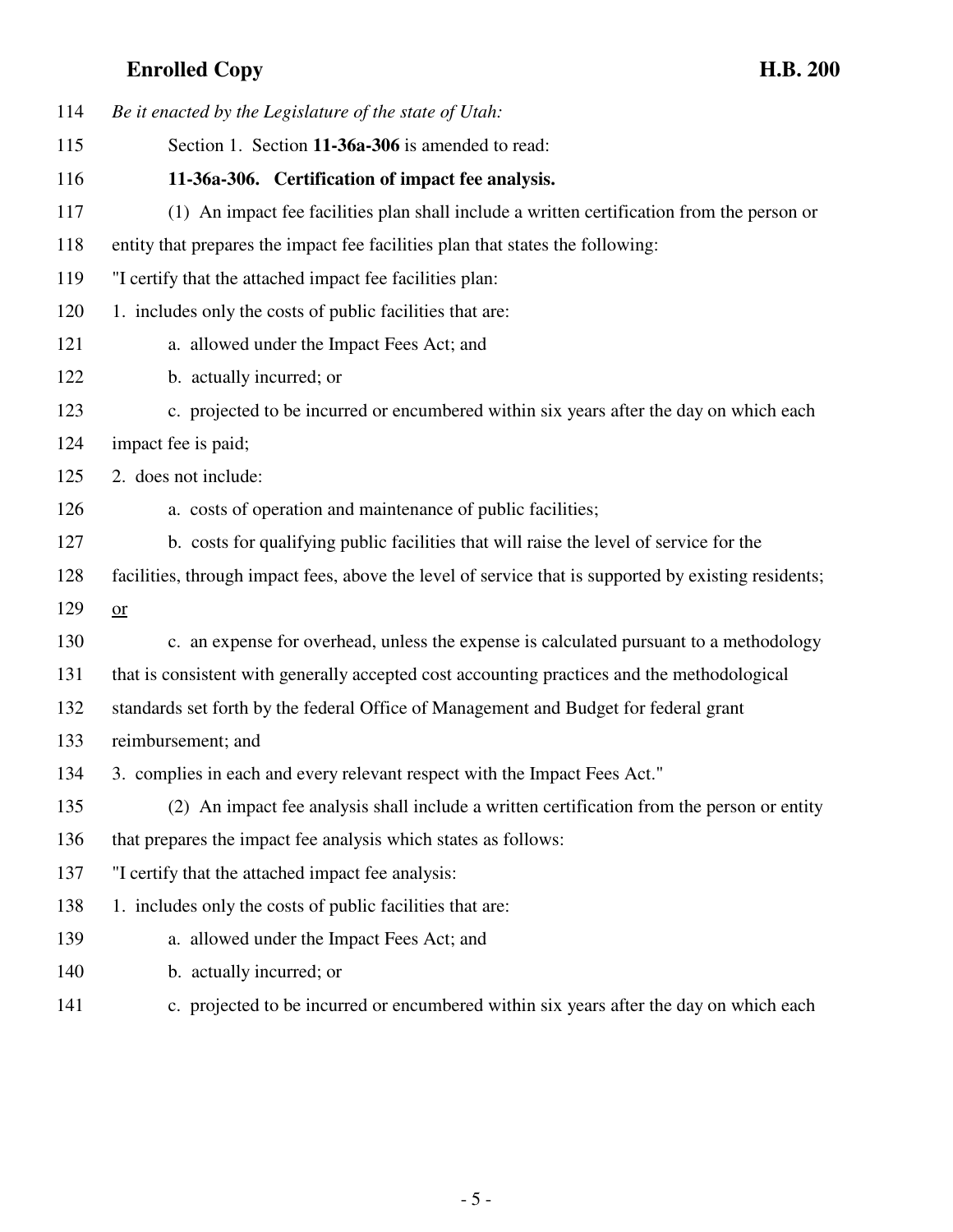*Be it enacted by the Legislature of the state of Utah:*

Section 1. Section **11-36a-306** is amended to read:

**11-36a-306. Certification of impact fee analysis.**

(1) An impact fee facilities plan shall include a written certification from the person or entity that prepares the impact fee facilities plan that states the following:

"I certify that the attached impact fee facilities plan:

1. includes only the costs of public facilities that are:

a. allowed under the Impact Fees Act; and

b. actually incurred; or

c. projected to be incurred or encumbered within six years after the day on which each impact fee is paid;

2. does not include:

a. costs of operation and maintenance of public facilities;

b. costs for qualifying public facilities that will raise the level of service for the facilities, through impact fees, above the level of service that is supported by existing residents; <u>or</u>

c. an expense for overhead, unless the expense is calculated pursuant to a methodology that is consistent with generally accepted cost accounting practices and the methodological standards set forth by the federal Office of Management and Budget for federal grant reimbursement; and

3. complies in each and every relevant respect with the Impact Fees Act."

(2) An impact fee analysis shall include a written certification from the person or entity that prepares the impact fee analysis which states as follows:

"I certify that the attached impact fee analysis:

1. includes only the costs of public facilities that are:

a. allowed under the Impact Fees Act; and

b. actually incurred; or

c. projected to be incurred or encumbered within six years after the day on which each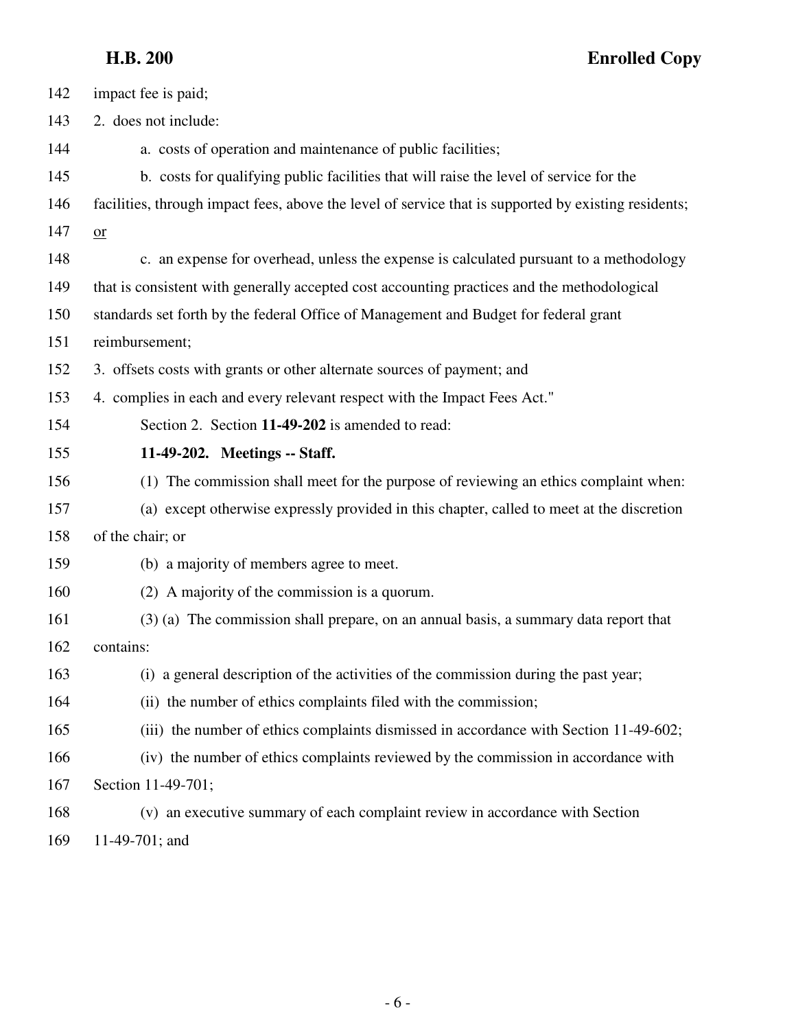impact fee is paid;

2. does not include:

a. costs of operation and maintenance of public facilities;

b. costs for qualifying public facilities that will raise the level of service for the facilities, through impact fees, above the level of service that is supported by existing residents; or

c. an expense for overhead, unless the expense is calculated pursuant to a methodology that is consistent with generally accepted cost accounting practices and the methodological standards set forth by the federal Office of Management and Budget for federal grant reimbursement;

3. offsets costs with grants or other alternate sources of payment; and

4. complies in each and every relevant respect with the Impact Fees Act."

Section 2. Section **11-49-202** is amended to read:

**11-49-202. Meetings -- Staff.**

(1) The commission shall meet for the purpose of reviewing an ethics complaint when:

(a) except otherwise expressly provided in this chapter, called to meet at the discretion of the chair; or

(b) a majority of members agree to meet.

(2) A majority of the commission is a quorum.

(3) (a) The commission shall prepare, on an annual basis, a summary data report that contains:

(i) a general description of the activities of the commission during the past year;

(ii) the number of ethics complaints filed with the commission;

(iii) the number of ethics complaints dismissed in accordance with Section 11-49-602;

(iv) the number of ethics complaints reviewed by the commission in accordance with Section 11-49-701;

(v) an executive summary of each complaint review in accordance with Section 11-49-701; and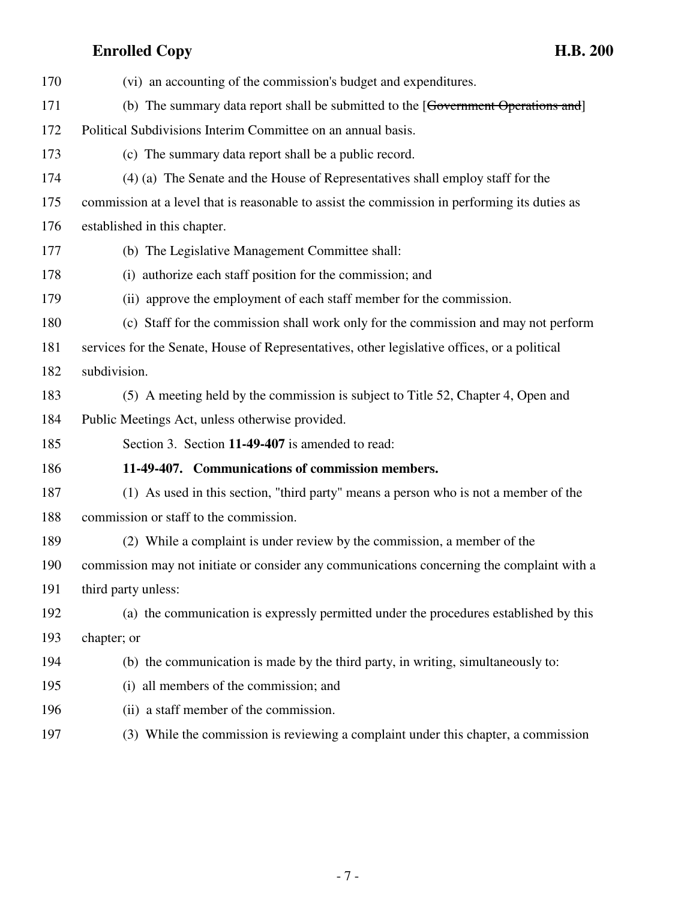(vi) an accounting of the commission's budget and expenditures.

(b) The summary data report shall be submitted to the [~~Government Operations and~~] Political Subdivisions Interim Committee on an annual basis.

(c) The summary data report shall be a public record.

(4) (a) The Senate and the House of Representatives shall employ staff for the commission at a level that is reasonable to assist the commission in performing its duties as established in this chapter.

(b) The Legislative Management Committee shall:

(i) authorize each staff position for the commission; and

(ii) approve the employment of each staff member for the commission.

(c) Staff for the commission shall work only for the commission and may not perform services for the Senate, House of Representatives, other legislative offices, or a political subdivision.

(5) A meeting held by the commission is subject to Title 52, Chapter 4, Open and Public Meetings Act, unless otherwise provided.

Section 3. Section **11-49-407** is amended to read:

**11-49-407. Communications of commission members.**

(1) As used in this section, "third party" means a person who is not a member of the commission or staff to the commission.

(2) While a complaint is under review by the commission, a member of the commission may not initiate or consider any communications concerning the complaint with a third party unless:

(a) the communication is expressly permitted under the procedures established by this chapter; or

(b) the communication is made by the third party, in writing, simultaneously to:

(i) all members of the commission; and

(ii) a staff member of the commission.

(3) While the commission is reviewing a complaint under this chapter, a commission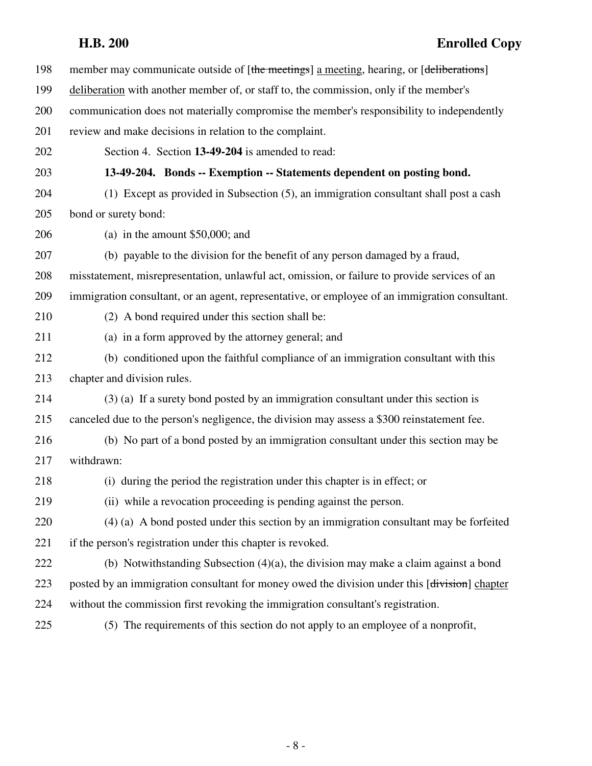198 member may communicate outside of [~~the meetings~~] a meeting, hearing, or [~~deliberations~~]

199 deliberation with another member of, or staff to, the commission, only if the member's

200 communication does not materially compromise the member's responsibility to independently

201 review and make decisions in relation to the complaint.

202 Section 4. Section **13-49-204** is amended to read:

203 **13-49-204. Bonds -- Exemption -- Statements dependent on posting bond.**

204 (1) Except as provided in Subsection (5), an immigration consultant shall post a cash

205 bond or surety bond:

206 (a) in the amount $50,000; and

207 (b) payable to the division for the benefit of any person damaged by a fraud,

208 misstatement, misrepresentation, unlawful act, omission, or failure to provide services of an

209 immigration consultant, or an agent, representative, or employee of an immigration consultant.

210 (2) A bond required under this section shall be:

211 (a) in a form approved by the attorney general; and

212 (b) conditioned upon the faithful compliance of an immigration consultant with this

213 chapter and division rules.

214 (3) (a) If a surety bond posted by an immigration consultant under this section is

215 canceled due to the person's negligence, the division may assess a $300 reinstatement fee.

216 (b) No part of a bond posted by an immigration consultant under this section may be

217 withdrawn:

218 (i) during the period the registration under this chapter is in effect; or

219 (ii) while a revocation proceeding is pending against the person.

220 (4) (a) A bond posted under this section by an immigration consultant may be forfeited

221 if the person's registration under this chapter is revoked.

222 (b) Notwithstanding Subsection (4)(a), the division may make a claim against a bond

223 posted by an immigration consultant for money owed the division under this [~~division~~] chapter

224 without the commission first revoking the immigration consultant's registration.

225 (5) The requirements of this section do not apply to an employee of a nonprofit,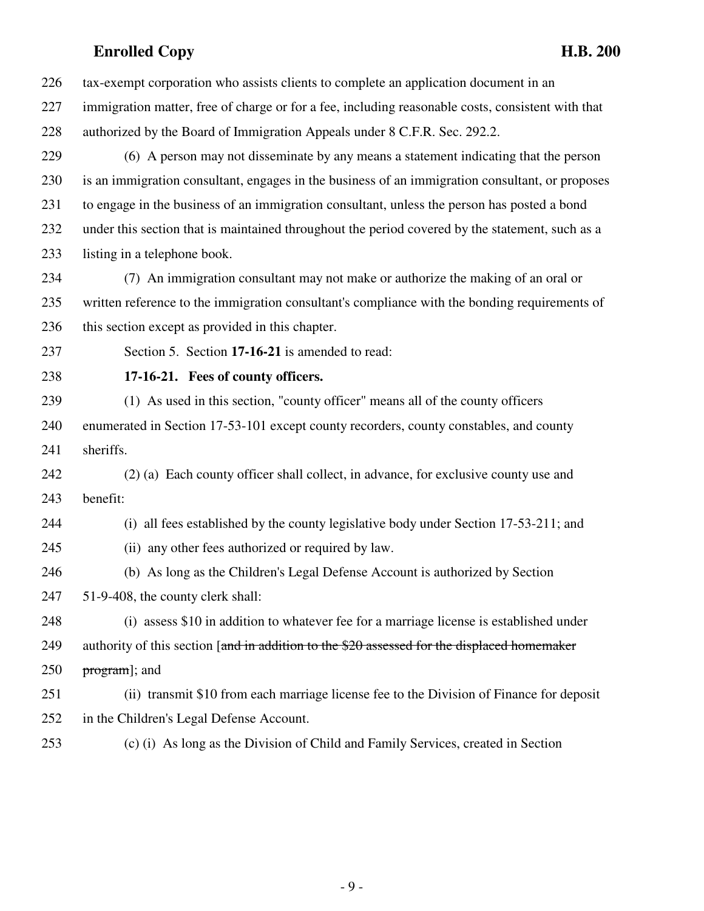tax-exempt corporation who assists clients to complete an application document in an immigration matter, free of charge or for a fee, including reasonable costs, consistent with that authorized by the Board of Immigration Appeals under 8 C.F.R. Sec. 292.2.

(6) A person may not disseminate by any means a statement indicating that the person is an immigration consultant, engages in the business of an immigration consultant, or proposes to engage in the business of an immigration consultant, unless the person has posted a bond under this section that is maintained throughout the period covered by the statement, such as a listing in a telephone book.

(7) An immigration consultant may not make or authorize the making of an oral or written reference to the immigration consultant's compliance with the bonding requirements of this section except as provided in this chapter.

Section 5. Section **17-16-21** is amended to read:

**17-16-21. Fees of county officers.**

(1) As used in this section, "county officer" means all of the county officers enumerated in Section 17-53-101 except county recorders, county constables, and county sheriffs.

(2) (a) Each county officer shall collect, in advance, for exclusive county use and benefit:

(i) all fees established by the county legislative body under Section 17-53-211; and

(ii) any other fees authorized or required by law.

(b) As long as the Children's Legal Defense Account is authorized by Section 51-9-408, the county clerk shall:

(i) assess $10 in addition to whatever fee for a marriage license is established under authority of this section [~~and in addition to the $20 assessed for the displaced homemaker program~~]; and

(ii) transmit $10 from each marriage license fee to the Division of Finance for deposit in the Children's Legal Defense Account.

(c) (i) As long as the Division of Child and Family Services, created in Section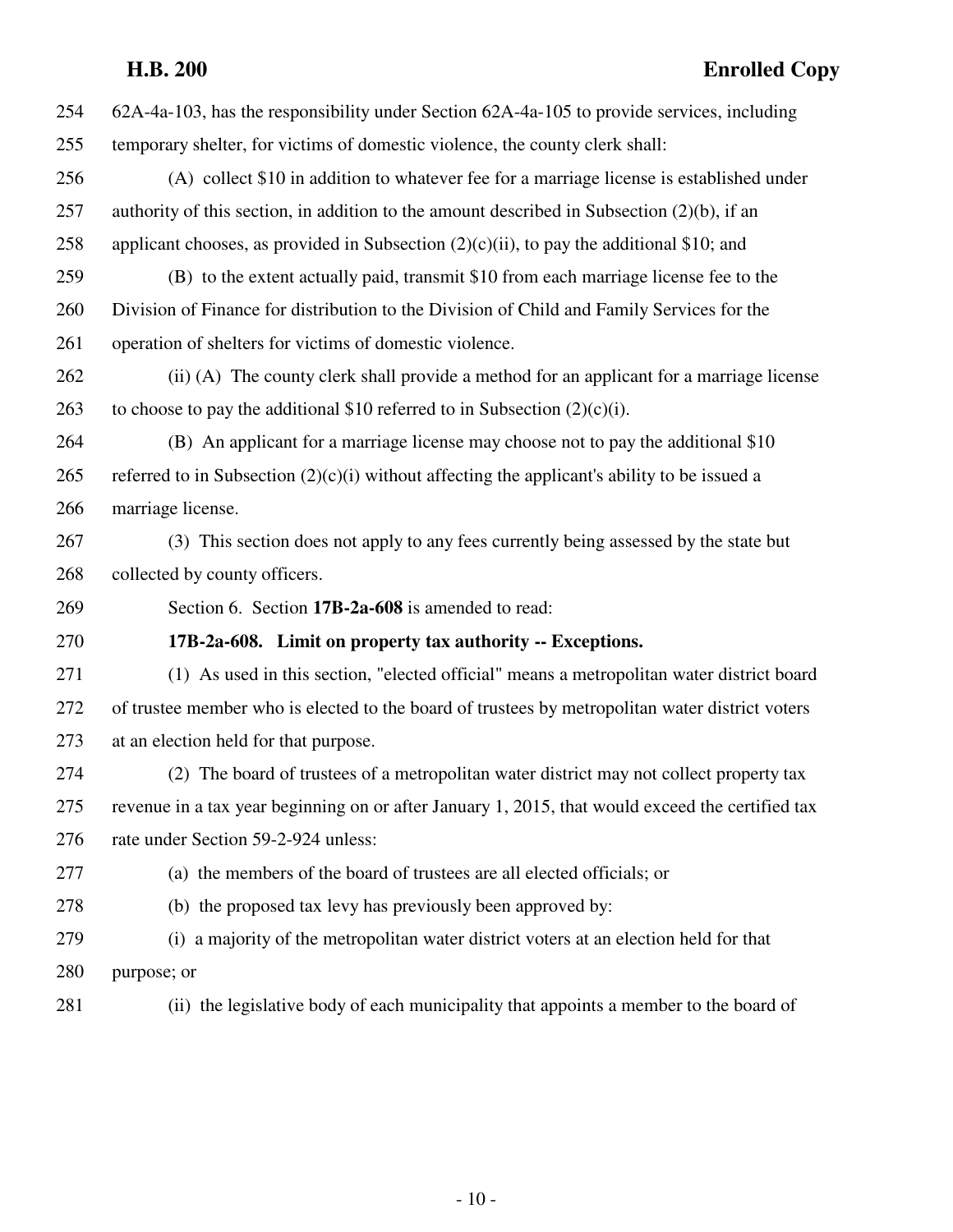62A-4a-103, has the responsibility under Section 62A-4a-105 to provide services, including temporary shelter, for victims of domestic violence, the county clerk shall:

(A) collect $10 in addition to whatever fee for a marriage license is established under authority of this section, in addition to the amount described in Subsection (2)(b), if an applicant chooses, as provided in Subsection (2)(c)(ii), to pay the additional $10; and

(B) to the extent actually paid, transmit $10 from each marriage license fee to the Division of Finance for distribution to the Division of Child and Family Services for the operation of shelters for victims of domestic violence.

(ii) (A) The county clerk shall provide a method for an applicant for a marriage license to choose to pay the additional $10 referred to in Subsection (2)(c)(i).

(B) An applicant for a marriage license may choose not to pay the additional $10 referred to in Subsection (2)(c)(i) without affecting the applicant's ability to be issued a marriage license.

(3) This section does not apply to any fees currently being assessed by the state but collected by county officers.

Section 6. Section **17B-2a-608** is amended to read:

**17B-2a-608. Limit on property tax authority -- Exceptions.**

(1) As used in this section, "elected official" means a metropolitan water district board of trustee member who is elected to the board of trustees by metropolitan water district voters at an election held for that purpose.

(2) The board of trustees of a metropolitan water district may not collect property tax revenue in a tax year beginning on or after January 1, 2015, that would exceed the certified tax rate under Section 59-2-924 unless:

(a) the members of the board of trustees are all elected officials; or

(b) the proposed tax levy has previously been approved by:

(i) a majority of the metropolitan water district voters at an election held for that purpose; or

(ii) the legislative body of each municipality that appoints a member to the board of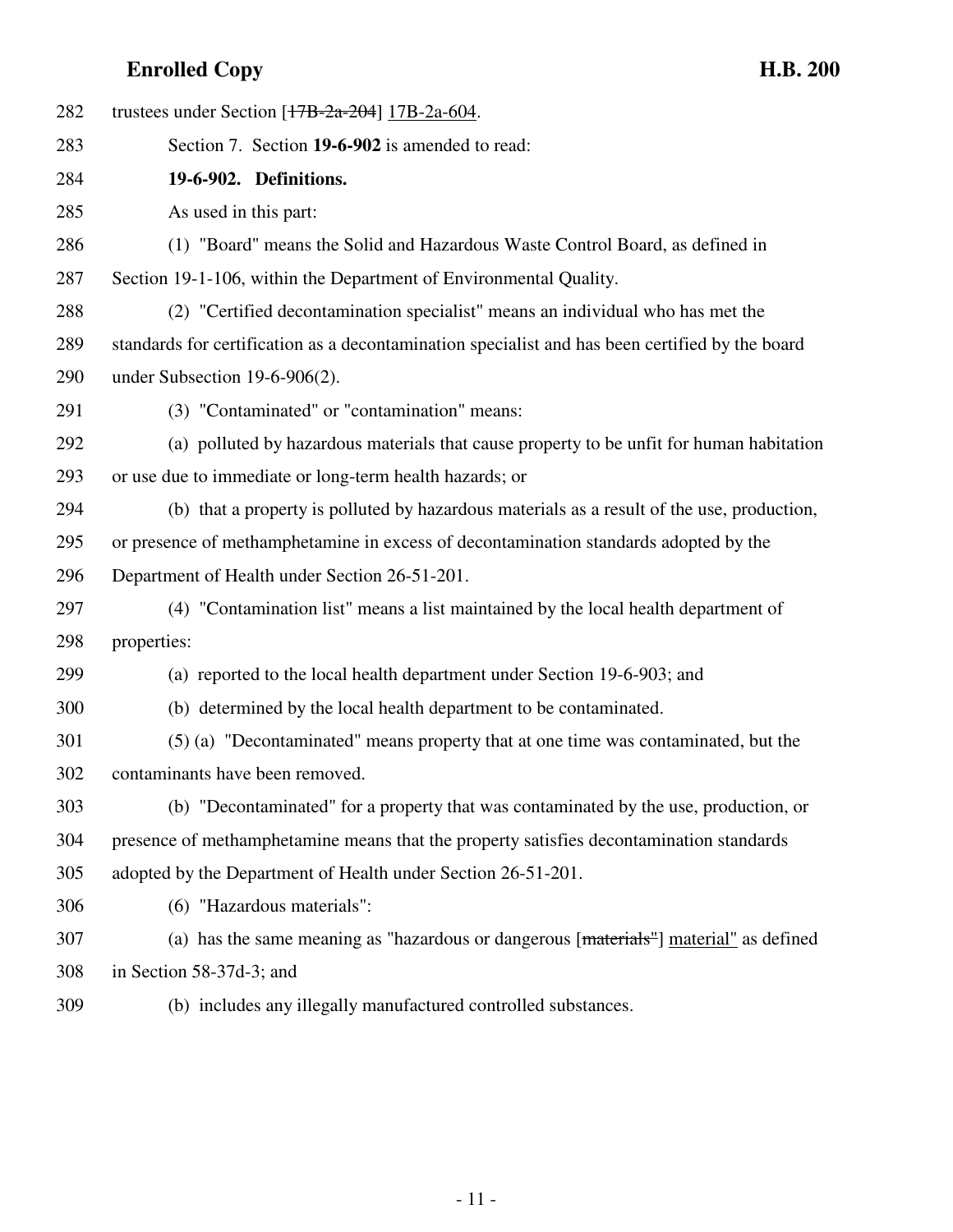trustees under Section [~~17B-2a-204~~] 17B-2a-604.

Section 7. Section **19-6-902** is amended to read:

**19-6-902. Definitions.**

As used in this part:

(1) "Board" means the Solid and Hazardous Waste Control Board, as defined in Section 19-1-106, within the Department of Environmental Quality.

(2) "Certified decontamination specialist" means an individual who has met the standards for certification as a decontamination specialist and has been certified by the board under Subsection 19-6-906(2).

(3) "Contaminated" or "contamination" means:

(a) polluted by hazardous materials that cause property to be unfit for human habitation or use due to immediate or long-term health hazards; or

(b) that a property is polluted by hazardous materials as a result of the use, production, or presence of methamphetamine in excess of decontamination standards adopted by the Department of Health under Section 26-51-201.

(4) "Contamination list" means a list maintained by the local health department of properties:

(a) reported to the local health department under Section 19-6-903; and

(b) determined by the local health department to be contaminated.

(5) (a) "Decontaminated" means property that at one time was contaminated, but the contaminants have been removed.

(b) "Decontaminated" for a property that was contaminated by the use, production, or presence of methamphetamine means that the property satisfies decontamination standards adopted by the Department of Health under Section 26-51-201.

(6) "Hazardous materials":

(a) has the same meaning as "hazardous or dangerous [~~materials"~~] material" as defined in Section 58-37d-3; and

(b) includes any illegally manufactured controlled substances.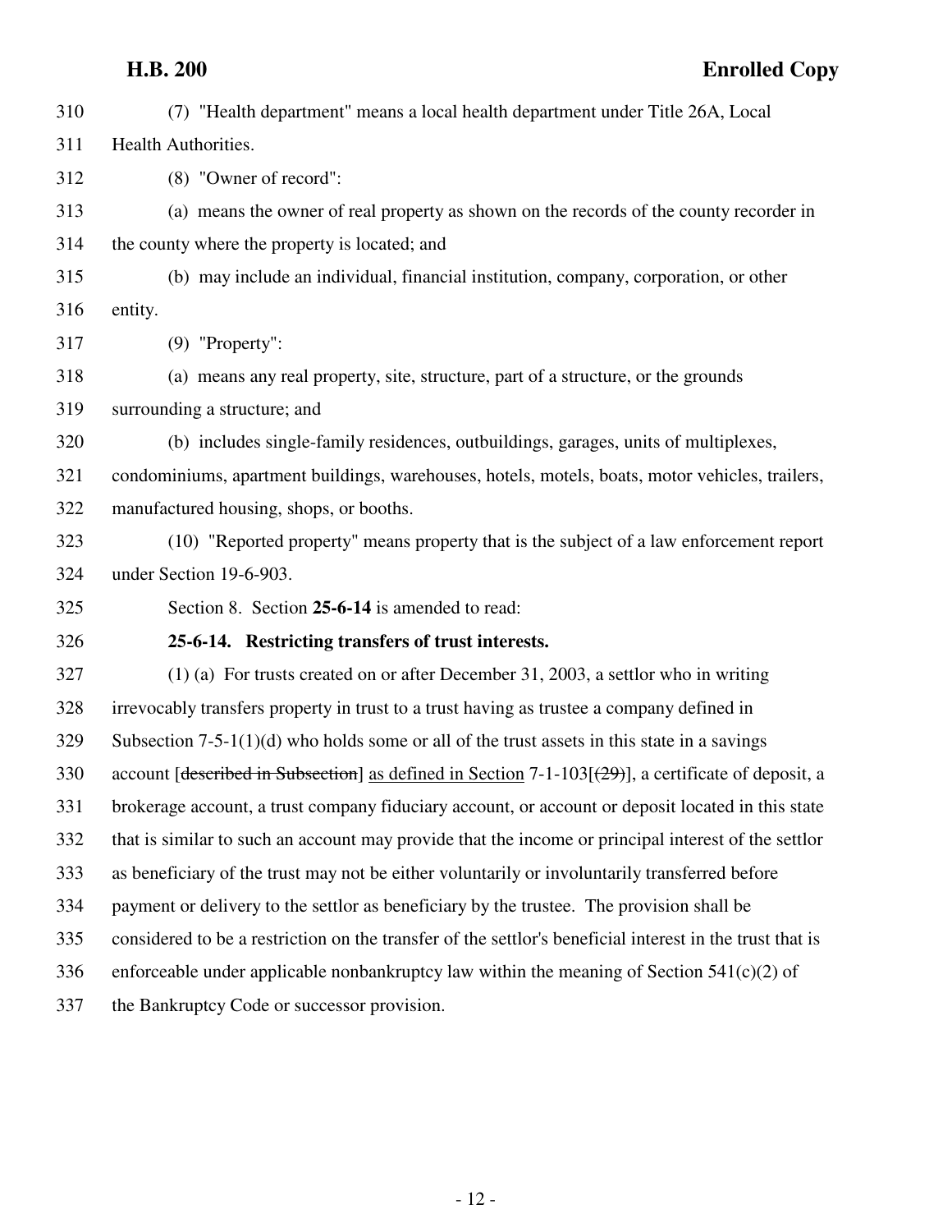(7) "Health department" means a local health department under Title 26A, Local Health Authorities.

(8) "Owner of record":

(a) means the owner of real property as shown on the records of the county recorder in the county where the property is located; and

(b) may include an individual, financial institution, company, corporation, or other entity.

(9) "Property":

(a) means any real property, site, structure, part of a structure, or the grounds surrounding a structure; and

(b) includes single-family residences, outbuildings, garages, units of multiplexes, condominiums, apartment buildings, warehouses, hotels, motels, boats, motor vehicles, trailers, manufactured housing, shops, or booths.

(10) "Reported property" means property that is the subject of a law enforcement report under Section 19-6-903.

Section 8. Section **25-6-14** is amended to read:

**25-6-14. Restricting transfers of trust interests.**

(1) (a) For trusts created on or after December 31, 2003, a settlor who in writing irrevocably transfers property in trust to a trust having as trustee a company defined in Subsection 7-5-1(1)(d) who holds some or all of the trust assets in this state in a savings account [~~described in Subsection~~] as defined in Section 7-1-103[~~(29)~~], a certificate of deposit, a brokerage account, a trust company fiduciary account, or account or deposit located in this state that is similar to such an account may provide that the income or principal interest of the settlor as beneficiary of the trust may not be either voluntarily or involuntarily transferred before payment or delivery to the settlor as beneficiary by the trustee. The provision shall be considered to be a restriction on the transfer of the settlor's beneficial interest in the trust that is enforceable under applicable nonbankruptcy law within the meaning of Section 541(c)(2) of the Bankruptcy Code or successor provision.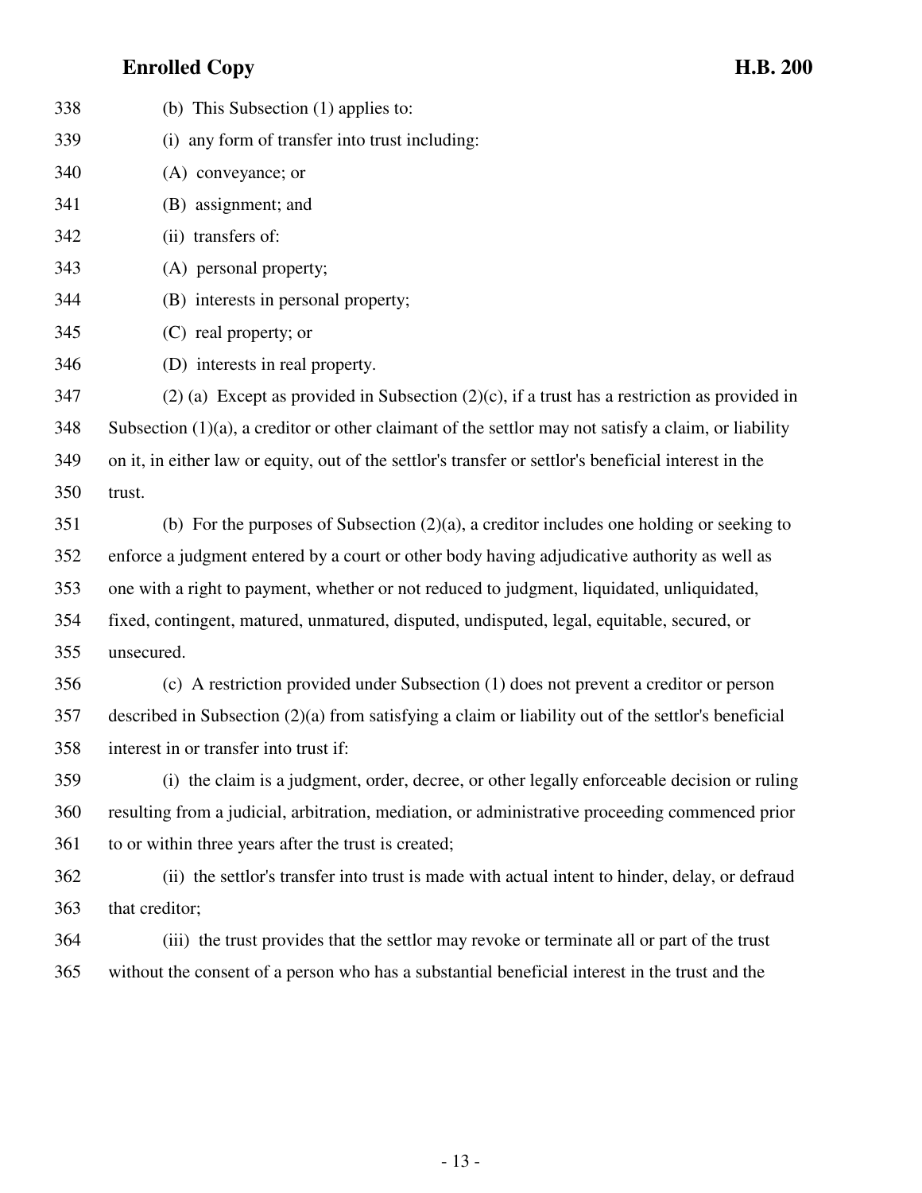(b) This Subsection (1) applies to:

(i) any form of transfer into trust including:

(A) conveyance; or

(B) assignment; and

(ii) transfers of:

(A) personal property;

(B) interests in personal property;

(C) real property; or

(D) interests in real property.

(2) (a) Except as provided in Subsection (2)(c), if a trust has a restriction as provided in Subsection (1)(a), a creditor or other claimant of the settlor may not satisfy a claim, or liability on it, in either law or equity, out of the settlor's transfer or settlor's beneficial interest in the trust.

(b) For the purposes of Subsection (2)(a), a creditor includes one holding or seeking to enforce a judgment entered by a court or other body having adjudicative authority as well as one with a right to payment, whether or not reduced to judgment, liquidated, unliquidated, fixed, contingent, matured, unmatured, disputed, undisputed, legal, equitable, secured, or unsecured.

(c) A restriction provided under Subsection (1) does not prevent a creditor or person described in Subsection (2)(a) from satisfying a claim or liability out of the settlor's beneficial interest in or transfer into trust if:

(i) the claim is a judgment, order, decree, or other legally enforceable decision or ruling resulting from a judicial, arbitration, mediation, or administrative proceeding commenced prior to or within three years after the trust is created;

(ii) the settlor's transfer into trust is made with actual intent to hinder, delay, or defraud that creditor;

(iii) the trust provides that the settlor may revoke or terminate all or part of the trust without the consent of a person who has a substantial beneficial interest in the trust and the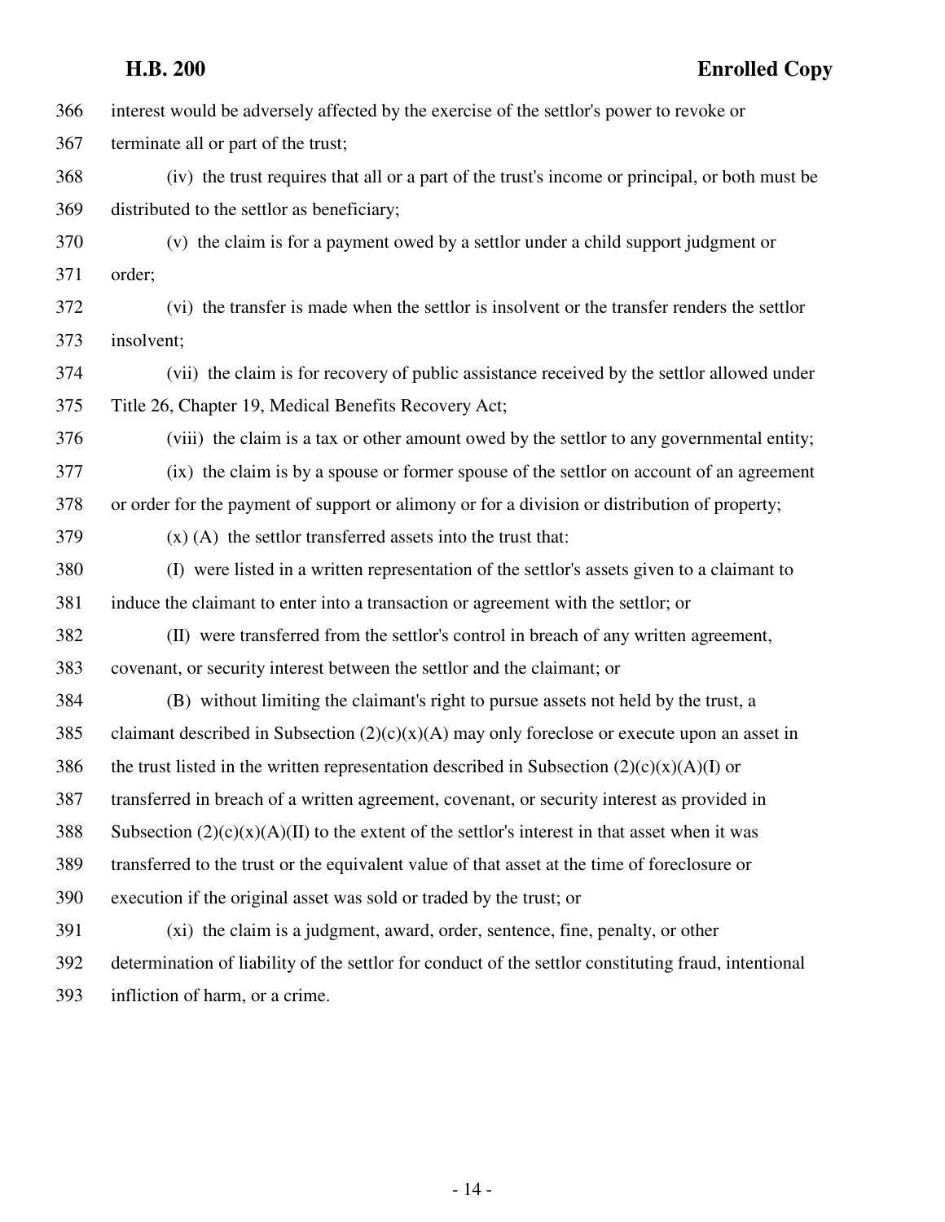interest would be adversely affected by the exercise of the settlor's power to revoke or terminate all or part of the trust;

(iv) the trust requires that all or a part of the trust's income or principal, or both must be distributed to the settlor as beneficiary;

(v) the claim is for a payment owed by a settlor under a child support judgment or order;

(vi) the transfer is made when the settlor is insolvent or the transfer renders the settlor insolvent;

(vii) the claim is for recovery of public assistance received by the settlor allowed under Title 26, Chapter 19, Medical Benefits Recovery Act;

(viii) the claim is a tax or other amount owed by the settlor to any governmental entity;

(ix) the claim is by a spouse or former spouse of the settlor on account of an agreement or order for the payment of support or alimony or for a division or distribution of property;

(x) (A) the settlor transferred assets into the trust that:

(I) were listed in a written representation of the settlor's assets given to a claimant to induce the claimant to enter into a transaction or agreement with the settlor; or

(II) were transferred from the settlor's control in breach of any written agreement, covenant, or security interest between the settlor and the claimant; or

(B) without limiting the claimant's right to pursue assets not held by the trust, a claimant described in Subsection (2)(c)(x)(A) may only foreclose or execute upon an asset in the trust listed in the written representation described in Subsection (2)(c)(x)(A)(I) or transferred in breach of a written agreement, covenant, or security interest as provided in Subsection (2)(c)(x)(A)(II) to the extent of the settlor's interest in that asset when it was transferred to the trust or the equivalent value of that asset at the time of foreclosure or execution if the original asset was sold or traded by the trust; or

(xi) the claim is a judgment, award, order, sentence, fine, penalty, or other determination of liability of the settlor for conduct of the settlor constituting fraud, intentional infliction of harm, or a crime.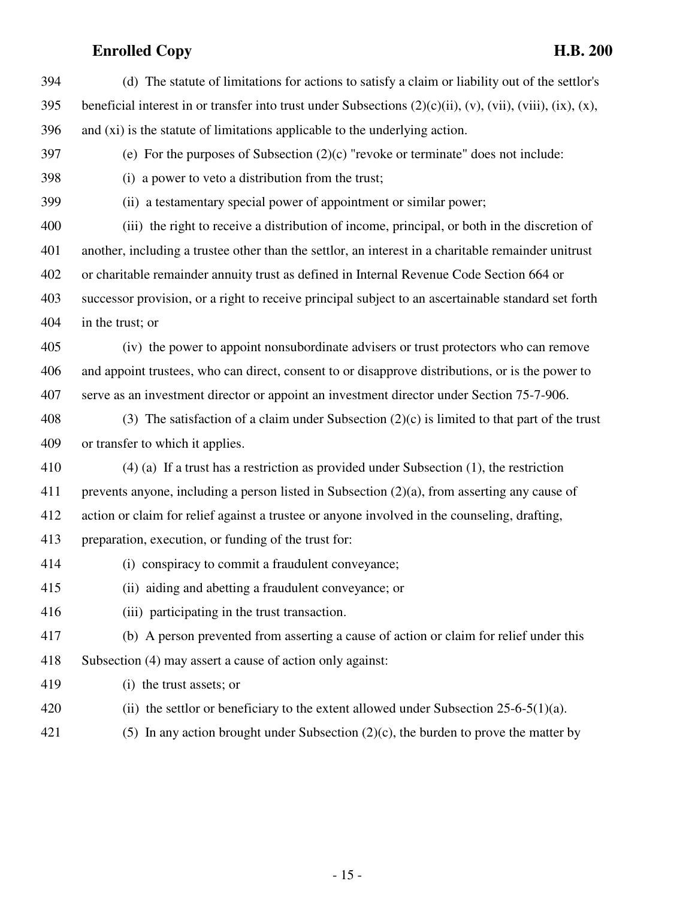(d) The statute of limitations for actions to satisfy a claim or liability out of the settlor's beneficial interest in or transfer into trust under Subsections (2)(c)(ii), (v), (vii), (viii), (ix), (x), and (xi) is the statute of limitations applicable to the underlying action.

(e) For the purposes of Subsection (2)(c) "revoke or terminate" does not include:

(i) a power to veto a distribution from the trust;

(ii) a testamentary special power of appointment or similar power;

(iii) the right to receive a distribution of income, principal, or both in the discretion of another, including a trustee other than the settlor, an interest in a charitable remainder unitrust or charitable remainder annuity trust as defined in Internal Revenue Code Section 664 or successor provision, or a right to receive principal subject to an ascertainable standard set forth in the trust; or

(iv) the power to appoint nonsubordinate advisers or trust protectors who can remove and appoint trustees, who can direct, consent to or disapprove distributions, or is the power to serve as an investment director or appoint an investment director under Section 75-7-906.

(3) The satisfaction of a claim under Subsection (2)(c) is limited to that part of the trust or transfer to which it applies.

(4) (a) If a trust has a restriction as provided under Subsection (1), the restriction prevents anyone, including a person listed in Subsection (2)(a), from asserting any cause of action or claim for relief against a trustee or anyone involved in the counseling, drafting, preparation, execution, or funding of the trust for:

(i) conspiracy to commit a fraudulent conveyance;

(ii) aiding and abetting a fraudulent conveyance; or

(iii) participating in the trust transaction.

(b) A person prevented from asserting a cause of action or claim for relief under this Subsection (4) may assert a cause of action only against:

(i) the trust assets; or

(ii) the settlor or beneficiary to the extent allowed under Subsection 25-6-5(1)(a).

(5) In any action brought under Subsection (2)(c), the burden to prove the matter by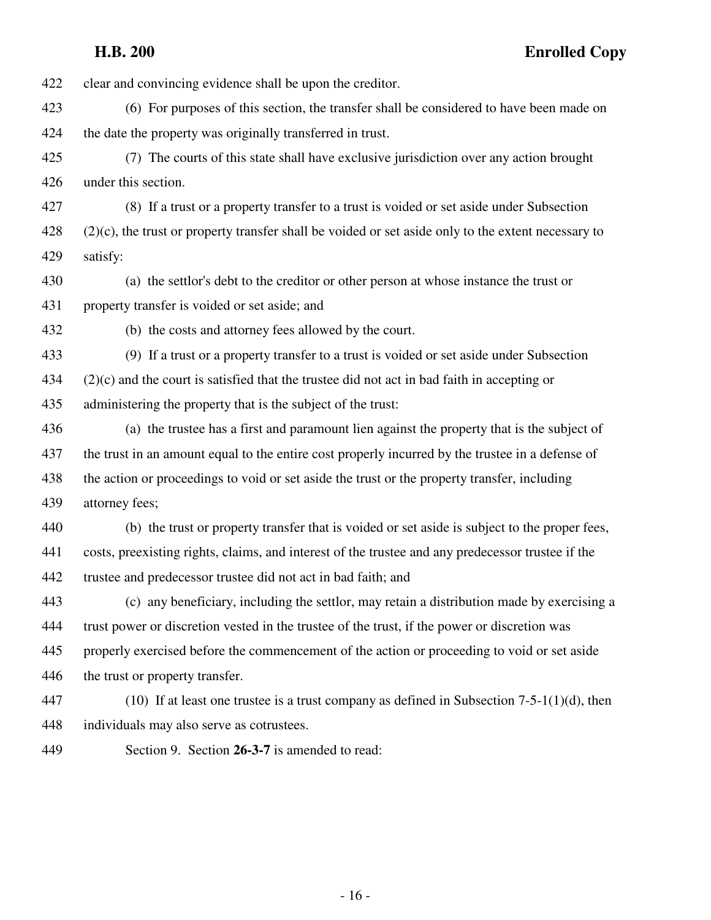clear and convincing evidence shall be upon the creditor.

(6) For purposes of this section, the transfer shall be considered to have been made on the date the property was originally transferred in trust.

(7) The courts of this state shall have exclusive jurisdiction over any action brought under this section.

(8) If a trust or a property transfer to a trust is voided or set aside under Subsection (2)(c), the trust or property transfer shall be voided or set aside only to the extent necessary to satisfy:

(a) the settlor's debt to the creditor or other person at whose instance the trust or property transfer is voided or set aside; and

(b) the costs and attorney fees allowed by the court.

(9) If a trust or a property transfer to a trust is voided or set aside under Subsection (2)(c) and the court is satisfied that the trustee did not act in bad faith in accepting or administering the property that is the subject of the trust:

(a) the trustee has a first and paramount lien against the property that is the subject of the trust in an amount equal to the entire cost properly incurred by the trustee in a defense of the action or proceedings to void or set aside the trust or the property transfer, including attorney fees;

(b) the trust or property transfer that is voided or set aside is subject to the proper fees, costs, preexisting rights, claims, and interest of the trustee and any predecessor trustee if the trustee and predecessor trustee did not act in bad faith; and

(c) any beneficiary, including the settlor, may retain a distribution made by exercising a trust power or discretion vested in the trustee of the trust, if the power or discretion was properly exercised before the commencement of the action or proceeding to void or set aside the trust or property transfer.

(10) If at least one trustee is a trust company as defined in Subsection 7-5-1(1)(d), then individuals may also serve as cotrustees.

Section 9. Section **26-3-7** is amended to read: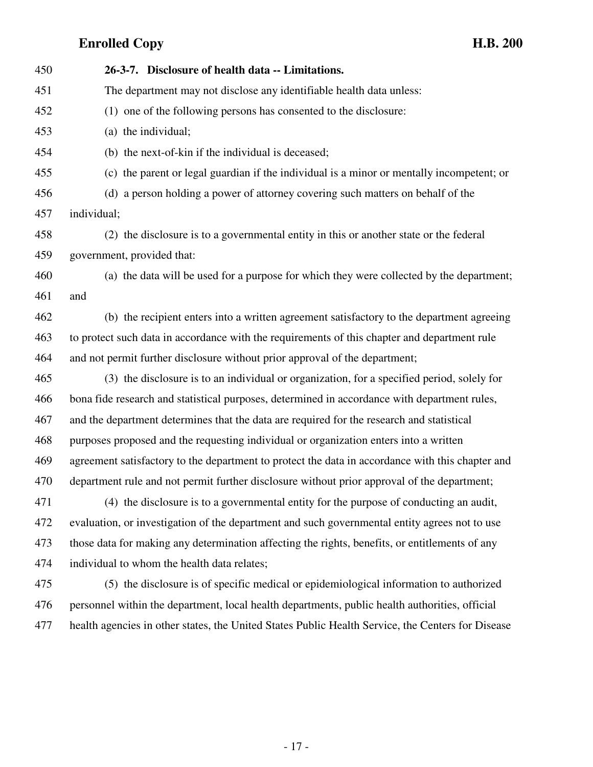**26-3-7. Disclosure of health data -- Limitations.**

The department may not disclose any identifiable health data unless:

(1) one of the following persons has consented to the disclosure:

(a) the individual;

(b) the next-of-kin if the individual is deceased;

(c) the parent or legal guardian if the individual is a minor or mentally incompetent; or

(d) a person holding a power of attorney covering such matters on behalf of the individual;

(2) the disclosure is to a governmental entity in this or another state or the federal government, provided that:

(a) the data will be used for a purpose for which they were collected by the department; and

(b) the recipient enters into a written agreement satisfactory to the department agreeing to protect such data in accordance with the requirements of this chapter and department rule and not permit further disclosure without prior approval of the department;

(3) the disclosure is to an individual or organization, for a specified period, solely for bona fide research and statistical purposes, determined in accordance with department rules, and the department determines that the data are required for the research and statistical purposes proposed and the requesting individual or organization enters into a written agreement satisfactory to the department to protect the data in accordance with this chapter and department rule and not permit further disclosure without prior approval of the department;

(4) the disclosure is to a governmental entity for the purpose of conducting an audit, evaluation, or investigation of the department and such governmental entity agrees not to use those data for making any determination affecting the rights, benefits, or entitlements of any individual to whom the health data relates;

(5) the disclosure is of specific medical or epidemiological information to authorized personnel within the department, local health departments, public health authorities, official health agencies in other states, the United States Public Health Service, the Centers for Disease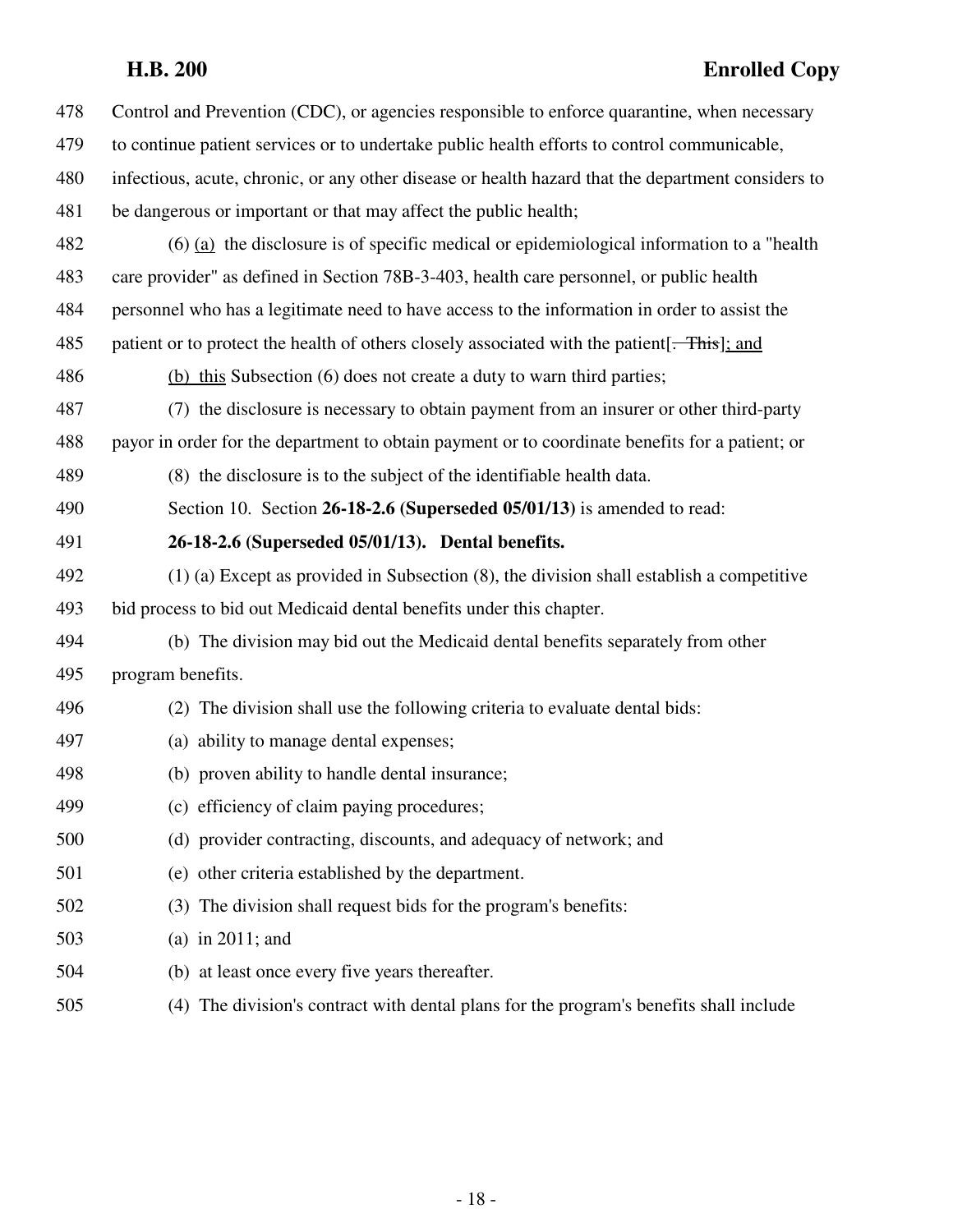Control and Prevention (CDC), or agencies responsible to enforce quarantine, when necessary to continue patient services or to undertake public health efforts to control communicable, infectious, acute, chronic, or any other disease or health hazard that the department considers to be dangerous or important or that may affect the public health;

(6) (a) the disclosure is of specific medical or epidemiological information to a "health care provider" as defined in Section 78B-3-403, health care personnel, or public health personnel who has a legitimate need to have access to the information in order to assist the patient or to protect the health of others closely associated with the patient[~~. This~~]; and

(b) this Subsection (6) does not create a duty to warn third parties;

(7) the disclosure is necessary to obtain payment from an insurer or other third-party payor in order for the department to obtain payment or to coordinate benefits for a patient; or

(8) the disclosure is to the subject of the identifiable health data.

Section 10. Section **26-18-2.6 (Superseded 05/01/13)** is amended to read:

**26-18-2.6 (Superseded 05/01/13). Dental benefits.**

(1) (a) Except as provided in Subsection (8), the division shall establish a competitive bid process to bid out Medicaid dental benefits under this chapter.

(b) The division may bid out the Medicaid dental benefits separately from other program benefits.

(2) The division shall use the following criteria to evaluate dental bids:

(a) ability to manage dental expenses;

(b) proven ability to handle dental insurance;

(c) efficiency of claim paying procedures;

(d) provider contracting, discounts, and adequacy of network; and

(e) other criteria established by the department.

(3) The division shall request bids for the program's benefits:

(a) in 2011; and

(b) at least once every five years thereafter.

(4) The division's contract with dental plans for the program's benefits shall include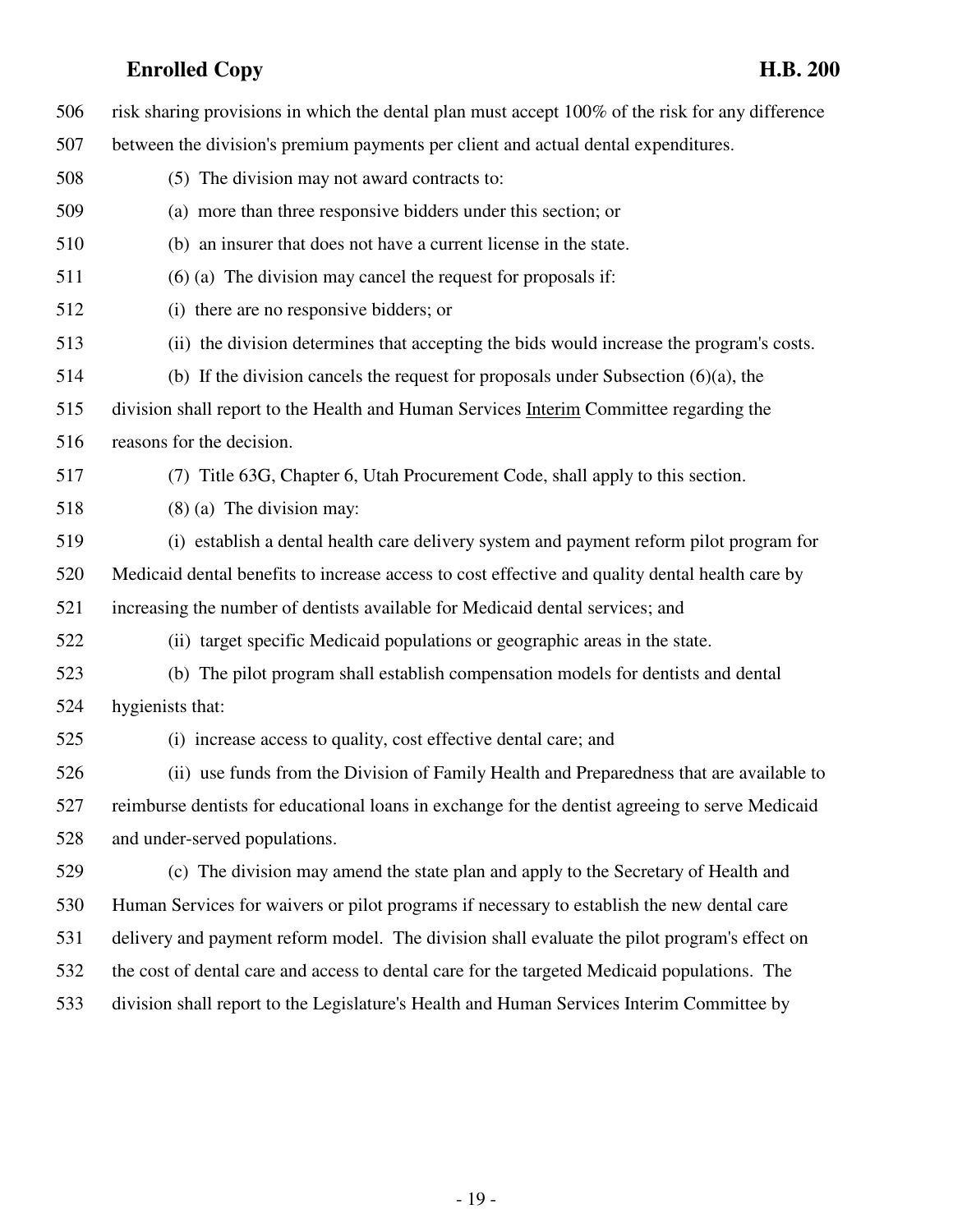risk sharing provisions in which the dental plan must accept 100% of the risk for any difference between the division's premium payments per client and actual dental expenditures.

(5) The division may not award contracts to:

(a) more than three responsive bidders under this section; or

(b) an insurer that does not have a current license in the state.

(6) (a) The division may cancel the request for proposals if:

(i) there are no responsive bidders; or

(ii) the division determines that accepting the bids would increase the program's costs.

(b) If the division cancels the request for proposals under Subsection (6)(a), the division shall report to the Health and Human Services Interim Committee regarding the reasons for the decision.

(7) Title 63G, Chapter 6, Utah Procurement Code, shall apply to this section.

(8) (a) The division may:

(i) establish a dental health care delivery system and payment reform pilot program for Medicaid dental benefits to increase access to cost effective and quality dental health care by increasing the number of dentists available for Medicaid dental services; and

(ii) target specific Medicaid populations or geographic areas in the state.

(b) The pilot program shall establish compensation models for dentists and dental hygienists that:

(i) increase access to quality, cost effective dental care; and

(ii) use funds from the Division of Family Health and Preparedness that are available to reimburse dentists for educational loans in exchange for the dentist agreeing to serve Medicaid and under-served populations.

(c) The division may amend the state plan and apply to the Secretary of Health and Human Services for waivers or pilot programs if necessary to establish the new dental care delivery and payment reform model. The division shall evaluate the pilot program's effect on the cost of dental care and access to dental care for the targeted Medicaid populations. The division shall report to the Legislature's Health and Human Services Interim Committee by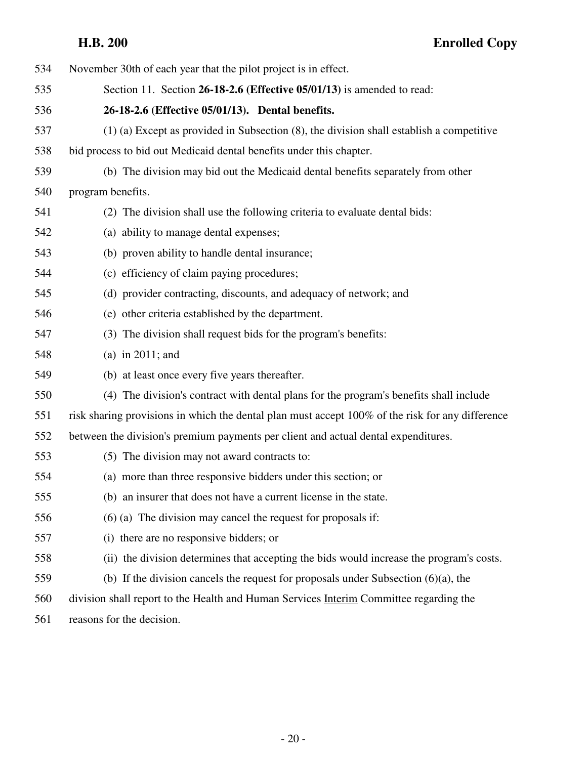November 30th of each year that the pilot project is in effect.

Section 11. Section **26-18-2.6 (Effective 05/01/13)** is amended to read:

**26-18-2.6 (Effective 05/01/13). Dental benefits.**

(1) (a) Except as provided in Subsection (8), the division shall establish a competitive bid process to bid out Medicaid dental benefits under this chapter.

(b) The division may bid out the Medicaid dental benefits separately from other program benefits.

(2) The division shall use the following criteria to evaluate dental bids:

(a) ability to manage dental expenses;

(b) proven ability to handle dental insurance;

(c) efficiency of claim paying procedures;

(d) provider contracting, discounts, and adequacy of network; and

(e) other criteria established by the department.

(3) The division shall request bids for the program's benefits:

(a) in 2011; and

(b) at least once every five years thereafter.

(4) The division's contract with dental plans for the program's benefits shall include risk sharing provisions in which the dental plan must accept 100% of the risk for any difference between the division's premium payments per client and actual dental expenditures.

(5) The division may not award contracts to:

(a) more than three responsive bidders under this section; or

(b) an insurer that does not have a current license in the state.

(6) (a) The division may cancel the request for proposals if:

(i) there are no responsive bidders; or

(ii) the division determines that accepting the bids would increase the program's costs.

(b) If the division cancels the request for proposals under Subsection (6)(a), the division shall report to the Health and Human Services Interim Committee regarding the reasons for the decision.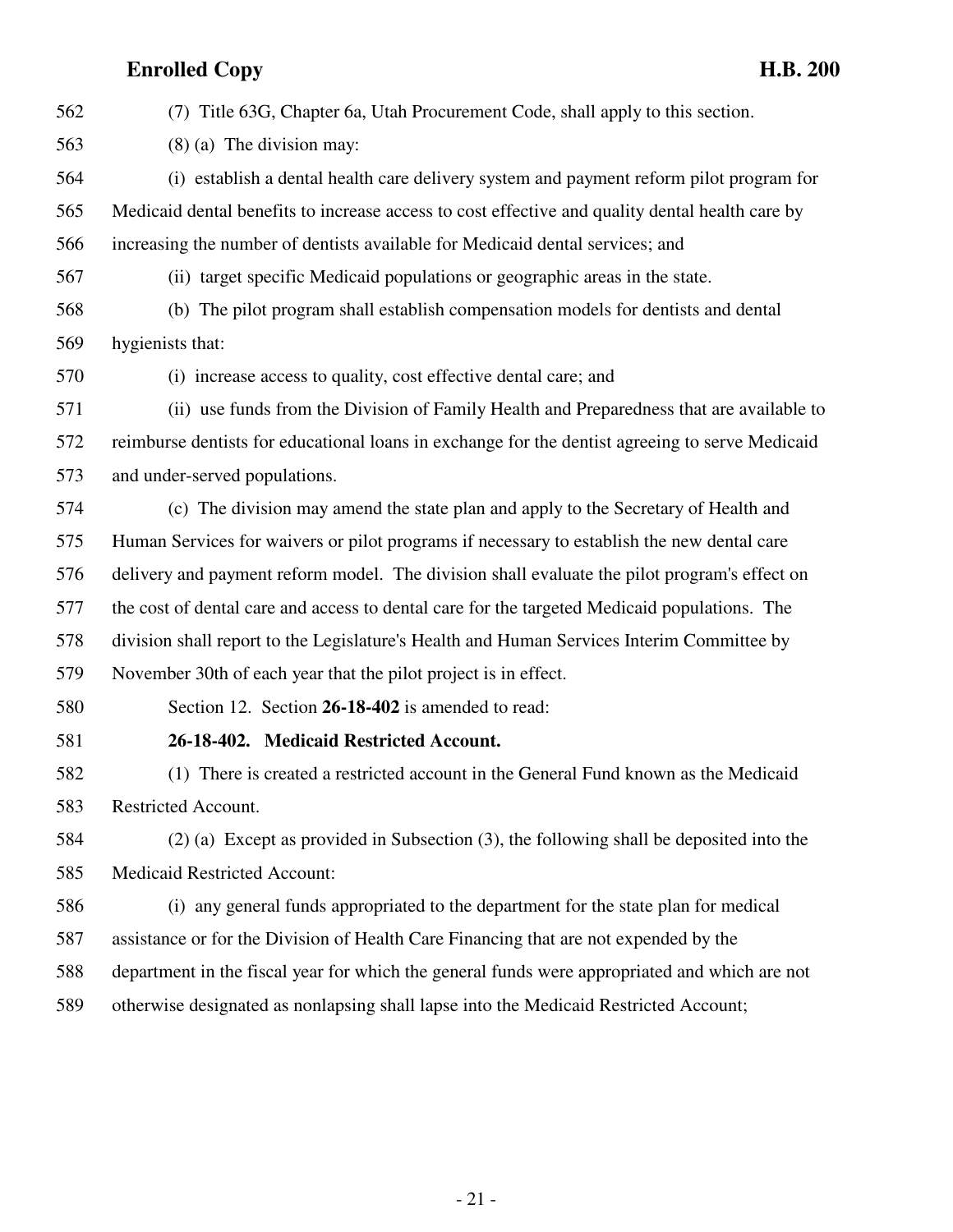(7) Title 63G, Chapter 6a, Utah Procurement Code, shall apply to this section.

(8) (a) The division may:

(i) establish a dental health care delivery system and payment reform pilot program for Medicaid dental benefits to increase access to cost effective and quality dental health care by increasing the number of dentists available for Medicaid dental services; and

(ii) target specific Medicaid populations or geographic areas in the state.

(b) The pilot program shall establish compensation models for dentists and dental hygienists that:

(i) increase access to quality, cost effective dental care; and

(ii) use funds from the Division of Family Health and Preparedness that are available to reimburse dentists for educational loans in exchange for the dentist agreeing to serve Medicaid and under-served populations.

(c) The division may amend the state plan and apply to the Secretary of Health and Human Services for waivers or pilot programs if necessary to establish the new dental care delivery and payment reform model. The division shall evaluate the pilot program's effect on the cost of dental care and access to dental care for the targeted Medicaid populations. The division shall report to the Legislature's Health and Human Services Interim Committee by November 30th of each year that the pilot project is in effect.

Section 12. Section **26-18-402** is amended to read:

**26-18-402. Medicaid Restricted Account.**

(1) There is created a restricted account in the General Fund known as the Medicaid Restricted Account.

(2) (a) Except as provided in Subsection (3), the following shall be deposited into the Medicaid Restricted Account:

(i) any general funds appropriated to the department for the state plan for medical assistance or for the Division of Health Care Financing that are not expended by the department in the fiscal year for which the general funds were appropriated and which are not otherwise designated as nonlapsing shall lapse into the Medicaid Restricted Account;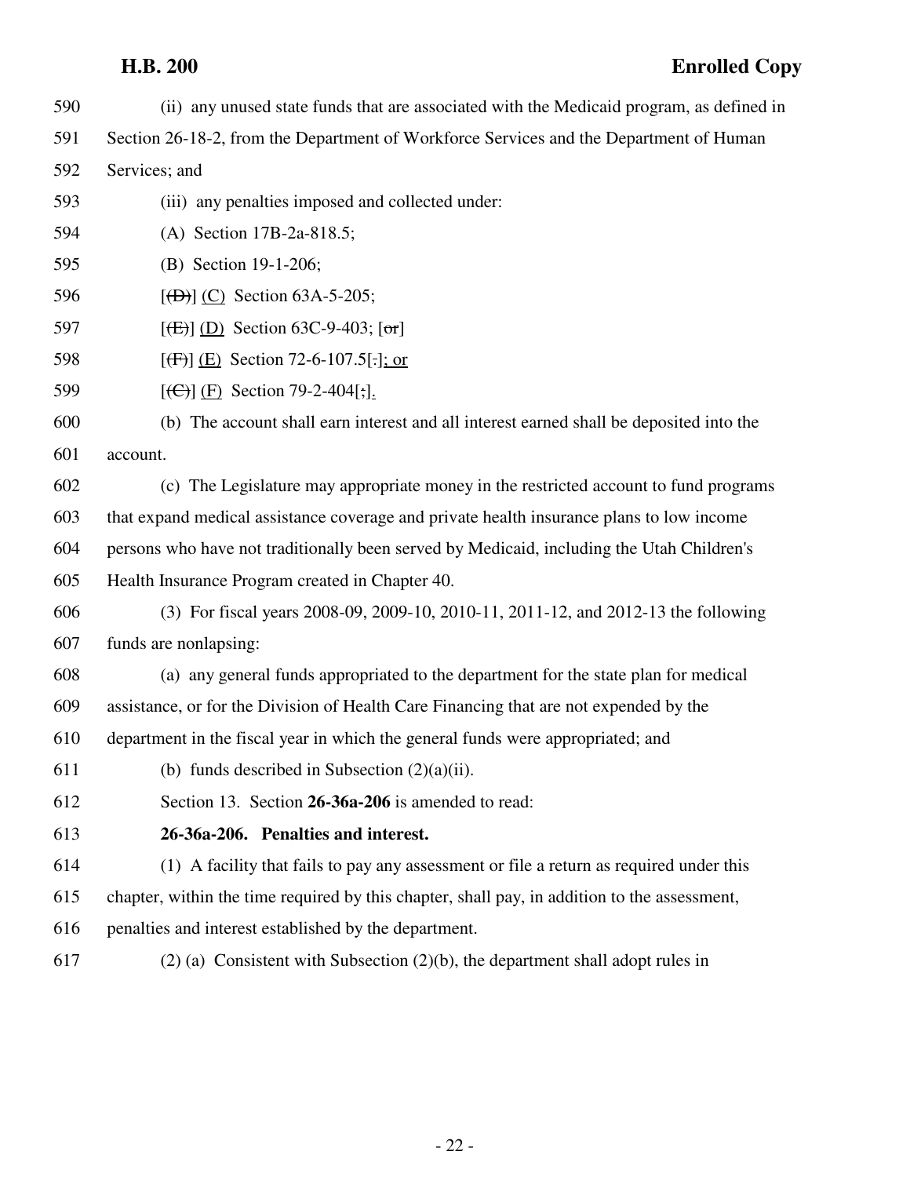(ii) any unused state funds that are associated with the Medicaid program, as defined in Section 26-18-2, from the Department of Workforce Services and the Department of Human Services; and

(iii) any penalties imposed and collected under:

(A) Section 17B-2a-818.5;

(B) Section 19-1-206;

[~~(D)~~] (C) Section 63A-5-205;

[~~(E)~~] (D) Section 63C-9-403; [~~or~~]

[~~(F)~~] (E) Section 72-6-107.5[~~.~~]; or

[~~(C)~~] (F) Section 79-2-404[~~;~~].

(b) The account shall earn interest and all interest earned shall be deposited into the account.

(c) The Legislature may appropriate money in the restricted account to fund programs that expand medical assistance coverage and private health insurance plans to low income persons who have not traditionally been served by Medicaid, including the Utah Children's Health Insurance Program created in Chapter 40.

(3) For fiscal years 2008-09, 2009-10, 2010-11, 2011-12, and 2012-13 the following funds are nonlapsing:

(a) any general funds appropriated to the department for the state plan for medical assistance, or for the Division of Health Care Financing that are not expended by the department in the fiscal year in which the general funds were appropriated; and

(b) funds described in Subsection (2)(a)(ii).

Section 13. Section **26-36a-206** is amended to read:

**26-36a-206. Penalties and interest.**

(1) A facility that fails to pay any assessment or file a return as required under this chapter, within the time required by this chapter, shall pay, in addition to the assessment, penalties and interest established by the department.

(2) (a) Consistent with Subsection (2)(b), the department shall adopt rules in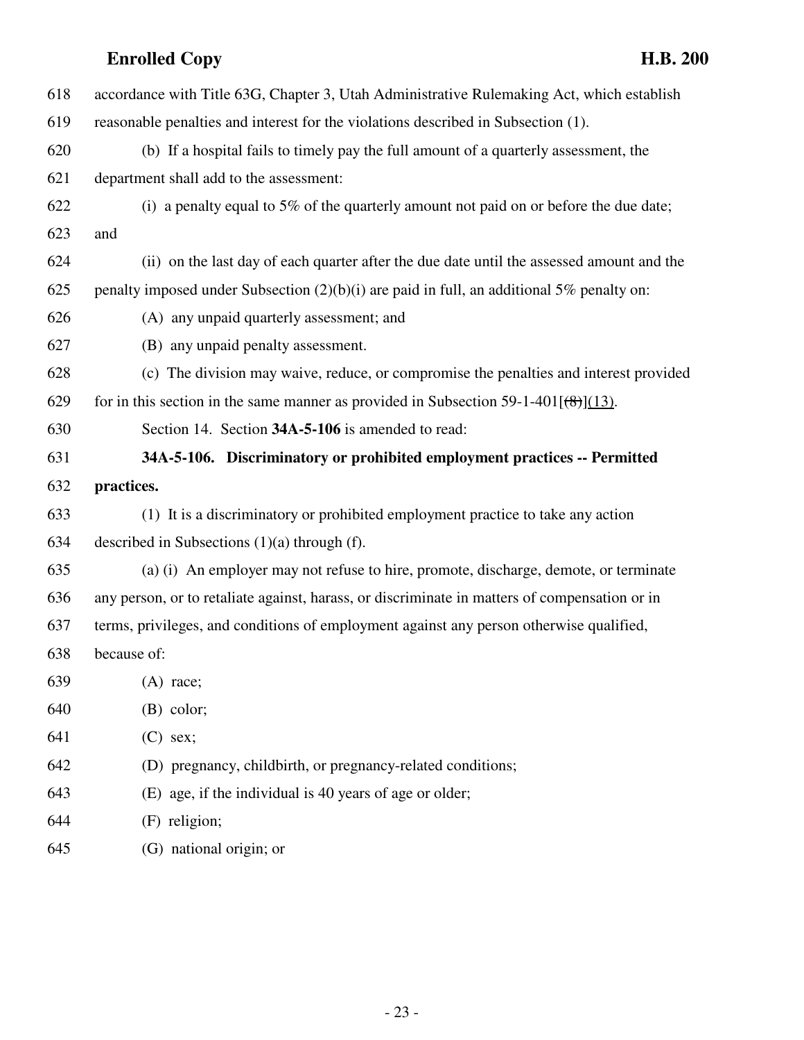accordance with Title 63G, Chapter 3, Utah Administrative Rulemaking Act, which establish reasonable penalties and interest for the violations described in Subsection (1).

(b) If a hospital fails to timely pay the full amount of a quarterly assessment, the department shall add to the assessment:

(i) a penalty equal to 5% of the quarterly amount not paid on or before the due date; and

(ii) on the last day of each quarter after the due date until the assessed amount and the penalty imposed under Subsection (2)(b)(i) are paid in full, an additional 5% penalty on:

(A) any unpaid quarterly assessment; and

(B) any unpaid penalty assessment.

(c) The division may waive, reduce, or compromise the penalties and interest provided for in this section in the same manner as provided in Subsection 59-1-401[~~(8)~~](13).

Section 14. Section **34A-5-106** is amended to read:

**34A-5-106. Discriminatory or prohibited employment practices -- Permitted practices.**

(1) It is a discriminatory or prohibited employment practice to take any action described in Subsections (1)(a) through (f).

(a) (i) An employer may not refuse to hire, promote, discharge, demote, or terminate any person, or to retaliate against, harass, or discriminate in matters of compensation or in terms, privileges, and conditions of employment against any person otherwise qualified, because of:

(A) race;

(B) color;

(C) sex;

(D) pregnancy, childbirth, or pregnancy-related conditions;

(E) age, if the individual is 40 years of age or older;

(F) religion;

(G) national origin; or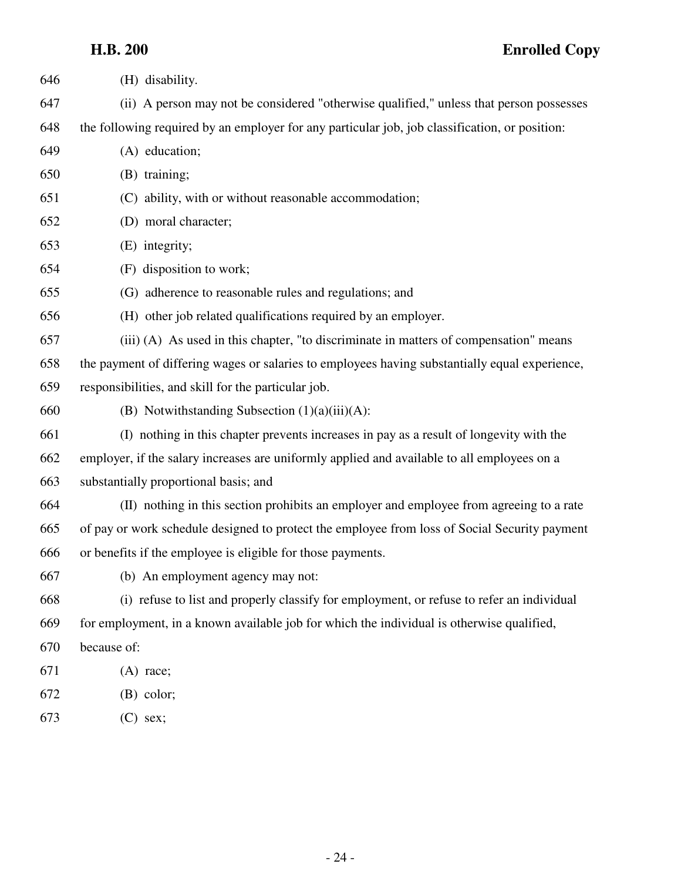(H) disability.

(ii) A person may not be considered "otherwise qualified," unless that person possesses the following required by an employer for any particular job, job classification, or position:

(A) education;

(B) training;

(C) ability, with or without reasonable accommodation;

(D) moral character;

(E) integrity;

(F) disposition to work;

(G) adherence to reasonable rules and regulations; and

(H) other job related qualifications required by an employer.

(iii) (A) As used in this chapter, "to discriminate in matters of compensation" means the payment of differing wages or salaries to employees having substantially equal experience, responsibilities, and skill for the particular job.

(B) Notwithstanding Subsection (1)(a)(iii)(A):

(I) nothing in this chapter prevents increases in pay as a result of longevity with the employer, if the salary increases are uniformly applied and available to all employees on a substantially proportional basis; and

(II) nothing in this section prohibits an employer and employee from agreeing to a rate of pay or work schedule designed to protect the employee from loss of Social Security payment or benefits if the employee is eligible for those payments.

(b) An employment agency may not:

(i) refuse to list and properly classify for employment, or refuse to refer an individual for employment, in a known available job for which the individual is otherwise qualified, because of:

(A) race;

(B) color;

(C) sex;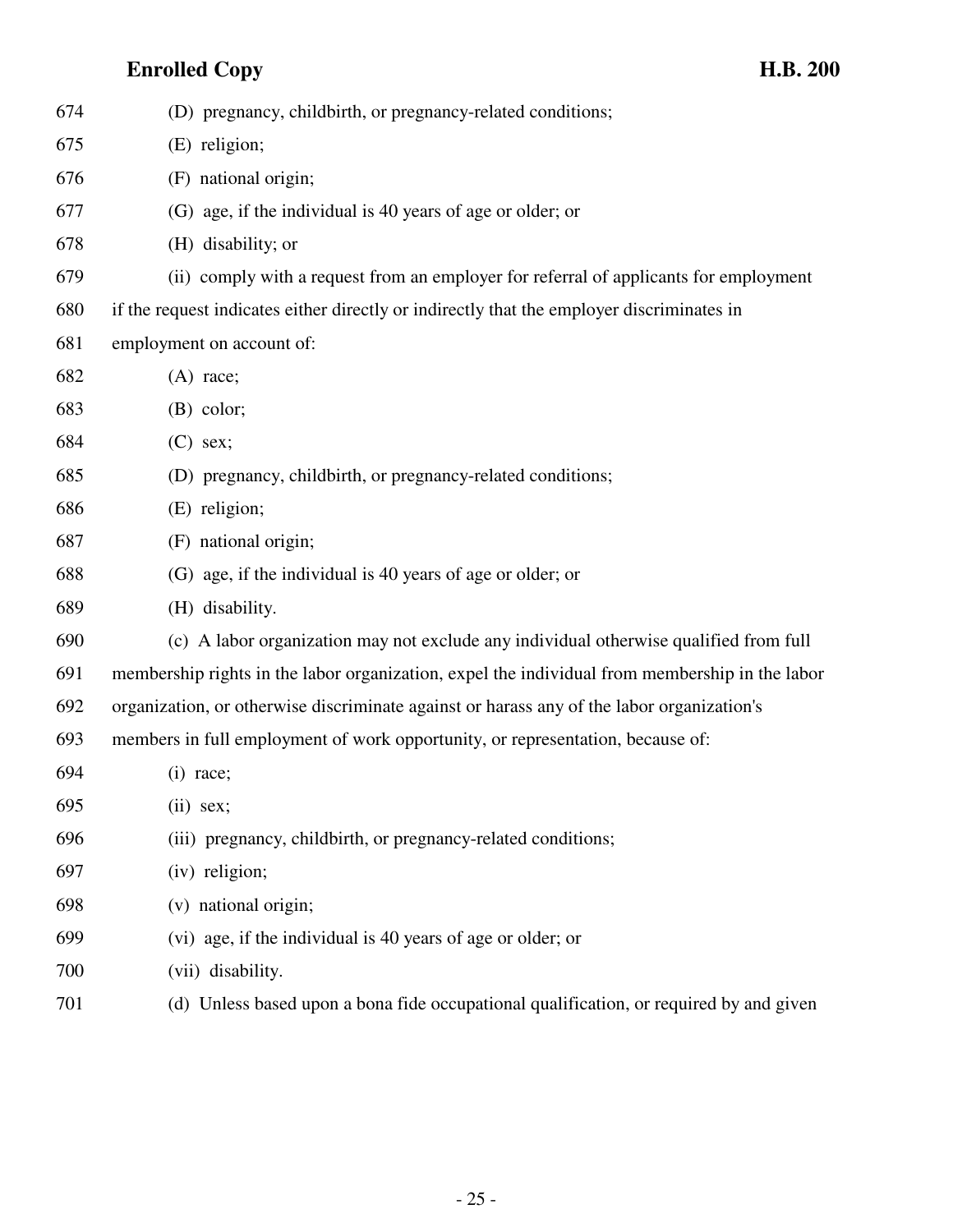(D) pregnancy, childbirth, or pregnancy-related conditions;

(E) religion;

(F) national origin;

(G) age, if the individual is 40 years of age or older; or

(H) disability; or

(ii) comply with a request from an employer for referral of applicants for employment if the request indicates either directly or indirectly that the employer discriminates in employment on account of:

(A) race;

(B) color;

(C) sex;

(D) pregnancy, childbirth, or pregnancy-related conditions;

(E) religion;

(F) national origin;

(G) age, if the individual is 40 years of age or older; or

(H) disability.

(c) A labor organization may not exclude any individual otherwise qualified from full membership rights in the labor organization, expel the individual from membership in the labor organization, or otherwise discriminate against or harass any of the labor organization's members in full employment of work opportunity, or representation, because of:

(i) race;

(ii) sex;

(iii) pregnancy, childbirth, or pregnancy-related conditions;

(iv) religion;

(v) national origin;

(vi) age, if the individual is 40 years of age or older; or

(vii) disability.

(d) Unless based upon a bona fide occupational qualification, or required by and given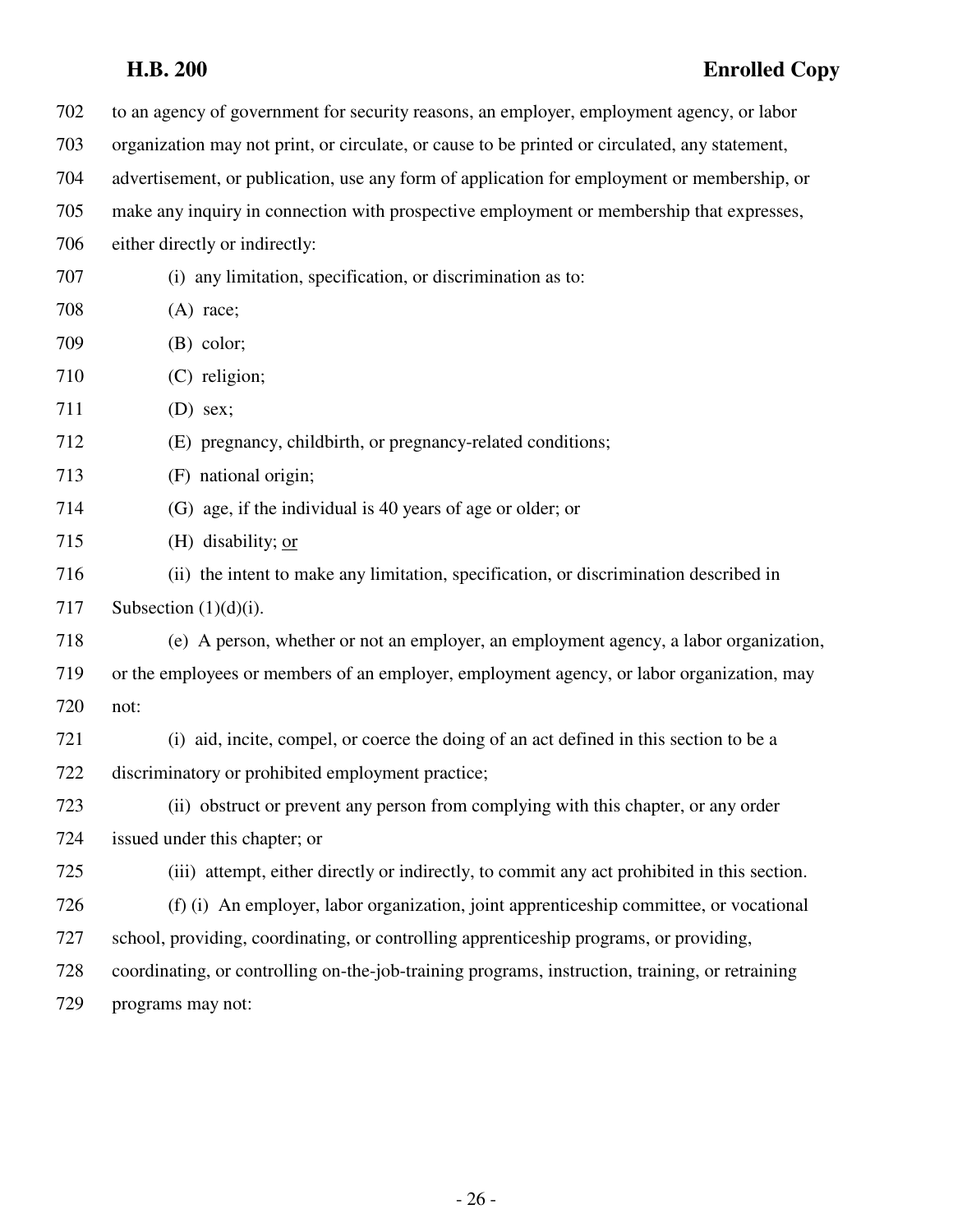to an agency of government for security reasons, an employer, employment agency, or labor organization may not print, or circulate, or cause to be printed or circulated, any statement, advertisement, or publication, use any form of application for employment or membership, or make any inquiry in connection with prospective employment or membership that expresses, either directly or indirectly:

(i) any limitation, specification, or discrimination as to:

(A) race;

(B) color;

(C) religion;

(D) sex;

(E) pregnancy, childbirth, or pregnancy-related conditions;

(F) national origin;

(G) age, if the individual is 40 years of age or older; or

(H) disability; or

(ii) the intent to make any limitation, specification, or discrimination described in Subsection (1)(d)(i).

(e) A person, whether or not an employer, an employment agency, a labor organization, or the employees or members of an employer, employment agency, or labor organization, may not:

(i) aid, incite, compel, or coerce the doing of an act defined in this section to be a discriminatory or prohibited employment practice;

(ii) obstruct or prevent any person from complying with this chapter, or any order issued under this chapter; or

(iii) attempt, either directly or indirectly, to commit any act prohibited in this section.

(f) (i) An employer, labor organization, joint apprenticeship committee, or vocational school, providing, coordinating, or controlling apprenticeship programs, or providing, coordinating, or controlling on-the-job-training programs, instruction, training, or retraining programs may not: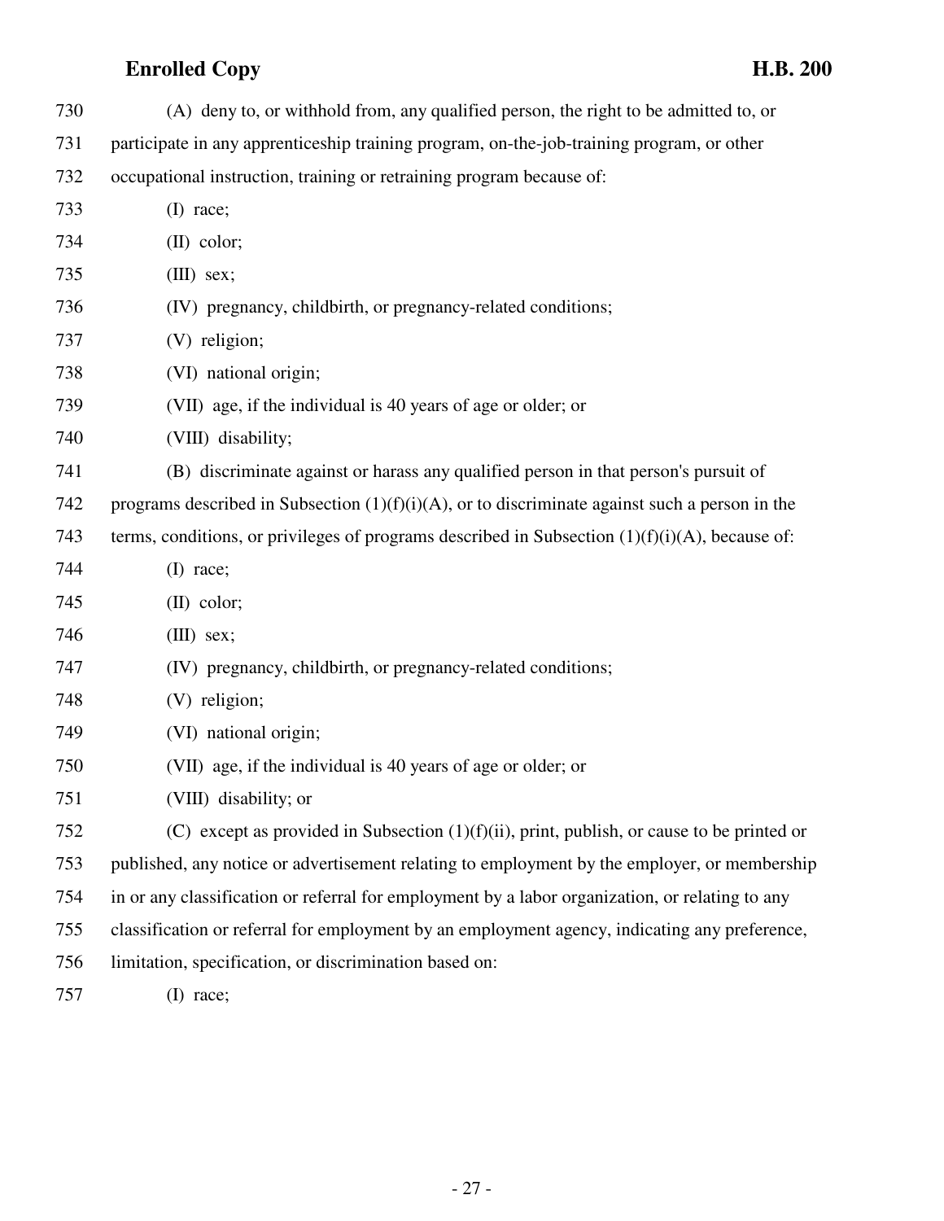730 (A) deny to, or withhold from, any qualified person, the right to be admitted to, or
731 participate in any apprenticeship training program, on-the-job-training program, or other
732 occupational instruction, training or retraining program because of:
733 (I) race;
734 (II) color;
735 (III) sex;
736 (IV) pregnancy, childbirth, or pregnancy-related conditions;
737 (V) religion;
738 (VI) national origin;
739 (VII) age, if the individual is 40 years of age or older; or
740 (VIII) disability;
741 (B) discriminate against or harass any qualified person in that person's pursuit of
742 programs described in Subsection (1)(f)(i)(A), or to discriminate against such a person in the
743 terms, conditions, or privileges of programs described in Subsection (1)(f)(i)(A), because of:
744 (I) race;
745 (II) color;
746 (III) sex;
747 (IV) pregnancy, childbirth, or pregnancy-related conditions;
748 (V) religion;
749 (VI) national origin;
750 (VII) age, if the individual is 40 years of age or older; or
751 (VIII) disability; or
752 (C) except as provided in Subsection (1)(f)(ii), print, publish, or cause to be printed or
753 published, any notice or advertisement relating to employment by the employer, or membership
754 in or any classification or referral for employment by a labor organization, or relating to any
755 classification or referral for employment by an employment agency, indicating any preference,
756 limitation, specification, or discrimination based on:
757 (I) race;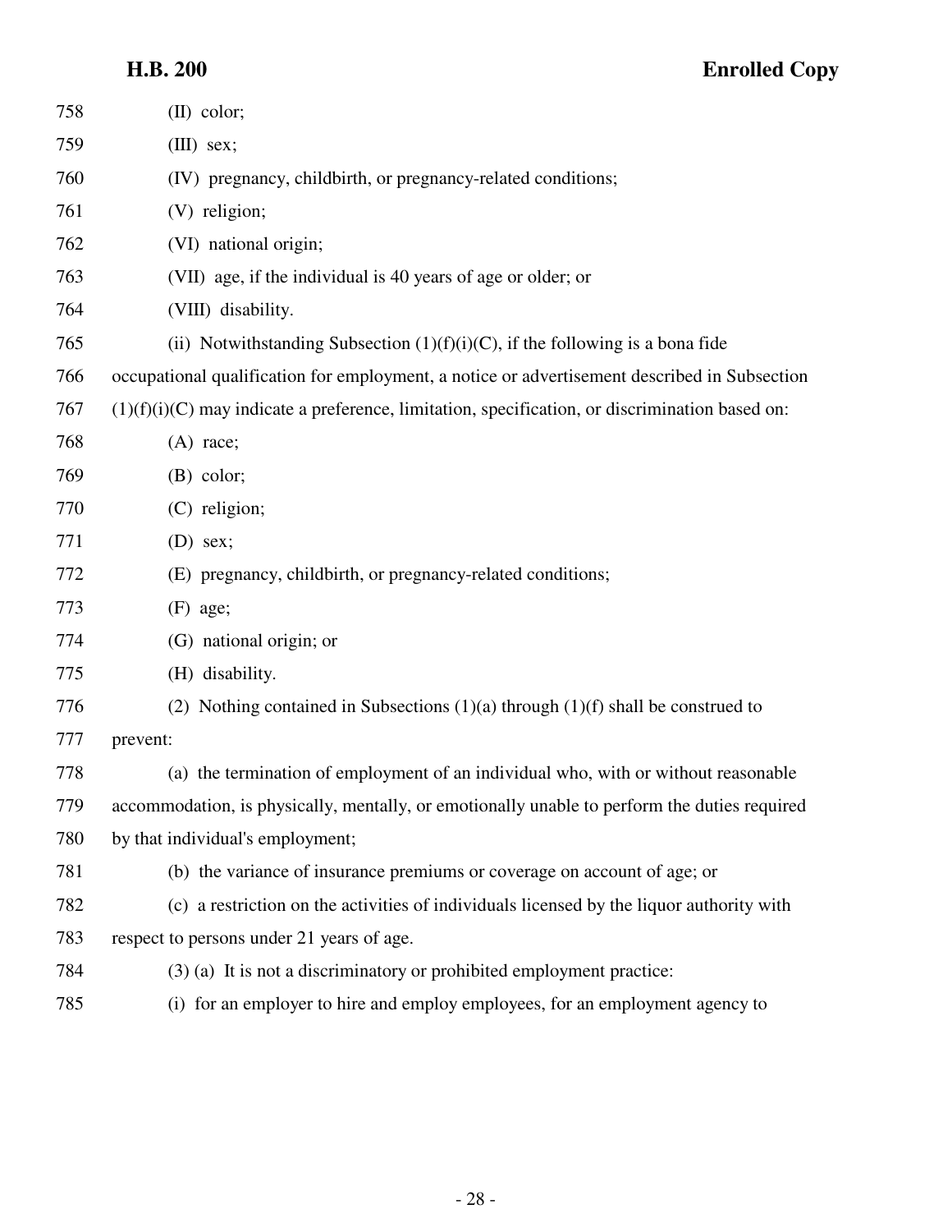(II) color;

(III) sex;

(IV) pregnancy, childbirth, or pregnancy-related conditions;

(V) religion;

(VI) national origin;

(VII) age, if the individual is 40 years of age or older; or

(VIII) disability.

(ii) Notwithstanding Subsection (1)(f)(i)(C), if the following is a bona fide occupational qualification for employment, a notice or advertisement described in Subsection (1)(f)(i)(C) may indicate a preference, limitation, specification, or discrimination based on:

(A) race;

(B) color;

(C) religion;

(D) sex;

(E) pregnancy, childbirth, or pregnancy-related conditions;

(F) age;

(G) national origin; or

(H) disability.

(2) Nothing contained in Subsections (1)(a) through (1)(f) shall be construed to prevent:

(a) the termination of employment of an individual who, with or without reasonable accommodation, is physically, mentally, or emotionally unable to perform the duties required by that individual's employment;

(b) the variance of insurance premiums or coverage on account of age; or

(c) a restriction on the activities of individuals licensed by the liquor authority with respect to persons under 21 years of age.

(3) (a) It is not a discriminatory or prohibited employment practice:

(i) for an employer to hire and employ employees, for an employment agency to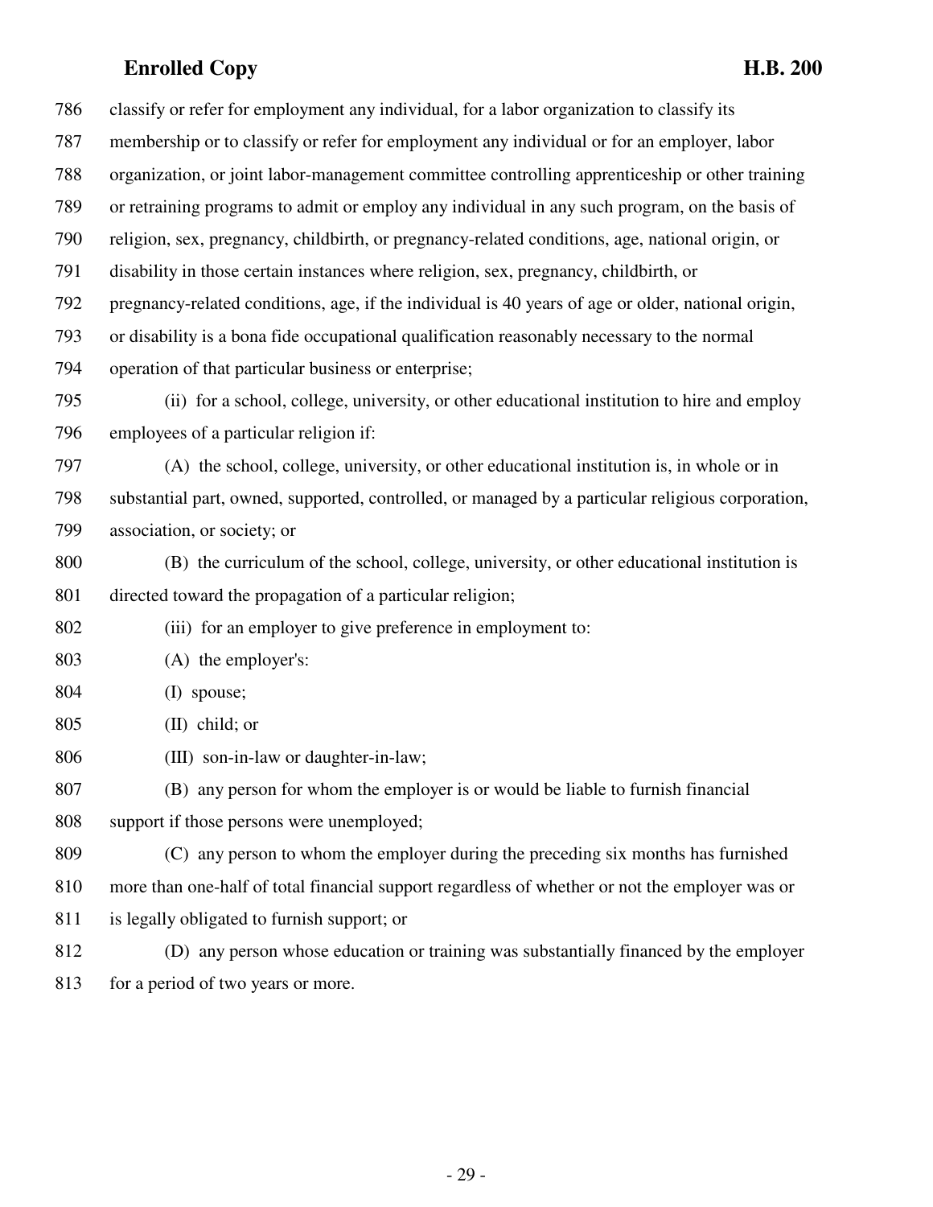classify or refer for employment any individual, for a labor organization to classify its membership or to classify or refer for employment any individual or for an employer, labor organization, or joint labor-management committee controlling apprenticeship or other training or retraining programs to admit or employ any individual in any such program, on the basis of religion, sex, pregnancy, childbirth, or pregnancy-related conditions, age, national origin, or disability in those certain instances where religion, sex, pregnancy, childbirth, or pregnancy-related conditions, age, if the individual is 40 years of age or older, national origin, or disability is a bona fide occupational qualification reasonably necessary to the normal operation of that particular business or enterprise;

(ii) for a school, college, university, or other educational institution to hire and employ employees of a particular religion if:

(A) the school, college, university, or other educational institution is, in whole or in substantial part, owned, supported, controlled, or managed by a particular religious corporation, association, or society; or

(B) the curriculum of the school, college, university, or other educational institution is directed toward the propagation of a particular religion;

(iii) for an employer to give preference in employment to:

(A) the employer's:

(I) spouse;

(II) child; or

(III) son-in-law or daughter-in-law;

(B) any person for whom the employer is or would be liable to furnish financial support if those persons were unemployed;

(C) any person to whom the employer during the preceding six months has furnished more than one-half of total financial support regardless of whether or not the employer was or is legally obligated to furnish support; or

(D) any person whose education or training was substantially financed by the employer for a period of two years or more.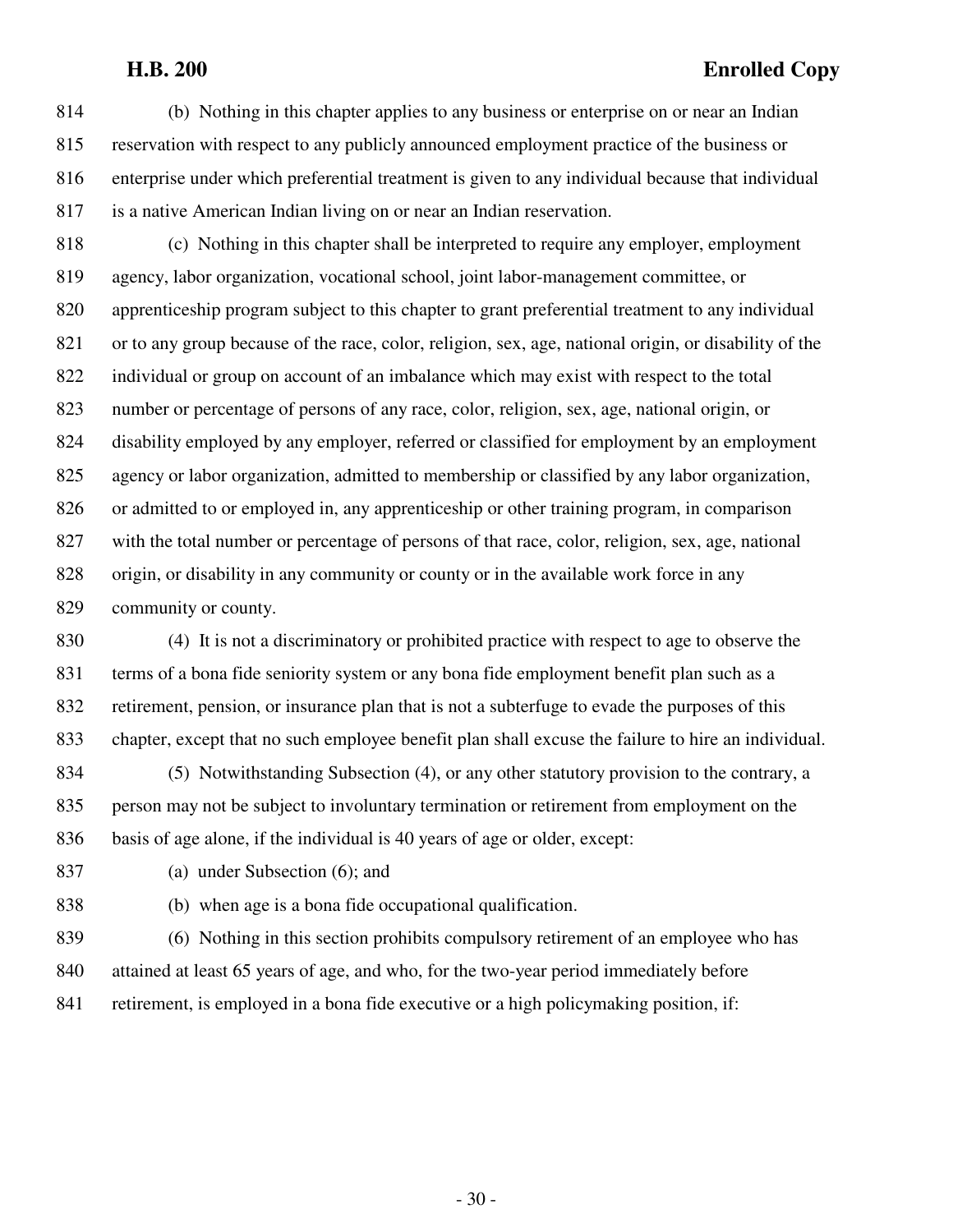(b) Nothing in this chapter applies to any business or enterprise on or near an Indian reservation with respect to any publicly announced employment practice of the business or enterprise under which preferential treatment is given to any individual because that individual is a native American Indian living on or near an Indian reservation.

(c) Nothing in this chapter shall be interpreted to require any employer, employment agency, labor organization, vocational school, joint labor-management committee, or apprenticeship program subject to this chapter to grant preferential treatment to any individual or to any group because of the race, color, religion, sex, age, national origin, or disability of the individual or group on account of an imbalance which may exist with respect to the total number or percentage of persons of any race, color, religion, sex, age, national origin, or disability employed by any employer, referred or classified for employment by an employment agency or labor organization, admitted to membership or classified by any labor organization, or admitted to or employed in, any apprenticeship or other training program, in comparison with the total number or percentage of persons of that race, color, religion, sex, age, national origin, or disability in any community or county or in the available work force in any community or county.

(4) It is not a discriminatory or prohibited practice with respect to age to observe the terms of a bona fide seniority system or any bona fide employment benefit plan such as a retirement, pension, or insurance plan that is not a subterfuge to evade the purposes of this chapter, except that no such employee benefit plan shall excuse the failure to hire an individual.

(5) Notwithstanding Subsection (4), or any other statutory provision to the contrary, a person may not be subject to involuntary termination or retirement from employment on the basis of age alone, if the individual is 40 years of age or older, except:

(a) under Subsection (6); and

(b) when age is a bona fide occupational qualification.

(6) Nothing in this section prohibits compulsory retirement of an employee who has attained at least 65 years of age, and who, for the two-year period immediately before retirement, is employed in a bona fide executive or a high policymaking position, if: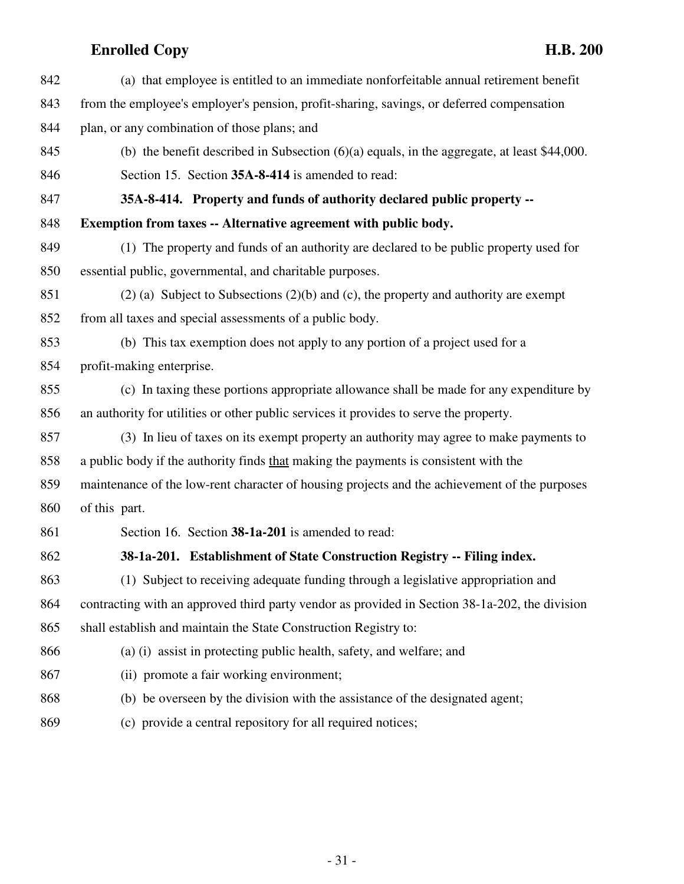(a) that employee is entitled to an immediate nonforfeitable annual retirement benefit from the employee's employer's pension, profit-sharing, savings, or deferred compensation plan, or any combination of those plans; and

(b) the benefit described in Subsection (6)(a) equals, in the aggregate, at least $44,000.

Section 15. Section **35A-8-414** is amended to read:

**35A-8-414. Property and funds of authority declared public property -- Exemption from taxes -- Alternative agreement with public body.**

(1) The property and funds of an authority are declared to be public property used for essential public, governmental, and charitable purposes.

(2) (a) Subject to Subsections (2)(b) and (c), the property and authority are exempt from all taxes and special assessments of a public body.

(b) This tax exemption does not apply to any portion of a project used for a profit-making enterprise.

(c) In taxing these portions appropriate allowance shall be made for any expenditure by an authority for utilities or other public services it provides to serve the property.

(3) In lieu of taxes on its exempt property an authority may agree to make payments to a public body if the authority finds <u>that</u> making the payments is consistent with the maintenance of the low-rent character of housing projects and the achievement of the purposes of this part.

Section 16. Section **38-1a-201** is amended to read:

**38-1a-201. Establishment of State Construction Registry -- Filing index.**

(1) Subject to receiving adequate funding through a legislative appropriation and contracting with an approved third party vendor as provided in Section 38-1a-202, the division shall establish and maintain the State Construction Registry to:

(a) (i) assist in protecting public health, safety, and welfare; and

(ii) promote a fair working environment;

(b) be overseen by the division with the assistance of the designated agent;

(c) provide a central repository for all required notices;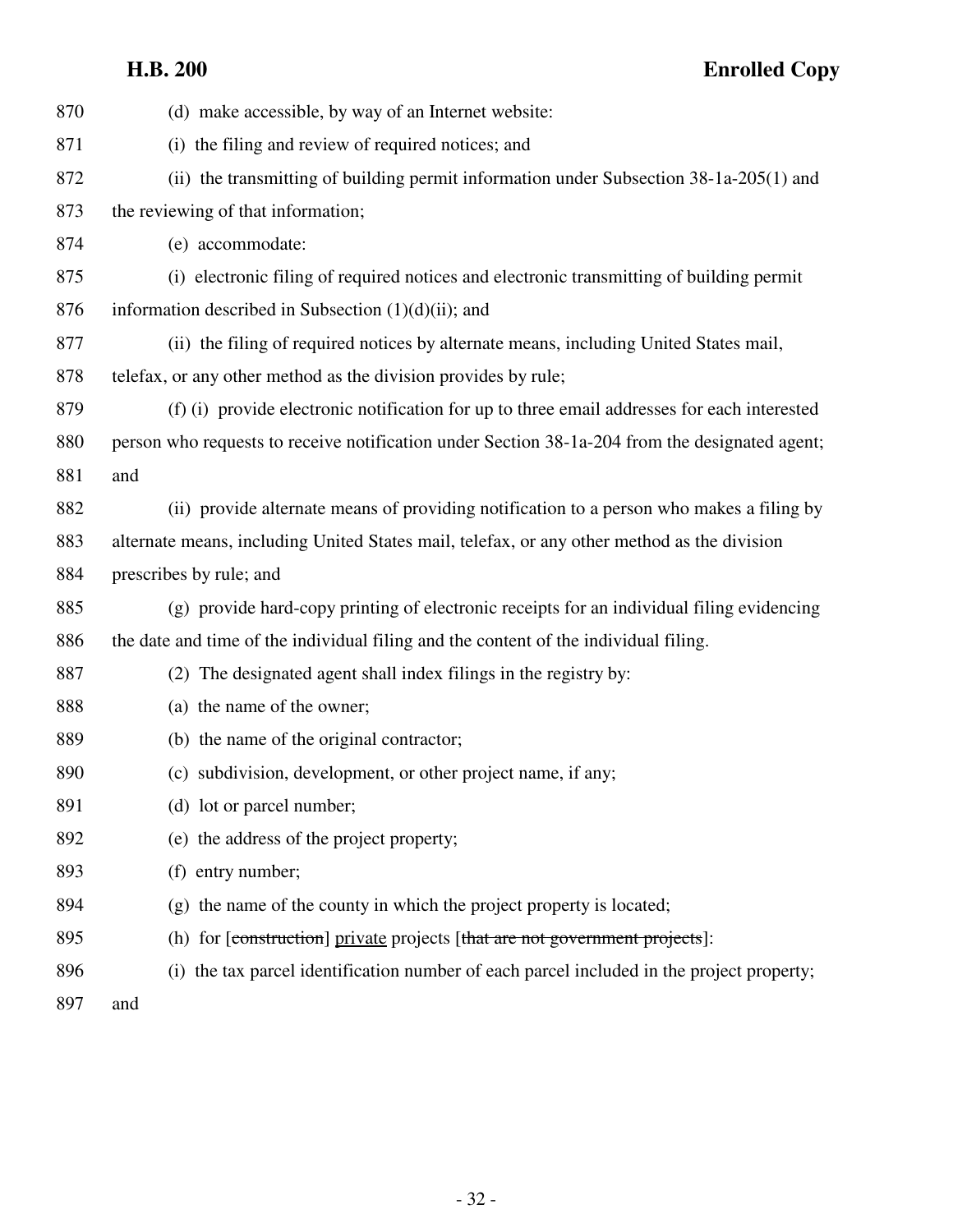(d) make accessible, by way of an Internet website:

(i) the filing and review of required notices; and

(ii) the transmitting of building permit information under Subsection 38-1a-205(1) and the reviewing of that information;

(e) accommodate:

(i) electronic filing of required notices and electronic transmitting of building permit information described in Subsection (1)(d)(ii); and

(ii) the filing of required notices by alternate means, including United States mail, telefax, or any other method as the division provides by rule;

(f) (i) provide electronic notification for up to three email addresses for each interested person who requests to receive notification under Section 38-1a-204 from the designated agent; and

(ii) provide alternate means of providing notification to a person who makes a filing by alternate means, including United States mail, telefax, or any other method as the division prescribes by rule; and

(g) provide hard-copy printing of electronic receipts for an individual filing evidencing the date and time of the individual filing and the content of the individual filing.

(2) The designated agent shall index filings in the registry by:

(a) the name of the owner;

(b) the name of the original contractor;

(c) subdivision, development, or other project name, if any;

(d) lot or parcel number;

(e) the address of the project property;

(f) entry number;

(g) the name of the county in which the project property is located;

(h) for [~~construction~~] <u>private</u> projects [~~that are not government projects~~]:

(i) the tax parcel identification number of each parcel included in the project property; and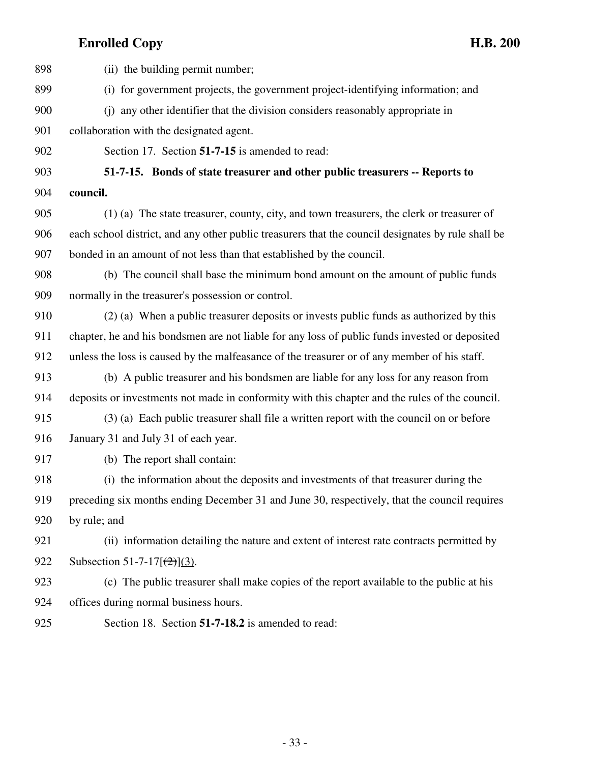898 (ii) the building permit number;

899 (i) for government projects, the government project-identifying information; and

900 (j) any other identifier that the division considers reasonably appropriate in

901 collaboration with the designated agent.

902 Section 17. Section **51-7-15** is amended to read:

903 **51-7-15. Bonds of state treasurer and other public treasurers -- Reports to**

904 **council.**

905 (1) (a) The state treasurer, county, city, and town treasurers, the clerk or treasurer of

906 each school district, and any other public treasurers that the council designates by rule shall be

907 bonded in an amount of not less than that established by the council.

908 (b) The council shall base the minimum bond amount on the amount of public funds

909 normally in the treasurer's possession or control.

910 (2) (a) When a public treasurer deposits or invests public funds as authorized by this

911 chapter, he and his bondsmen are not liable for any loss of public funds invested or deposited

912 unless the loss is caused by the malfeasance of the treasurer or of any member of his staff.

913 (b) A public treasurer and his bondsmen are liable for any loss for any reason from

914 deposits or investments not made in conformity with this chapter and the rules of the council.

915 (3) (a) Each public treasurer shall file a written report with the council on or before

916 January 31 and July 31 of each year.

917 (b) The report shall contain:

918 (i) the information about the deposits and investments of that treasurer during the

919 preceding six months ending December 31 and June 30, respectively, that the council requires

920 by rule; and

921 (ii) information detailing the nature and extent of interest rate contracts permitted by

922 Subsection 51-7-17[~~(2)~~](3).

923 (c) The public treasurer shall make copies of the report available to the public at his

924 offices during normal business hours.

925 Section 18. Section **51-7-18.2** is amended to read: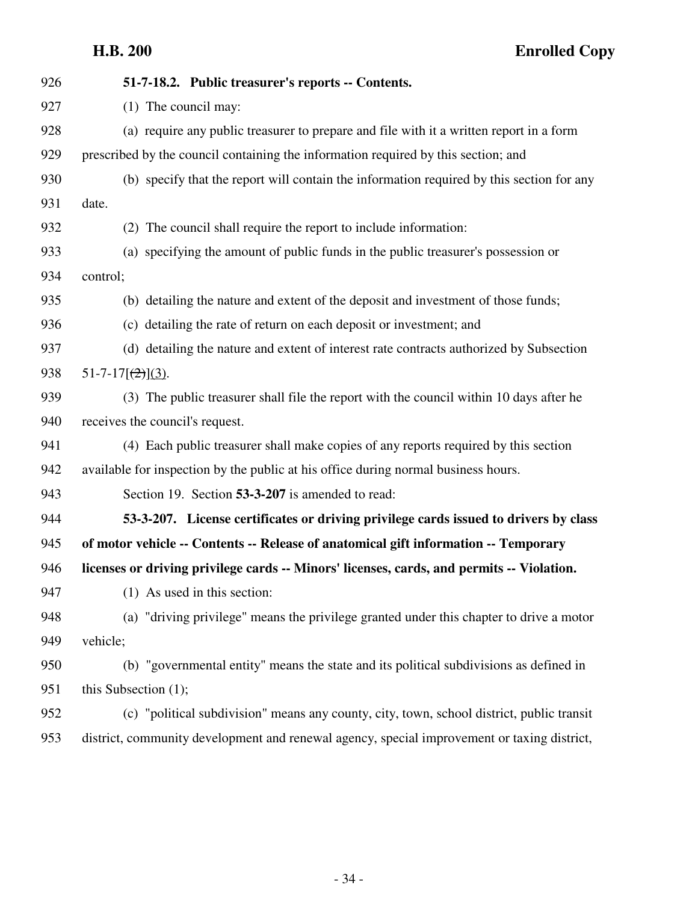**51-7-18.2. Public treasurer's reports -- Contents.**

(1) The council may:

(a) require any public treasurer to prepare and file with it a written report in a form prescribed by the council containing the information required by this section; and

(b) specify that the report will contain the information required by this section for any date.

(2) The council shall require the report to include information:

(a) specifying the amount of public funds in the public treasurer's possession or control;

(b) detailing the nature and extent of the deposit and investment of those funds;

(c) detailing the rate of return on each deposit or investment; and

(d) detailing the nature and extent of interest rate contracts authorized by Subsection 51-7-17[~~(2)~~](3).

(3) The public treasurer shall file the report with the council within 10 days after he receives the council's request.

(4) Each public treasurer shall make copies of any reports required by this section available for inspection by the public at his office during normal business hours.

Section 19. Section **53-3-207** is amended to read:

**53-3-207. License certificates or driving privilege cards issued to drivers by class of motor vehicle -- Contents -- Release of anatomical gift information -- Temporary licenses or driving privilege cards -- Minors' licenses, cards, and permits -- Violation.**

(1) As used in this section:

(a) "driving privilege" means the privilege granted under this chapter to drive a motor vehicle;

(b) "governmental entity" means the state and its political subdivisions as defined in this Subsection (1);

(c) "political subdivision" means any county, city, town, school district, public transit district, community development and renewal agency, special improvement or taxing district,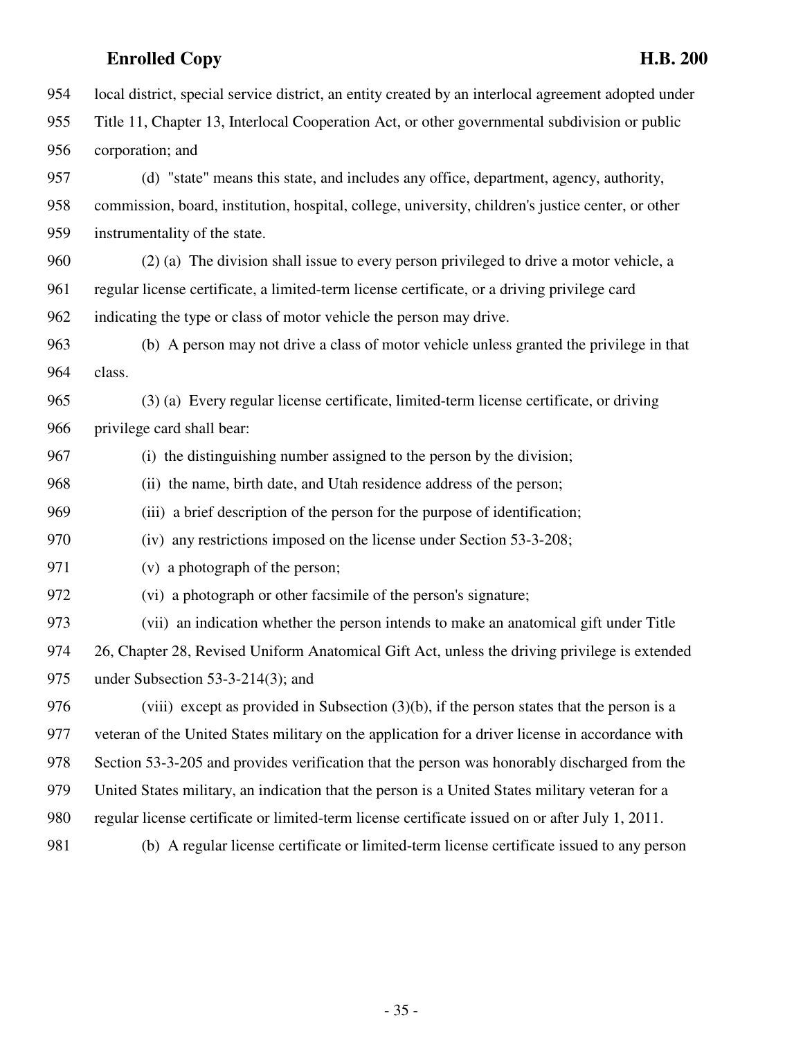local district, special service district, an entity created by an interlocal agreement adopted under Title 11, Chapter 13, Interlocal Cooperation Act, or other governmental subdivision or public corporation; and

(d) "state" means this state, and includes any office, department, agency, authority, commission, board, institution, hospital, college, university, children's justice center, or other instrumentality of the state.

(2) (a) The division shall issue to every person privileged to drive a motor vehicle, a regular license certificate, a limited-term license certificate, or a driving privilege card indicating the type or class of motor vehicle the person may drive.

(b) A person may not drive a class of motor vehicle unless granted the privilege in that class.

(3) (a) Every regular license certificate, limited-term license certificate, or driving privilege card shall bear:

(i) the distinguishing number assigned to the person by the division;

(ii) the name, birth date, and Utah residence address of the person;

(iii) a brief description of the person for the purpose of identification;

(iv) any restrictions imposed on the license under Section 53-3-208;

(v) a photograph of the person;

(vi) a photograph or other facsimile of the person's signature;

(vii) an indication whether the person intends to make an anatomical gift under Title 26, Chapter 28, Revised Uniform Anatomical Gift Act, unless the driving privilege is extended under Subsection 53-3-214(3); and

(viii) except as provided in Subsection (3)(b), if the person states that the person is a veteran of the United States military on the application for a driver license in accordance with Section 53-3-205 and provides verification that the person was honorably discharged from the United States military, an indication that the person is a United States military veteran for a regular license certificate or limited-term license certificate issued on or after July 1, 2011.

(b) A regular license certificate or limited-term license certificate issued to any person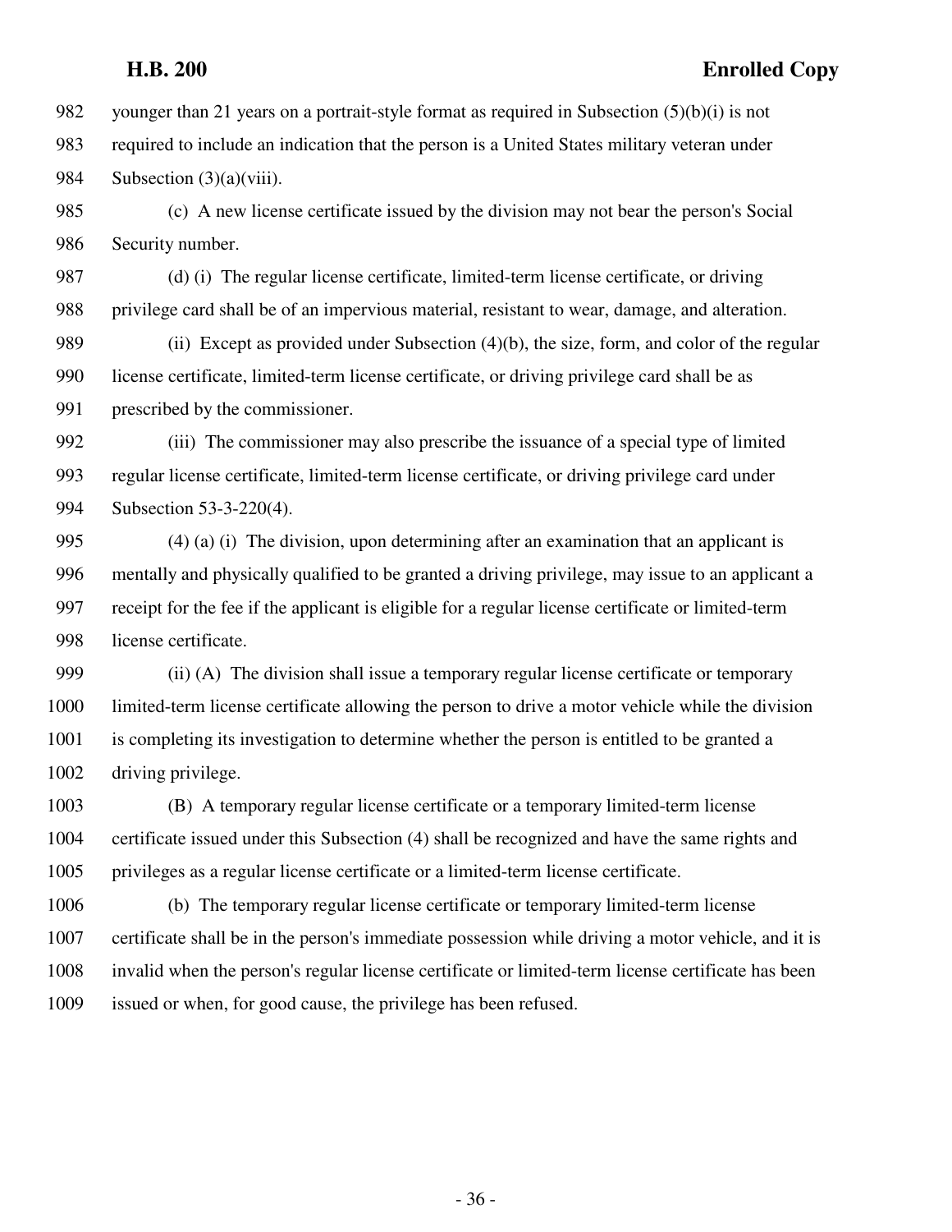982 younger than 21 years on a portrait-style format as required in Subsection (5)(b)(i) is not
983 required to include an indication that the person is a United States military veteran under
984 Subsection (3)(a)(viii).

985 (c) A new license certificate issued by the division may not bear the person's Social
986 Security number.

987 (d) (i) The regular license certificate, limited-term license certificate, or driving
988 privilege card shall be of an impervious material, resistant to wear, damage, and alteration.

989 (ii) Except as provided under Subsection (4)(b), the size, form, and color of the regular
990 license certificate, limited-term license certificate, or driving privilege card shall be as
991 prescribed by the commissioner.

992 (iii) The commissioner may also prescribe the issuance of a special type of limited
993 regular license certificate, limited-term license certificate, or driving privilege card under
994 Subsection 53-3-220(4).

995 (4) (a) (i) The division, upon determining after an examination that an applicant is
996 mentally and physically qualified to be granted a driving privilege, may issue to an applicant a
997 receipt for the fee if the applicant is eligible for a regular license certificate or limited-term
998 license certificate.

999 (ii) (A) The division shall issue a temporary regular license certificate or temporary
1000 limited-term license certificate allowing the person to drive a motor vehicle while the division
1001 is completing its investigation to determine whether the person is entitled to be granted a
1002 driving privilege.

1003 (B) A temporary regular license certificate or a temporary limited-term license
1004 certificate issued under this Subsection (4) shall be recognized and have the same rights and
1005 privileges as a regular license certificate or a limited-term license certificate.

1006 (b) The temporary regular license certificate or temporary limited-term license
1007 certificate shall be in the person's immediate possession while driving a motor vehicle, and it is
1008 invalid when the person's regular license certificate or limited-term license certificate has been
1009 issued or when, for good cause, the privilege has been refused.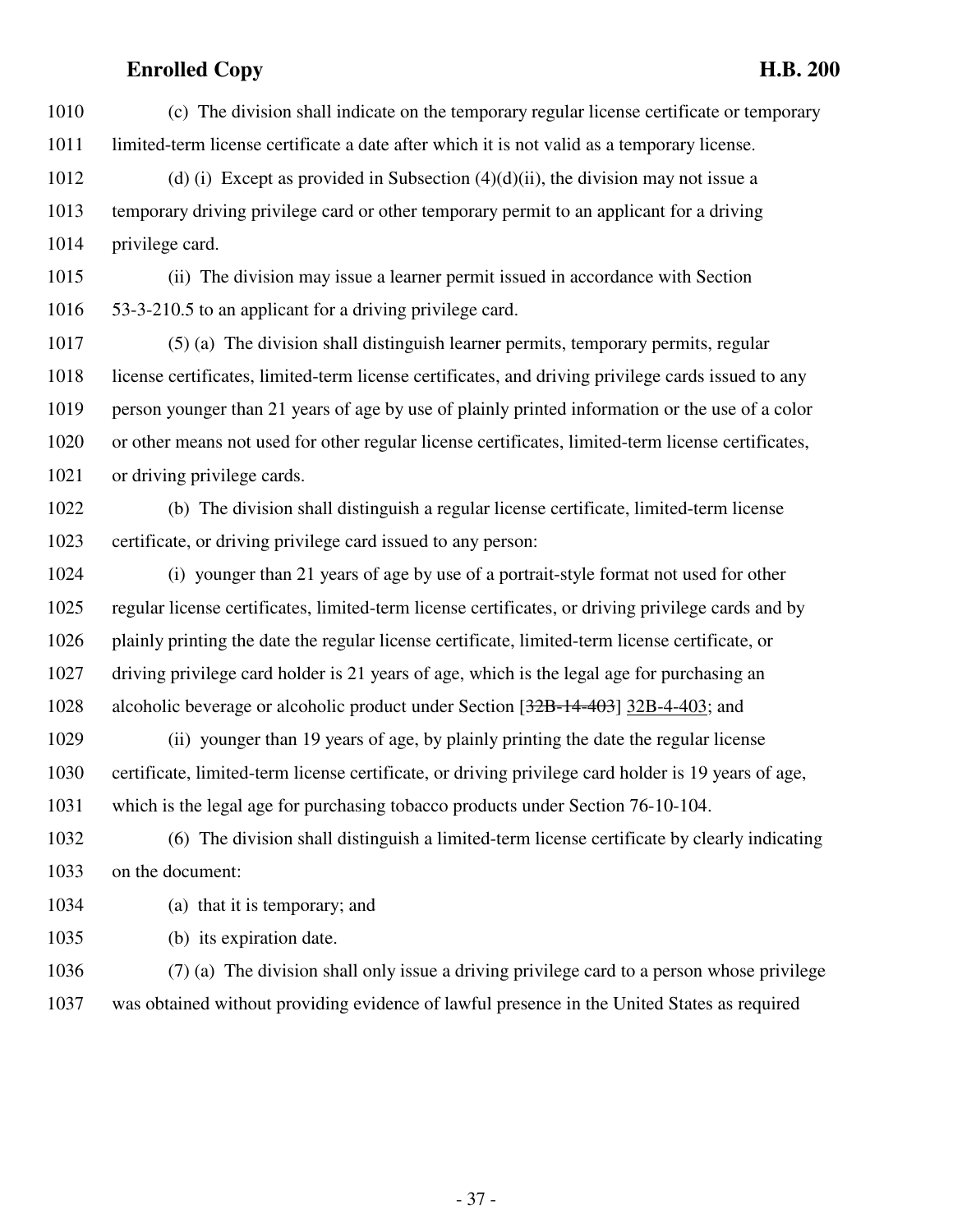(c) The division shall indicate on the temporary regular license certificate or temporary limited-term license certificate a date after which it is not valid as a temporary license.

(d) (i) Except as provided in Subsection (4)(d)(ii), the division may not issue a temporary driving privilege card or other temporary permit to an applicant for a driving privilege card.

(ii) The division may issue a learner permit issued in accordance with Section 53-3-210.5 to an applicant for a driving privilege card.

(5) (a) The division shall distinguish learner permits, temporary permits, regular license certificates, limited-term license certificates, and driving privilege cards issued to any person younger than 21 years of age by use of plainly printed information or the use of a color or other means not used for other regular license certificates, limited-term license certificates, or driving privilege cards.

(b) The division shall distinguish a regular license certificate, limited-term license certificate, or driving privilege card issued to any person:

(i) younger than 21 years of age by use of a portrait-style format not used for other regular license certificates, limited-term license certificates, or driving privilege cards and by plainly printing the date the regular license certificate, limited-term license certificate, or driving privilege card holder is 21 years of age, which is the legal age for purchasing an alcoholic beverage or alcoholic product under Section [~~32B-14-403~~] 32B-4-403; and

(ii) younger than 19 years of age, by plainly printing the date the regular license certificate, limited-term license certificate, or driving privilege card holder is 19 years of age, which is the legal age for purchasing tobacco products under Section 76-10-104.

(6) The division shall distinguish a limited-term license certificate by clearly indicating on the document:

(a) that it is temporary; and

(b) its expiration date.

(7) (a) The division shall only issue a driving privilege card to a person whose privilege was obtained without providing evidence of lawful presence in the United States as required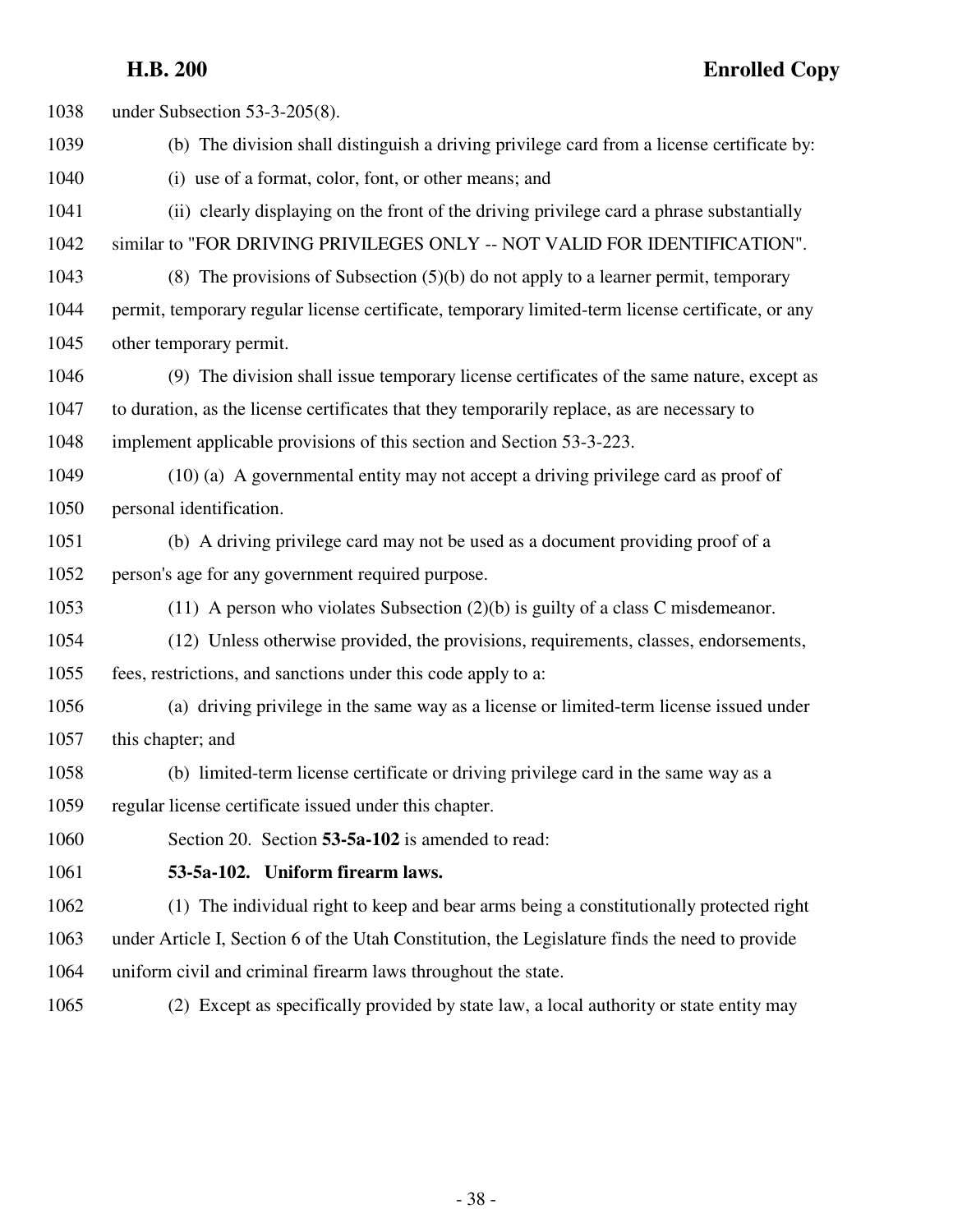under Subsection 53-3-205(8).

(b) The division shall distinguish a driving privilege card from a license certificate by:

(i) use of a format, color, font, or other means; and

(ii) clearly displaying on the front of the driving privilege card a phrase substantially similar to "FOR DRIVING PRIVILEGES ONLY -- NOT VALID FOR IDENTIFICATION".

(8) The provisions of Subsection (5)(b) do not apply to a learner permit, temporary permit, temporary regular license certificate, temporary limited-term license certificate, or any other temporary permit.

(9) The division shall issue temporary license certificates of the same nature, except as to duration, as the license certificates that they temporarily replace, as are necessary to implement applicable provisions of this section and Section 53-3-223.

(10) (a) A governmental entity may not accept a driving privilege card as proof of personal identification.

(b) A driving privilege card may not be used as a document providing proof of a person's age for any government required purpose.

(11) A person who violates Subsection (2)(b) is guilty of a class C misdemeanor.

(12) Unless otherwise provided, the provisions, requirements, classes, endorsements, fees, restrictions, and sanctions under this code apply to a:

(a) driving privilege in the same way as a license or limited-term license issued under this chapter; and

(b) limited-term license certificate or driving privilege card in the same way as a regular license certificate issued under this chapter.

Section 20. Section **53-5a-102** is amended to read:

**53-5a-102. Uniform firearm laws.**

(1) The individual right to keep and bear arms being a constitutionally protected right under Article I, Section 6 of the Utah Constitution, the Legislature finds the need to provide uniform civil and criminal firearm laws throughout the state.

(2) Except as specifically provided by state law, a local authority or state entity may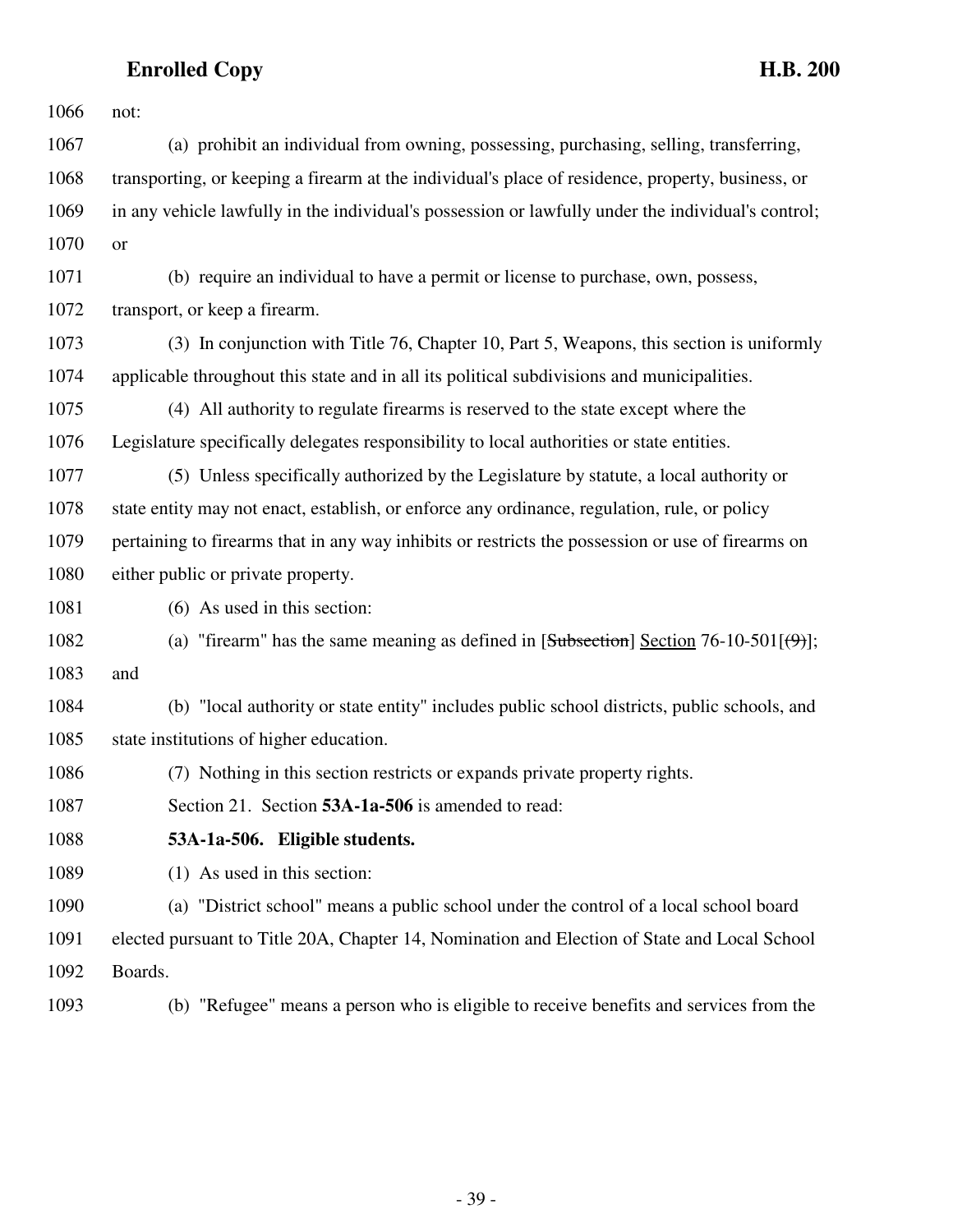1066 not:

1067 (a) prohibit an individual from owning, possessing, purchasing, selling, transferring,
1068 transporting, or keeping a firearm at the individual's place of residence, property, business, or
1069 in any vehicle lawfully in the individual's possession or lawfully under the individual's control;
1070 or

1071 (b) require an individual to have a permit or license to purchase, own, possess,
1072 transport, or keep a firearm.

1073 (3) In conjunction with Title 76, Chapter 10, Part 5, Weapons, this section is uniformly
1074 applicable throughout this state and in all its political subdivisions and municipalities.

1075 (4) All authority to regulate firearms is reserved to the state except where the
1076 Legislature specifically delegates responsibility to local authorities or state entities.

1077 (5) Unless specifically authorized by the Legislature by statute, a local authority or
1078 state entity may not enact, establish, or enforce any ordinance, regulation, rule, or policy
1079 pertaining to firearms that in any way inhibits or restricts the possession or use of firearms on
1080 either public or private property.

1081 (6) As used in this section:

1082 (a) "firearm" has the same meaning as defined in [~~Subsection~~] Section 76-10-501[~~(9)~~];
1083 and

1084 (b) "local authority or state entity" includes public school districts, public schools, and
1085 state institutions of higher education.

1086 (7) Nothing in this section restricts or expands private property rights.

1087 Section 21. Section **53A-1a-506** is amended to read:

1088 **53A-1a-506. Eligible students.**

1089 (1) As used in this section:

1090 (a) "District school" means a public school under the control of a local school board
1091 elected pursuant to Title 20A, Chapter 14, Nomination and Election of State and Local School
1092 Boards.

1093 (b) "Refugee" means a person who is eligible to receive benefits and services from the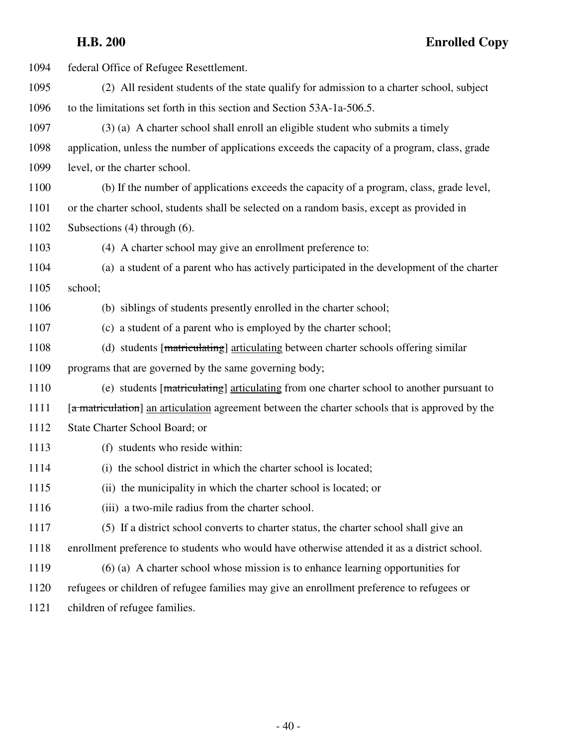federal Office of Refugee Resettlement.

(2) All resident students of the state qualify for admission to a charter school, subject to the limitations set forth in this section and Section 53A-1a-506.5.

(3) (a) A charter school shall enroll an eligible student who submits a timely application, unless the number of applications exceeds the capacity of a program, class, grade level, or the charter school.

(b) If the number of applications exceeds the capacity of a program, class, grade level, or the charter school, students shall be selected on a random basis, except as provided in Subsections (4) through (6).

(4) A charter school may give an enrollment preference to:

(a) a student of a parent who has actively participated in the development of the charter school;

(b) siblings of students presently enrolled in the charter school;

(c) a student of a parent who is employed by the charter school;

(d) students [~~matriculating~~] <u>articulating</u> between charter schools offering similar programs that are governed by the same governing body;

(e) students [~~matriculating~~] <u>articulating</u> from one charter school to another pursuant to [~~a matriculation~~] <u>an articulation</u> agreement between the charter schools that is approved by the State Charter School Board; or

(f) students who reside within:

(i) the school district in which the charter school is located;

(ii) the municipality in which the charter school is located; or

(iii) a two-mile radius from the charter school.

(5) If a district school converts to charter status, the charter school shall give an enrollment preference to students who would have otherwise attended it as a district school.

(6) (a) A charter school whose mission is to enhance learning opportunities for refugees or children of refugee families may give an enrollment preference to refugees or children of refugee families.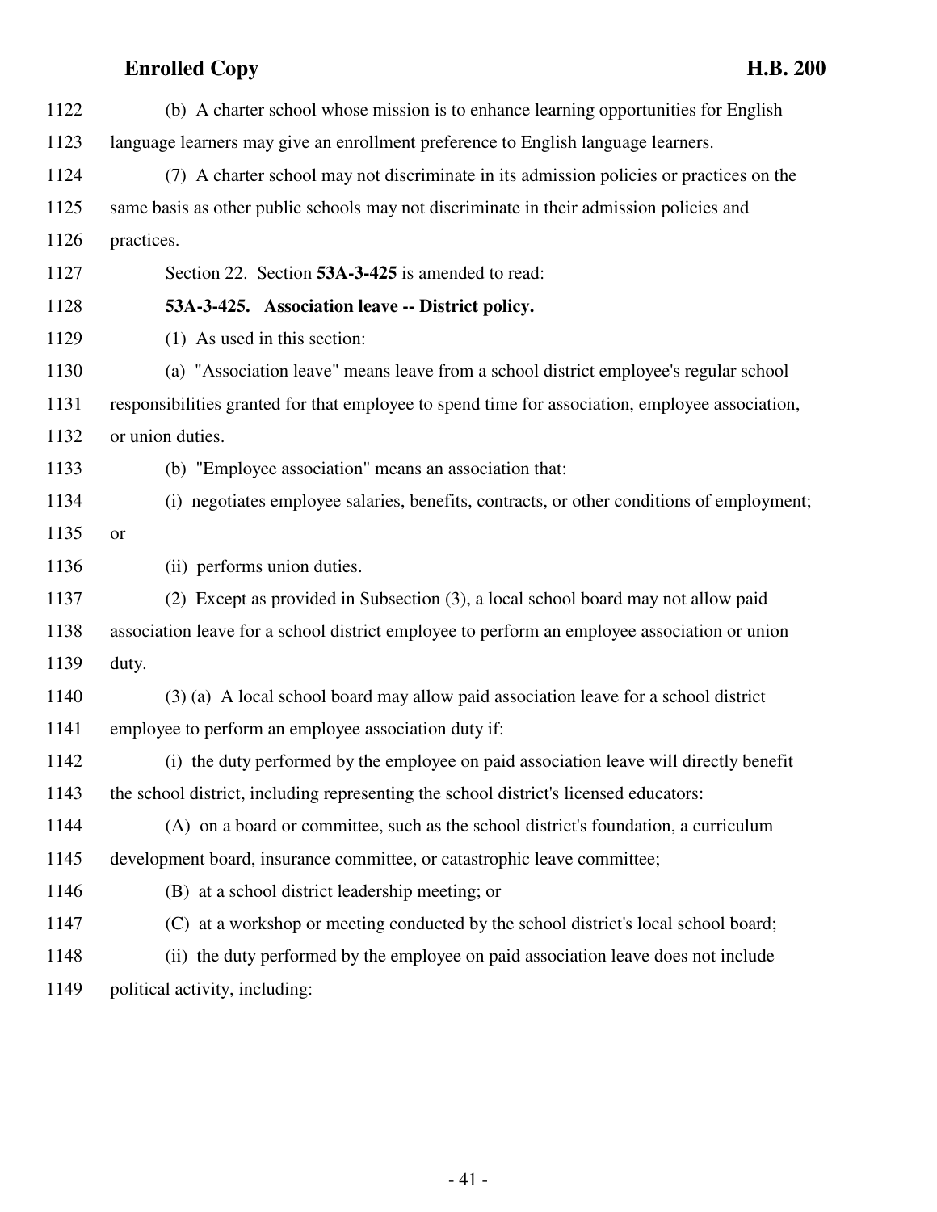(b) A charter school whose mission is to enhance learning opportunities for English language learners may give an enrollment preference to English language learners.

(7) A charter school may not discriminate in its admission policies or practices on the same basis as other public schools may not discriminate in their admission policies and practices.

Section 22. Section **53A-3-425** is amended to read:

**53A-3-425. Association leave -- District policy.**

(1) As used in this section:

(a) "Association leave" means leave from a school district employee's regular school responsibilities granted for that employee to spend time for association, employee association, or union duties.

(b) "Employee association" means an association that:

(i) negotiates employee salaries, benefits, contracts, or other conditions of employment; or

(ii) performs union duties.

(2) Except as provided in Subsection (3), a local school board may not allow paid association leave for a school district employee to perform an employee association or union duty.

(3) (a) A local school board may allow paid association leave for a school district employee to perform an employee association duty if:

(i) the duty performed by the employee on paid association leave will directly benefit the school district, including representing the school district's licensed educators:

(A) on a board or committee, such as the school district's foundation, a curriculum development board, insurance committee, or catastrophic leave committee;

(B) at a school district leadership meeting; or

(C) at a workshop or meeting conducted by the school district's local school board;

(ii) the duty performed by the employee on paid association leave does not include political activity, including: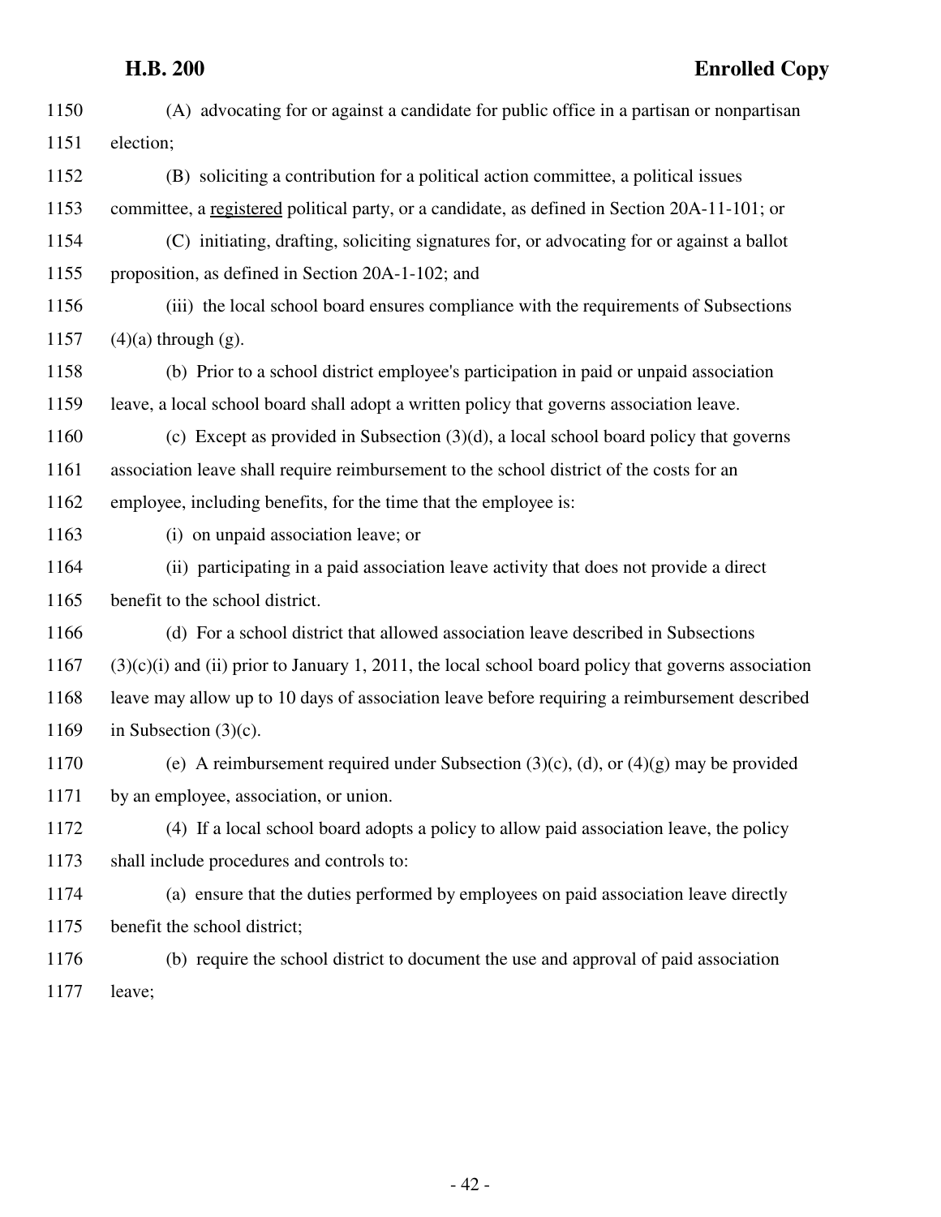(A) advocating for or against a candidate for public office in a partisan or nonpartisan election;

(B) soliciting a contribution for a political action committee, a political issues committee, a <u>registered</u> political party, or a candidate, as defined in Section 20A-11-101; or

(C) initiating, drafting, soliciting signatures for, or advocating for or against a ballot proposition, as defined in Section 20A-1-102; and

(iii) the local school board ensures compliance with the requirements of Subsections (4)(a) through (g).

(b) Prior to a school district employee's participation in paid or unpaid association leave, a local school board shall adopt a written policy that governs association leave.

(c) Except as provided in Subsection (3)(d), a local school board policy that governs association leave shall require reimbursement to the school district of the costs for an employee, including benefits, for the time that the employee is:

(i) on unpaid association leave; or

(ii) participating in a paid association leave activity that does not provide a direct benefit to the school district.

(d) For a school district that allowed association leave described in Subsections (3)(c)(i) and (ii) prior to January 1, 2011, the local school board policy that governs association leave may allow up to 10 days of association leave before requiring a reimbursement described in Subsection (3)(c).

(e) A reimbursement required under Subsection (3)(c), (d), or (4)(g) may be provided by an employee, association, or union.

(4) If a local school board adopts a policy to allow paid association leave, the policy shall include procedures and controls to:

(a) ensure that the duties performed by employees on paid association leave directly benefit the school district;

(b) require the school district to document the use and approval of paid association leave;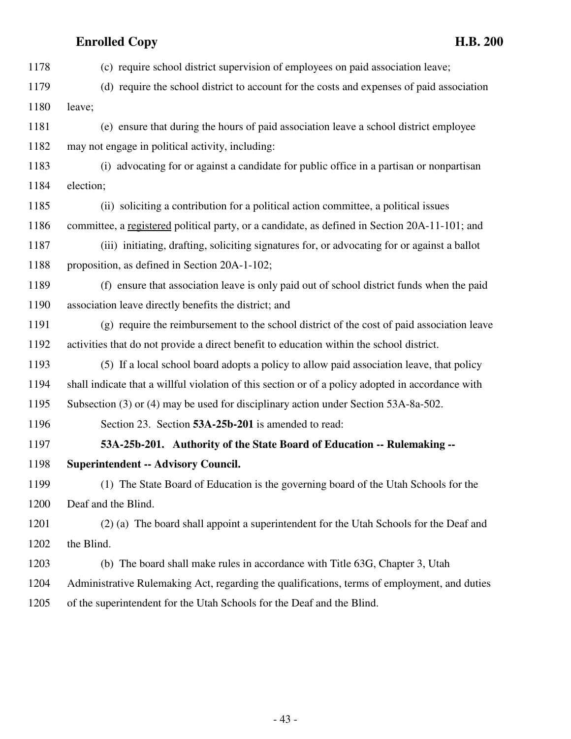(c) require school district supervision of employees on paid association leave;

(d) require the school district to account for the costs and expenses of paid association leave;

(e) ensure that during the hours of paid association leave a school district employee may not engage in political activity, including:

(i) advocating for or against a candidate for public office in a partisan or nonpartisan election;

(ii) soliciting a contribution for a political action committee, a political issues committee, a registered political party, or a candidate, as defined in Section 20A-11-101; and

(iii) initiating, drafting, soliciting signatures for, or advocating for or against a ballot proposition, as defined in Section 20A-1-102;

(f) ensure that association leave is only paid out of school district funds when the paid association leave directly benefits the district; and

(g) require the reimbursement to the school district of the cost of paid association leave activities that do not provide a direct benefit to education within the school district.

(5) If a local school board adopts a policy to allow paid association leave, that policy shall indicate that a willful violation of this section or of a policy adopted in accordance with Subsection (3) or (4) may be used for disciplinary action under Section 53A-8a-502.

Section 23. Section **53A-25b-201** is amended to read:

**53A-25b-201. Authority of the State Board of Education -- Rulemaking -- Superintendent -- Advisory Council.**

(1) The State Board of Education is the governing board of the Utah Schools for the Deaf and the Blind.

(2) (a) The board shall appoint a superintendent for the Utah Schools for the Deaf and the Blind.

(b) The board shall make rules in accordance with Title 63G, Chapter 3, Utah Administrative Rulemaking Act, regarding the qualifications, terms of employment, and duties of the superintendent for the Utah Schools for the Deaf and the Blind.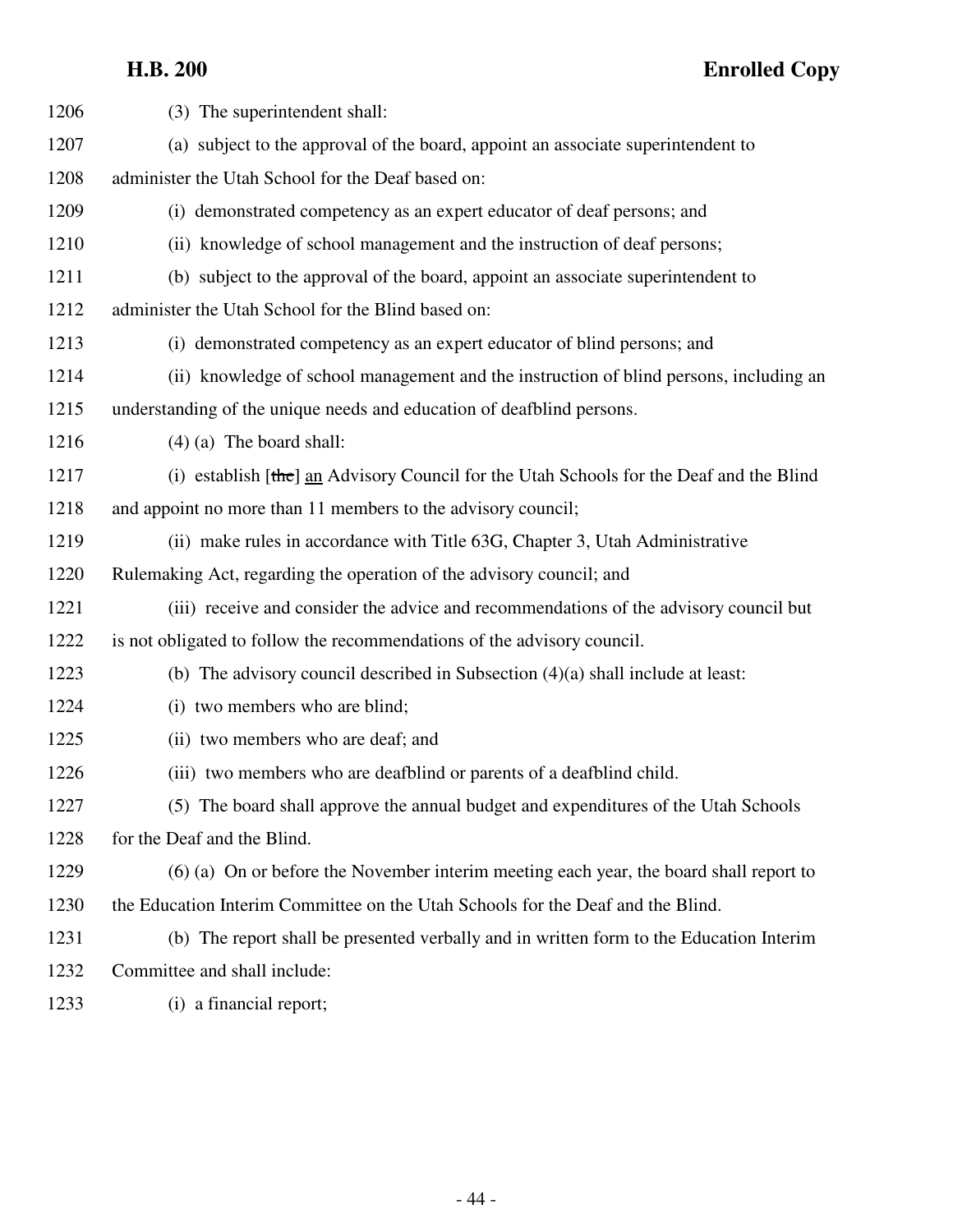(3) The superintendent shall:

(a) subject to the approval of the board, appoint an associate superintendent to administer the Utah School for the Deaf based on:

(i) demonstrated competency as an expert educator of deaf persons; and

(ii) knowledge of school management and the instruction of deaf persons;

(b) subject to the approval of the board, appoint an associate superintendent to administer the Utah School for the Blind based on:

(i) demonstrated competency as an expert educator of blind persons; and

(ii) knowledge of school management and the instruction of blind persons, including an understanding of the unique needs and education of deafblind persons.

(4) (a) The board shall:

(i) establish [~~the~~] an Advisory Council for the Utah Schools for the Deaf and the Blind and appoint no more than 11 members to the advisory council;

(ii) make rules in accordance with Title 63G, Chapter 3, Utah Administrative Rulemaking Act, regarding the operation of the advisory council; and

(iii) receive and consider the advice and recommendations of the advisory council but is not obligated to follow the recommendations of the advisory council.

(b) The advisory council described in Subsection (4)(a) shall include at least:

(i) two members who are blind;

(ii) two members who are deaf; and

(iii) two members who are deafblind or parents of a deafblind child.

(5) The board shall approve the annual budget and expenditures of the Utah Schools for the Deaf and the Blind.

(6) (a) On or before the November interim meeting each year, the board shall report to the Education Interim Committee on the Utah Schools for the Deaf and the Blind.

(b) The report shall be presented verbally and in written form to the Education Interim Committee and shall include:

(i) a financial report;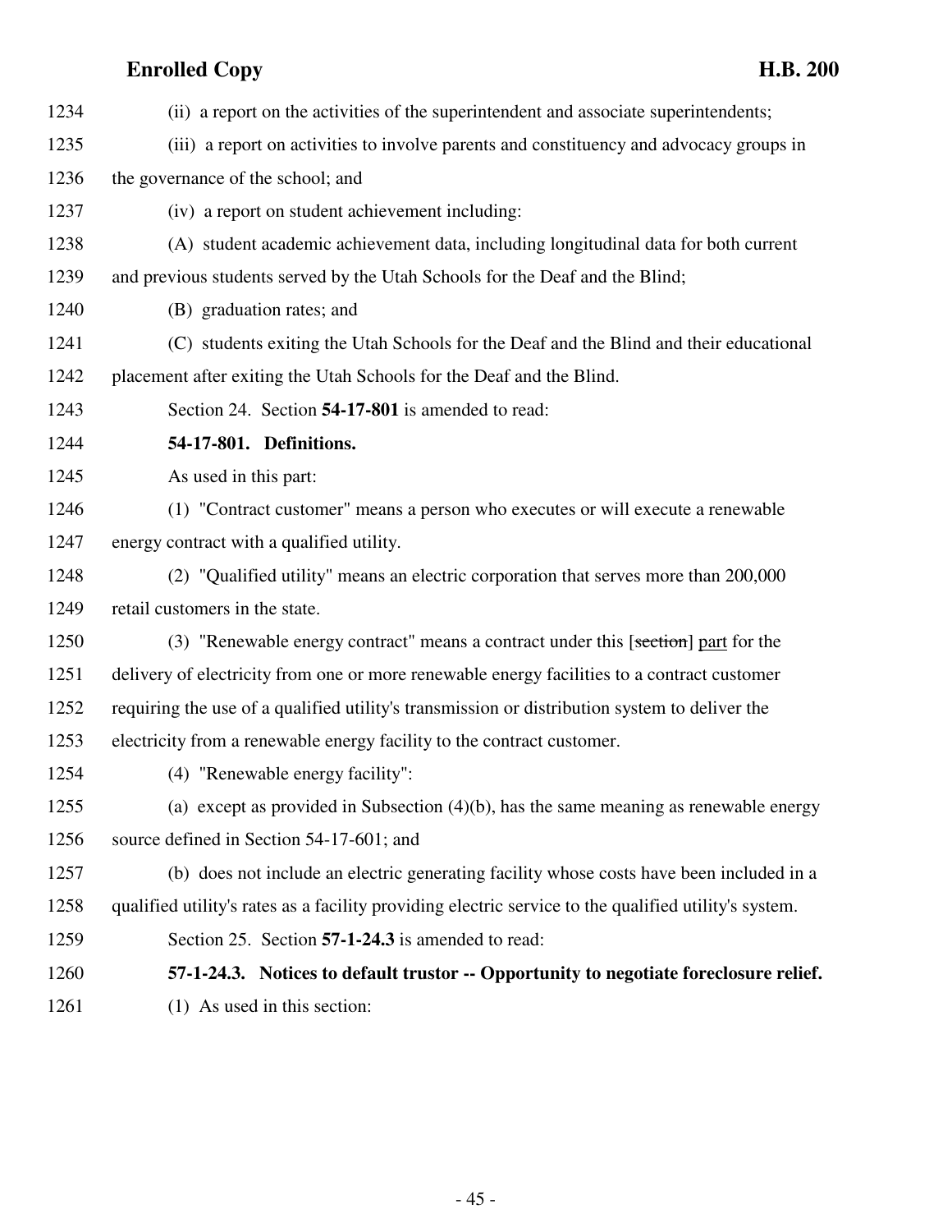(ii) a report on the activities of the superintendent and associate superintendents;

(iii) a report on activities to involve parents and constituency and advocacy groups in the governance of the school; and

(iv) a report on student achievement including:

(A) student academic achievement data, including longitudinal data for both current and previous students served by the Utah Schools for the Deaf and the Blind;

(B) graduation rates; and

(C) students exiting the Utah Schools for the Deaf and the Blind and their educational placement after exiting the Utah Schools for the Deaf and the Blind.

Section 24. Section **54-17-801** is amended to read:

**54-17-801. Definitions.**

As used in this part:

(1) "Contract customer" means a person who executes or will execute a renewable energy contract with a qualified utility.

(2) "Qualified utility" means an electric corporation that serves more than 200,000 retail customers in the state.

(3) "Renewable energy contract" means a contract under this [~~section~~] part for the delivery of electricity from one or more renewable energy facilities to a contract customer requiring the use of a qualified utility's transmission or distribution system to deliver the electricity from a renewable energy facility to the contract customer.

(4) "Renewable energy facility":

(a) except as provided in Subsection (4)(b), has the same meaning as renewable energy source defined in Section 54-17-601; and

(b) does not include an electric generating facility whose costs have been included in a qualified utility's rates as a facility providing electric service to the qualified utility's system.

Section 25. Section **57-1-24.3** is amended to read:

**57-1-24.3. Notices to default trustor -- Opportunity to negotiate foreclosure relief.**

(1) As used in this section: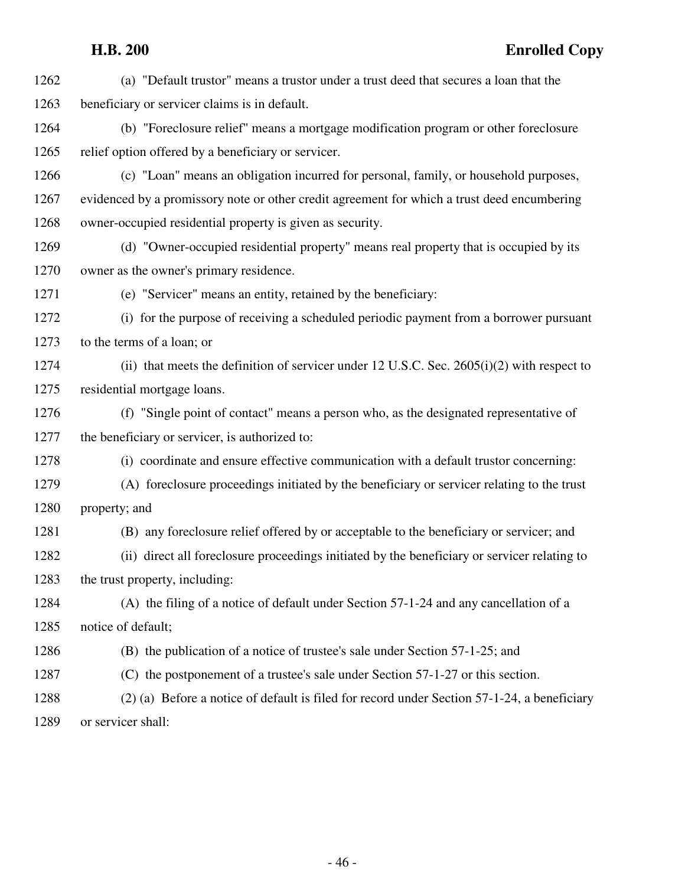(a) "Default trustor" means a trustor under a trust deed that secures a loan that the beneficiary or servicer claims is in default.

(b) "Foreclosure relief" means a mortgage modification program or other foreclosure relief option offered by a beneficiary or servicer.

(c) "Loan" means an obligation incurred for personal, family, or household purposes, evidenced by a promissory note or other credit agreement for which a trust deed encumbering owner-occupied residential property is given as security.

(d) "Owner-occupied residential property" means real property that is occupied by its owner as the owner's primary residence.

(e) "Servicer" means an entity, retained by the beneficiary:

(i) for the purpose of receiving a scheduled periodic payment from a borrower pursuant to the terms of a loan; or

(ii) that meets the definition of servicer under 12 U.S.C. Sec. 2605(i)(2) with respect to residential mortgage loans.

(f) "Single point of contact" means a person who, as the designated representative of the beneficiary or servicer, is authorized to:

(i) coordinate and ensure effective communication with a default trustor concerning:

(A) foreclosure proceedings initiated by the beneficiary or servicer relating to the trust property; and

(B) any foreclosure relief offered by or acceptable to the beneficiary or servicer; and

(ii) direct all foreclosure proceedings initiated by the beneficiary or servicer relating to the trust property, including:

(A) the filing of a notice of default under Section 57-1-24 and any cancellation of a notice of default;

(B) the publication of a notice of trustee's sale under Section 57-1-25; and

(C) the postponement of a trustee's sale under Section 57-1-27 or this section.

(2) (a) Before a notice of default is filed for record under Section 57-1-24, a beneficiary or servicer shall: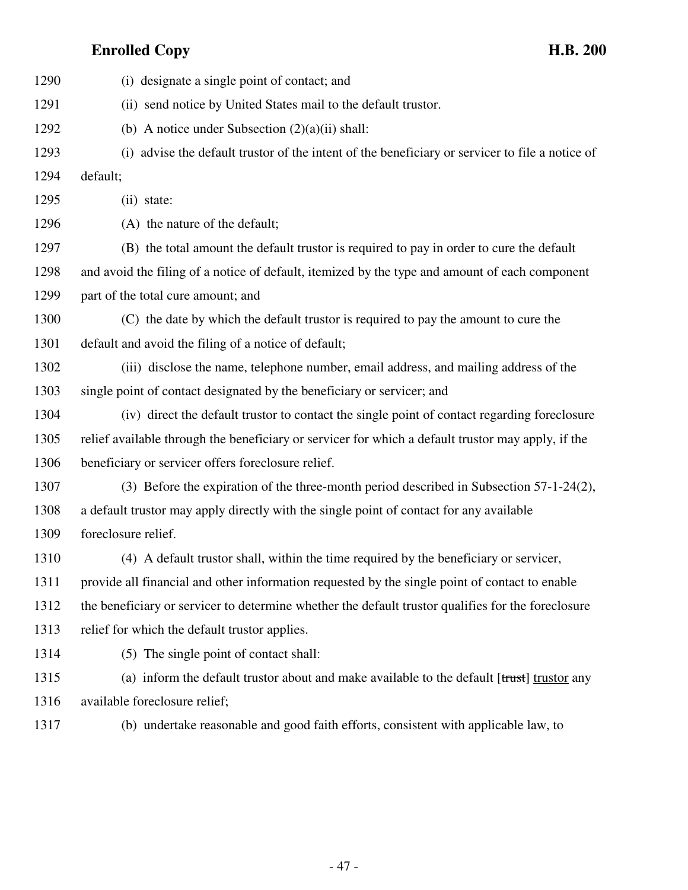(i) designate a single point of contact; and

(ii) send notice by United States mail to the default trustor.

(b) A notice under Subsection (2)(a)(ii) shall:

(i) advise the default trustor of the intent of the beneficiary or servicer to file a notice of default;

(ii) state:

(A) the nature of the default;

(B) the total amount the default trustor is required to pay in order to cure the default and avoid the filing of a notice of default, itemized by the type and amount of each component part of the total cure amount; and

(C) the date by which the default trustor is required to pay the amount to cure the default and avoid the filing of a notice of default;

(iii) disclose the name, telephone number, email address, and mailing address of the single point of contact designated by the beneficiary or servicer; and

(iv) direct the default trustor to contact the single point of contact regarding foreclosure relief available through the beneficiary or servicer for which a default trustor may apply, if the beneficiary or servicer offers foreclosure relief.

(3) Before the expiration of the three-month period described in Subsection 57-1-24(2), a default trustor may apply directly with the single point of contact for any available foreclosure relief.

(4) A default trustor shall, within the time required by the beneficiary or servicer, provide all financial and other information requested by the single point of contact to enable the beneficiary or servicer to determine whether the default trustor qualifies for the foreclosure relief for which the default trustor applies.

(5) The single point of contact shall:

(a) inform the default trustor about and make available to the default [~~trust~~] trustor any available foreclosure relief;

(b) undertake reasonable and good faith efforts, consistent with applicable law, to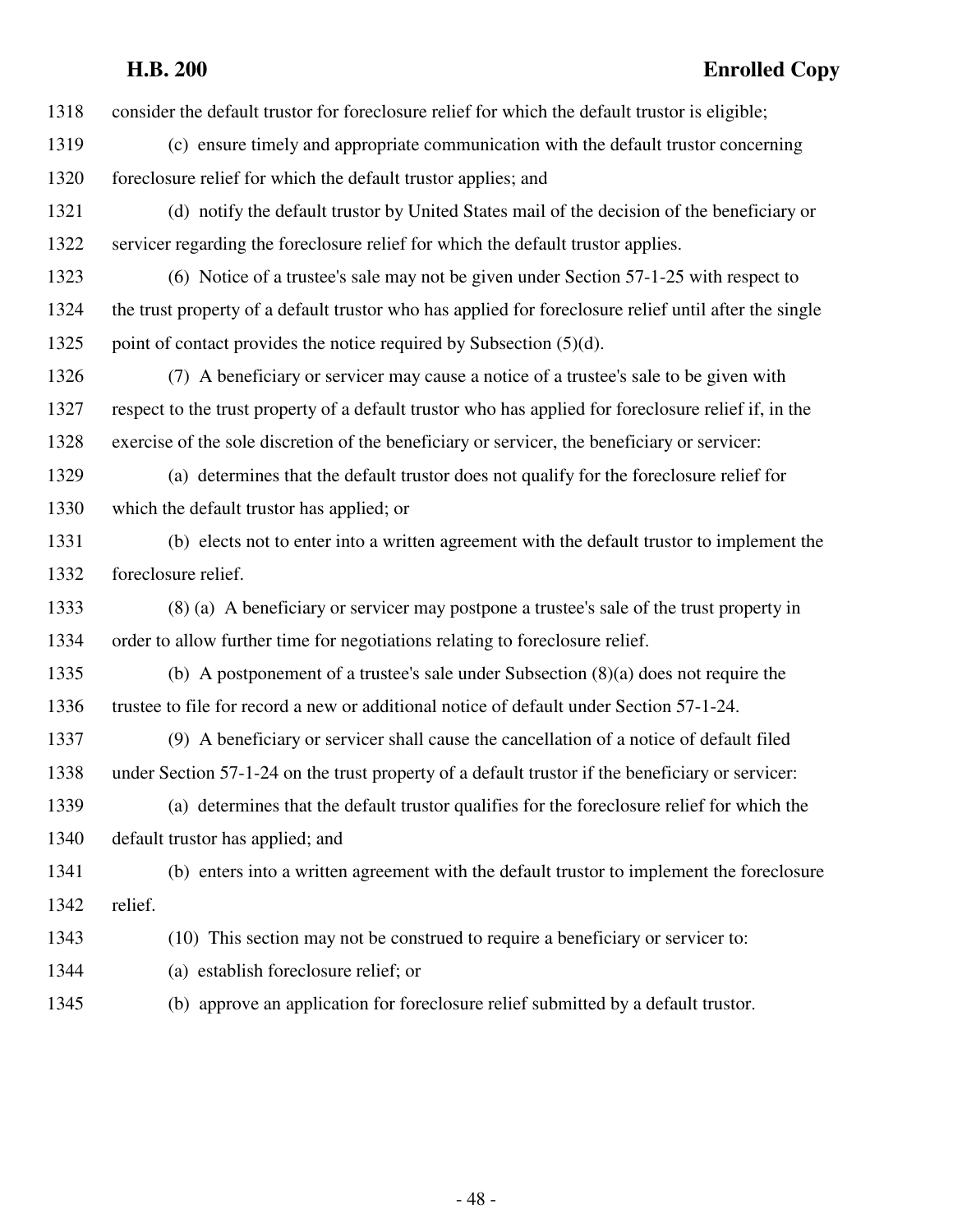consider the default trustor for foreclosure relief for which the default trustor is eligible;

(c) ensure timely and appropriate communication with the default trustor concerning foreclosure relief for which the default trustor applies; and

(d) notify the default trustor by United States mail of the decision of the beneficiary or servicer regarding the foreclosure relief for which the default trustor applies.

(6) Notice of a trustee's sale may not be given under Section 57-1-25 with respect to the trust property of a default trustor who has applied for foreclosure relief until after the single point of contact provides the notice required by Subsection (5)(d).

(7) A beneficiary or servicer may cause a notice of a trustee's sale to be given with respect to the trust property of a default trustor who has applied for foreclosure relief if, in the exercise of the sole discretion of the beneficiary or servicer, the beneficiary or servicer:

(a) determines that the default trustor does not qualify for the foreclosure relief for which the default trustor has applied; or

(b) elects not to enter into a written agreement with the default trustor to implement the foreclosure relief.

(8) (a) A beneficiary or servicer may postpone a trustee's sale of the trust property in order to allow further time for negotiations relating to foreclosure relief.

(b) A postponement of a trustee's sale under Subsection (8)(a) does not require the trustee to file for record a new or additional notice of default under Section 57-1-24.

(9) A beneficiary or servicer shall cause the cancellation of a notice of default filed under Section 57-1-24 on the trust property of a default trustor if the beneficiary or servicer:

(a) determines that the default trustor qualifies for the foreclosure relief for which the default trustor has applied; and

(b) enters into a written agreement with the default trustor to implement the foreclosure relief.

(10) This section may not be construed to require a beneficiary or servicer to:

(a) establish foreclosure relief; or

(b) approve an application for foreclosure relief submitted by a default trustor.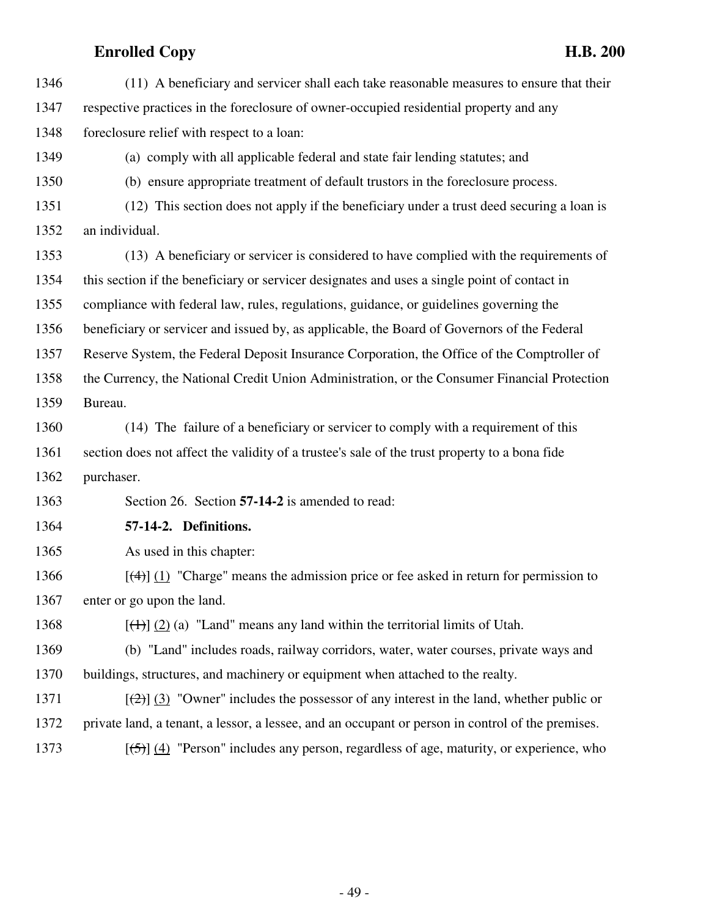(11) A beneficiary and servicer shall each take reasonable measures to ensure that their respective practices in the foreclosure of owner-occupied residential property and any foreclosure relief with respect to a loan:

(a) comply with all applicable federal and state fair lending statutes; and

(b) ensure appropriate treatment of default trustors in the foreclosure process.

(12) This section does not apply if the beneficiary under a trust deed securing a loan is an individual.

(13) A beneficiary or servicer is considered to have complied with the requirements of this section if the beneficiary or servicer designates and uses a single point of contact in compliance with federal law, rules, regulations, guidance, or guidelines governing the beneficiary or servicer and issued by, as applicable, the Board of Governors of the Federal Reserve System, the Federal Deposit Insurance Corporation, the Office of the Comptroller of the Currency, the National Credit Union Administration, or the Consumer Financial Protection Bureau.

(14) The failure of a beneficiary or servicer to comply with a requirement of this section does not affect the validity of a trustee's sale of the trust property to a bona fide purchaser.

Section 26. Section **57-14-2** is amended to read:

**57-14-2. Definitions.**

As used in this chapter:

[~~(4)~~] (1) "Charge" means the admission price or fee asked in return for permission to enter or go upon the land.

[~~(1)~~] (2) (a) "Land" means any land within the territorial limits of Utah.

(b) "Land" includes roads, railway corridors, water, water courses, private ways and buildings, structures, and machinery or equipment when attached to the realty.

[~~(2)~~] (3) "Owner" includes the possessor of any interest in the land, whether public or private land, a tenant, a lessor, a lessee, and an occupant or person in control of the premises.

[~~(5)~~] (4) "Person" includes any person, regardless of age, maturity, or experience, who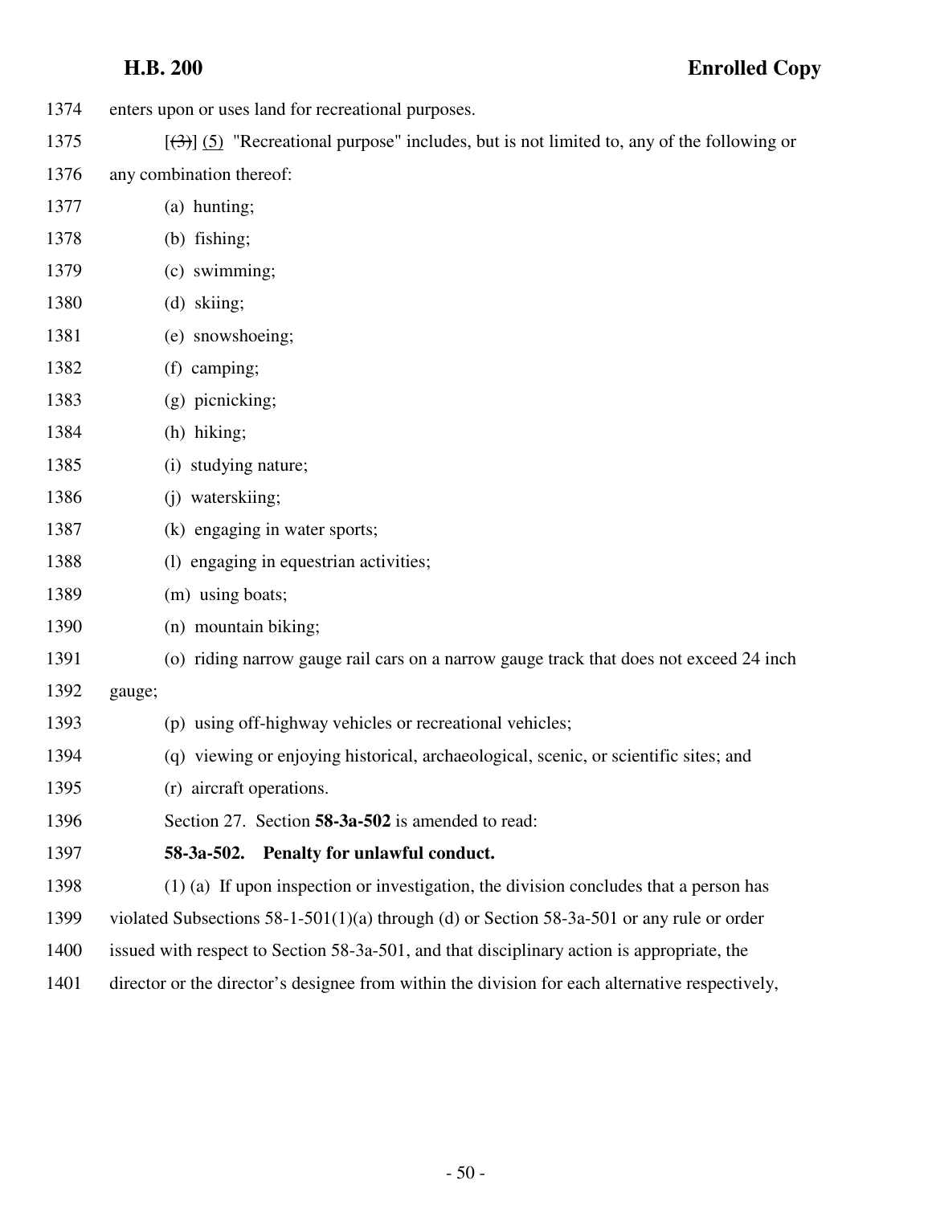enters upon or uses land for recreational purposes.

[(3)] (5) "Recreational purpose" includes, but is not limited to, any of the following or any combination thereof:

(a) hunting;

(b) fishing;

(c) swimming;

(d) skiing;

(e) snowshoeing;

(f) camping;

(g) picnicking;

(h) hiking;

(i) studying nature;

(j) waterskiing;

(k) engaging in water sports;

(l) engaging in equestrian activities;

(m) using boats;

(n) mountain biking;

(o) riding narrow gauge rail cars on a narrow gauge track that does not exceed 24 inch gauge;

(p) using off-highway vehicles or recreational vehicles;

(q) viewing or enjoying historical, archaeological, scenic, or scientific sites; and

(r) aircraft operations.

Section 27. Section **58-3a-502** is amended to read:

**58-3a-502. Penalty for unlawful conduct.**

(1) (a) If upon inspection or investigation, the division concludes that a person has violated Subsections 58-1-501(1)(a) through (d) or Section 58-3a-501 or any rule or order issued with respect to Section 58-3a-501, and that disciplinary action is appropriate, the director or the director's designee from within the division for each alternative respectively,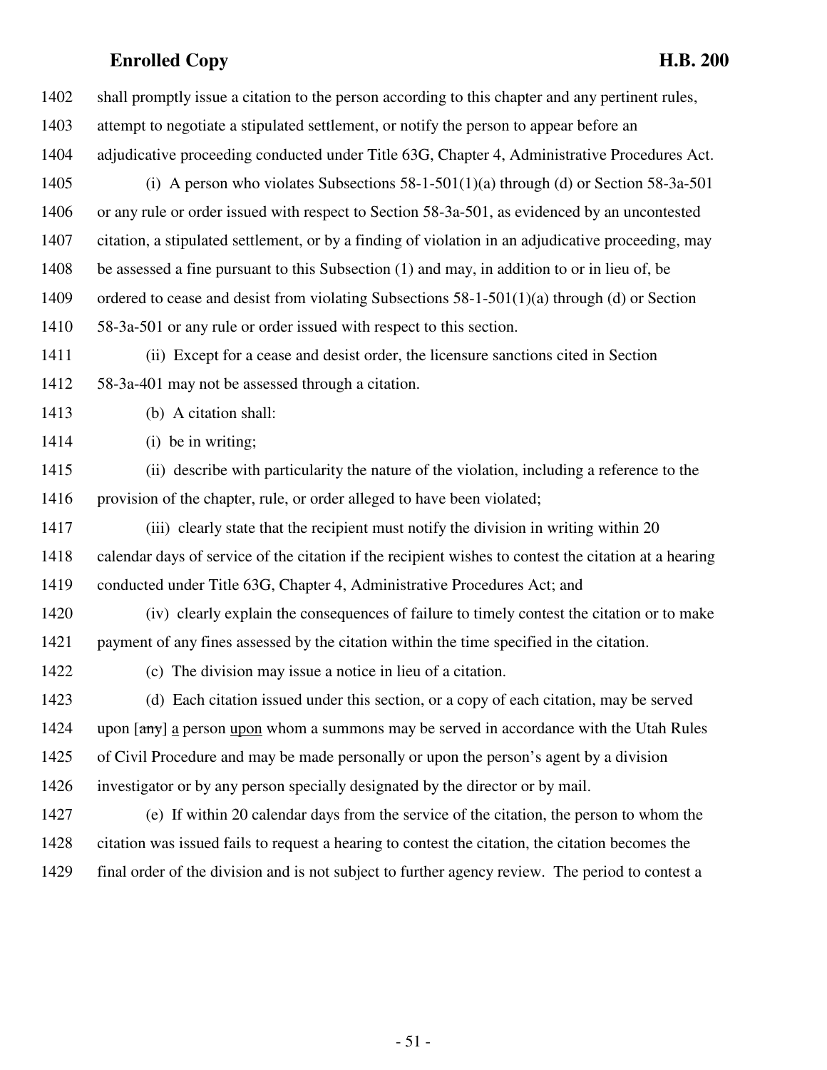1402 shall promptly issue a citation to the person according to this chapter and any pertinent rules,
1403 attempt to negotiate a stipulated settlement, or notify the person to appear before an
1404 adjudicative proceeding conducted under Title 63G, Chapter 4, Administrative Procedures Act.

1405 (i) A person who violates Subsections 58-1-501(1)(a) through (d) or Section 58-3a-501
1406 or any rule or order issued with respect to Section 58-3a-501, as evidenced by an uncontested
1407 citation, a stipulated settlement, or by a finding of violation in an adjudicative proceeding, may
1408 be assessed a fine pursuant to this Subsection (1) and may, in addition to or in lieu of, be
1409 ordered to cease and desist from violating Subsections 58-1-501(1)(a) through (d) or Section
1410 58-3a-501 or any rule or order issued with respect to this section.

1411 (ii) Except for a cease and desist order, the licensure sanctions cited in Section
1412 58-3a-401 may not be assessed through a citation.

1413 (b) A citation shall:

1414 (i) be in writing;

1415 (ii) describe with particularity the nature of the violation, including a reference to the
1416 provision of the chapter, rule, or order alleged to have been violated;

1417 (iii) clearly state that the recipient must notify the division in writing within 20
1418 calendar days of service of the citation if the recipient wishes to contest the citation at a hearing
1419 conducted under Title 63G, Chapter 4, Administrative Procedures Act; and

1420 (iv) clearly explain the consequences of failure to timely contest the citation or to make
1421 payment of any fines assessed by the citation within the time specified in the citation.

1422 (c) The division may issue a notice in lieu of a citation.

1423 (d) Each citation issued under this section, or a copy of each citation, may be served
1424 upon [~~any~~] a person upon whom a summons may be served in accordance with the Utah Rules
1425 of Civil Procedure and may be made personally or upon the person's agent by a division
1426 investigator or by any person specially designated by the director or by mail.

1427 (e) If within 20 calendar days from the service of the citation, the person to whom the
1428 citation was issued fails to request a hearing to contest the citation, the citation becomes the
1429 final order of the division and is not subject to further agency review. The period to contest a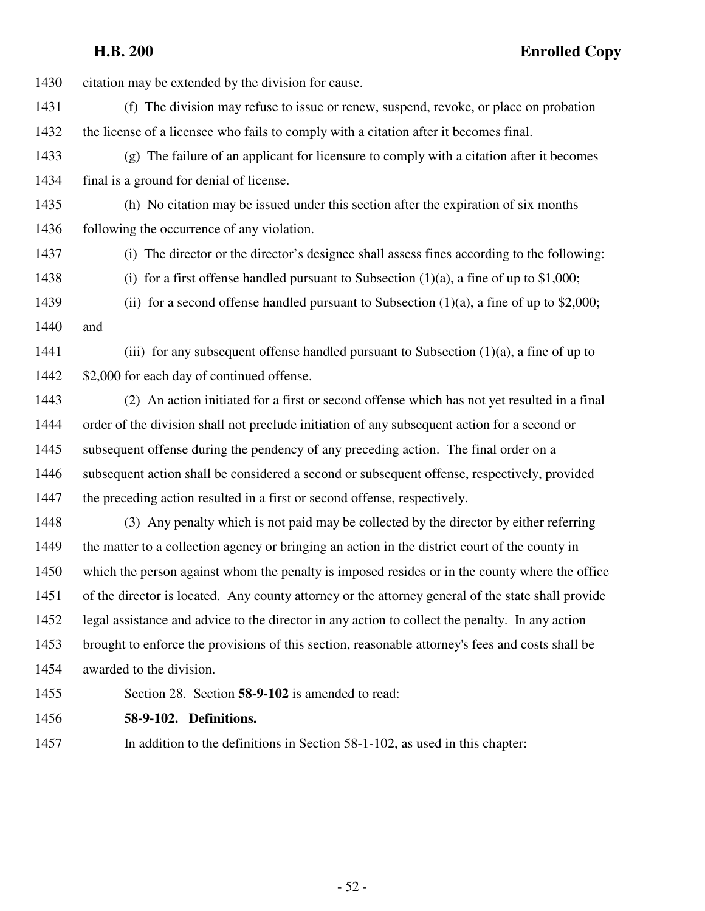citation may be extended by the division for cause.

(f) The division may refuse to issue or renew, suspend, revoke, or place on probation the license of a licensee who fails to comply with a citation after it becomes final.

(g) The failure of an applicant for licensure to comply with a citation after it becomes final is a ground for denial of license.

(h) No citation may be issued under this section after the expiration of six months following the occurrence of any violation.

(i) The director or the director's designee shall assess fines according to the following:

(i) for a first offense handled pursuant to Subsection (1)(a), a fine of up to $1,000;

(ii) for a second offense handled pursuant to Subsection (1)(a), a fine of up to $2,000; and

(iii) for any subsequent offense handled pursuant to Subsection (1)(a), a fine of up to $2,000 for each day of continued offense.

(2) An action initiated for a first or second offense which has not yet resulted in a final order of the division shall not preclude initiation of any subsequent action for a second or subsequent offense during the pendency of any preceding action. The final order on a subsequent action shall be considered a second or subsequent offense, respectively, provided the preceding action resulted in a first or second offense, respectively.

(3) Any penalty which is not paid may be collected by the director by either referring the matter to a collection agency or bringing an action in the district court of the county in which the person against whom the penalty is imposed resides or in the county where the office of the director is located. Any county attorney or the attorney general of the state shall provide legal assistance and advice to the director in any action to collect the penalty. In any action brought to enforce the provisions of this section, reasonable attorney's fees and costs shall be awarded to the division.

Section 28. Section **58-9-102** is amended to read:

**58-9-102. Definitions.**

In addition to the definitions in Section 58-1-102, as used in this chapter: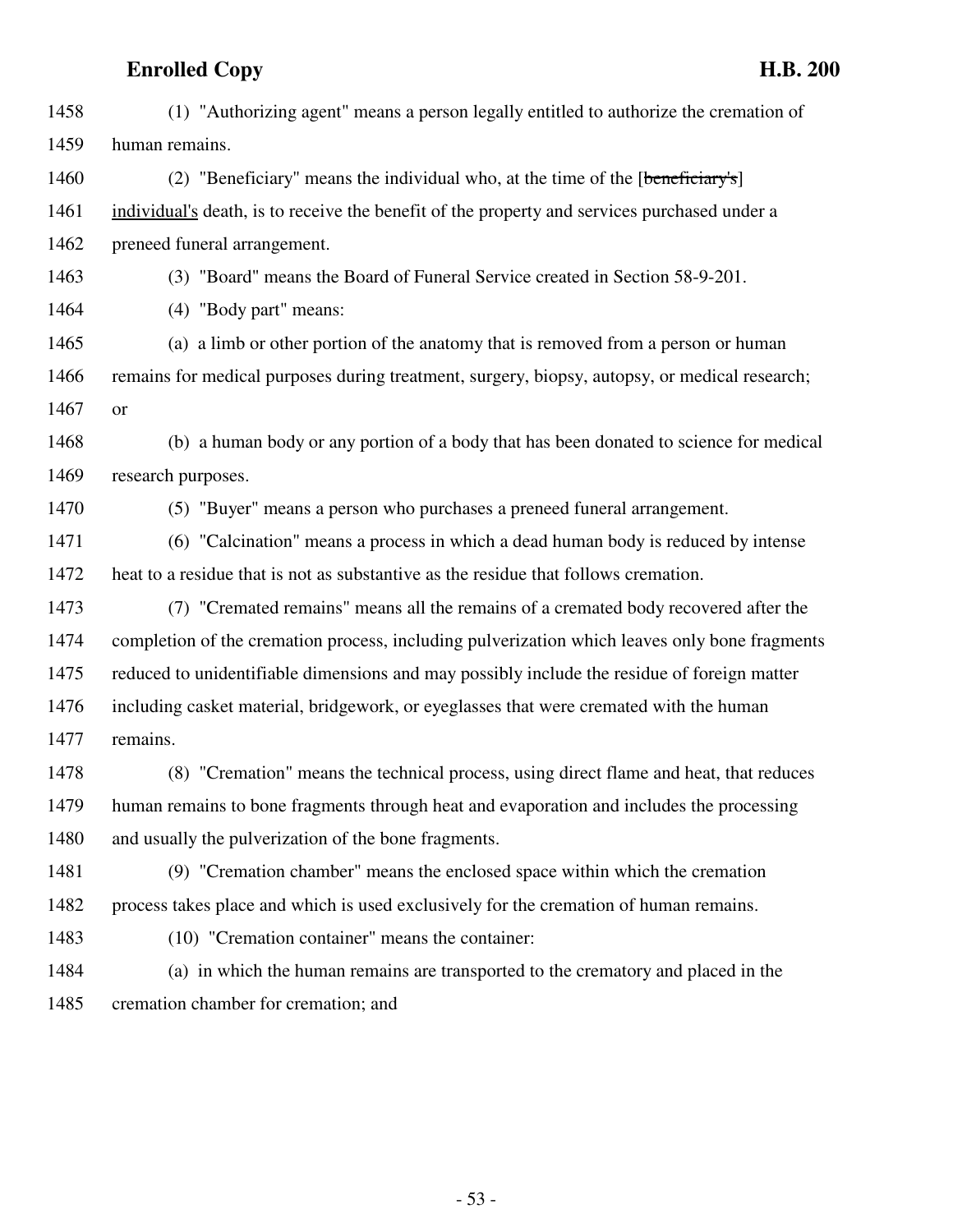1458 (1) "Authorizing agent" means a person legally entitled to authorize the cremation of
1459 human remains.

1460 (2) "Beneficiary" means the individual who, at the time of the [~~beneficiary's~~]
1461 individual's death, is to receive the benefit of the property and services purchased under a
1462 preneed funeral arrangement.

1463 (3) "Board" means the Board of Funeral Service created in Section 58-9-201.

1464 (4) "Body part" means:

1465 (a) a limb or other portion of the anatomy that is removed from a person or human
1466 remains for medical purposes during treatment, surgery, biopsy, autopsy, or medical research;
1467 or

1468 (b) a human body or any portion of a body that has been donated to science for medical
1469 research purposes.

1470 (5) "Buyer" means a person who purchases a preneed funeral arrangement.

1471 (6) "Calcination" means a process in which a dead human body is reduced by intense
1472 heat to a residue that is not as substantive as the residue that follows cremation.

1473 (7) "Cremated remains" means all the remains of a cremated body recovered after the
1474 completion of the cremation process, including pulverization which leaves only bone fragments
1475 reduced to unidentifiable dimensions and may possibly include the residue of foreign matter
1476 including casket material, bridgework, or eyeglasses that were cremated with the human
1477 remains.

1478 (8) "Cremation" means the technical process, using direct flame and heat, that reduces
1479 human remains to bone fragments through heat and evaporation and includes the processing
1480 and usually the pulverization of the bone fragments.

1481 (9) "Cremation chamber" means the enclosed space within which the cremation
1482 process takes place and which is used exclusively for the cremation of human remains.

1483 (10) "Cremation container" means the container:

1484 (a) in which the human remains are transported to the crematory and placed in the
1485 cremation chamber for cremation; and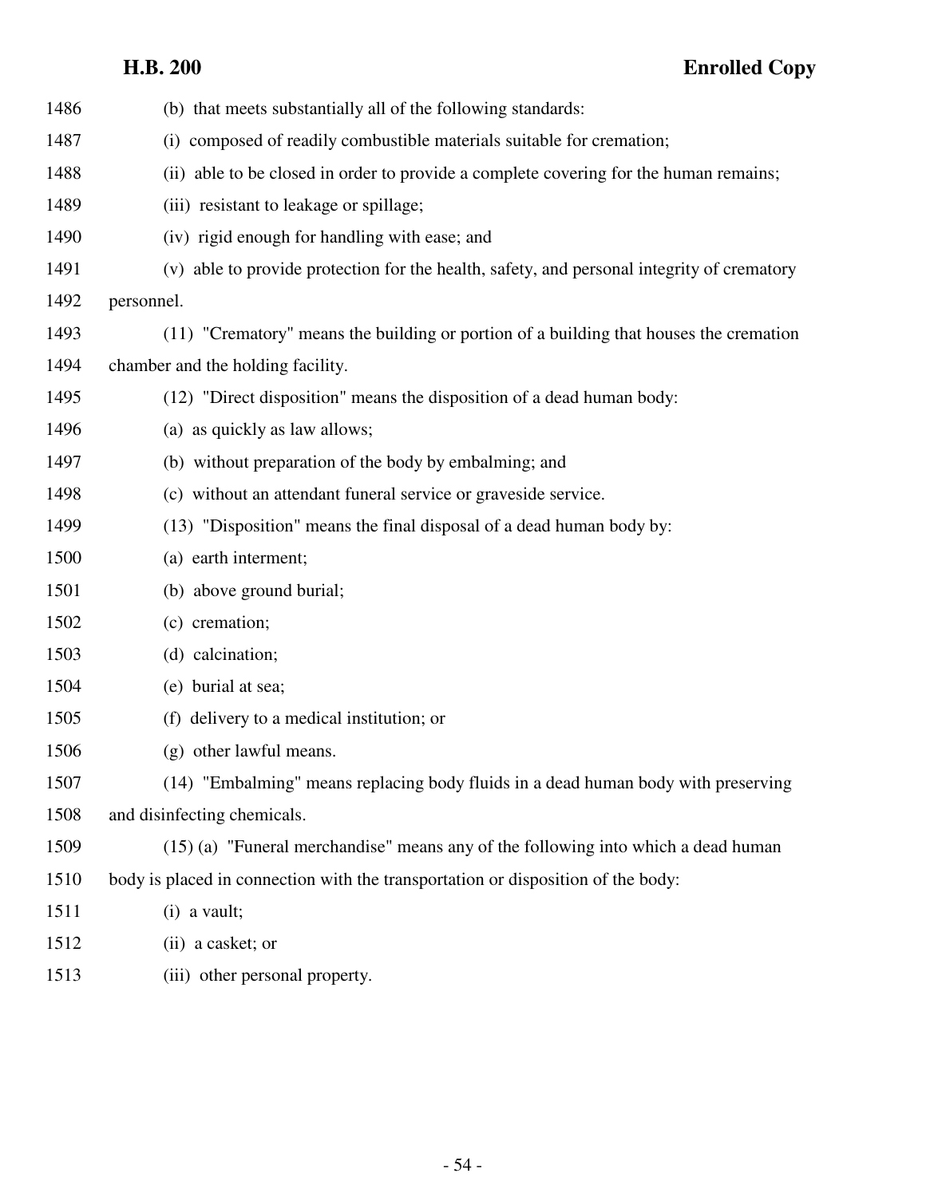(b) that meets substantially all of the following standards:

(i) composed of readily combustible materials suitable for cremation;

(ii) able to be closed in order to provide a complete covering for the human remains;

(iii) resistant to leakage or spillage;

(iv) rigid enough for handling with ease; and

(v) able to provide protection for the health, safety, and personal integrity of crematory personnel.

(11) "Crematory" means the building or portion of a building that houses the cremation chamber and the holding facility.

(12) "Direct disposition" means the disposition of a dead human body:

(a) as quickly as law allows;

(b) without preparation of the body by embalming; and

(c) without an attendant funeral service or graveside service.

(13) "Disposition" means the final disposal of a dead human body by:

(a) earth interment;

(b) above ground burial;

(c) cremation;

(d) calcination;

(e) burial at sea;

(f) delivery to a medical institution; or

(g) other lawful means.

(14) "Embalming" means replacing body fluids in a dead human body with preserving and disinfecting chemicals.

(15) (a) "Funeral merchandise" means any of the following into which a dead human body is placed in connection with the transportation or disposition of the body:

(i) a vault;

(ii) a casket; or

(iii) other personal property.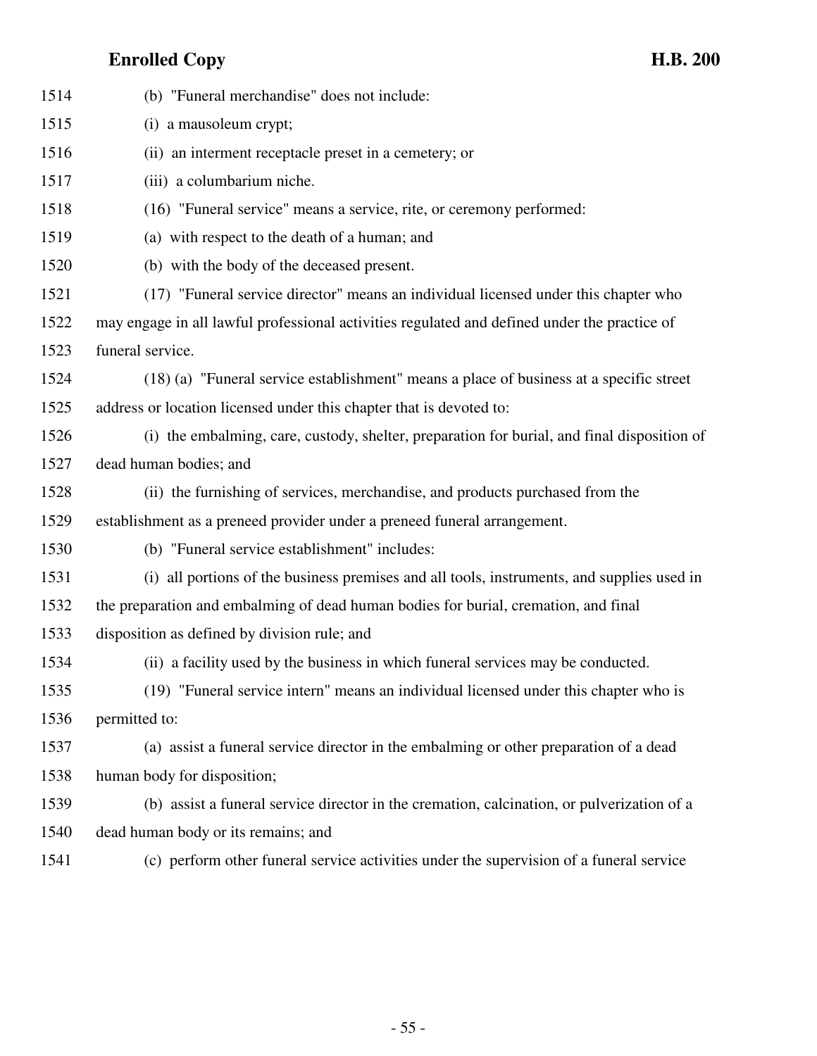(b) "Funeral merchandise" does not include:

(i) a mausoleum crypt;

(ii) an interment receptacle preset in a cemetery; or

(iii) a columbarium niche.

(16) "Funeral service" means a service, rite, or ceremony performed:

(a) with respect to the death of a human; and

(b) with the body of the deceased present.

(17) "Funeral service director" means an individual licensed under this chapter who may engage in all lawful professional activities regulated and defined under the practice of funeral service.

(18) (a) "Funeral service establishment" means a place of business at a specific street address or location licensed under this chapter that is devoted to:

(i) the embalming, care, custody, shelter, preparation for burial, and final disposition of dead human bodies; and

(ii) the furnishing of services, merchandise, and products purchased from the establishment as a preneed provider under a preneed funeral arrangement.

(b) "Funeral service establishment" includes:

(i) all portions of the business premises and all tools, instruments, and supplies used in the preparation and embalming of dead human bodies for burial, cremation, and final disposition as defined by division rule; and

(ii) a facility used by the business in which funeral services may be conducted.

(19) "Funeral service intern" means an individual licensed under this chapter who is permitted to:

(a) assist a funeral service director in the embalming or other preparation of a dead human body for disposition;

(b) assist a funeral service director in the cremation, calcination, or pulverization of a dead human body or its remains; and

(c) perform other funeral service activities under the supervision of a funeral service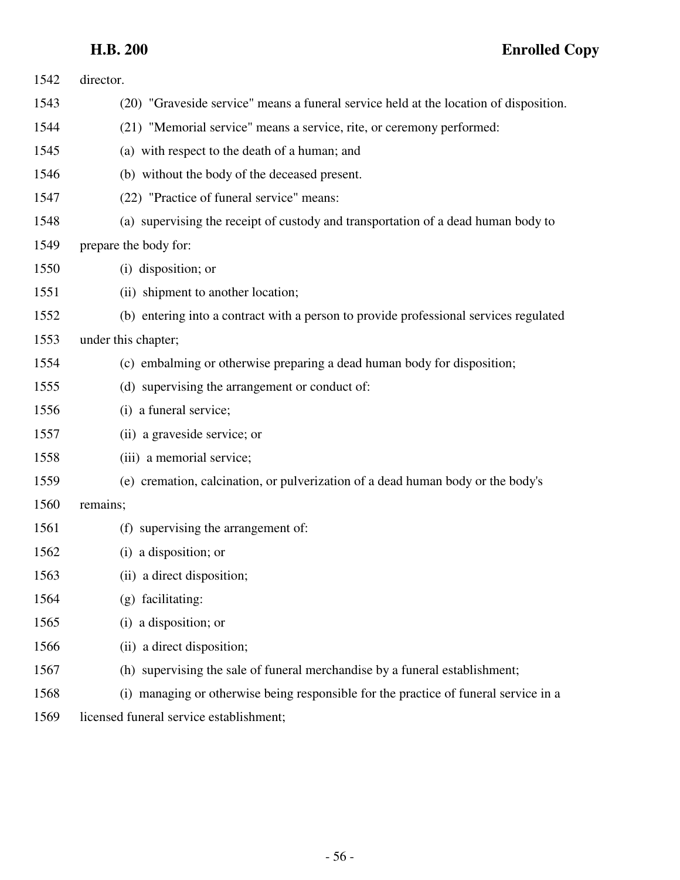director.

(20) "Graveside service" means a funeral service held at the location of disposition.

(21) "Memorial service" means a service, rite, or ceremony performed:

(a) with respect to the death of a human; and

(b) without the body of the deceased present.

(22) "Practice of funeral service" means:

(a) supervising the receipt of custody and transportation of a dead human body to prepare the body for:

(i) disposition; or

(ii) shipment to another location;

(b) entering into a contract with a person to provide professional services regulated under this chapter;

(c) embalming or otherwise preparing a dead human body for disposition;

(d) supervising the arrangement or conduct of:

(i) a funeral service;

(ii) a graveside service; or

(iii) a memorial service;

(e) cremation, calcination, or pulverization of a dead human body or the body's remains;

(f) supervising the arrangement of:

(i) a disposition; or

(ii) a direct disposition;

(g) facilitating:

(i) a disposition; or

(ii) a direct disposition;

(h) supervising the sale of funeral merchandise by a funeral establishment;

(i) managing or otherwise being responsible for the practice of funeral service in a licensed funeral service establishment;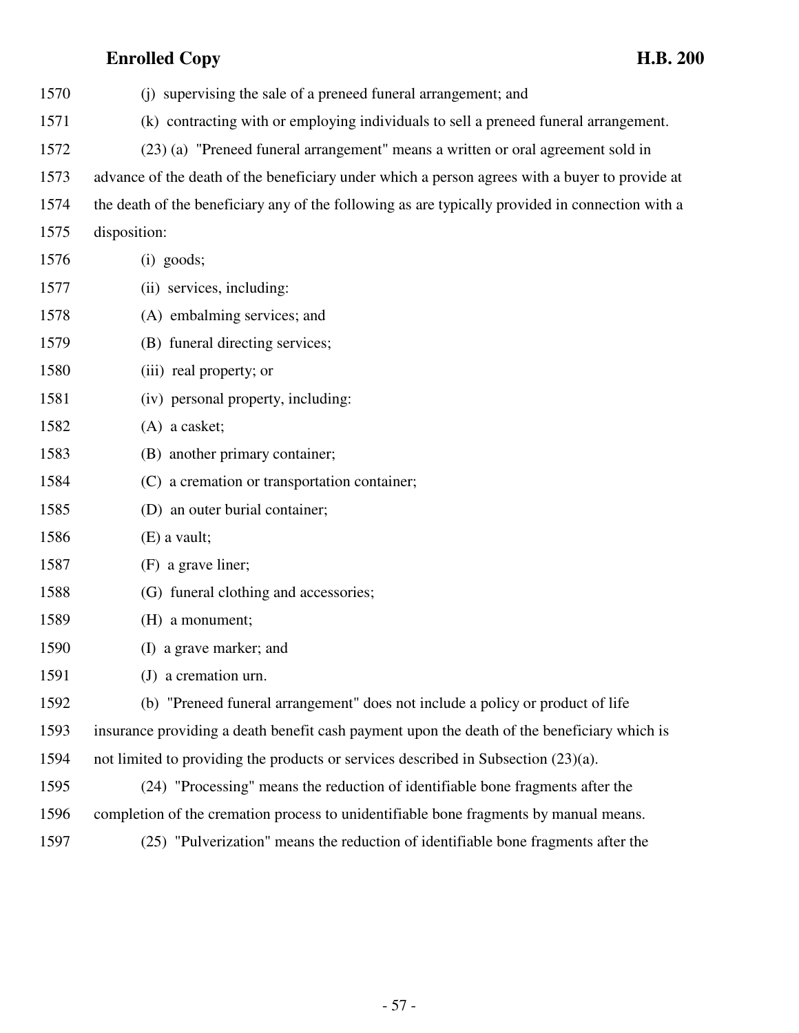(j) supervising the sale of a preneed funeral arrangement; and

(k) contracting with or employing individuals to sell a preneed funeral arrangement.

(23) (a) "Preneed funeral arrangement" means a written or oral agreement sold in advance of the death of the beneficiary under which a person agrees with a buyer to provide at the death of the beneficiary any of the following as are typically provided in connection with a disposition:

(i) goods;

(ii) services, including:

(A) embalming services; and

(B) funeral directing services;

(iii) real property; or

(iv) personal property, including:

(A) a casket;

(B) another primary container;

(C) a cremation or transportation container;

(D) an outer burial container;

(E) a vault;

(F) a grave liner;

(G) funeral clothing and accessories;

(H) a monument;

(I) a grave marker; and

(J) a cremation urn.

(b) "Preneed funeral arrangement" does not include a policy or product of life insurance providing a death benefit cash payment upon the death of the beneficiary which is not limited to providing the products or services described in Subsection (23)(a).

(24) "Processing" means the reduction of identifiable bone fragments after the completion of the cremation process to unidentifiable bone fragments by manual means.

(25) "Pulverization" means the reduction of identifiable bone fragments after the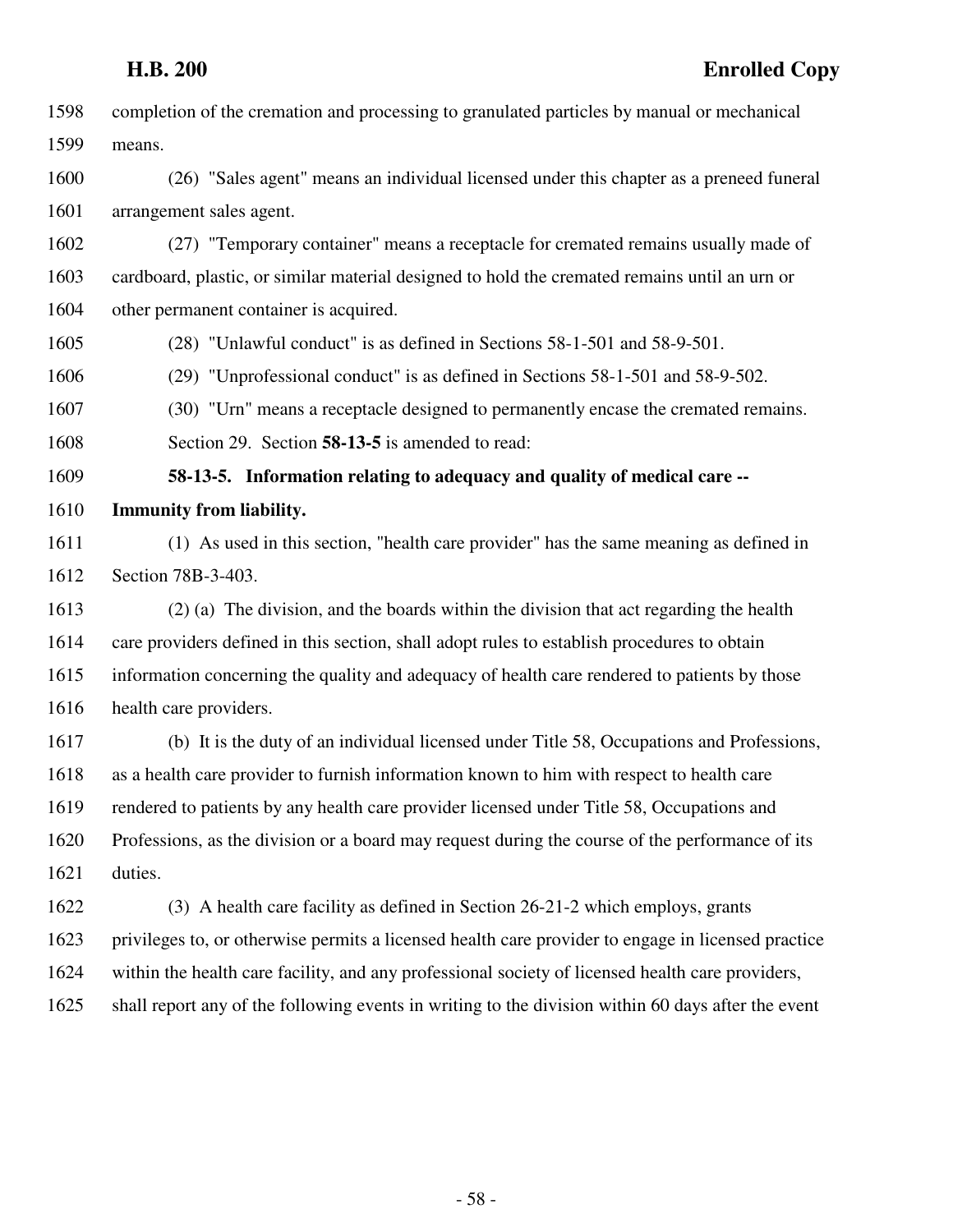completion of the cremation and processing to granulated particles by manual or mechanical means.

(26) "Sales agent" means an individual licensed under this chapter as a preneed funeral arrangement sales agent.

(27) "Temporary container" means a receptacle for cremated remains usually made of cardboard, plastic, or similar material designed to hold the cremated remains until an urn or other permanent container is acquired.

(28) "Unlawful conduct" is as defined in Sections 58-1-501 and 58-9-501.

(29) "Unprofessional conduct" is as defined in Sections 58-1-501 and 58-9-502.

(30) "Urn" means a receptacle designed to permanently encase the cremated remains.

Section 29. Section **58-13-5** is amended to read:

**58-13-5. Information relating to adequacy and quality of medical care -- Immunity from liability.**

(1) As used in this section, "health care provider" has the same meaning as defined in Section 78B-3-403.

(2) (a) The division, and the boards within the division that act regarding the health care providers defined in this section, shall adopt rules to establish procedures to obtain information concerning the quality and adequacy of health care rendered to patients by those health care providers.

(b) It is the duty of an individual licensed under Title 58, Occupations and Professions, as a health care provider to furnish information known to him with respect to health care rendered to patients by any health care provider licensed under Title 58, Occupations and Professions, as the division or a board may request during the course of the performance of its duties.

(3) A health care facility as defined in Section 26-21-2 which employs, grants privileges to, or otherwise permits a licensed health care provider to engage in licensed practice within the health care facility, and any professional society of licensed health care providers, shall report any of the following events in writing to the division within 60 days after the event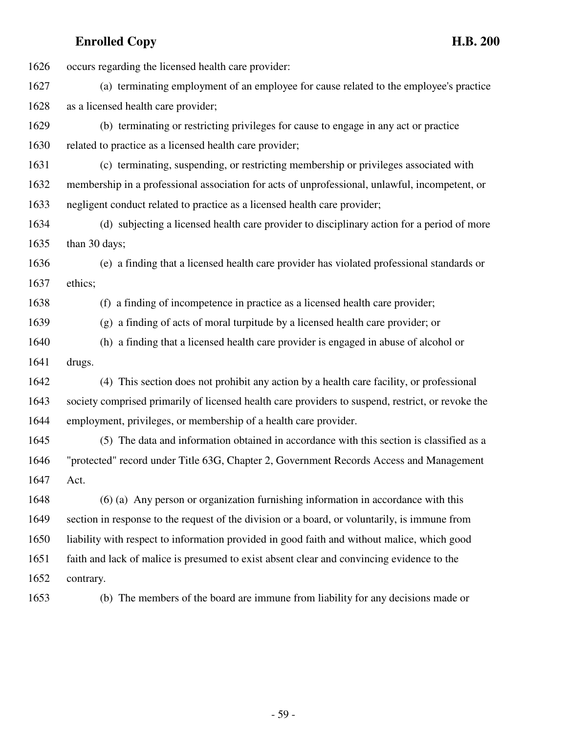occurs regarding the licensed health care provider:

(a) terminating employment of an employee for cause related to the employee's practice as a licensed health care provider;

(b) terminating or restricting privileges for cause to engage in any act or practice related to practice as a licensed health care provider;

(c) terminating, suspending, or restricting membership or privileges associated with membership in a professional association for acts of unprofessional, unlawful, incompetent, or negligent conduct related to practice as a licensed health care provider;

(d) subjecting a licensed health care provider to disciplinary action for a period of more than 30 days;

(e) a finding that a licensed health care provider has violated professional standards or ethics;

(f) a finding of incompetence in practice as a licensed health care provider;

(g) a finding of acts of moral turpitude by a licensed health care provider; or

(h) a finding that a licensed health care provider is engaged in abuse of alcohol or drugs.

(4) This section does not prohibit any action by a health care facility, or professional society comprised primarily of licensed health care providers to suspend, restrict, or revoke the employment, privileges, or membership of a health care provider.

(5) The data and information obtained in accordance with this section is classified as a "protected" record under Title 63G, Chapter 2, Government Records Access and Management Act.

(6) (a) Any person or organization furnishing information in accordance with this section in response to the request of the division or a board, or voluntarily, is immune from liability with respect to information provided in good faith and without malice, which good faith and lack of malice is presumed to exist absent clear and convincing evidence to the contrary.

(b) The members of the board are immune from liability for any decisions made or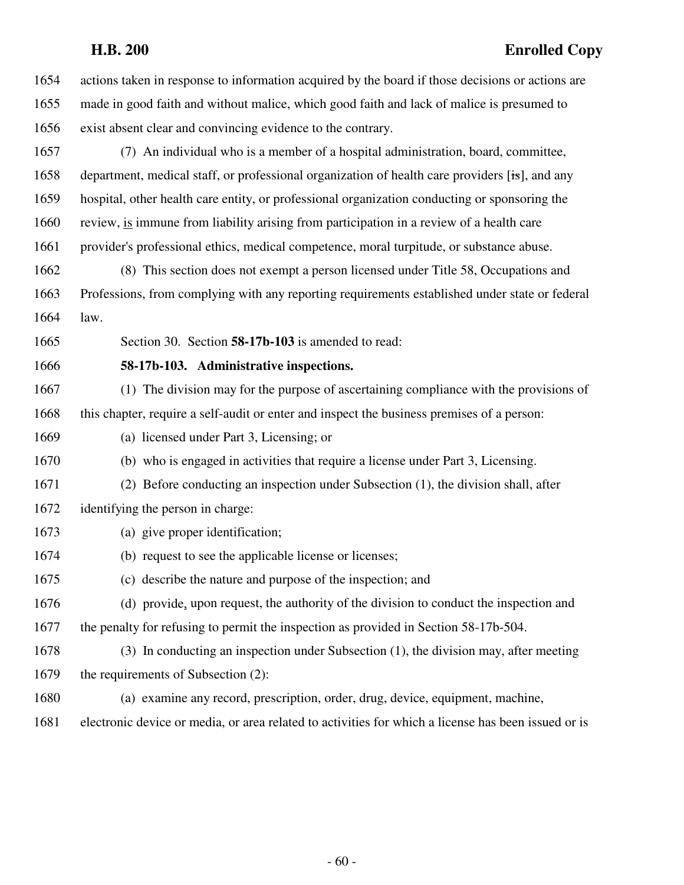actions taken in response to information acquired by the board if those decisions or actions are made in good faith and without malice, which good faith and lack of malice is presumed to exist absent clear and convincing evidence to the contrary.

(7) An individual who is a member of a hospital administration, board, committee, department, medical staff, or professional organization of health care providers [~~is~~], and any hospital, other health care entity, or professional organization conducting or sponsoring the review, is immune from liability arising from participation in a review of a health care provider's professional ethics, medical competence, moral turpitude, or substance abuse.

(8) This section does not exempt a person licensed under Title 58, Occupations and Professions, from complying with any reporting requirements established under state or federal law.

Section 30. Section **58-17b-103** is amended to read:

**58-17b-103. Administrative inspections.**

(1) The division may for the purpose of ascertaining compliance with the provisions of this chapter, require a self-audit or enter and inspect the business premises of a person:

(a) licensed under Part 3, Licensing; or

(b) who is engaged in activities that require a license under Part 3, Licensing.

(2) Before conducting an inspection under Subsection (1), the division shall, after identifying the person in charge:

(a) give proper identification;

(b) request to see the applicable license or licenses;

(c) describe the nature and purpose of the inspection; and

(d) provide, upon request, the authority of the division to conduct the inspection and the penalty for refusing to permit the inspection as provided in Section 58-17b-504.

(3) In conducting an inspection under Subsection (1), the division may, after meeting the requirements of Subsection (2):

(a) examine any record, prescription, order, drug, device, equipment, machine, electronic device or media, or area related to activities for which a license has been issued or is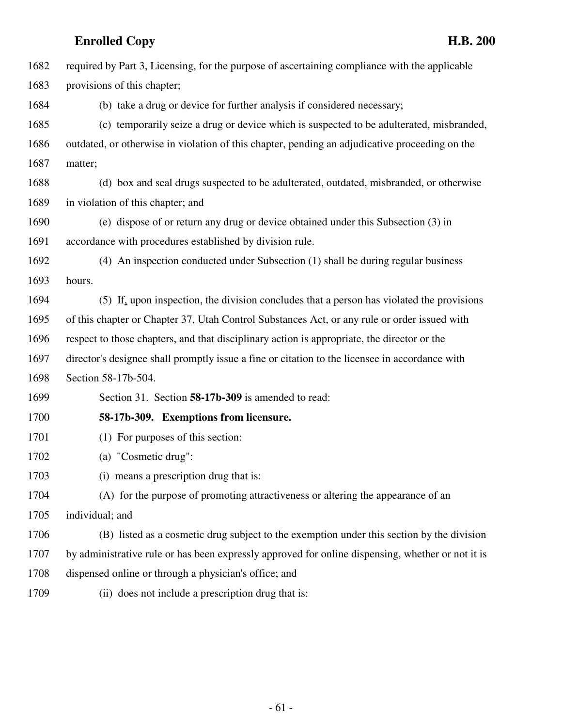required by Part 3, Licensing, for the purpose of ascertaining compliance with the applicable provisions of this chapter;

(b) take a drug or device for further analysis if considered necessary;

(c) temporarily seize a drug or device which is suspected to be adulterated, misbranded, outdated, or otherwise in violation of this chapter, pending an adjudicative proceeding on the matter;

(d) box and seal drugs suspected to be adulterated, outdated, misbranded, or otherwise in violation of this chapter; and

(e) dispose of or return any drug or device obtained under this Subsection (3) in accordance with procedures established by division rule.

(4) An inspection conducted under Subsection (1) shall be during regular business hours.

(5) If, upon inspection, the division concludes that a person has violated the provisions of this chapter or Chapter 37, Utah Control Substances Act, or any rule or order issued with respect to those chapters, and that disciplinary action is appropriate, the director or the director's designee shall promptly issue a fine or citation to the licensee in accordance with Section 58-17b-504.

Section 31. Section **58-17b-309** is amended to read:

**58-17b-309. Exemptions from licensure.**

(1) For purposes of this section:

(a) "Cosmetic drug":

(i) means a prescription drug that is:

(A) for the purpose of promoting attractiveness or altering the appearance of an individual; and

(B) listed as a cosmetic drug subject to the exemption under this section by the division by administrative rule or has been expressly approved for online dispensing, whether or not it is dispensed online or through a physician's office; and

(ii) does not include a prescription drug that is: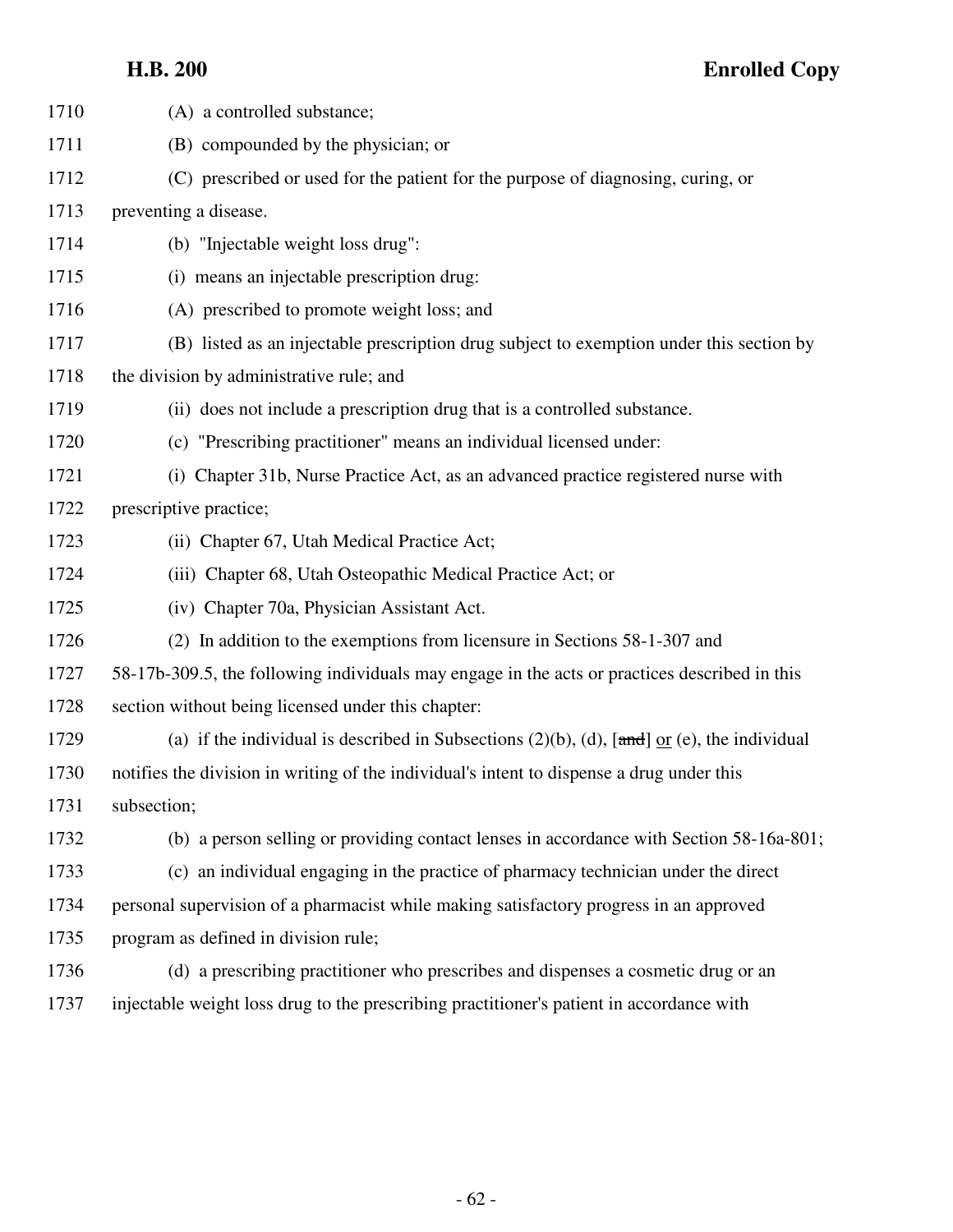1710 (A) a controlled substance;

1711 (B) compounded by the physician; or

1712 (C) prescribed or used for the patient for the purpose of diagnosing, curing, or

1713 preventing a disease.

1714 (b) "Injectable weight loss drug":

1715 (i) means an injectable prescription drug:

1716 (A) prescribed to promote weight loss; and

1717 (B) listed as an injectable prescription drug subject to exemption under this section by

1718 the division by administrative rule; and

1719 (ii) does not include a prescription drug that is a controlled substance.

1720 (c) "Prescribing practitioner" means an individual licensed under:

1721 (i) Chapter 31b, Nurse Practice Act, as an advanced practice registered nurse with

1722 prescriptive practice;

1723 (ii) Chapter 67, Utah Medical Practice Act;

1724 (iii) Chapter 68, Utah Osteopathic Medical Practice Act; or

1725 (iv) Chapter 70a, Physician Assistant Act.

1726 (2) In addition to the exemptions from licensure in Sections 58-1-307 and

1727 58-17b-309.5, the following individuals may engage in the acts or practices described in this

1728 section without being licensed under this chapter:

1729 (a) if the individual is described in Subsections (2)(b), (d), [~~and~~] or (e), the individual

1730 notifies the division in writing of the individual's intent to dispense a drug under this

1731 subsection;

1732 (b) a person selling or providing contact lenses in accordance with Section 58-16a-801;

1733 (c) an individual engaging in the practice of pharmacy technician under the direct

1734 personal supervision of a pharmacist while making satisfactory progress in an approved

1735 program as defined in division rule;

1736 (d) a prescribing practitioner who prescribes and dispenses a cosmetic drug or an

1737 injectable weight loss drug to the prescribing practitioner's patient in accordance with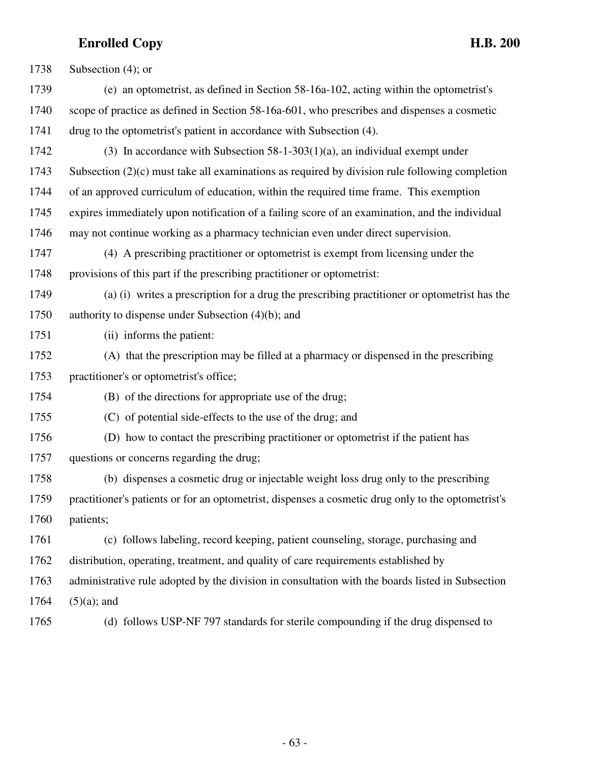Subsection (4); or

(e) an optometrist, as defined in Section 58-16a-102, acting within the optometrist's scope of practice as defined in Section 58-16a-601, who prescribes and dispenses a cosmetic drug to the optometrist's patient in accordance with Subsection (4).

(3) In accordance with Subsection 58-1-303(1)(a), an individual exempt under Subsection (2)(c) must take all examinations as required by division rule following completion of an approved curriculum of education, within the required time frame. This exemption expires immediately upon notification of a failing score of an examination, and the individual may not continue working as a pharmacy technician even under direct supervision.

(4) A prescribing practitioner or optometrist is exempt from licensing under the provisions of this part if the prescribing practitioner or optometrist:

(a) (i) writes a prescription for a drug the prescribing practitioner or optometrist has the authority to dispense under Subsection (4)(b); and

(ii) informs the patient:

(A) that the prescription may be filled at a pharmacy or dispensed in the prescribing practitioner's or optometrist's office;

(B) of the directions for appropriate use of the drug;

(C) of potential side-effects to the use of the drug; and

(D) how to contact the prescribing practitioner or optometrist if the patient has questions or concerns regarding the drug;

(b) dispenses a cosmetic drug or injectable weight loss drug only to the prescribing practitioner's patients or for an optometrist, dispenses a cosmetic drug only to the optometrist's patients;

(c) follows labeling, record keeping, patient counseling, storage, purchasing and distribution, operating, treatment, and quality of care requirements established by administrative rule adopted by the division in consultation with the boards listed in Subsection (5)(a); and

(d) follows USP-NF 797 standards for sterile compounding if the drug dispensed to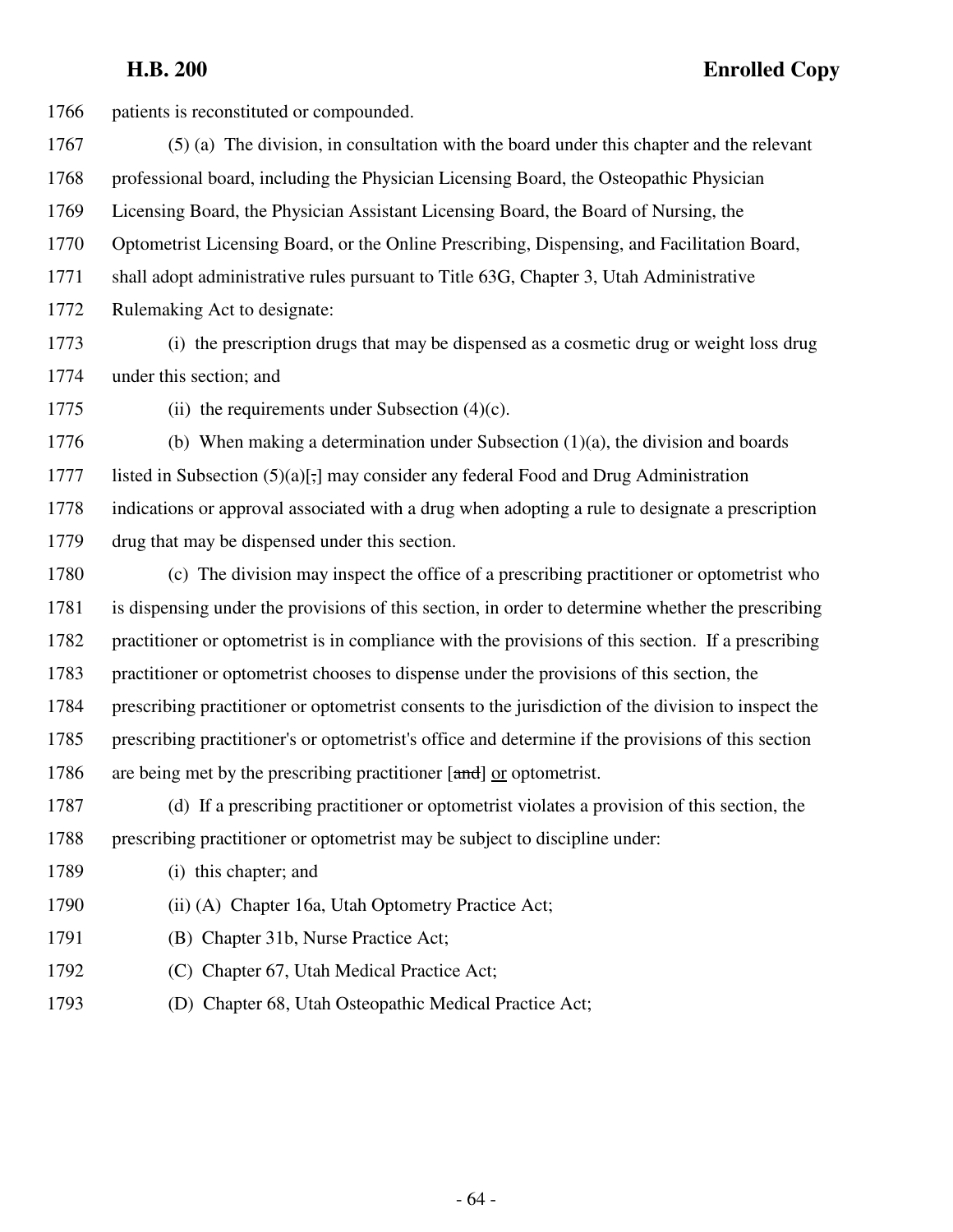patients is reconstituted or compounded.

(5) (a) The division, in consultation with the board under this chapter and the relevant professional board, including the Physician Licensing Board, the Osteopathic Physician Licensing Board, the Physician Assistant Licensing Board, the Board of Nursing, the Optometrist Licensing Board, or the Online Prescribing, Dispensing, and Facilitation Board, shall adopt administrative rules pursuant to Title 63G, Chapter 3, Utah Administrative Rulemaking Act to designate:

(i) the prescription drugs that may be dispensed as a cosmetic drug or weight loss drug under this section; and

(ii) the requirements under Subsection (4)(c).

(b) When making a determination under Subsection (1)(a), the division and boards listed in Subsection (5)(a)[~~,~~] may consider any federal Food and Drug Administration indications or approval associated with a drug when adopting a rule to designate a prescription drug that may be dispensed under this section.

(c) The division may inspect the office of a prescribing practitioner or optometrist who is dispensing under the provisions of this section, in order to determine whether the prescribing practitioner or optometrist is in compliance with the provisions of this section. If a prescribing practitioner or optometrist chooses to dispense under the provisions of this section, the prescribing practitioner or optometrist consents to the jurisdiction of the division to inspect the prescribing practitioner's or optometrist's office and determine if the provisions of this section are being met by the prescribing practitioner [~~and~~] <u>or</u> optometrist.

(d) If a prescribing practitioner or optometrist violates a provision of this section, the prescribing practitioner or optometrist may be subject to discipline under:

(i) this chapter; and

(ii) (A) Chapter 16a, Utah Optometry Practice Act;

(B) Chapter 31b, Nurse Practice Act;

(C) Chapter 67, Utah Medical Practice Act;

(D) Chapter 68, Utah Osteopathic Medical Practice Act;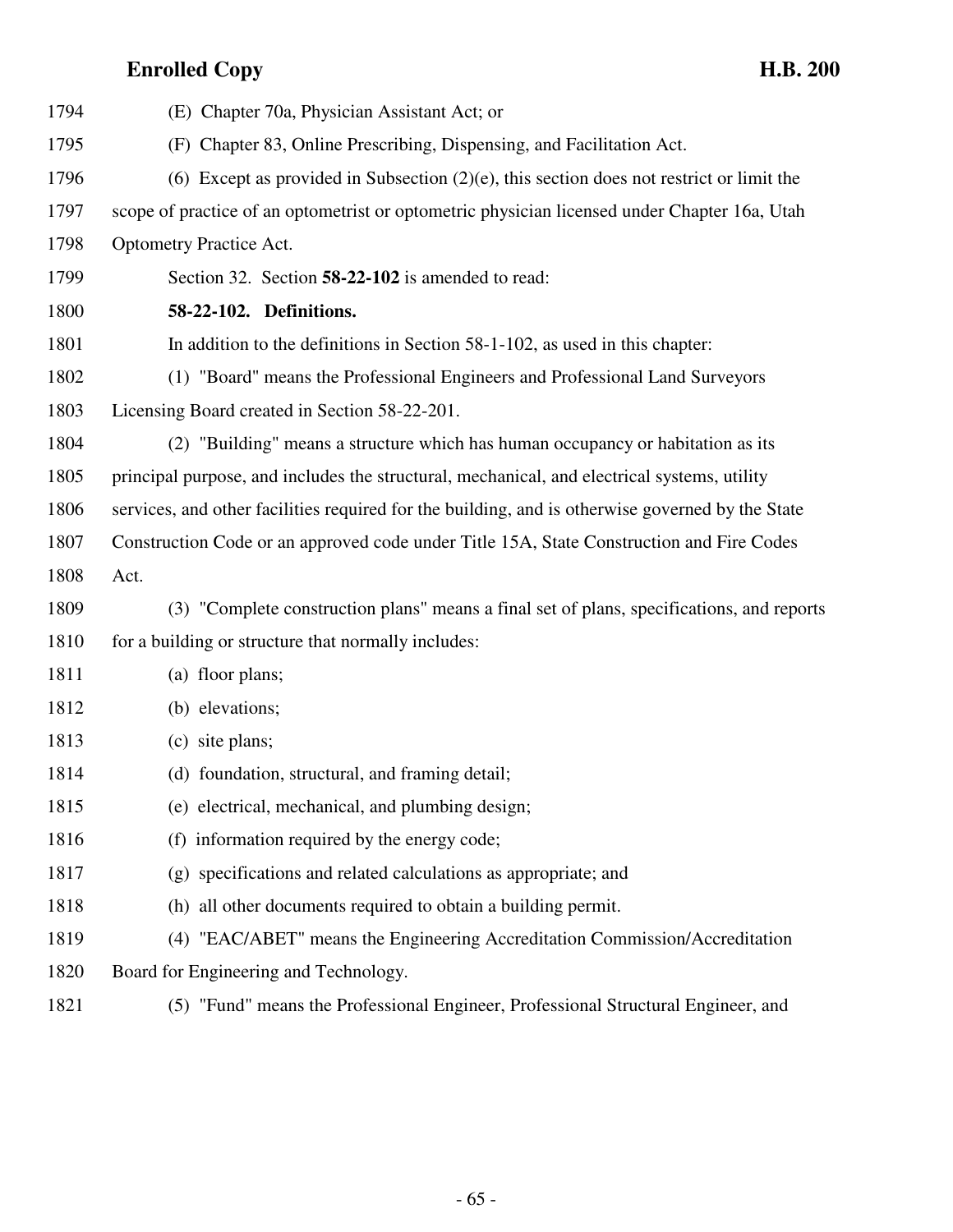(E) Chapter 70a, Physician Assistant Act; or

(F) Chapter 83, Online Prescribing, Dispensing, and Facilitation Act.

(6) Except as provided in Subsection (2)(e), this section does not restrict or limit the scope of practice of an optometrist or optometric physician licensed under Chapter 16a, Utah Optometry Practice Act.

Section 32. Section **58-22-102** is amended to read:

**58-22-102. Definitions.**

In addition to the definitions in Section 58-1-102, as used in this chapter:

(1) "Board" means the Professional Engineers and Professional Land Surveyors Licensing Board created in Section 58-22-201.

(2) "Building" means a structure which has human occupancy or habitation as its principal purpose, and includes the structural, mechanical, and electrical systems, utility services, and other facilities required for the building, and is otherwise governed by the State Construction Code or an approved code under Title 15A, State Construction and Fire Codes Act.

(3) "Complete construction plans" means a final set of plans, specifications, and reports for a building or structure that normally includes:

(a) floor plans;

(b) elevations;

(c) site plans;

(d) foundation, structural, and framing detail;

(e) electrical, mechanical, and plumbing design;

(f) information required by the energy code;

(g) specifications and related calculations as appropriate; and

(h) all other documents required to obtain a building permit.

(4) "EAC/ABET" means the Engineering Accreditation Commission/Accreditation Board for Engineering and Technology.

(5) "Fund" means the Professional Engineer, Professional Structural Engineer, and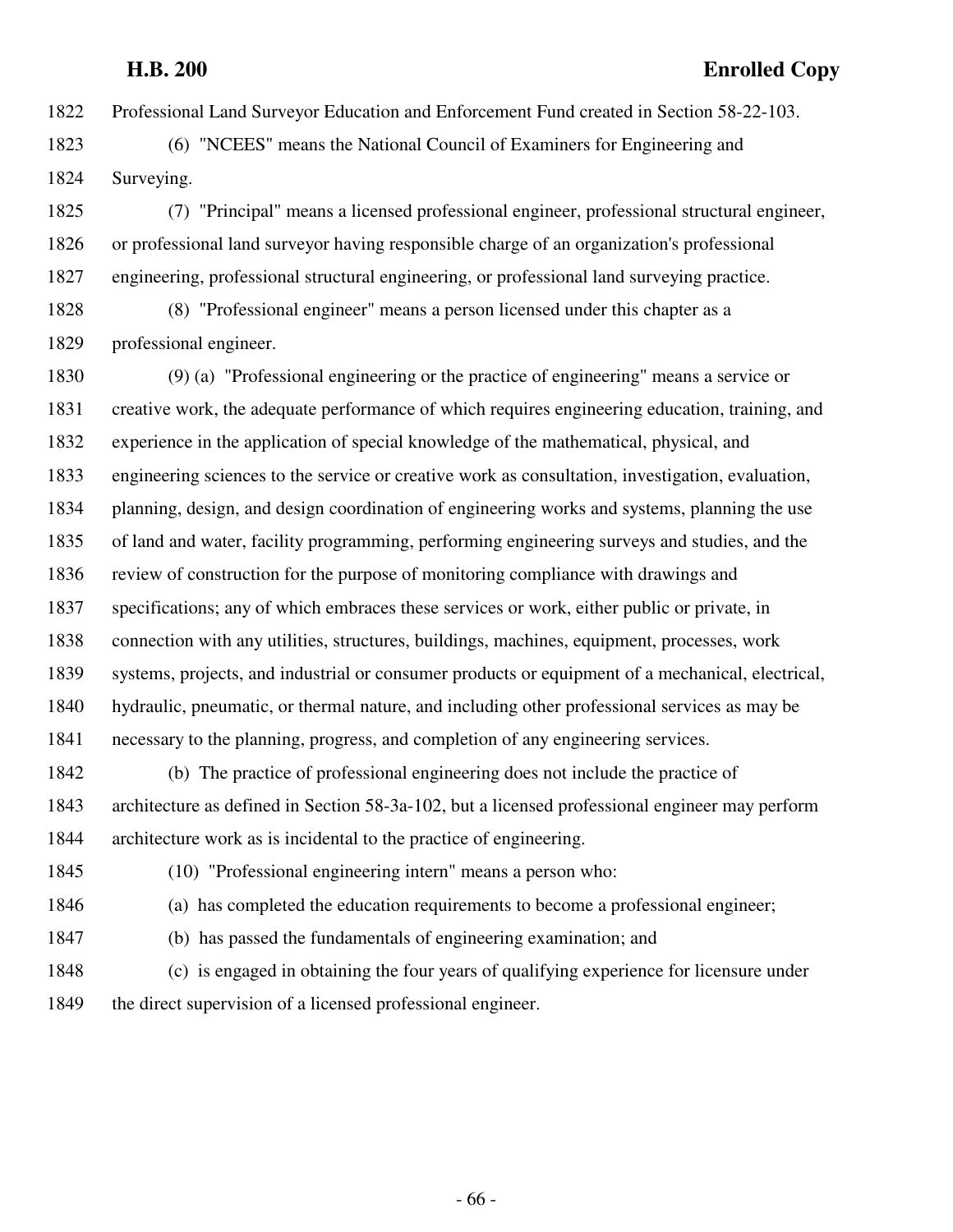Professional Land Surveyor Education and Enforcement Fund created in Section 58-22-103.

(6) "NCEES" means the National Council of Examiners for Engineering and Surveying.

(7) "Principal" means a licensed professional engineer, professional structural engineer, or professional land surveyor having responsible charge of an organization's professional engineering, professional structural engineering, or professional land surveying practice.

(8) "Professional engineer" means a person licensed under this chapter as a professional engineer.

(9) (a) "Professional engineering or the practice of engineering" means a service or creative work, the adequate performance of which requires engineering education, training, and experience in the application of special knowledge of the mathematical, physical, and engineering sciences to the service or creative work as consultation, investigation, evaluation, planning, design, and design coordination of engineering works and systems, planning the use of land and water, facility programming, performing engineering surveys and studies, and the review of construction for the purpose of monitoring compliance with drawings and specifications; any of which embraces these services or work, either public or private, in connection with any utilities, structures, buildings, machines, equipment, processes, work systems, projects, and industrial or consumer products or equipment of a mechanical, electrical, hydraulic, pneumatic, or thermal nature, and including other professional services as may be necessary to the planning, progress, and completion of any engineering services.

(b) The practice of professional engineering does not include the practice of architecture as defined in Section 58-3a-102, but a licensed professional engineer may perform architecture work as is incidental to the practice of engineering.

(10) "Professional engineering intern" means a person who:

(a) has completed the education requirements to become a professional engineer;

(b) has passed the fundamentals of engineering examination; and

(c) is engaged in obtaining the four years of qualifying experience for licensure under the direct supervision of a licensed professional engineer.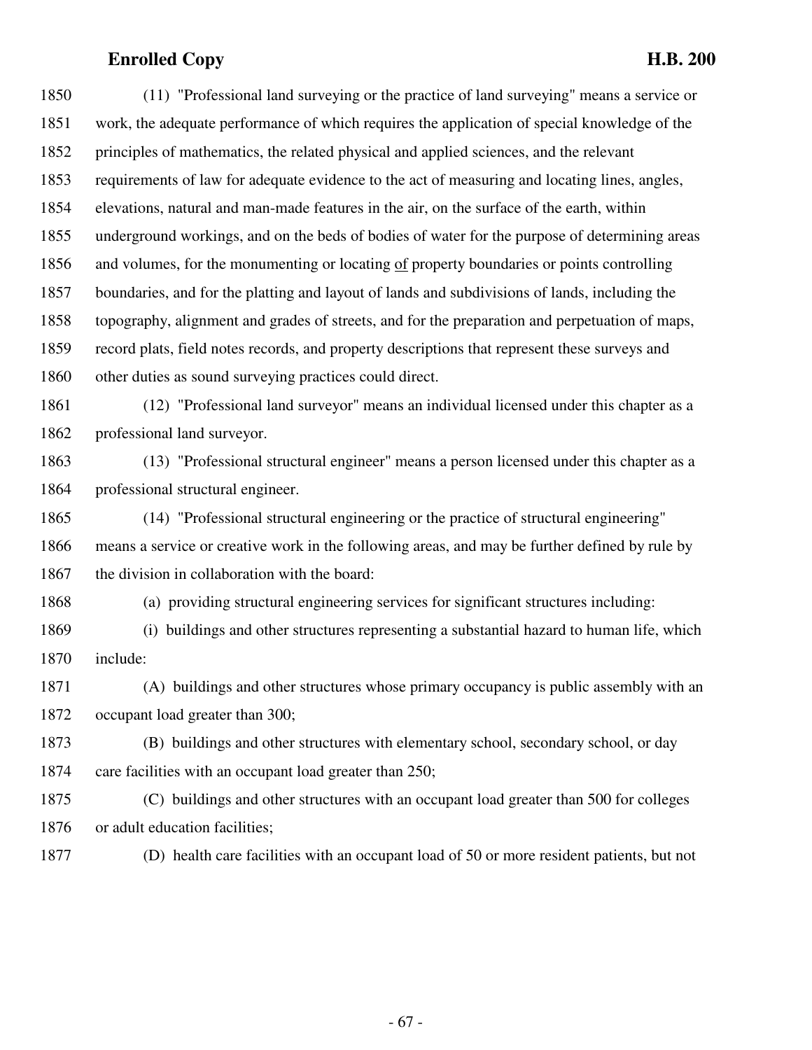(11) "Professional land surveying or the practice of land surveying" means a service or work, the adequate performance of which requires the application of special knowledge of the principles of mathematics, the related physical and applied sciences, and the relevant requirements of law for adequate evidence to the act of measuring and locating lines, angles, elevations, natural and man-made features in the air, on the surface of the earth, within underground workings, and on the beds of bodies of water for the purpose of determining areas and volumes, for the monumenting or locating <u>of</u> property boundaries or points controlling boundaries, and for the platting and layout of lands and subdivisions of lands, including the topography, alignment and grades of streets, and for the preparation and perpetuation of maps, record plats, field notes records, and property descriptions that represent these surveys and other duties as sound surveying practices could direct.

(12) "Professional land surveyor" means an individual licensed under this chapter as a professional land surveyor.

(13) "Professional structural engineer" means a person licensed under this chapter as a professional structural engineer.

(14) "Professional structural engineering or the practice of structural engineering" means a service or creative work in the following areas, and may be further defined by rule by the division in collaboration with the board:

(a) providing structural engineering services for significant structures including:

(i) buildings and other structures representing a substantial hazard to human life, which include:

(A) buildings and other structures whose primary occupancy is public assembly with an occupant load greater than 300;

(B) buildings and other structures with elementary school, secondary school, or day care facilities with an occupant load greater than 250;

(C) buildings and other structures with an occupant load greater than 500 for colleges or adult education facilities;

(D) health care facilities with an occupant load of 50 or more resident patients, but not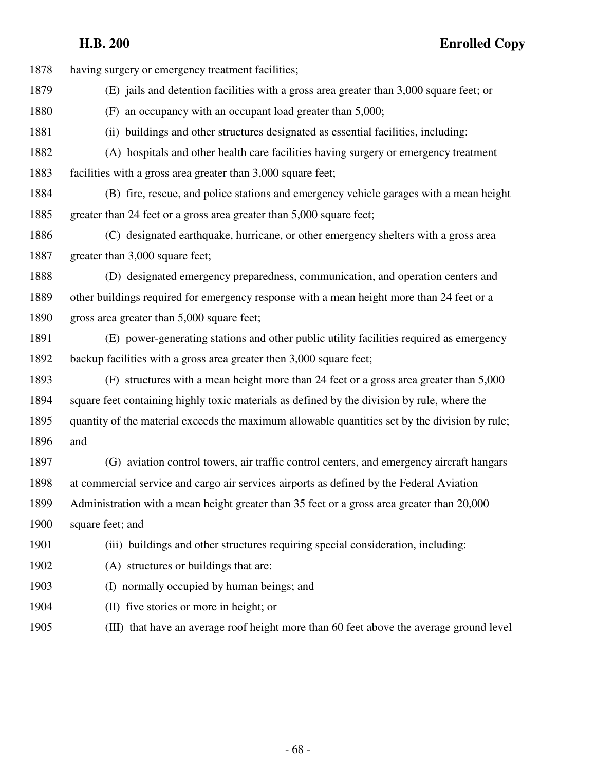1878 having surgery or emergency treatment facilities;

1879 (E) jails and detention facilities with a gross area greater than 3,000 square feet; or

1880 (F) an occupancy with an occupant load greater than 5,000;

1881 (ii) buildings and other structures designated as essential facilities, including:

1882 (A) hospitals and other health care facilities having surgery or emergency treatment

1883 facilities with a gross area greater than 3,000 square feet;

1884 (B) fire, rescue, and police stations and emergency vehicle garages with a mean height

1885 greater than 24 feet or a gross area greater than 5,000 square feet;

1886 (C) designated earthquake, hurricane, or other emergency shelters with a gross area

1887 greater than 3,000 square feet;

1888 (D) designated emergency preparedness, communication, and operation centers and

1889 other buildings required for emergency response with a mean height more than 24 feet or a

1890 gross area greater than 5,000 square feet;

1891 (E) power-generating stations and other public utility facilities required as emergency

1892 backup facilities with a gross area greater then 3,000 square feet;

1893 (F) structures with a mean height more than 24 feet or a gross area greater than 5,000

1894 square feet containing highly toxic materials as defined by the division by rule, where the

1895 quantity of the material exceeds the maximum allowable quantities set by the division by rule;

1896 and

1897 (G) aviation control towers, air traffic control centers, and emergency aircraft hangars

1898 at commercial service and cargo air services airports as defined by the Federal Aviation

1899 Administration with a mean height greater than 35 feet or a gross area greater than 20,000

1900 square feet; and

1901 (iii) buildings and other structures requiring special consideration, including:

1902 (A) structures or buildings that are:

1903 (I) normally occupied by human beings; and

1904 (II) five stories or more in height; or

1905 (III) that have an average roof height more than 60 feet above the average ground level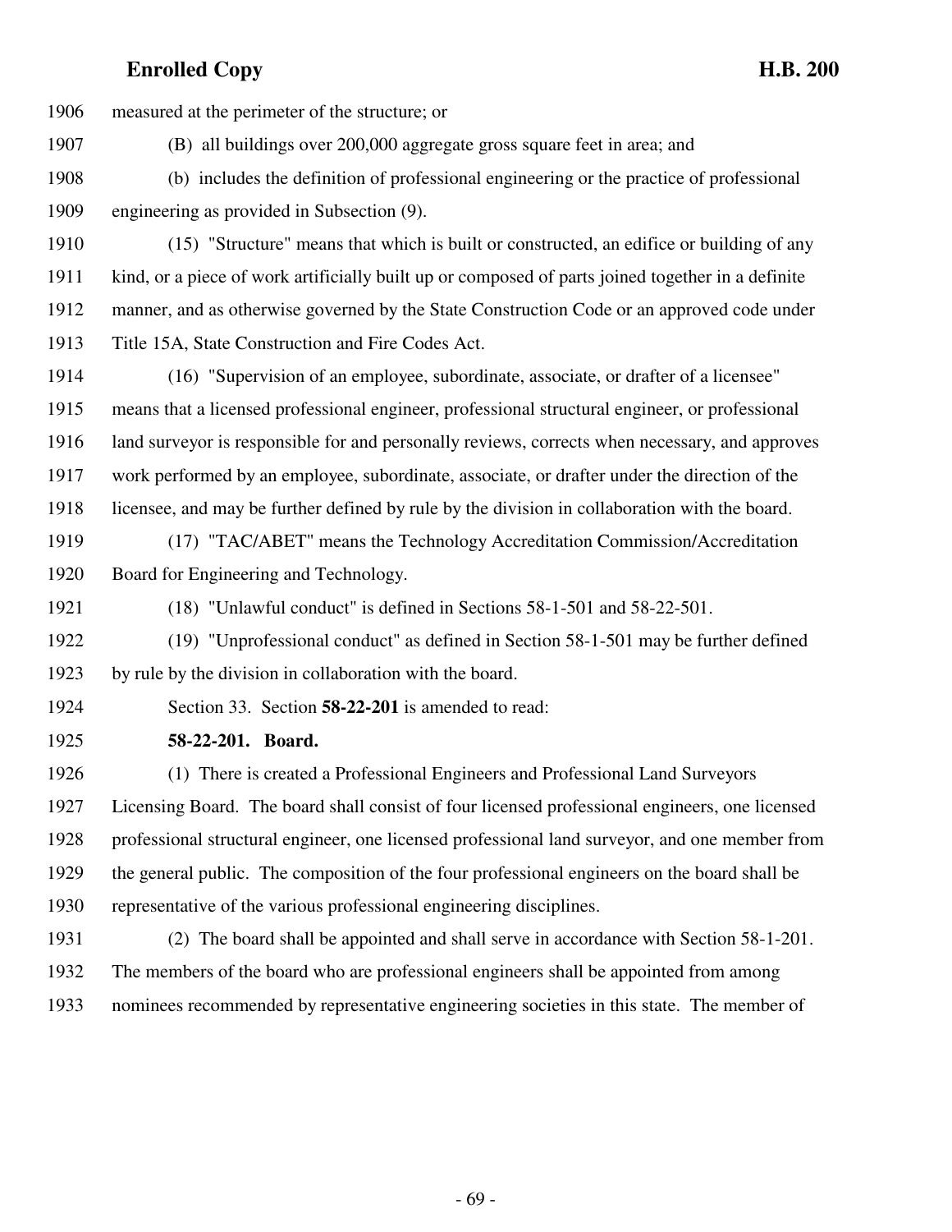measured at the perimeter of the structure; or

(B) all buildings over 200,000 aggregate gross square feet in area; and

(b) includes the definition of professional engineering or the practice of professional engineering as provided in Subsection (9).

(15) "Structure" means that which is built or constructed, an edifice or building of any kind, or a piece of work artificially built up or composed of parts joined together in a definite manner, and as otherwise governed by the State Construction Code or an approved code under Title 15A, State Construction and Fire Codes Act.

(16) "Supervision of an employee, subordinate, associate, or drafter of a licensee" means that a licensed professional engineer, professional structural engineer, or professional land surveyor is responsible for and personally reviews, corrects when necessary, and approves work performed by an employee, subordinate, associate, or drafter under the direction of the licensee, and may be further defined by rule by the division in collaboration with the board.

(17) "TAC/ABET" means the Technology Accreditation Commission/Accreditation Board for Engineering and Technology.

(18) "Unlawful conduct" is defined in Sections 58-1-501 and 58-22-501.

(19) "Unprofessional conduct" as defined in Section 58-1-501 may be further defined by rule by the division in collaboration with the board.

Section 33. Section **58-22-201** is amended to read:

**58-22-201. Board.**

(1) There is created a Professional Engineers and Professional Land Surveyors Licensing Board. The board shall consist of four licensed professional engineers, one licensed professional structural engineer, one licensed professional land surveyor, and one member from the general public. The composition of the four professional engineers on the board shall be representative of the various professional engineering disciplines.

(2) The board shall be appointed and shall serve in accordance with Section 58-1-201. The members of the board who are professional engineers shall be appointed from among nominees recommended by representative engineering societies in this state. The member of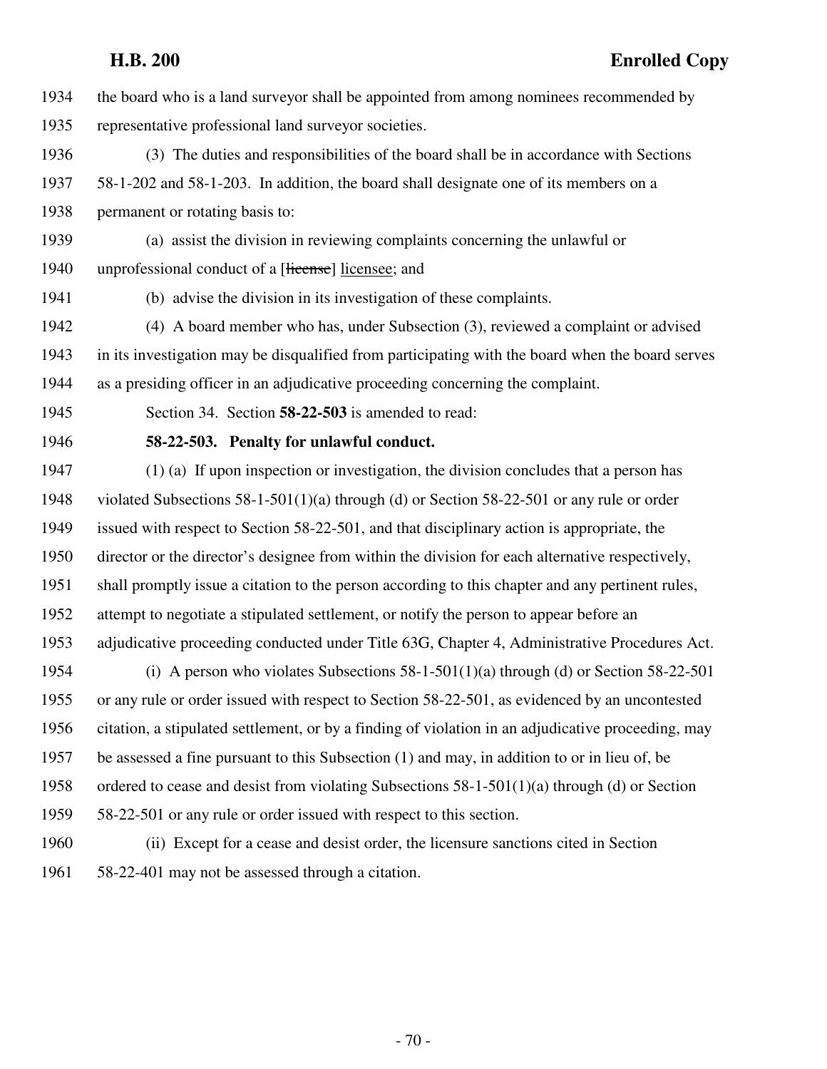the board who is a land surveyor shall be appointed from among nominees recommended by representative professional land surveyor societies.

(3) The duties and responsibilities of the board shall be in accordance with Sections 58-1-202 and 58-1-203. In addition, the board shall designate one of its members on a permanent or rotating basis to:

(a) assist the division in reviewing complaints concerning the unlawful or unprofessional conduct of a [~~license~~] licensee; and

(b) advise the division in its investigation of these complaints.

(4) A board member who has, under Subsection (3), reviewed a complaint or advised in its investigation may be disqualified from participating with the board when the board serves as a presiding officer in an adjudicative proceeding concerning the complaint.

Section 34. Section **58-22-503** is amended to read:

**58-22-503. Penalty for unlawful conduct.**

(1) (a) If upon inspection or investigation, the division concludes that a person has violated Subsections 58-1-501(1)(a) through (d) or Section 58-22-501 or any rule or order issued with respect to Section 58-22-501, and that disciplinary action is appropriate, the director or the director's designee from within the division for each alternative respectively, shall promptly issue a citation to the person according to this chapter and any pertinent rules, attempt to negotiate a stipulated settlement, or notify the person to appear before an adjudicative proceeding conducted under Title 63G, Chapter 4, Administrative Procedures Act.

(i) A person who violates Subsections 58-1-501(1)(a) through (d) or Section 58-22-501 or any rule or order issued with respect to Section 58-22-501, as evidenced by an uncontested citation, a stipulated settlement, or by a finding of violation in an adjudicative proceeding, may be assessed a fine pursuant to this Subsection (1) and may, in addition to or in lieu of, be ordered to cease and desist from violating Subsections 58-1-501(1)(a) through (d) or Section 58-22-501 or any rule or order issued with respect to this section.

(ii) Except for a cease and desist order, the licensure sanctions cited in Section 58-22-401 may not be assessed through a citation.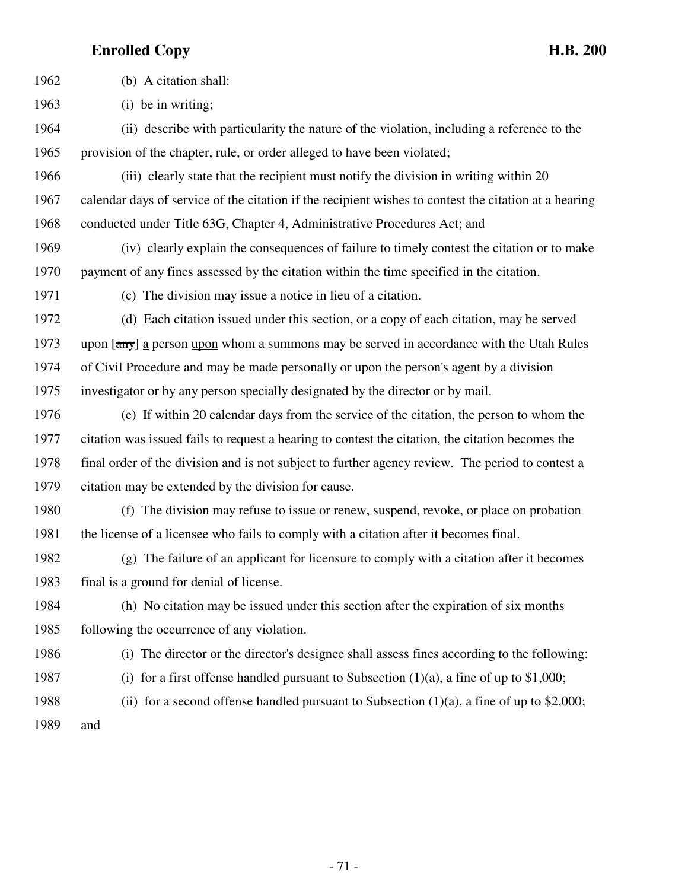(b) A citation shall:

(i) be in writing;

(ii) describe with particularity the nature of the violation, including a reference to the provision of the chapter, rule, or order alleged to have been violated;

(iii) clearly state that the recipient must notify the division in writing within 20 calendar days of service of the citation if the recipient wishes to contest the citation at a hearing conducted under Title 63G, Chapter 4, Administrative Procedures Act; and

(iv) clearly explain the consequences of failure to timely contest the citation or to make payment of any fines assessed by the citation within the time specified in the citation.

(c) The division may issue a notice in lieu of a citation.

(d) Each citation issued under this section, or a copy of each citation, may be served upon [~~any~~] a person upon whom a summons may be served in accordance with the Utah Rules of Civil Procedure and may be made personally or upon the person's agent by a division investigator or by any person specially designated by the director or by mail.

(e) If within 20 calendar days from the service of the citation, the person to whom the citation was issued fails to request a hearing to contest the citation, the citation becomes the final order of the division and is not subject to further agency review. The period to contest a citation may be extended by the division for cause.

(f) The division may refuse to issue or renew, suspend, revoke, or place on probation the license of a licensee who fails to comply with a citation after it becomes final.

(g) The failure of an applicant for licensure to comply with a citation after it becomes final is a ground for denial of license.

(h) No citation may be issued under this section after the expiration of six months following the occurrence of any violation.

(i) The director or the director's designee shall assess fines according to the following:

(i) for a first offense handled pursuant to Subsection (1)(a), a fine of up to $1,000;

(ii) for a second offense handled pursuant to Subsection (1)(a), a fine of up to $2,000; and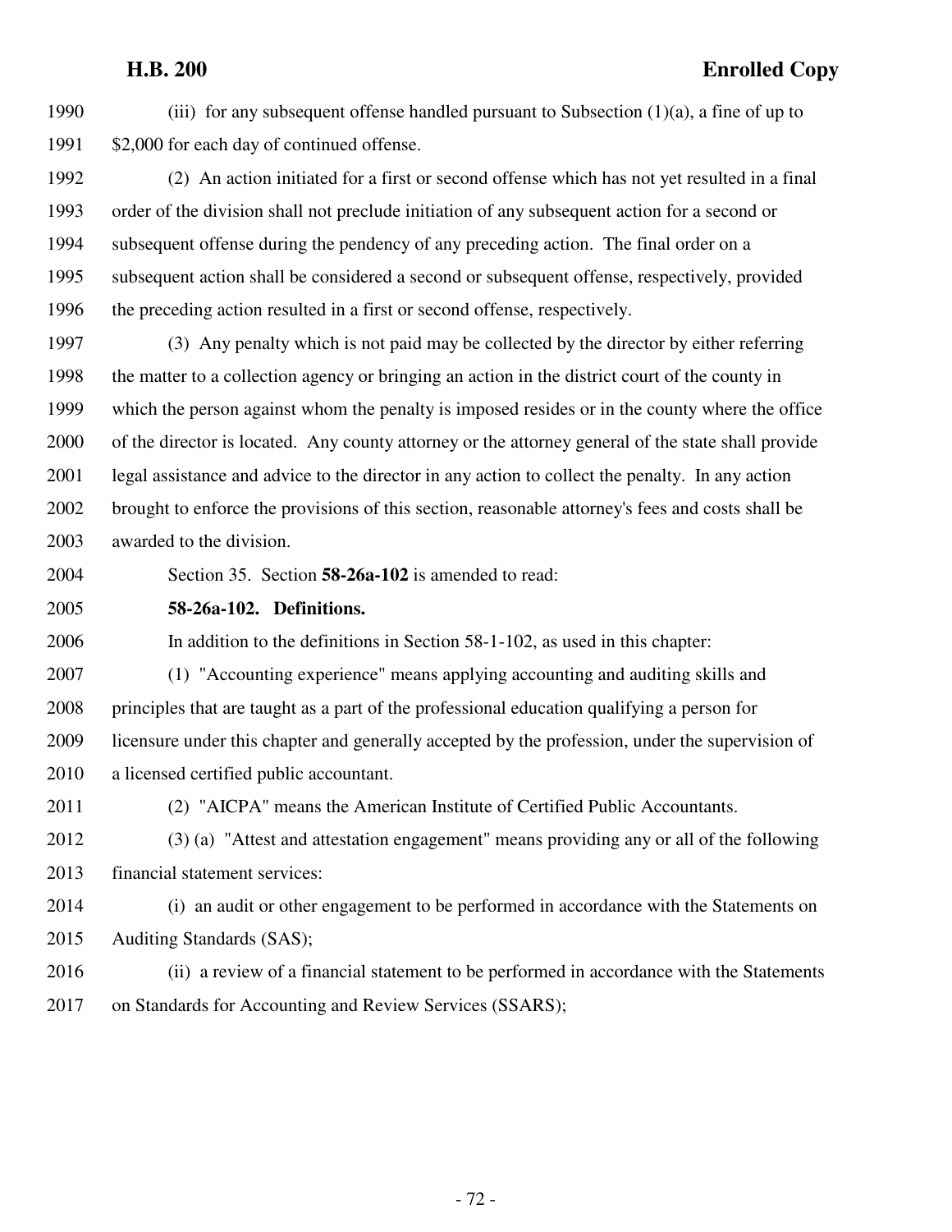(iii) for any subsequent offense handled pursuant to Subsection (1)(a), a fine of up to $2,000 for each day of continued offense.

(2) An action initiated for a first or second offense which has not yet resulted in a final order of the division shall not preclude initiation of any subsequent action for a second or subsequent offense during the pendency of any preceding action. The final order on a subsequent action shall be considered a second or subsequent offense, respectively, provided the preceding action resulted in a first or second offense, respectively.

(3) Any penalty which is not paid may be collected by the director by either referring the matter to a collection agency or bringing an action in the district court of the county in which the person against whom the penalty is imposed resides or in the county where the office of the director is located. Any county attorney or the attorney general of the state shall provide legal assistance and advice to the director in any action to collect the penalty. In any action brought to enforce the provisions of this section, reasonable attorney's fees and costs shall be awarded to the division.

Section 35. Section **58-26a-102** is amended to read:

**58-26a-102. Definitions.**

In addition to the definitions in Section 58-1-102, as used in this chapter:

(1) "Accounting experience" means applying accounting and auditing skills and principles that are taught as a part of the professional education qualifying a person for licensure under this chapter and generally accepted by the profession, under the supervision of a licensed certified public accountant.

(2) "AICPA" means the American Institute of Certified Public Accountants.

(3) (a) "Attest and attestation engagement" means providing any or all of the following financial statement services:

(i) an audit or other engagement to be performed in accordance with the Statements on Auditing Standards (SAS);

(ii) a review of a financial statement to be performed in accordance with the Statements on Standards for Accounting and Review Services (SSARS);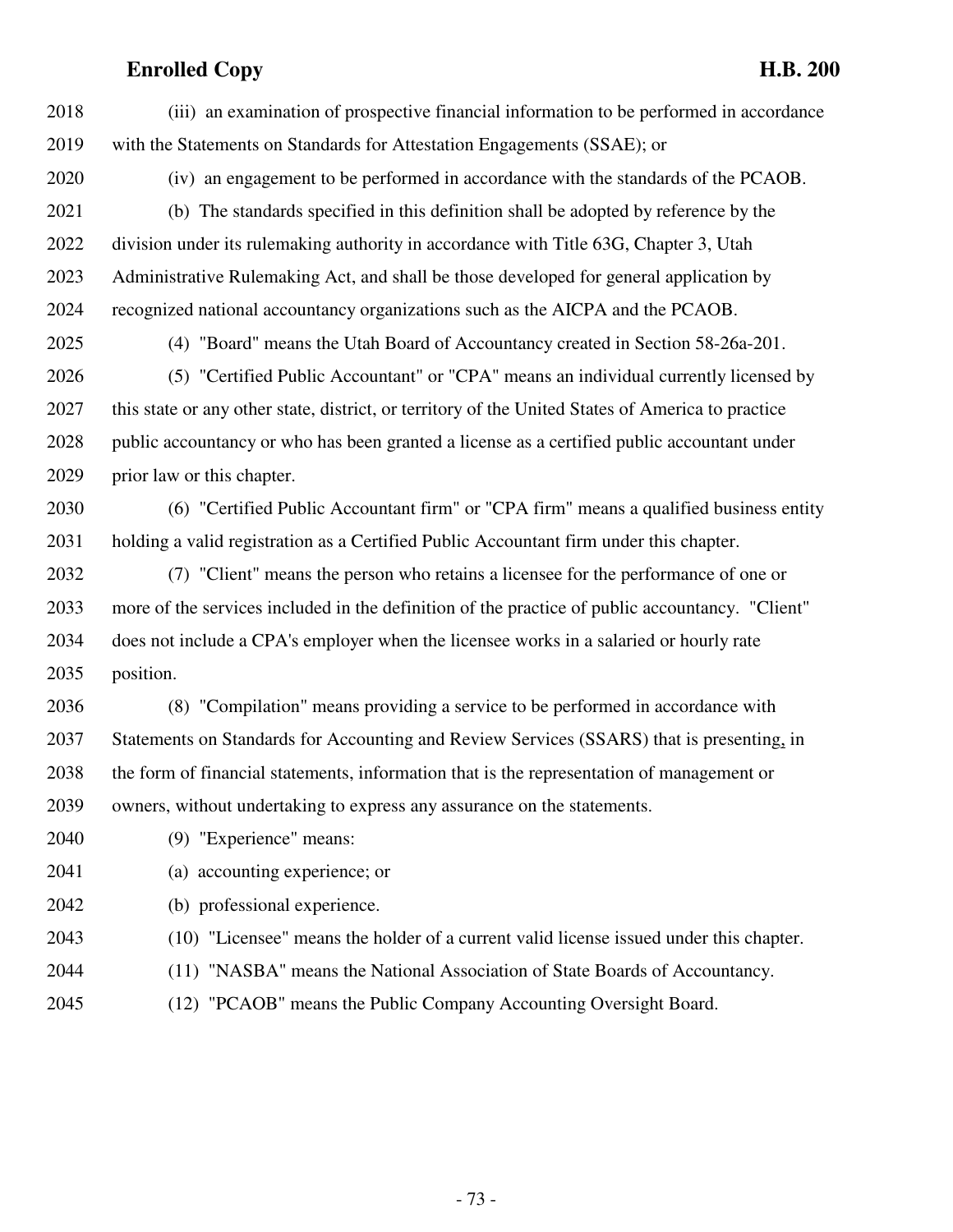(iii) an examination of prospective financial information to be performed in accordance with the Statements on Standards for Attestation Engagements (SSAE); or

(iv) an engagement to be performed in accordance with the standards of the PCAOB.

(b) The standards specified in this definition shall be adopted by reference by the division under its rulemaking authority in accordance with Title 63G, Chapter 3, Utah Administrative Rulemaking Act, and shall be those developed for general application by recognized national accountancy organizations such as the AICPA and the PCAOB.

(4) "Board" means the Utah Board of Accountancy created in Section 58-26a-201.

(5) "Certified Public Accountant" or "CPA" means an individual currently licensed by this state or any other state, district, or territory of the United States of America to practice public accountancy or who has been granted a license as a certified public accountant under prior law or this chapter.

(6) "Certified Public Accountant firm" or "CPA firm" means a qualified business entity holding a valid registration as a Certified Public Accountant firm under this chapter.

(7) "Client" means the person who retains a licensee for the performance of one or more of the services included in the definition of the practice of public accountancy. "Client" does not include a CPA's employer when the licensee works in a salaried or hourly rate position.

(8) "Compilation" means providing a service to be performed in accordance with Statements on Standards for Accounting and Review Services (SSARS) that is presenting, in the form of financial statements, information that is the representation of management or owners, without undertaking to express any assurance on the statements.

(9) "Experience" means:

(a) accounting experience; or

(b) professional experience.

(10) "Licensee" means the holder of a current valid license issued under this chapter.

(11) "NASBA" means the National Association of State Boards of Accountancy.

(12) "PCAOB" means the Public Company Accounting Oversight Board.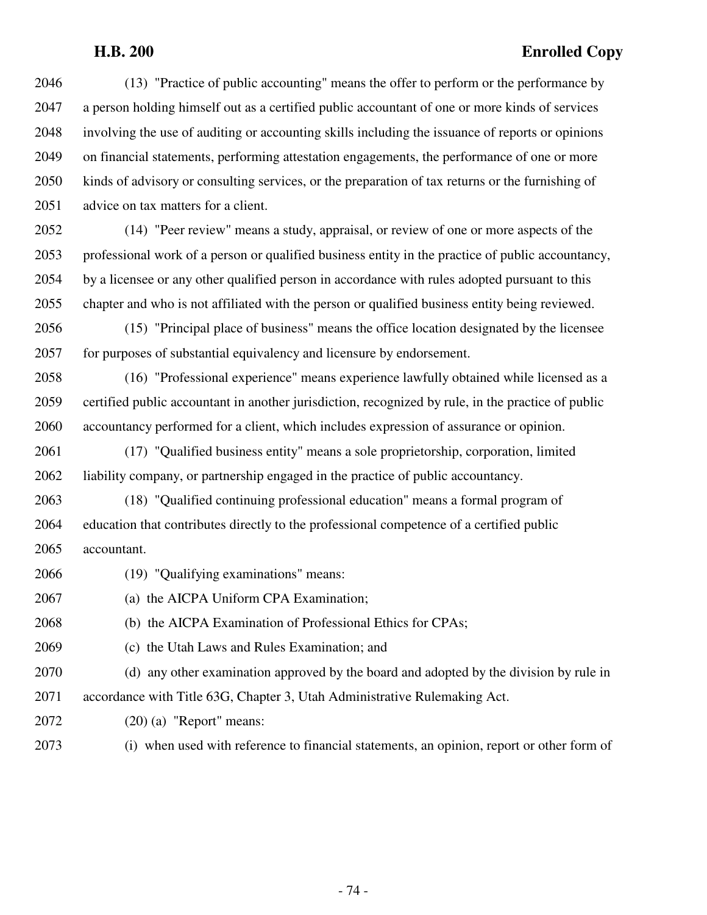(13) "Practice of public accounting" means the offer to perform or the performance by a person holding himself out as a certified public accountant of one or more kinds of services involving the use of auditing or accounting skills including the issuance of reports or opinions on financial statements, performing attestation engagements, the performance of one or more kinds of advisory or consulting services, or the preparation of tax returns or the furnishing of advice on tax matters for a client.

(14) "Peer review" means a study, appraisal, or review of one or more aspects of the professional work of a person or qualified business entity in the practice of public accountancy, by a licensee or any other qualified person in accordance with rules adopted pursuant to this chapter and who is not affiliated with the person or qualified business entity being reviewed.

(15) "Principal place of business" means the office location designated by the licensee for purposes of substantial equivalency and licensure by endorsement.

(16) "Professional experience" means experience lawfully obtained while licensed as a certified public accountant in another jurisdiction, recognized by rule, in the practice of public accountancy performed for a client, which includes expression of assurance or opinion.

(17) "Qualified business entity" means a sole proprietorship, corporation, limited liability company, or partnership engaged in the practice of public accountancy.

(18) "Qualified continuing professional education" means a formal program of education that contributes directly to the professional competence of a certified public accountant.

(19) "Qualifying examinations" means:

(a) the AICPA Uniform CPA Examination;

(b) the AICPA Examination of Professional Ethics for CPAs;

(c) the Utah Laws and Rules Examination; and

(d) any other examination approved by the board and adopted by the division by rule in accordance with Title 63G, Chapter 3, Utah Administrative Rulemaking Act.

(20) (a) "Report" means:

(i) when used with reference to financial statements, an opinion, report or other form of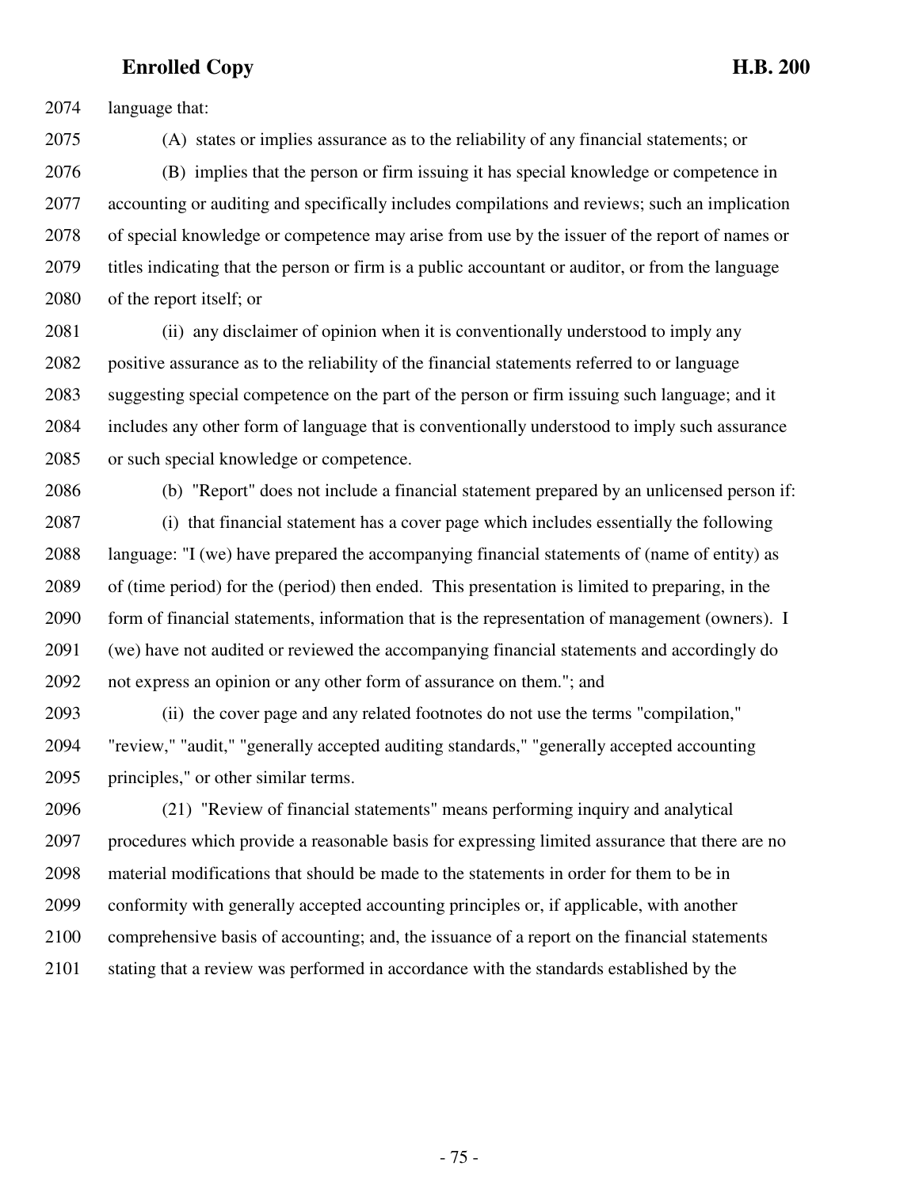language that:

(A) states or implies assurance as to the reliability of any financial statements; or

(B) implies that the person or firm issuing it has special knowledge or competence in accounting or auditing and specifically includes compilations and reviews; such an implication of special knowledge or competence may arise from use by the issuer of the report of names or titles indicating that the person or firm is a public accountant or auditor, or from the language of the report itself; or

(ii) any disclaimer of opinion when it is conventionally understood to imply any positive assurance as to the reliability of the financial statements referred to or language suggesting special competence on the part of the person or firm issuing such language; and it includes any other form of language that is conventionally understood to imply such assurance or such special knowledge or competence.

(b) "Report" does not include a financial statement prepared by an unlicensed person if:

(i) that financial statement has a cover page which includes essentially the following language: "I (we) have prepared the accompanying financial statements of (name of entity) as of (time period) for the (period) then ended. This presentation is limited to preparing, in the form of financial statements, information that is the representation of management (owners). I (we) have not audited or reviewed the accompanying financial statements and accordingly do not express an opinion or any other form of assurance on them."; and

(ii) the cover page and any related footnotes do not use the terms "compilation," "review," "audit," "generally accepted auditing standards," "generally accepted accounting principles," or other similar terms.

(21) "Review of financial statements" means performing inquiry and analytical procedures which provide a reasonable basis for expressing limited assurance that there are no material modifications that should be made to the statements in order for them to be in conformity with generally accepted accounting principles or, if applicable, with another comprehensive basis of accounting; and, the issuance of a report on the financial statements stating that a review was performed in accordance with the standards established by the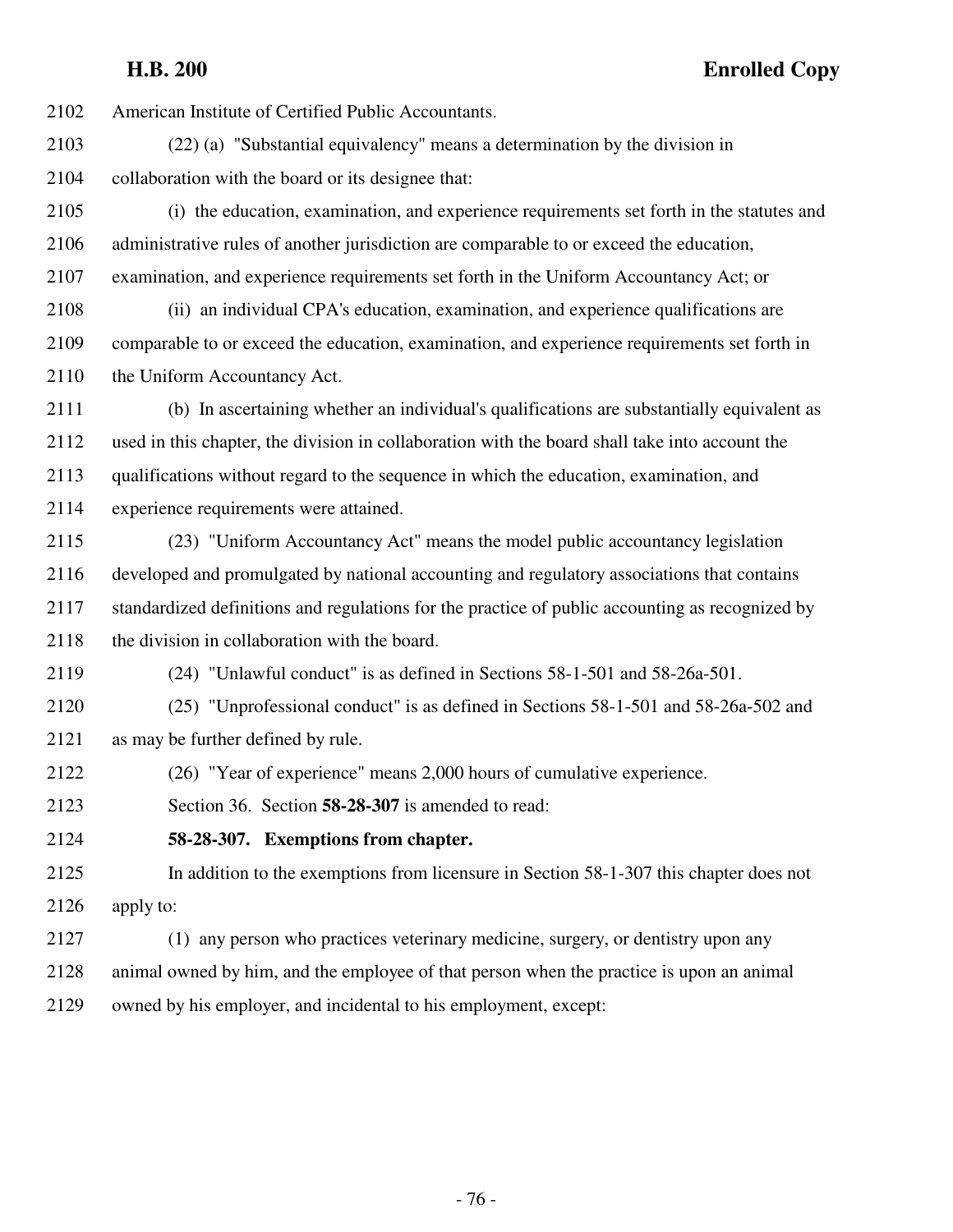American Institute of Certified Public Accountants.

(22) (a) "Substantial equivalency" means a determination by the division in collaboration with the board or its designee that:

(i) the education, examination, and experience requirements set forth in the statutes and administrative rules of another jurisdiction are comparable to or exceed the education, examination, and experience requirements set forth in the Uniform Accountancy Act; or

(ii) an individual CPA's education, examination, and experience qualifications are comparable to or exceed the education, examination, and experience requirements set forth in the Uniform Accountancy Act.

(b) In ascertaining whether an individual's qualifications are substantially equivalent as used in this chapter, the division in collaboration with the board shall take into account the qualifications without regard to the sequence in which the education, examination, and experience requirements were attained.

(23) "Uniform Accountancy Act" means the model public accountancy legislation developed and promulgated by national accounting and regulatory associations that contains standardized definitions and regulations for the practice of public accounting as recognized by the division in collaboration with the board.

(24) "Unlawful conduct" is as defined in Sections 58-1-501 and 58-26a-501.

(25) "Unprofessional conduct" is as defined in Sections 58-1-501 and 58-26a-502 and as may be further defined by rule.

(26) "Year of experience" means 2,000 hours of cumulative experience.

Section 36. Section **58-28-307** is amended to read:

**58-28-307. Exemptions from chapter.**

In addition to the exemptions from licensure in Section 58-1-307 this chapter does not apply to:

(1) any person who practices veterinary medicine, surgery, or dentistry upon any animal owned by him, and the employee of that person when the practice is upon an animal owned by his employer, and incidental to his employment, except: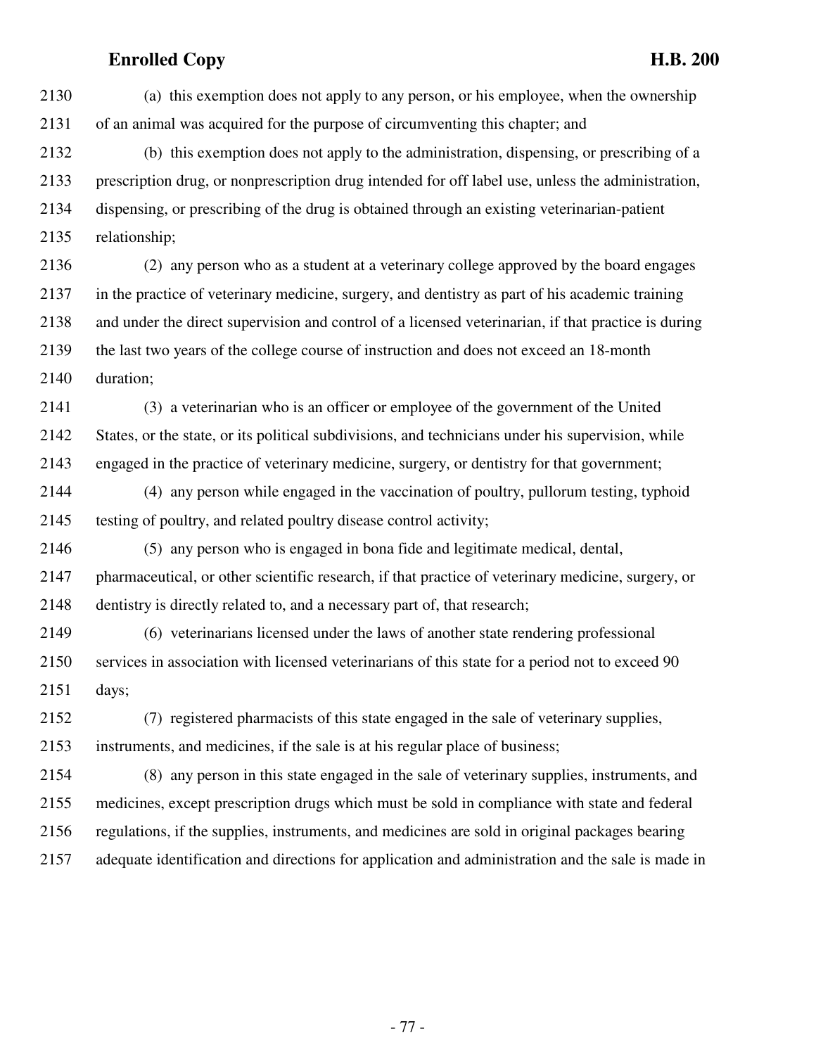(a) this exemption does not apply to any person, or his employee, when the ownership of an animal was acquired for the purpose of circumventing this chapter; and

(b) this exemption does not apply to the administration, dispensing, or prescribing of a prescription drug, or nonprescription drug intended for off label use, unless the administration, dispensing, or prescribing of the drug is obtained through an existing veterinarian-patient relationship;

(2) any person who as a student at a veterinary college approved by the board engages in the practice of veterinary medicine, surgery, and dentistry as part of his academic training and under the direct supervision and control of a licensed veterinarian, if that practice is during the last two years of the college course of instruction and does not exceed an 18-month duration;

(3) a veterinarian who is an officer or employee of the government of the United States, or the state, or its political subdivisions, and technicians under his supervision, while engaged in the practice of veterinary medicine, surgery, or dentistry for that government;

(4) any person while engaged in the vaccination of poultry, pullorum testing, typhoid testing of poultry, and related poultry disease control activity;

(5) any person who is engaged in bona fide and legitimate medical, dental, pharmaceutical, or other scientific research, if that practice of veterinary medicine, surgery, or dentistry is directly related to, and a necessary part of, that research;

(6) veterinarians licensed under the laws of another state rendering professional services in association with licensed veterinarians of this state for a period not to exceed 90 days;

(7) registered pharmacists of this state engaged in the sale of veterinary supplies, instruments, and medicines, if the sale is at his regular place of business;

(8) any person in this state engaged in the sale of veterinary supplies, instruments, and medicines, except prescription drugs which must be sold in compliance with state and federal regulations, if the supplies, instruments, and medicines are sold in original packages bearing adequate identification and directions for application and administration and the sale is made in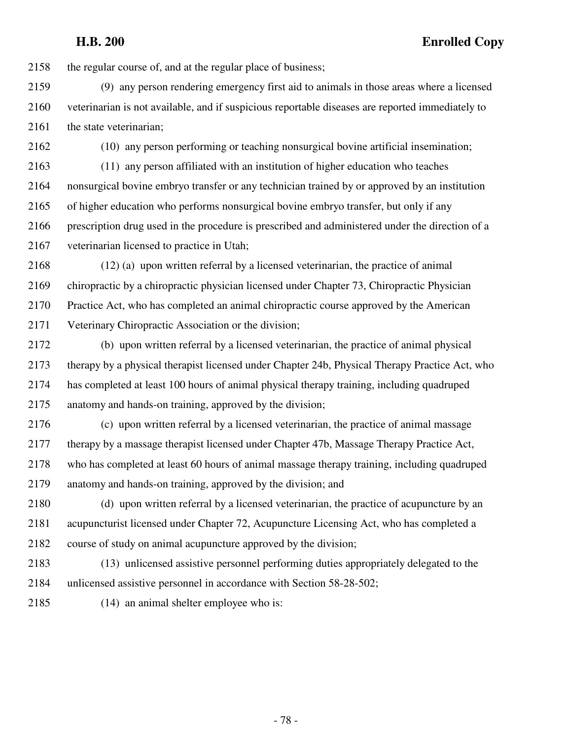the regular course of, and at the regular place of business;

(9) any person rendering emergency first aid to animals in those areas where a licensed veterinarian is not available, and if suspicious reportable diseases are reported immediately to the state veterinarian;

(10) any person performing or teaching nonsurgical bovine artificial insemination;

(11) any person affiliated with an institution of higher education who teaches nonsurgical bovine embryo transfer or any technician trained by or approved by an institution of higher education who performs nonsurgical bovine embryo transfer, but only if any prescription drug used in the procedure is prescribed and administered under the direction of a veterinarian licensed to practice in Utah;

(12) (a) upon written referral by a licensed veterinarian, the practice of animal chiropractic by a chiropractic physician licensed under Chapter 73, Chiropractic Physician Practice Act, who has completed an animal chiropractic course approved by the American Veterinary Chiropractic Association or the division;

(b) upon written referral by a licensed veterinarian, the practice of animal physical therapy by a physical therapist licensed under Chapter 24b, Physical Therapy Practice Act, who has completed at least 100 hours of animal physical therapy training, including quadruped anatomy and hands-on training, approved by the division;

(c) upon written referral by a licensed veterinarian, the practice of animal massage therapy by a massage therapist licensed under Chapter 47b, Massage Therapy Practice Act, who has completed at least 60 hours of animal massage therapy training, including quadruped anatomy and hands-on training, approved by the division; and

(d) upon written referral by a licensed veterinarian, the practice of acupuncture by an acupuncturist licensed under Chapter 72, Acupuncture Licensing Act, who has completed a course of study on animal acupuncture approved by the division;

(13) unlicensed assistive personnel performing duties appropriately delegated to the unlicensed assistive personnel in accordance with Section 58-28-502;

(14) an animal shelter employee who is: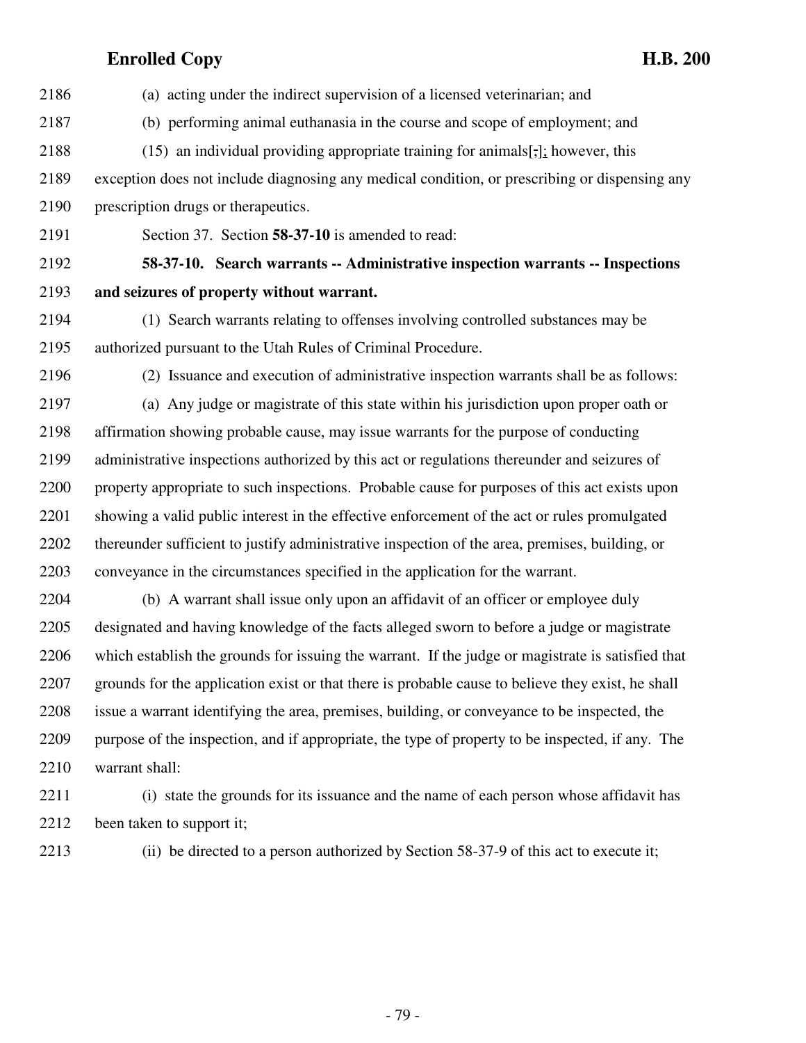(a) acting under the indirect supervision of a licensed veterinarian; and

(b) performing animal euthanasia in the course and scope of employment; and

(15) an individual providing appropriate training for animals[,]; however, this exception does not include diagnosing any medical condition, or prescribing or dispensing any prescription drugs or therapeutics.

Section 37. Section **58-37-10** is amended to read:

**58-37-10. Search warrants -- Administrative inspection warrants -- Inspections and seizures of property without warrant.**

(1) Search warrants relating to offenses involving controlled substances may be authorized pursuant to the Utah Rules of Criminal Procedure.

(2) Issuance and execution of administrative inspection warrants shall be as follows:

(a) Any judge or magistrate of this state within his jurisdiction upon proper oath or affirmation showing probable cause, may issue warrants for the purpose of conducting administrative inspections authorized by this act or regulations thereunder and seizures of property appropriate to such inspections. Probable cause for purposes of this act exists upon showing a valid public interest in the effective enforcement of the act or rules promulgated thereunder sufficient to justify administrative inspection of the area, premises, building, or conveyance in the circumstances specified in the application for the warrant.

(b) A warrant shall issue only upon an affidavit of an officer or employee duly designated and having knowledge of the facts alleged sworn to before a judge or magistrate which establish the grounds for issuing the warrant. If the judge or magistrate is satisfied that grounds for the application exist or that there is probable cause to believe they exist, he shall issue a warrant identifying the area, premises, building, or conveyance to be inspected, the purpose of the inspection, and if appropriate, the type of property to be inspected, if any. The warrant shall:

(i) state the grounds for its issuance and the name of each person whose affidavit has been taken to support it;

(ii) be directed to a person authorized by Section 58-37-9 of this act to execute it;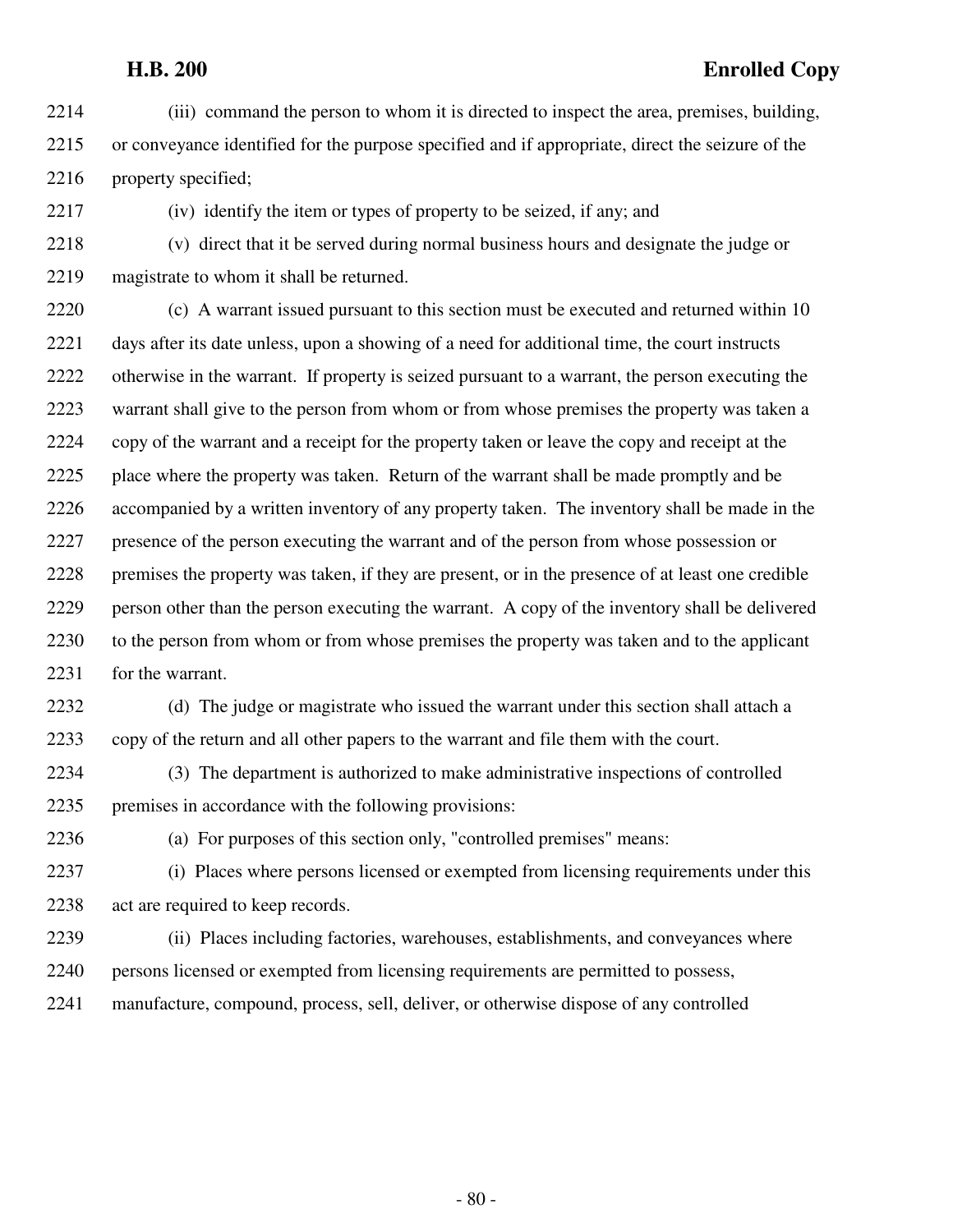(iii) command the person to whom it is directed to inspect the area, premises, building, or conveyance identified for the purpose specified and if appropriate, direct the seizure of the property specified;

(iv) identify the item or types of property to be seized, if any; and

(v) direct that it be served during normal business hours and designate the judge or magistrate to whom it shall be returned.

(c) A warrant issued pursuant to this section must be executed and returned within 10 days after its date unless, upon a showing of a need for additional time, the court instructs otherwise in the warrant. If property is seized pursuant to a warrant, the person executing the warrant shall give to the person from whom or from whose premises the property was taken a copy of the warrant and a receipt for the property taken or leave the copy and receipt at the place where the property was taken. Return of the warrant shall be made promptly and be accompanied by a written inventory of any property taken. The inventory shall be made in the presence of the person executing the warrant and of the person from whose possession or premises the property was taken, if they are present, or in the presence of at least one credible person other than the person executing the warrant. A copy of the inventory shall be delivered to the person from whom or from whose premises the property was taken and to the applicant for the warrant.

(d) The judge or magistrate who issued the warrant under this section shall attach a copy of the return and all other papers to the warrant and file them with the court.

(3) The department is authorized to make administrative inspections of controlled premises in accordance with the following provisions:

(a) For purposes of this section only, "controlled premises" means:

(i) Places where persons licensed or exempted from licensing requirements under this act are required to keep records.

(ii) Places including factories, warehouses, establishments, and conveyances where persons licensed or exempted from licensing requirements are permitted to possess, manufacture, compound, process, sell, deliver, or otherwise dispose of any controlled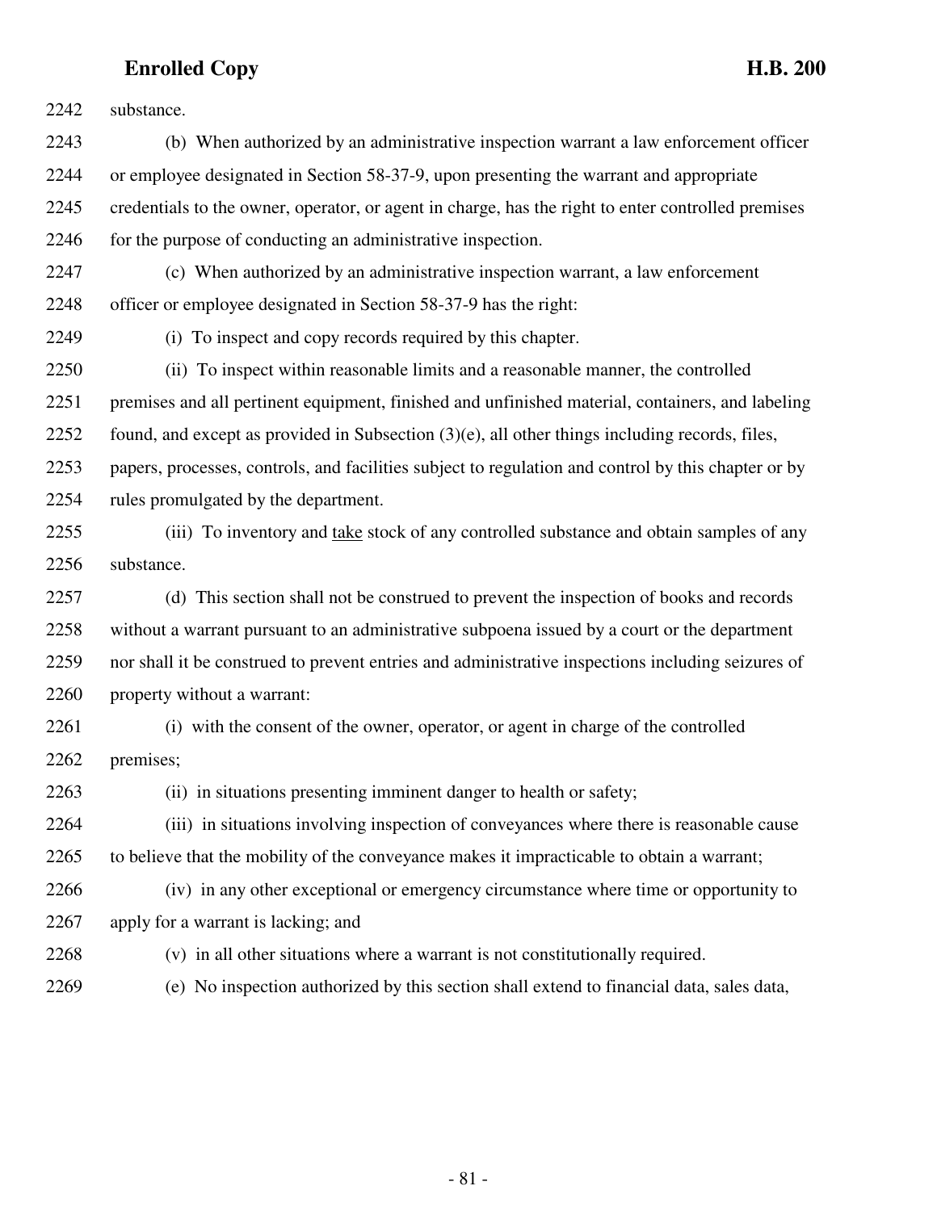substance.

(b) When authorized by an administrative inspection warrant a law enforcement officer or employee designated in Section 58-37-9, upon presenting the warrant and appropriate credentials to the owner, operator, or agent in charge, has the right to enter controlled premises for the purpose of conducting an administrative inspection.

(c) When authorized by an administrative inspection warrant, a law enforcement officer or employee designated in Section 58-37-9 has the right:

(i) To inspect and copy records required by this chapter.

(ii) To inspect within reasonable limits and a reasonable manner, the controlled premises and all pertinent equipment, finished and unfinished material, containers, and labeling found, and except as provided in Subsection (3)(e), all other things including records, files, papers, processes, controls, and facilities subject to regulation and control by this chapter or by rules promulgated by the department.

(iii) To inventory and take stock of any controlled substance and obtain samples of any substance.

(d) This section shall not be construed to prevent the inspection of books and records without a warrant pursuant to an administrative subpoena issued by a court or the department nor shall it be construed to prevent entries and administrative inspections including seizures of property without a warrant:

(i) with the consent of the owner, operator, or agent in charge of the controlled premises;

(ii) in situations presenting imminent danger to health or safety;

(iii) in situations involving inspection of conveyances where there is reasonable cause to believe that the mobility of the conveyance makes it impracticable to obtain a warrant;

(iv) in any other exceptional or emergency circumstance where time or opportunity to apply for a warrant is lacking; and

(v) in all other situations where a warrant is not constitutionally required.

(e) No inspection authorized by this section shall extend to financial data, sales data,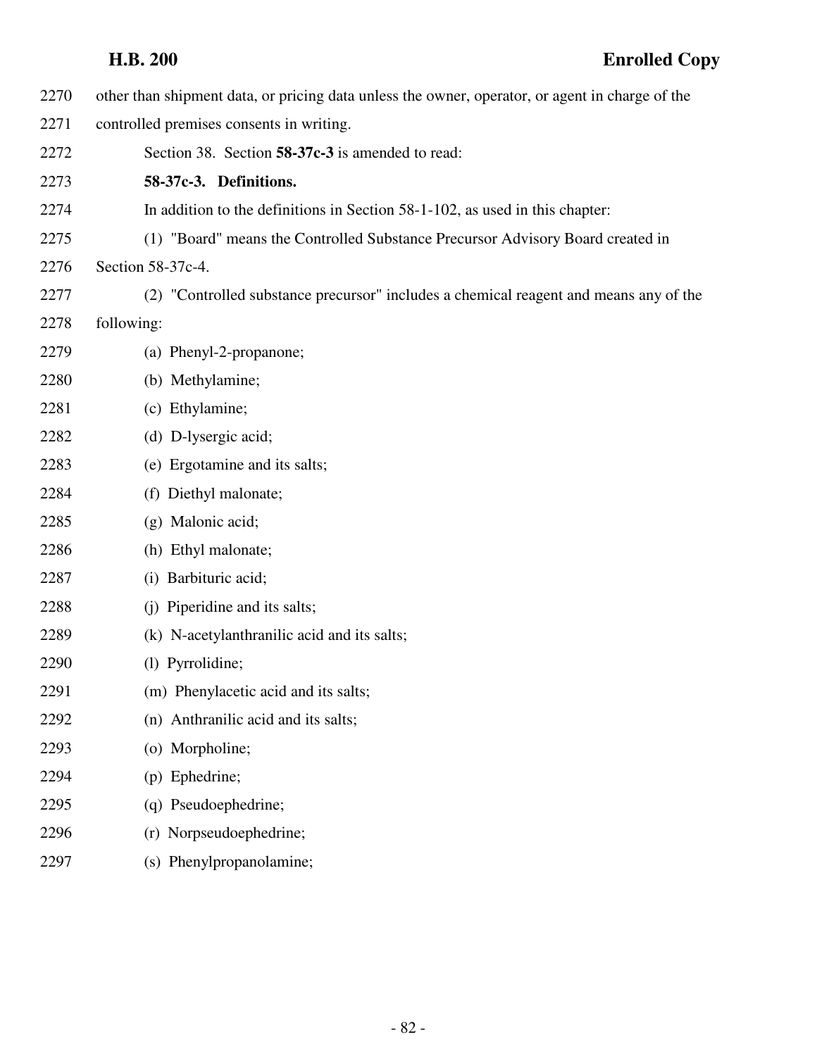other than shipment data, or pricing data unless the owner, operator, or agent in charge of the controlled premises consents in writing.

Section 38. Section **58-37c-3** is amended to read:

**58-37c-3. Definitions.**

In addition to the definitions in Section 58-1-102, as used in this chapter:

(1) "Board" means the Controlled Substance Precursor Advisory Board created in Section 58-37c-4.

(2) "Controlled substance precursor" includes a chemical reagent and means any of the following:

(a) Phenyl-2-propanone;

(b) Methylamine;

(c) Ethylamine;

(d) D-lysergic acid;

(e) Ergotamine and its salts;

(f) Diethyl malonate;

(g) Malonic acid;

(h) Ethyl malonate;

(i) Barbituric acid;

(j) Piperidine and its salts;

(k) N-acetylanthranilic acid and its salts;

(l) Pyrrolidine;

(m) Phenylacetic acid and its salts;

(n) Anthranilic acid and its salts;

(o) Morpholine;

(p) Ephedrine;

(q) Pseudoephedrine;

(r) Norpseudoephedrine;

(s) Phenylpropanolamine;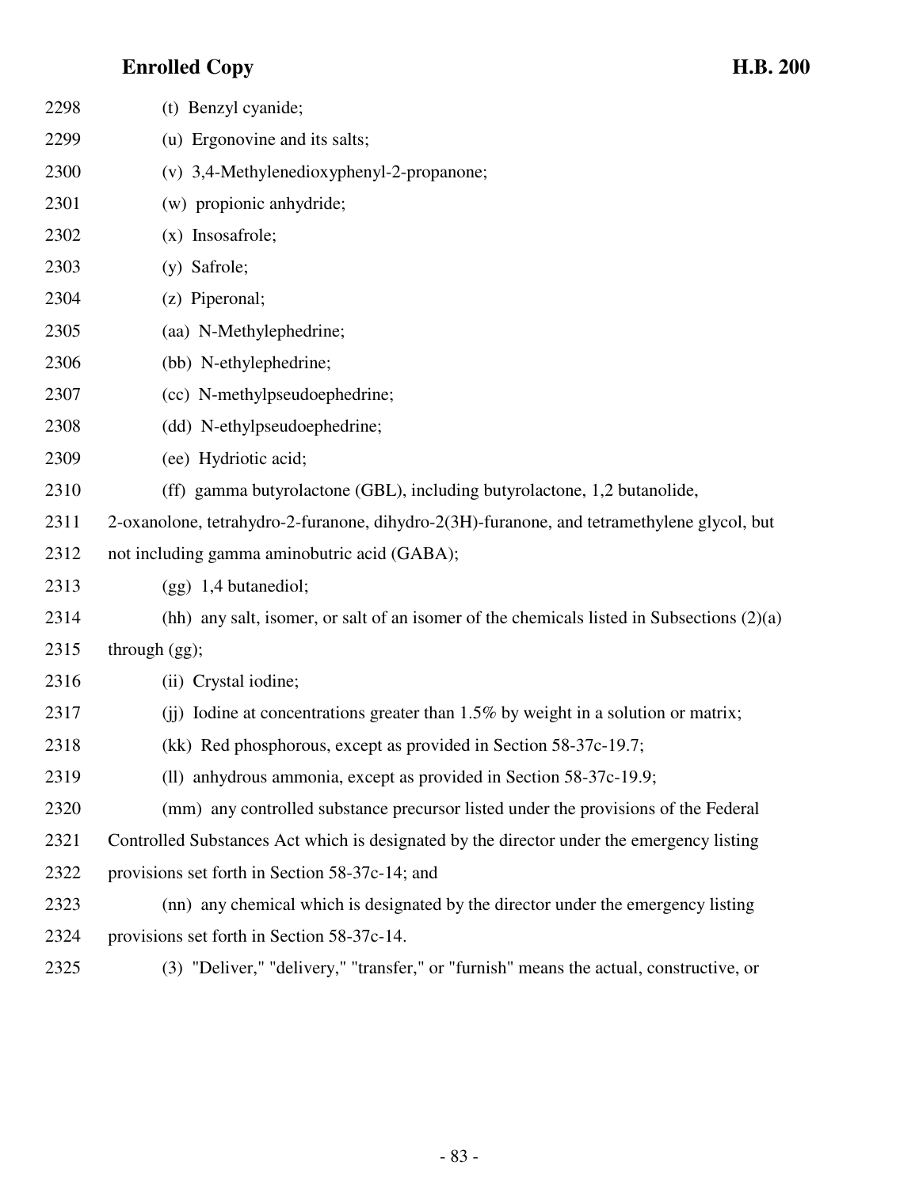2298 (t) Benzyl cyanide;

2299 (u) Ergonovine and its salts;

2300 (v) 3,4-Methylenedioxyphenyl-2-propanone;

2301 (w) propionic anhydride;

2302 (x) Insosafrole;

2303 (y) Safrole;

2304 (z) Piperonal;

2305 (aa) N-Methylephedrine;

2306 (bb) N-ethylephedrine;

2307 (cc) N-methylpseudoephedrine;

2308 (dd) N-ethylpseudoephedrine;

2309 (ee) Hydriotic acid;

2310 (ff) gamma butyrolactone (GBL), including butyrolactone, 1,2 butanolide,

2311 2-oxanolone, tetrahydro-2-furanone, dihydro-2(3H)-furanone, and tetramethylene glycol, but

2312 not including gamma aminobutric acid (GABA);

2313 (gg) 1,4 butanediol;

2314 (hh) any salt, isomer, or salt of an isomer of the chemicals listed in Subsections (2)(a)

2315 through (gg);

2316 (ii) Crystal iodine;

2317 (jj) Iodine at concentrations greater than 1.5% by weight in a solution or matrix;

2318 (kk) Red phosphorous, except as provided in Section 58-37c-19.7;

2319 (ll) anhydrous ammonia, except as provided in Section 58-37c-19.9;

2320 (mm) any controlled substance precursor listed under the provisions of the Federal

2321 Controlled Substances Act which is designated by the director under the emergency listing

2322 provisions set forth in Section 58-37c-14; and

2323 (nn) any chemical which is designated by the director under the emergency listing

2324 provisions set forth in Section 58-37c-14.

2325 (3) "Deliver," "delivery," "transfer," or "furnish" means the actual, constructive, or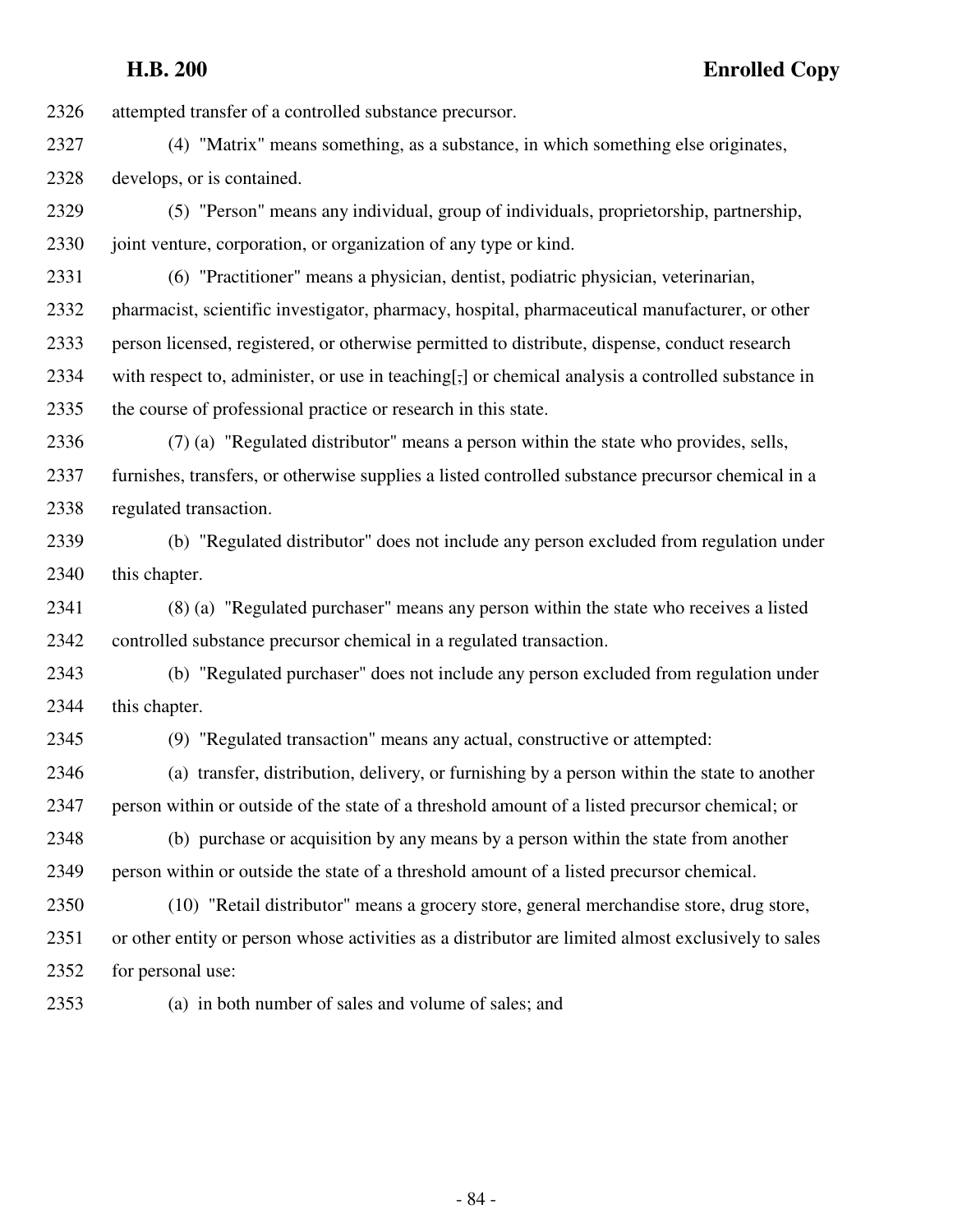attempted transfer of a controlled substance precursor.

(4) "Matrix" means something, as a substance, in which something else originates, develops, or is contained.

(5) "Person" means any individual, group of individuals, proprietorship, partnership, joint venture, corporation, or organization of any type or kind.

(6) "Practitioner" means a physician, dentist, podiatric physician, veterinarian, pharmacist, scientific investigator, pharmacy, hospital, pharmaceutical manufacturer, or other person licensed, registered, or otherwise permitted to distribute, dispense, conduct research with respect to, administer, or use in teaching[,] or chemical analysis a controlled substance in the course of professional practice or research in this state.

(7) (a) "Regulated distributor" means a person within the state who provides, sells, furnishes, transfers, or otherwise supplies a listed controlled substance precursor chemical in a regulated transaction.

(b) "Regulated distributor" does not include any person excluded from regulation under this chapter.

(8) (a) "Regulated purchaser" means any person within the state who receives a listed controlled substance precursor chemical in a regulated transaction.

(b) "Regulated purchaser" does not include any person excluded from regulation under this chapter.

(9) "Regulated transaction" means any actual, constructive or attempted:

(a) transfer, distribution, delivery, or furnishing by a person within the state to another person within or outside of the state of a threshold amount of a listed precursor chemical; or

(b) purchase or acquisition by any means by a person within the state from another person within or outside the state of a threshold amount of a listed precursor chemical.

(10) "Retail distributor" means a grocery store, general merchandise store, drug store, or other entity or person whose activities as a distributor are limited almost exclusively to sales for personal use:

(a) in both number of sales and volume of sales; and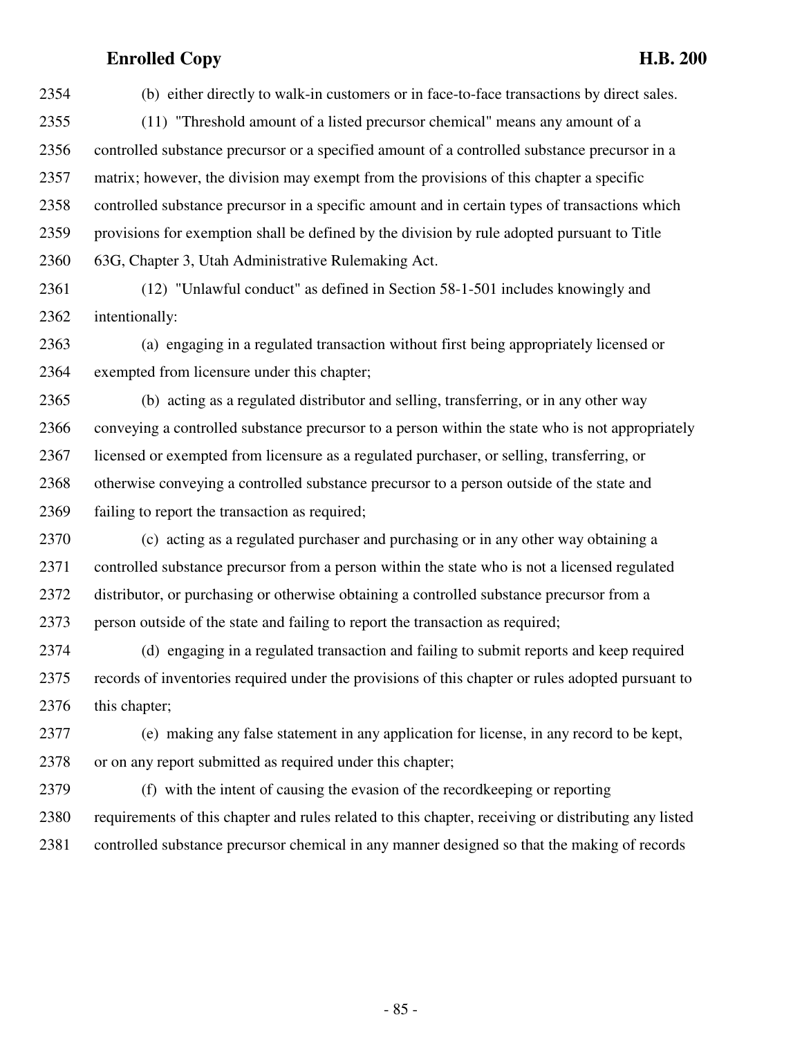(b) either directly to walk-in customers or in face-to-face transactions by direct sales.

(11) "Threshold amount of a listed precursor chemical" means any amount of a controlled substance precursor or a specified amount of a controlled substance precursor in a matrix; however, the division may exempt from the provisions of this chapter a specific controlled substance precursor in a specific amount and in certain types of transactions which provisions for exemption shall be defined by the division by rule adopted pursuant to Title 63G, Chapter 3, Utah Administrative Rulemaking Act.

(12) "Unlawful conduct" as defined in Section 58-1-501 includes knowingly and intentionally:

(a) engaging in a regulated transaction without first being appropriately licensed or exempted from licensure under this chapter;

(b) acting as a regulated distributor and selling, transferring, or in any other way conveying a controlled substance precursor to a person within the state who is not appropriately licensed or exempted from licensure as a regulated purchaser, or selling, transferring, or otherwise conveying a controlled substance precursor to a person outside of the state and failing to report the transaction as required;

(c) acting as a regulated purchaser and purchasing or in any other way obtaining a controlled substance precursor from a person within the state who is not a licensed regulated distributor, or purchasing or otherwise obtaining a controlled substance precursor from a person outside of the state and failing to report the transaction as required;

(d) engaging in a regulated transaction and failing to submit reports and keep required records of inventories required under the provisions of this chapter or rules adopted pursuant to this chapter;

(e) making any false statement in any application for license, in any record to be kept, or on any report submitted as required under this chapter;

(f) with the intent of causing the evasion of the recordkeeping or reporting requirements of this chapter and rules related to this chapter, receiving or distributing any listed controlled substance precursor chemical in any manner designed so that the making of records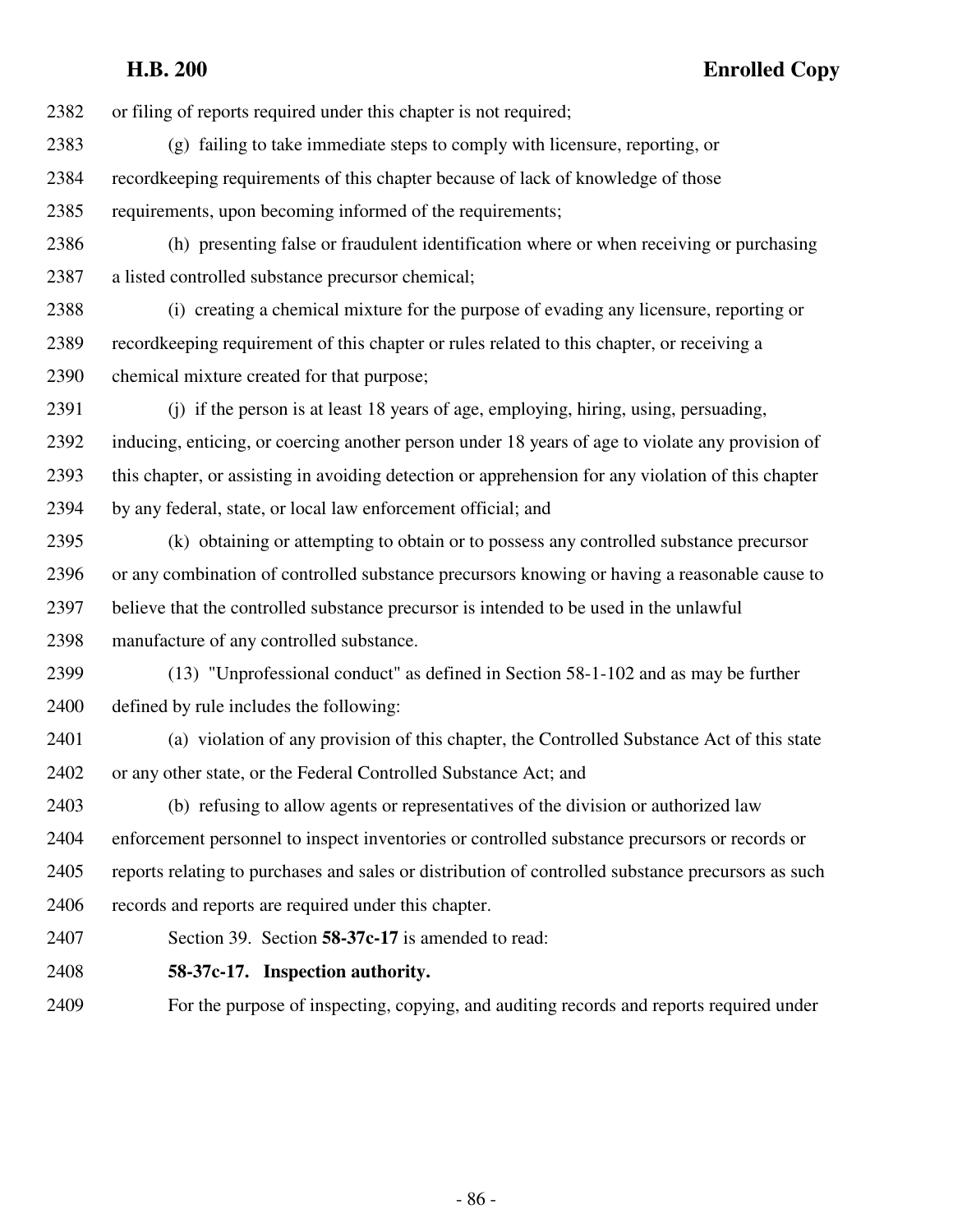or filing of reports required under this chapter is not required;

(g) failing to take immediate steps to comply with licensure, reporting, or recordkeeping requirements of this chapter because of lack of knowledge of those requirements, upon becoming informed of the requirements;

(h) presenting false or fraudulent identification where or when receiving or purchasing a listed controlled substance precursor chemical;

(i) creating a chemical mixture for the purpose of evading any licensure, reporting or recordkeeping requirement of this chapter or rules related to this chapter, or receiving a chemical mixture created for that purpose;

(j) if the person is at least 18 years of age, employing, hiring, using, persuading, inducing, enticing, or coercing another person under 18 years of age to violate any provision of this chapter, or assisting in avoiding detection or apprehension for any violation of this chapter by any federal, state, or local law enforcement official; and

(k) obtaining or attempting to obtain or to possess any controlled substance precursor or any combination of controlled substance precursors knowing or having a reasonable cause to believe that the controlled substance precursor is intended to be used in the unlawful manufacture of any controlled substance.

(13) "Unprofessional conduct" as defined in Section 58-1-102 and as may be further defined by rule includes the following:

(a) violation of any provision of this chapter, the Controlled Substance Act of this state or any other state, or the Federal Controlled Substance Act; and

(b) refusing to allow agents or representatives of the division or authorized law enforcement personnel to inspect inventories or controlled substance precursors or records or reports relating to purchases and sales or distribution of controlled substance precursors as such records and reports are required under this chapter.

Section 39. Section **58-37c-17** is amended to read:

**58-37c-17. Inspection authority.**

For the purpose of inspecting, copying, and auditing records and reports required under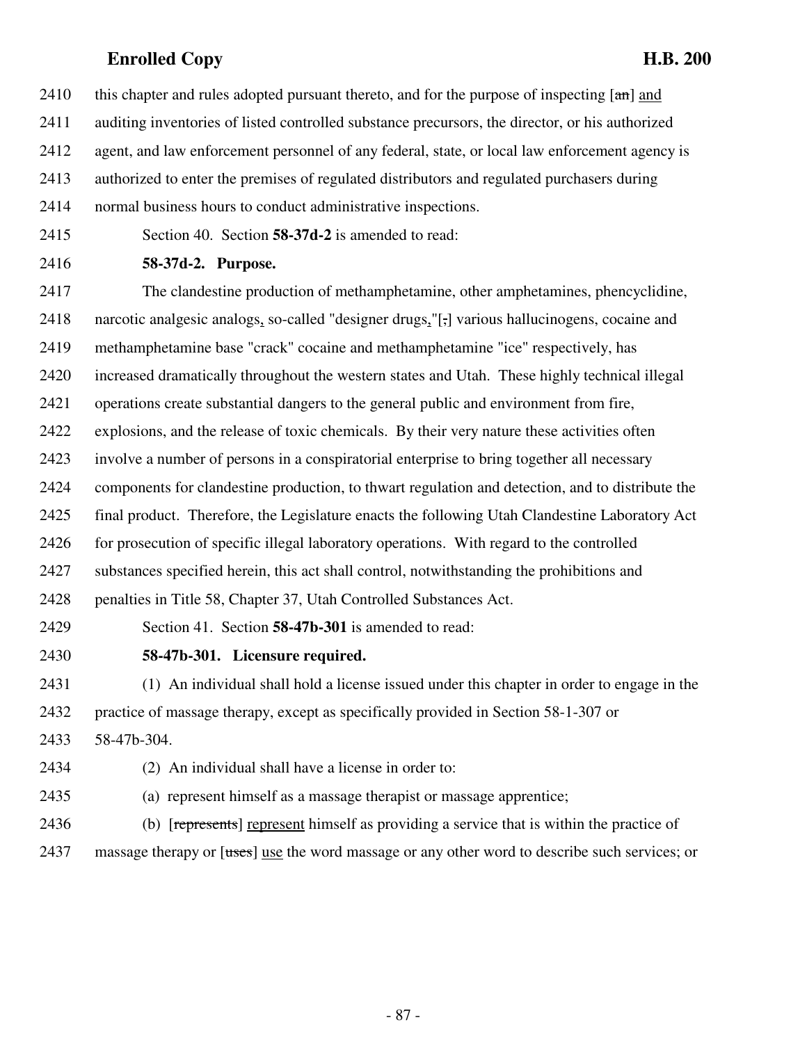this chapter and rules adopted pursuant thereto, and for the purpose of inspecting [~~an~~] and auditing inventories of listed controlled substance precursors, the director, or his authorized agent, and law enforcement personnel of any federal, state, or local law enforcement agency is authorized to enter the premises of regulated distributors and regulated purchasers during normal business hours to conduct administrative inspections.

Section 40. Section **58-37d-2** is amended to read:

**58-37d-2. Purpose.**

The clandestine production of methamphetamine, other amphetamines, phencyclidine, narcotic analgesic analogs, so-called "designer drugs,"[~~,~~] various hallucinogens, cocaine and methamphetamine base "crack" cocaine and methamphetamine "ice" respectively, has increased dramatically throughout the western states and Utah. These highly technical illegal operations create substantial dangers to the general public and environment from fire, explosions, and the release of toxic chemicals. By their very nature these activities often involve a number of persons in a conspiratorial enterprise to bring together all necessary components for clandestine production, to thwart regulation and detection, and to distribute the final product. Therefore, the Legislature enacts the following Utah Clandestine Laboratory Act for prosecution of specific illegal laboratory operations. With regard to the controlled substances specified herein, this act shall control, notwithstanding the prohibitions and penalties in Title 58, Chapter 37, Utah Controlled Substances Act.

Section 41. Section **58-47b-301** is amended to read:

**58-47b-301. Licensure required.**

(1) An individual shall hold a license issued under this chapter in order to engage in the practice of massage therapy, except as specifically provided in Section 58-1-307 or 58-47b-304.

(2) An individual shall have a license in order to:

(a) represent himself as a massage therapist or massage apprentice;

(b) [~~represents~~] represent himself as providing a service that is within the practice of massage therapy or [~~uses~~] use the word massage or any other word to describe such services; or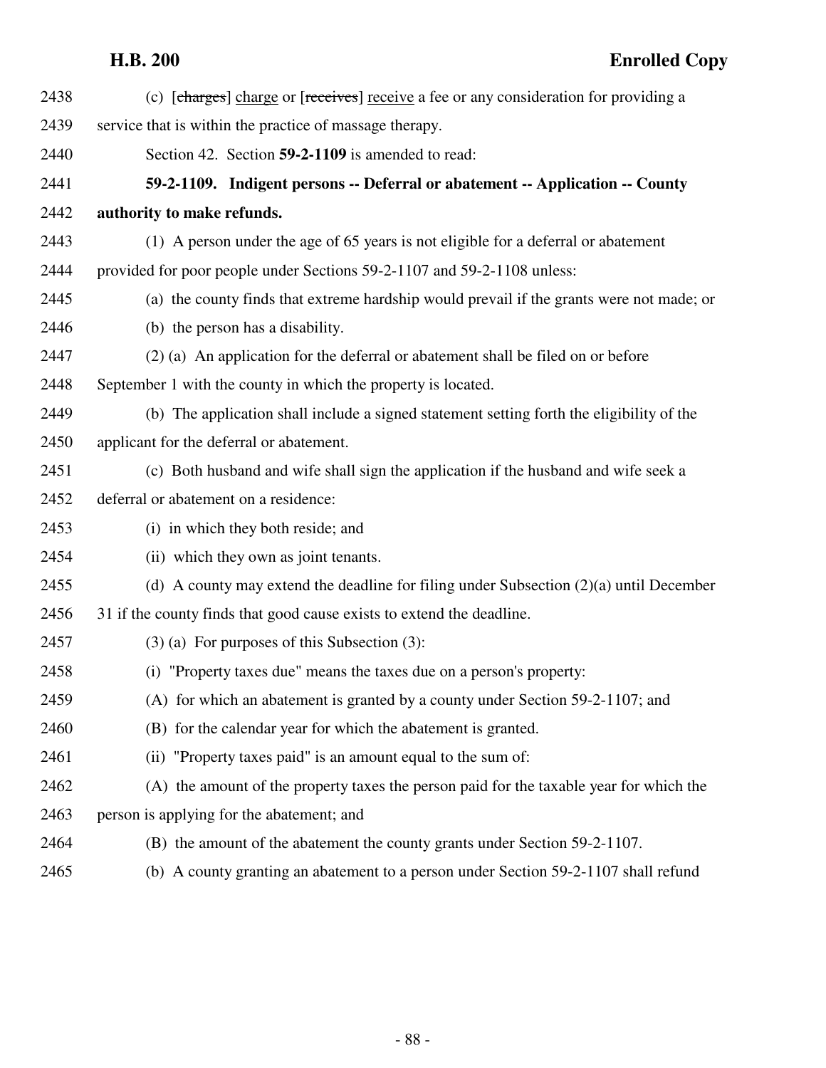(c) [~~charges~~] charge or [~~receives~~] receive a fee or any consideration for providing a service that is within the practice of massage therapy.

Section 42. Section **59-2-1109** is amended to read:

**59-2-1109. Indigent persons -- Deferral or abatement -- Application -- County authority to make refunds.**

(1) A person under the age of 65 years is not eligible for a deferral or abatement provided for poor people under Sections 59-2-1107 and 59-2-1108 unless:

(a) the county finds that extreme hardship would prevail if the grants were not made; or

(b) the person has a disability.

(2) (a) An application for the deferral or abatement shall be filed on or before September 1 with the county in which the property is located.

(b) The application shall include a signed statement setting forth the eligibility of the applicant for the deferral or abatement.

(c) Both husband and wife shall sign the application if the husband and wife seek a deferral or abatement on a residence:

(i) in which they both reside; and

(ii) which they own as joint tenants.

(d) A county may extend the deadline for filing under Subsection (2)(a) until December 31 if the county finds that good cause exists to extend the deadline.

(3) (a) For purposes of this Subsection (3):

(i) "Property taxes due" means the taxes due on a person's property:

(A) for which an abatement is granted by a county under Section 59-2-1107; and

(B) for the calendar year for which the abatement is granted.

(ii) "Property taxes paid" is an amount equal to the sum of:

(A) the amount of the property taxes the person paid for the taxable year for which the person is applying for the abatement; and

(B) the amount of the abatement the county grants under Section 59-2-1107.

(b) A county granting an abatement to a person under Section 59-2-1107 shall refund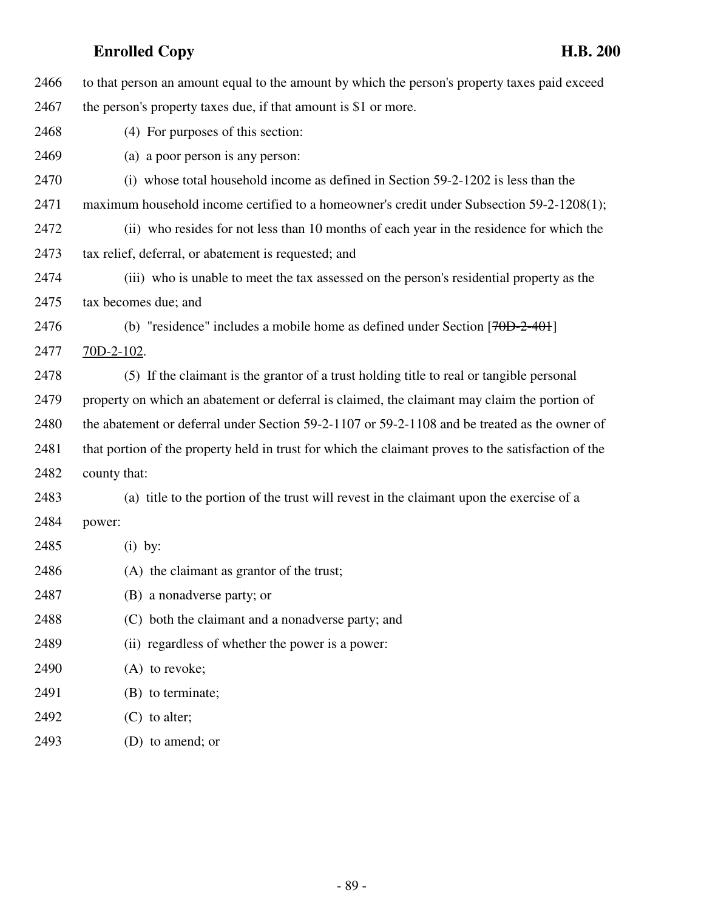to that person an amount equal to the amount by which the person's property taxes paid exceed the person's property taxes due, if that amount is $1 or more.

(4) For purposes of this section:

(a) a poor person is any person:

(i) whose total household income as defined in Section 59-2-1202 is less than the maximum household income certified to a homeowner's credit under Subsection 59-2-1208(1);

(ii) who resides for not less than 10 months of each year in the residence for which the tax relief, deferral, or abatement is requested; and

(iii) who is unable to meet the tax assessed on the person's residential property as the tax becomes due; and

(b) "residence" includes a mobile home as defined under Section [~~70D-2-401~~] 70D-2-102.

(5) If the claimant is the grantor of a trust holding title to real or tangible personal property on which an abatement or deferral is claimed, the claimant may claim the portion of the abatement or deferral under Section 59-2-1107 or 59-2-1108 and be treated as the owner of that portion of the property held in trust for which the claimant proves to the satisfaction of the county that:

(a) title to the portion of the trust will revest in the claimant upon the exercise of a power:

(i) by:

(A) the claimant as grantor of the trust;

(B) a nonadverse party; or

(C) both the claimant and a nonadverse party; and

(ii) regardless of whether the power is a power:

(A) to revoke;

(B) to terminate;

(C) to alter;

(D) to amend; or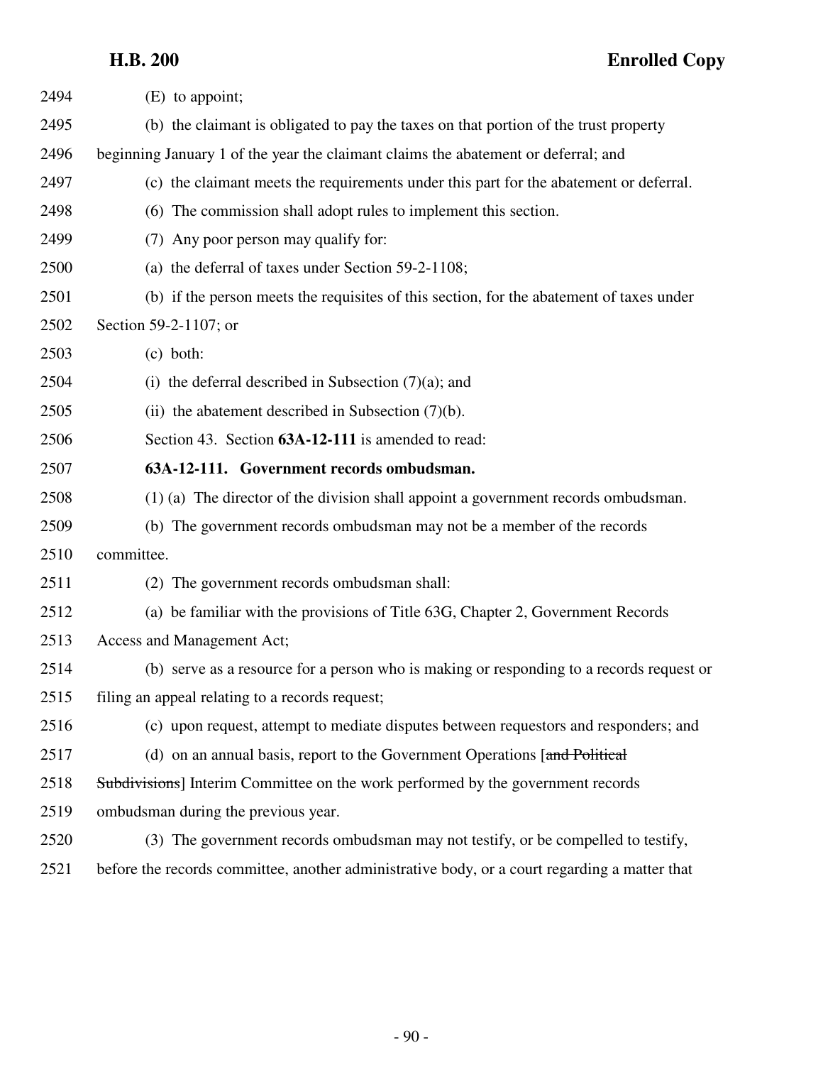(E) to appoint;

(b) the claimant is obligated to pay the taxes on that portion of the trust property beginning January 1 of the year the claimant claims the abatement or deferral; and

(c) the claimant meets the requirements under this part for the abatement or deferral.

(6) The commission shall adopt rules to implement this section.

(7) Any poor person may qualify for:

(a) the deferral of taxes under Section 59-2-1108;

(b) if the person meets the requisites of this section, for the abatement of taxes under Section 59-2-1107; or

(c) both:

(i) the deferral described in Subsection (7)(a); and

(ii) the abatement described in Subsection (7)(b).

Section 43. Section **63A-12-111** is amended to read:

**63A-12-111. Government records ombudsman.**

(1) (a) The director of the division shall appoint a government records ombudsman.

(b) The government records ombudsman may not be a member of the records committee.

(2) The government records ombudsman shall:

(a) be familiar with the provisions of Title 63G, Chapter 2, Government Records Access and Management Act;

(b) serve as a resource for a person who is making or responding to a records request or filing an appeal relating to a records request;

(c) upon request, attempt to mediate disputes between requestors and responders; and

(d) on an annual basis, report to the Government Operations [~~and Political Subdivisions~~] Interim Committee on the work performed by the government records ombudsman during the previous year.

(3) The government records ombudsman may not testify, or be compelled to testify, before the records committee, another administrative body, or a court regarding a matter that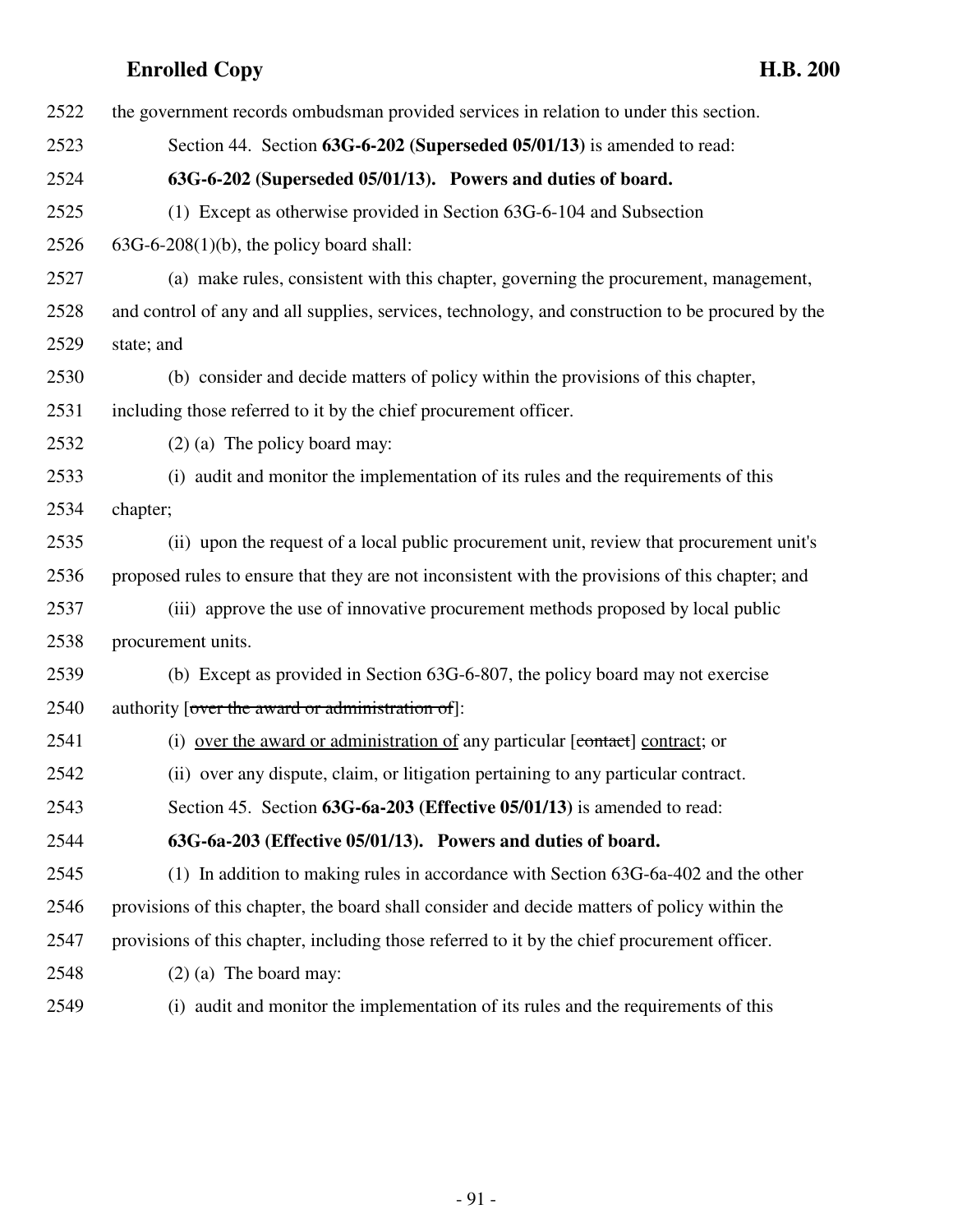the government records ombudsman provided services in relation to under this section.

Section 44. Section **63G-6-202 (Superseded 05/01/13)** is amended to read:

**63G-6-202 (Superseded 05/01/13). Powers and duties of board.**

(1) Except as otherwise provided in Section 63G-6-104 and Subsection 63G-6-208(1)(b), the policy board shall:

(a) make rules, consistent with this chapter, governing the procurement, management, and control of any and all supplies, services, technology, and construction to be procured by the state; and

(b) consider and decide matters of policy within the provisions of this chapter, including those referred to it by the chief procurement officer.

(2) (a) The policy board may:

(i) audit and monitor the implementation of its rules and the requirements of this chapter;

(ii) upon the request of a local public procurement unit, review that procurement unit's proposed rules to ensure that they are not inconsistent with the provisions of this chapter; and

(iii) approve the use of innovative procurement methods proposed by local public procurement units.

(b) Except as provided in Section 63G-6-807, the policy board may not exercise authority [~~over the award or administration of~~]:

(i) <u>over the award or administration of</u> any particular [~~contact~~] <u>contract</u>; or

(ii) over any dispute, claim, or litigation pertaining to any particular contract.

Section 45. Section **63G-6a-203 (Effective 05/01/13)** is amended to read:

**63G-6a-203 (Effective 05/01/13). Powers and duties of board.**

(1) In addition to making rules in accordance with Section 63G-6a-402 and the other provisions of this chapter, the board shall consider and decide matters of policy within the provisions of this chapter, including those referred to it by the chief procurement officer.

(2) (a) The board may:

(i) audit and monitor the implementation of its rules and the requirements of this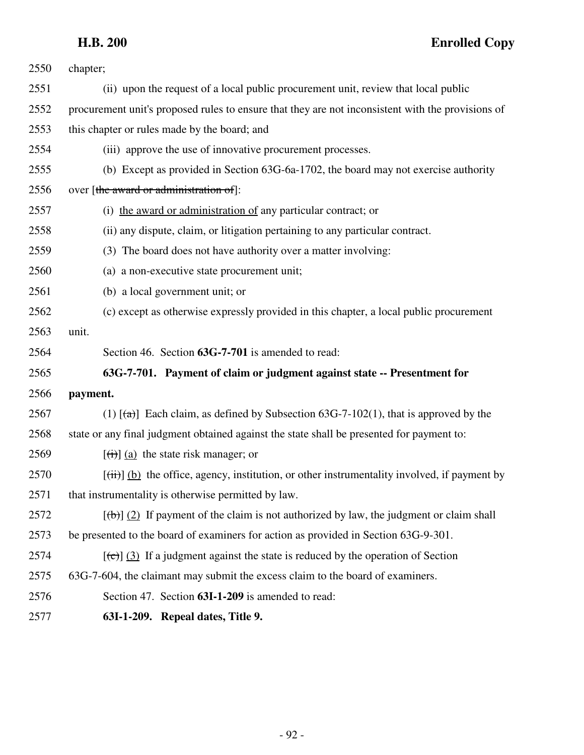chapter;

(ii) upon the request of a local public procurement unit, review that local public procurement unit's proposed rules to ensure that they are not inconsistent with the provisions of this chapter or rules made by the board; and

(iii) approve the use of innovative procurement processes.

(b) Except as provided in Section 63G-6a-1702, the board may not exercise authority over [~~the award or administration of~~]:

(i) the award or administration of any particular contract; or

(ii) any dispute, claim, or litigation pertaining to any particular contract.

(3) The board does not have authority over a matter involving:

(a) a non-executive state procurement unit;

(b) a local government unit; or

(c) except as otherwise expressly provided in this chapter, a local public procurement unit.

Section 46. Section **63G-7-701** is amended to read:

**63G-7-701. Payment of claim or judgment against state -- Presentment for payment.**

(1) [~~(a)~~] Each claim, as defined by Subsection 63G-7-102(1), that is approved by the state or any final judgment obtained against the state shall be presented for payment to:

[~~(i)~~] (a) the state risk manager; or

[~~(ii)~~] (b) the office, agency, institution, or other instrumentality involved, if payment by that instrumentality is otherwise permitted by law.

[~~(b)~~] (2) If payment of the claim is not authorized by law, the judgment or claim shall be presented to the board of examiners for action as provided in Section 63G-9-301.

[~~(c)~~] (3) If a judgment against the state is reduced by the operation of Section 63G-7-604, the claimant may submit the excess claim to the board of examiners.

Section 47. Section **63I-1-209** is amended to read:

**63I-1-209. Repeal dates, Title 9.**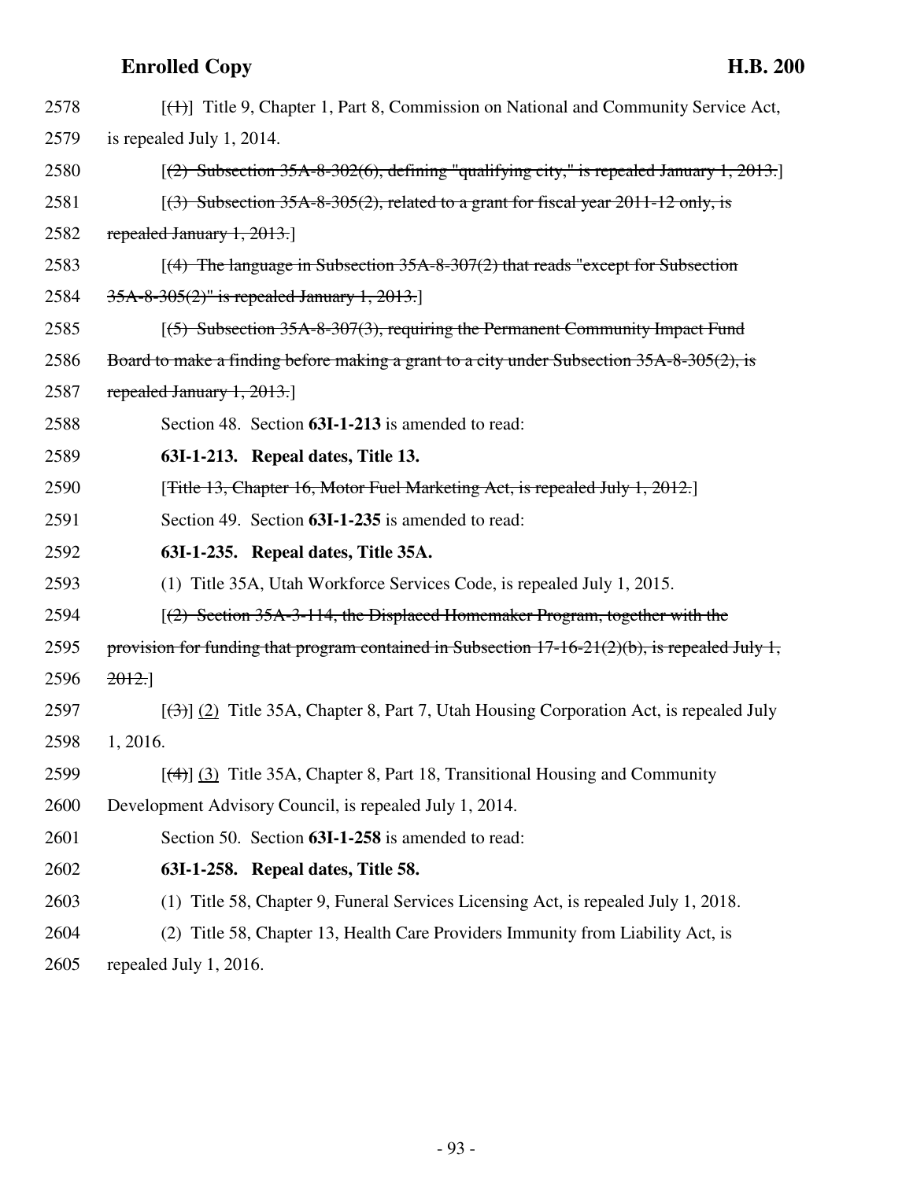2578 [~~(1)~~] Title 9, Chapter 1, Part 8, Commission on National and Community Service Act,

2579 is repealed July 1, 2014.

2580 [~~(2) Subsection 35A-8-302(6), defining "qualifying city," is repealed January 1, 2013.~~]

2581 [~~(3) Subsection 35A-8-305(2), related to a grant for fiscal year 2011-12 only, is~~

2582 ~~repealed January 1, 2013.~~]

2583 [~~(4) The language in Subsection 35A-8-307(2) that reads "except for Subsection~~

2584 ~~35A-8-305(2)" is repealed January 1, 2013.~~]

2585 [~~(5) Subsection 35A-8-307(3), requiring the Permanent Community Impact Fund~~

2586 ~~Board to make a finding before making a grant to a city under Subsection 35A-8-305(2), is~~

2587 ~~repealed January 1, 2013.~~]

2588 Section 48. Section **63I-1-213** is amended to read:

2589 **63I-1-213. Repeal dates, Title 13.**

2590 [~~Title 13, Chapter 16, Motor Fuel Marketing Act, is repealed July 1, 2012.~~]

2591 Section 49. Section **63I-1-235** is amended to read:

2592 **63I-1-235. Repeal dates, Title 35A.**

2593 (1) Title 35A, Utah Workforce Services Code, is repealed July 1, 2015.

2594 [~~(2) Section 35A-3-114, the Displaced Homemaker Program, together with the~~

2595 ~~provision for funding that program contained in Subsection 17-16-21(2)(b), is repealed July 1,~~

2596 ~~2012.~~]

2597 [~~(3)~~] <u>(2)</u> Title 35A, Chapter 8, Part 7, Utah Housing Corporation Act, is repealed July

2598 1, 2016.

2599 [~~(4)~~] <u>(3)</u> Title 35A, Chapter 8, Part 18, Transitional Housing and Community

2600 Development Advisory Council, is repealed July 1, 2014.

2601 Section 50. Section **63I-1-258** is amended to read:

2602 **63I-1-258. Repeal dates, Title 58.**

2603 (1) Title 58, Chapter 9, Funeral Services Licensing Act, is repealed July 1, 2018.

2604 (2) Title 58, Chapter 13, Health Care Providers Immunity from Liability Act, is

2605 repealed July 1, 2016.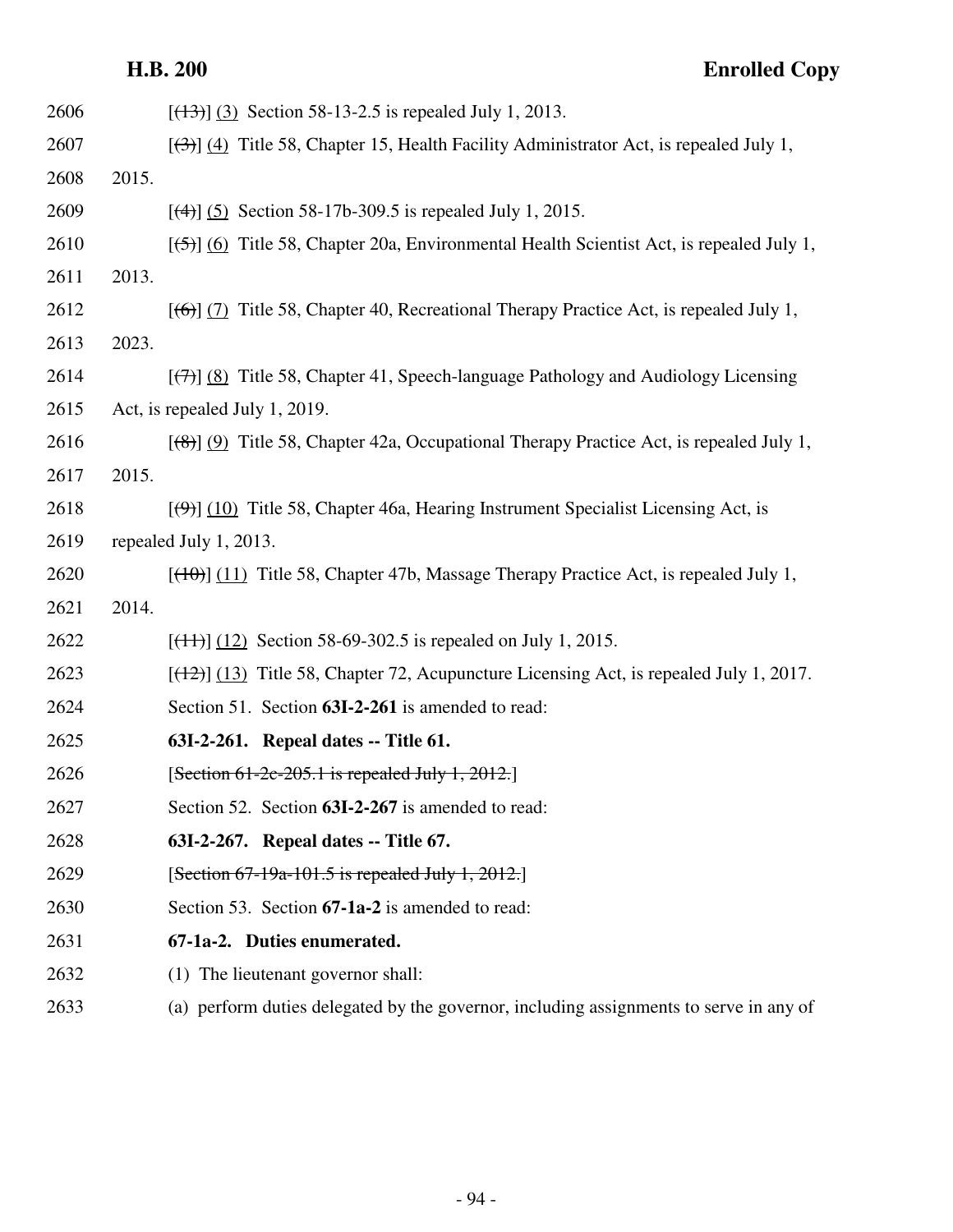[(13)] (3) Section 58-13-2.5 is repealed July 1, 2013.

[(3)] (4) Title 58, Chapter 15, Health Facility Administrator Act, is repealed July 1, 2015.

[(4)] (5) Section 58-17b-309.5 is repealed July 1, 2015.

[(5)] (6) Title 58, Chapter 20a, Environmental Health Scientist Act, is repealed July 1, 2013.

[(6)] (7) Title 58, Chapter 40, Recreational Therapy Practice Act, is repealed July 1, 2023.

[(7)] (8) Title 58, Chapter 41, Speech-language Pathology and Audiology Licensing Act, is repealed July 1, 2019.

[(8)] (9) Title 58, Chapter 42a, Occupational Therapy Practice Act, is repealed July 1, 2015.

[(9)] (10) Title 58, Chapter 46a, Hearing Instrument Specialist Licensing Act, is repealed July 1, 2013.

[(10)] (11) Title 58, Chapter 47b, Massage Therapy Practice Act, is repealed July 1, 2014.

[(11)] (12) Section 58-69-302.5 is repealed on July 1, 2015.

[(12)] (13) Title 58, Chapter 72, Acupuncture Licensing Act, is repealed July 1, 2017.

Section 51. Section **63I-2-261** is amended to read:

**63I-2-261. Repeal dates -- Title 61.**

[~~Section 61-2c-205.1 is repealed July 1, 2012.~~]

Section 52. Section **63I-2-267** is amended to read:

**63I-2-267. Repeal dates -- Title 67.**

[~~Section 67-19a-101.5 is repealed July 1, 2012.~~]

Section 53. Section **67-1a-2** is amended to read:

**67-1a-2. Duties enumerated.**

(1) The lieutenant governor shall:

(a) perform duties delegated by the governor, including assignments to serve in any of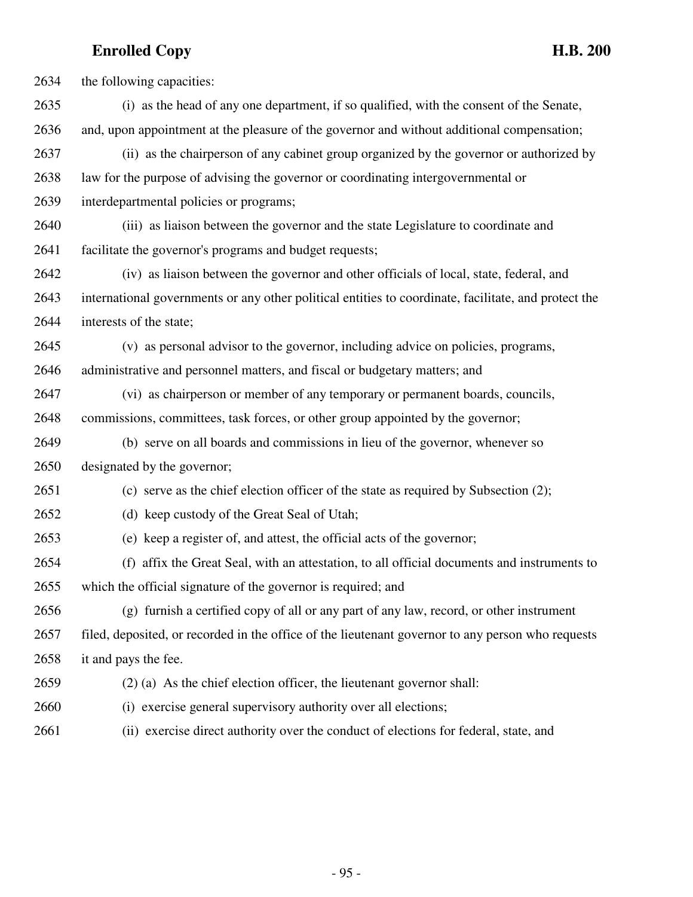the following capacities:

(i) as the head of any one department, if so qualified, with the consent of the Senate, and, upon appointment at the pleasure of the governor and without additional compensation;

(ii) as the chairperson of any cabinet group organized by the governor or authorized by law for the purpose of advising the governor or coordinating intergovernmental or interdepartmental policies or programs;

(iii) as liaison between the governor and the state Legislature to coordinate and facilitate the governor's programs and budget requests;

(iv) as liaison between the governor and other officials of local, state, federal, and international governments or any other political entities to coordinate, facilitate, and protect the interests of the state;

(v) as personal advisor to the governor, including advice on policies, programs, administrative and personnel matters, and fiscal or budgetary matters; and

(vi) as chairperson or member of any temporary or permanent boards, councils, commissions, committees, task forces, or other group appointed by the governor;

(b) serve on all boards and commissions in lieu of the governor, whenever so designated by the governor;

(c) serve as the chief election officer of the state as required by Subsection (2);

(d) keep custody of the Great Seal of Utah;

(e) keep a register of, and attest, the official acts of the governor;

(f) affix the Great Seal, with an attestation, to all official documents and instruments to which the official signature of the governor is required; and

(g) furnish a certified copy of all or any part of any law, record, or other instrument filed, deposited, or recorded in the office of the lieutenant governor to any person who requests it and pays the fee.

(2) (a) As the chief election officer, the lieutenant governor shall:

(i) exercise general supervisory authority over all elections;

(ii) exercise direct authority over the conduct of elections for federal, state, and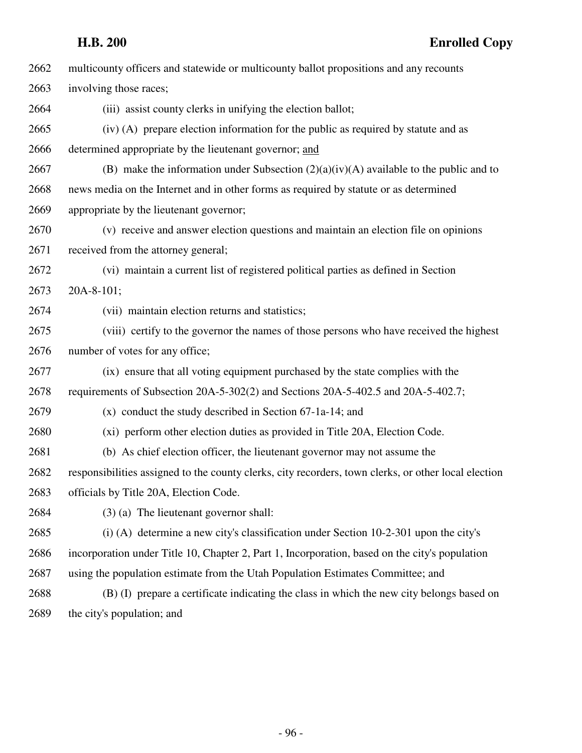2662 multicounty officers and statewide or multicounty ballot propositions and any recounts

2663 involving those races;

2664 (iii) assist county clerks in unifying the election ballot;

2665 (iv) (A) prepare election information for the public as required by statute and as

2666 determined appropriate by the lieutenant governor; and

2667 (B) make the information under Subsection (2)(a)(iv)(A) available to the public and to

2668 news media on the Internet and in other forms as required by statute or as determined

2669 appropriate by the lieutenant governor;

2670 (v) receive and answer election questions and maintain an election file on opinions

2671 received from the attorney general;

2672 (vi) maintain a current list of registered political parties as defined in Section

2673 20A-8-101;

2674 (vii) maintain election returns and statistics;

2675 (viii) certify to the governor the names of those persons who have received the highest

2676 number of votes for any office;

2677 (ix) ensure that all voting equipment purchased by the state complies with the

2678 requirements of Subsection 20A-5-302(2) and Sections 20A-5-402.5 and 20A-5-402.7;

2679 (x) conduct the study described in Section 67-1a-14; and

2680 (xi) perform other election duties as provided in Title 20A, Election Code.

2681 (b) As chief election officer, the lieutenant governor may not assume the

2682 responsibilities assigned to the county clerks, city recorders, town clerks, or other local election

2683 officials by Title 20A, Election Code.

2684 (3) (a) The lieutenant governor shall:

2685 (i) (A) determine a new city's classification under Section 10-2-301 upon the city's

2686 incorporation under Title 10, Chapter 2, Part 1, Incorporation, based on the city's population

2687 using the population estimate from the Utah Population Estimates Committee; and

2688 (B) (I) prepare a certificate indicating the class in which the new city belongs based on

2689 the city's population; and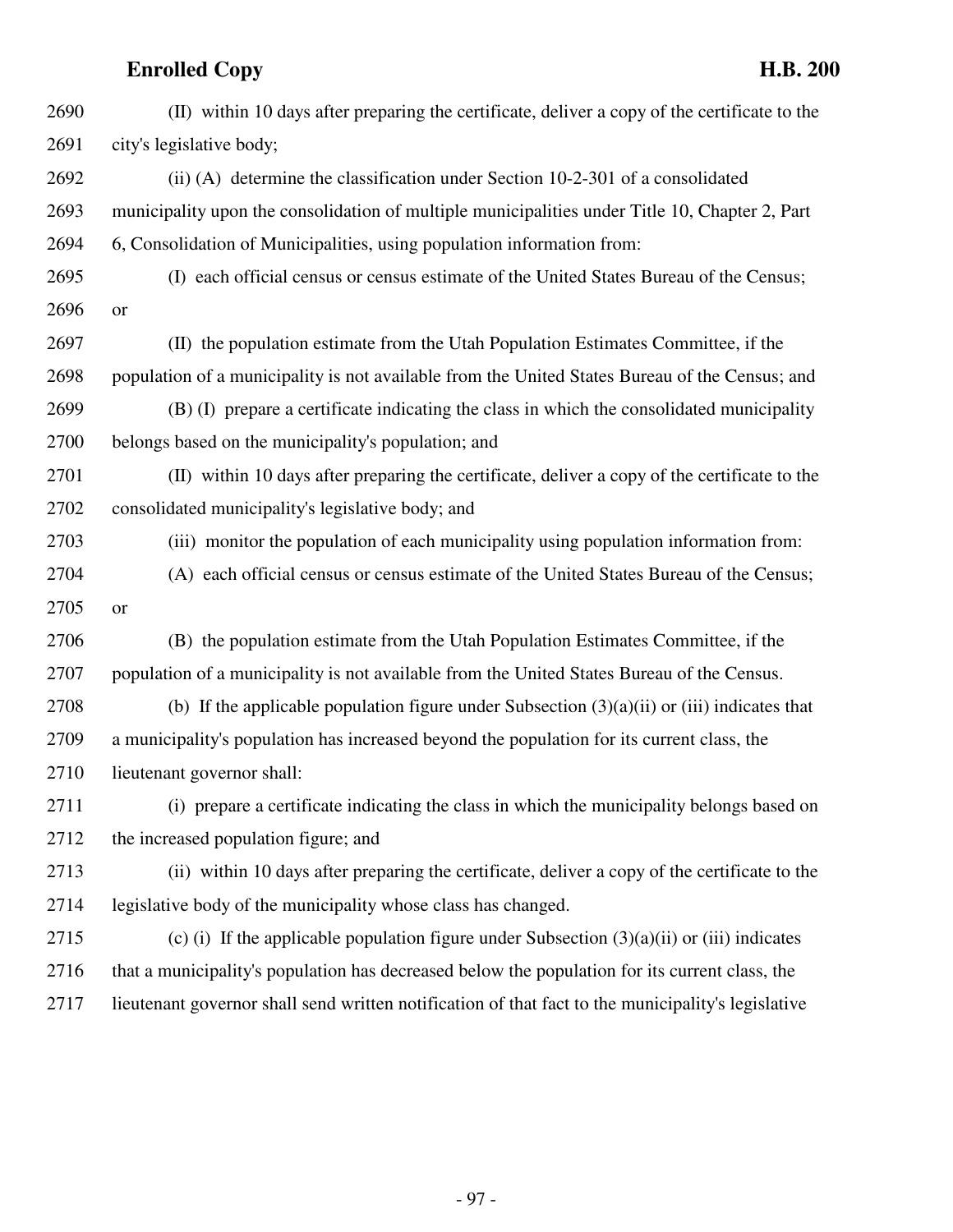(II) within 10 days after preparing the certificate, deliver a copy of the certificate to the city's legislative body;

(ii) (A) determine the classification under Section 10-2-301 of a consolidated municipality upon the consolidation of multiple municipalities under Title 10, Chapter 2, Part 6, Consolidation of Municipalities, using population information from:

(I) each official census or census estimate of the United States Bureau of the Census; or

(II) the population estimate from the Utah Population Estimates Committee, if the population of a municipality is not available from the United States Bureau of the Census; and

(B) (I) prepare a certificate indicating the class in which the consolidated municipality belongs based on the municipality's population; and

(II) within 10 days after preparing the certificate, deliver a copy of the certificate to the consolidated municipality's legislative body; and

(iii) monitor the population of each municipality using population information from:

(A) each official census or census estimate of the United States Bureau of the Census; or

(B) the population estimate from the Utah Population Estimates Committee, if the population of a municipality is not available from the United States Bureau of the Census.

(b) If the applicable population figure under Subsection (3)(a)(ii) or (iii) indicates that a municipality's population has increased beyond the population for its current class, the lieutenant governor shall:

(i) prepare a certificate indicating the class in which the municipality belongs based on the increased population figure; and

(ii) within 10 days after preparing the certificate, deliver a copy of the certificate to the legislative body of the municipality whose class has changed.

(c) (i) If the applicable population figure under Subsection (3)(a)(ii) or (iii) indicates that a municipality's population has decreased below the population for its current class, the lieutenant governor shall send written notification of that fact to the municipality's legislative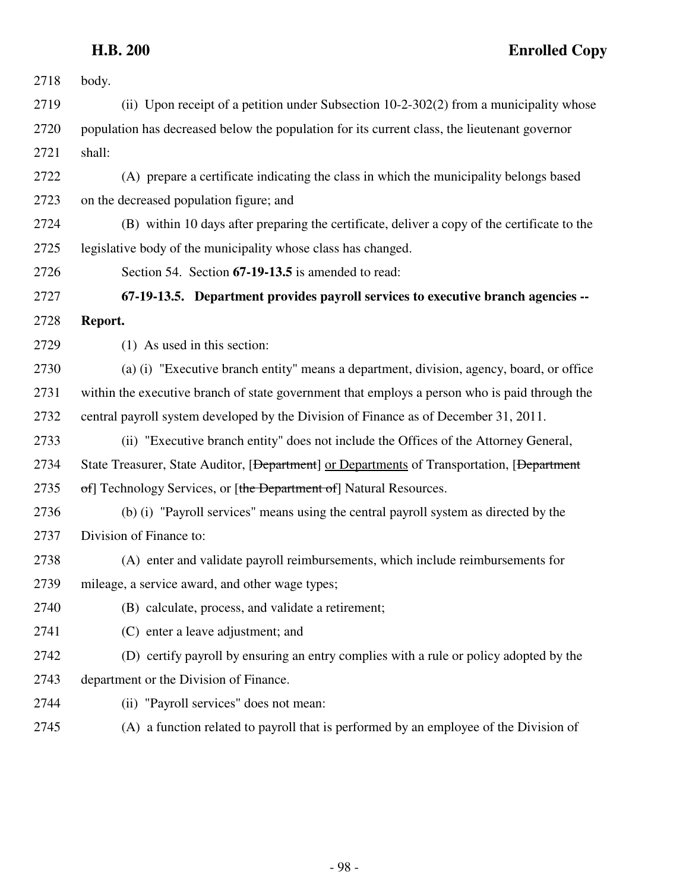body.

(ii) Upon receipt of a petition under Subsection 10-2-302(2) from a municipality whose population has decreased below the population for its current class, the lieutenant governor shall:

(A) prepare a certificate indicating the class in which the municipality belongs based on the decreased population figure; and

(B) within 10 days after preparing the certificate, deliver a copy of the certificate to the legislative body of the municipality whose class has changed.

Section 54. Section **67-19-13.5** is amended to read:

**67-19-13.5. Department provides payroll services to executive branch agencies -- Report.**

(1) As used in this section:

(a) (i) "Executive branch entity" means a department, division, agency, board, or office within the executive branch of state government that employs a person who is paid through the central payroll system developed by the Division of Finance as of December 31, 2011.

(ii) "Executive branch entity" does not include the Offices of the Attorney General, State Treasurer, State Auditor, [~~Department~~] <u>or Departments</u> of Transportation, [~~Department of~~] Technology Services, or [~~the Department of~~] Natural Resources.

(b) (i) "Payroll services" means using the central payroll system as directed by the Division of Finance to:

(A) enter and validate payroll reimbursements, which include reimbursements for mileage, a service award, and other wage types;

(B) calculate, process, and validate a retirement;

(C) enter a leave adjustment; and

(D) certify payroll by ensuring an entry complies with a rule or policy adopted by the department or the Division of Finance.

(ii) "Payroll services" does not mean:

(A) a function related to payroll that is performed by an employee of the Division of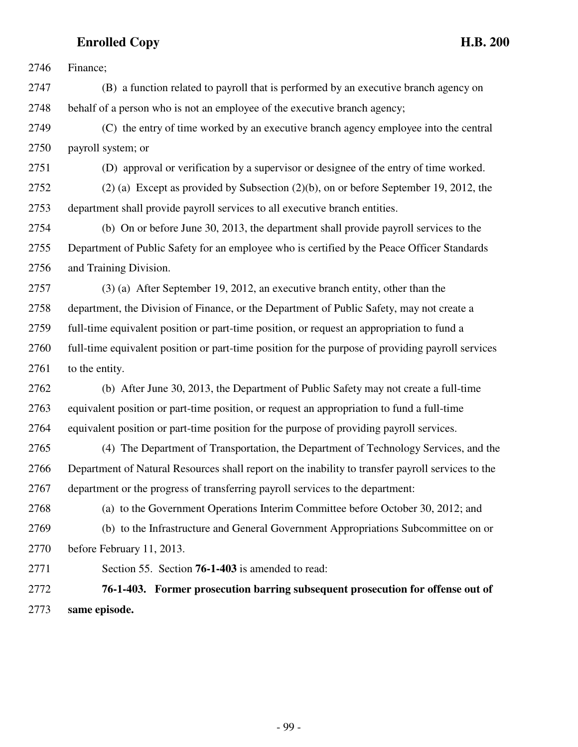Finance;

(B) a function related to payroll that is performed by an executive branch agency on behalf of a person who is not an employee of the executive branch agency;

(C) the entry of time worked by an executive branch agency employee into the central payroll system; or

(D) approval or verification by a supervisor or designee of the entry of time worked.

(2) (a) Except as provided by Subsection (2)(b), on or before September 19, 2012, the department shall provide payroll services to all executive branch entities.

(b) On or before June 30, 2013, the department shall provide payroll services to the Department of Public Safety for an employee who is certified by the Peace Officer Standards and Training Division.

(3) (a) After September 19, 2012, an executive branch entity, other than the department, the Division of Finance, or the Department of Public Safety, may not create a full-time equivalent position or part-time position, or request an appropriation to fund a full-time equivalent position or part-time position for the purpose of providing payroll services to the entity.

(b) After June 30, 2013, the Department of Public Safety may not create a full-time equivalent position or part-time position, or request an appropriation to fund a full-time equivalent position or part-time position for the purpose of providing payroll services.

(4) The Department of Transportation, the Department of Technology Services, and the Department of Natural Resources shall report on the inability to transfer payroll services to the department or the progress of transferring payroll services to the department:

(a) to the Government Operations Interim Committee before October 30, 2012; and

(b) to the Infrastructure and General Government Appropriations Subcommittee on or before February 11, 2013.

Section 55. Section **76-1-403** is amended to read:

**76-1-403. Former prosecution barring subsequent prosecution for offense out of same episode.**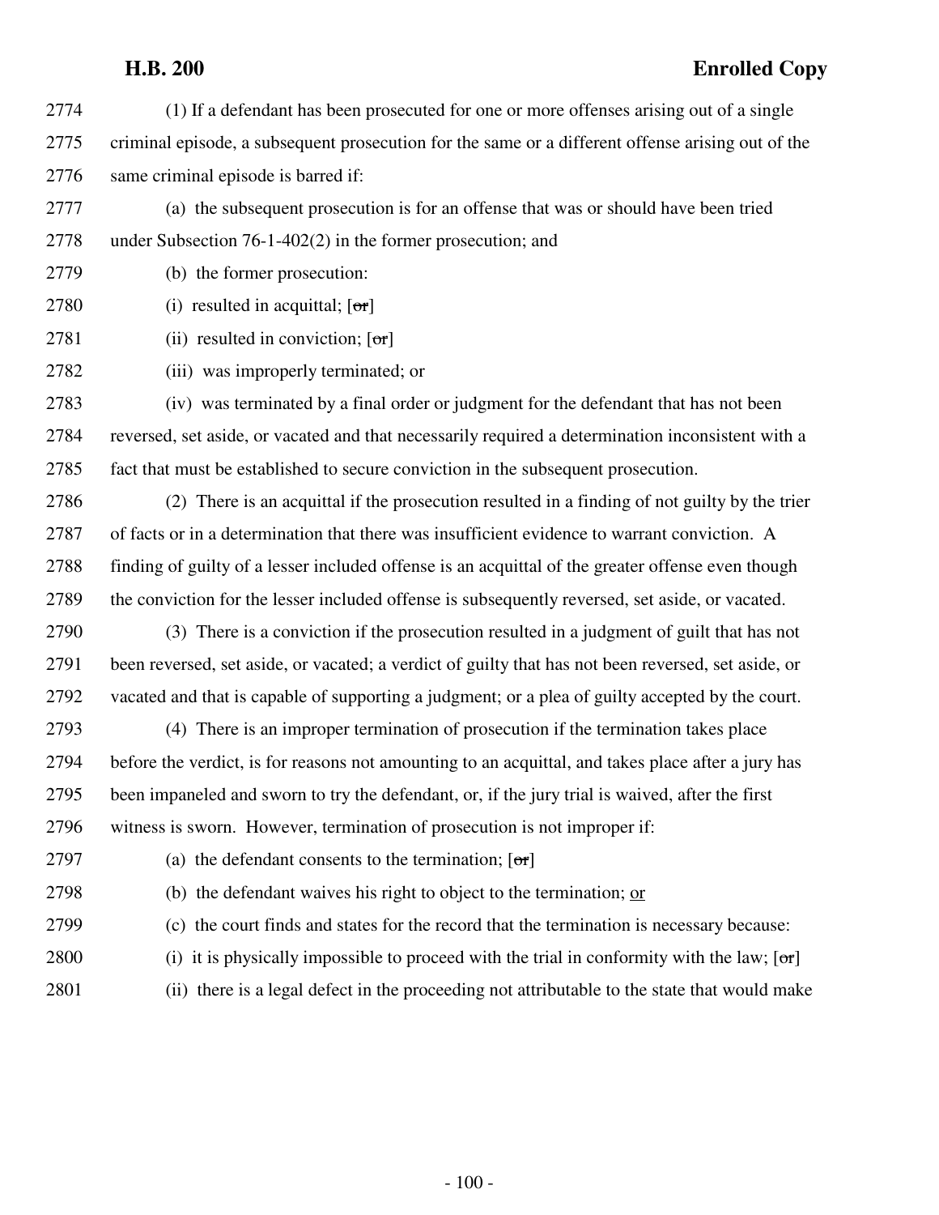(1) If a defendant has been prosecuted for one or more offenses arising out of a single criminal episode, a subsequent prosecution for the same or a different offense arising out of the same criminal episode is barred if:

(a) the subsequent prosecution is for an offense that was or should have been tried under Subsection 76-1-402(2) in the former prosecution; and

(b) the former prosecution:

(i) resulted in acquittal; [~~or~~]

(ii) resulted in conviction; [~~or~~]

(iii) was improperly terminated; or

(iv) was terminated by a final order or judgment for the defendant that has not been reversed, set aside, or vacated and that necessarily required a determination inconsistent with a fact that must be established to secure conviction in the subsequent prosecution.

(2) There is an acquittal if the prosecution resulted in a finding of not guilty by the trier of facts or in a determination that there was insufficient evidence to warrant conviction. A finding of guilty of a lesser included offense is an acquittal of the greater offense even though the conviction for the lesser included offense is subsequently reversed, set aside, or vacated.

(3) There is a conviction if the prosecution resulted in a judgment of guilt that has not been reversed, set aside, or vacated; a verdict of guilty that has not been reversed, set aside, or vacated and that is capable of supporting a judgment; or a plea of guilty accepted by the court.

(4) There is an improper termination of prosecution if the termination takes place before the verdict, is for reasons not amounting to an acquittal, and takes place after a jury has been impaneled and sworn to try the defendant, or, if the jury trial is waived, after the first witness is sworn. However, termination of prosecution is not improper if:

(a) the defendant consents to the termination; [~~or~~]

(b) the defendant waives his right to object to the termination; <u>or</u>

(c) the court finds and states for the record that the termination is necessary because:

(i) it is physically impossible to proceed with the trial in conformity with the law; [~~or~~]

(ii) there is a legal defect in the proceeding not attributable to the state that would make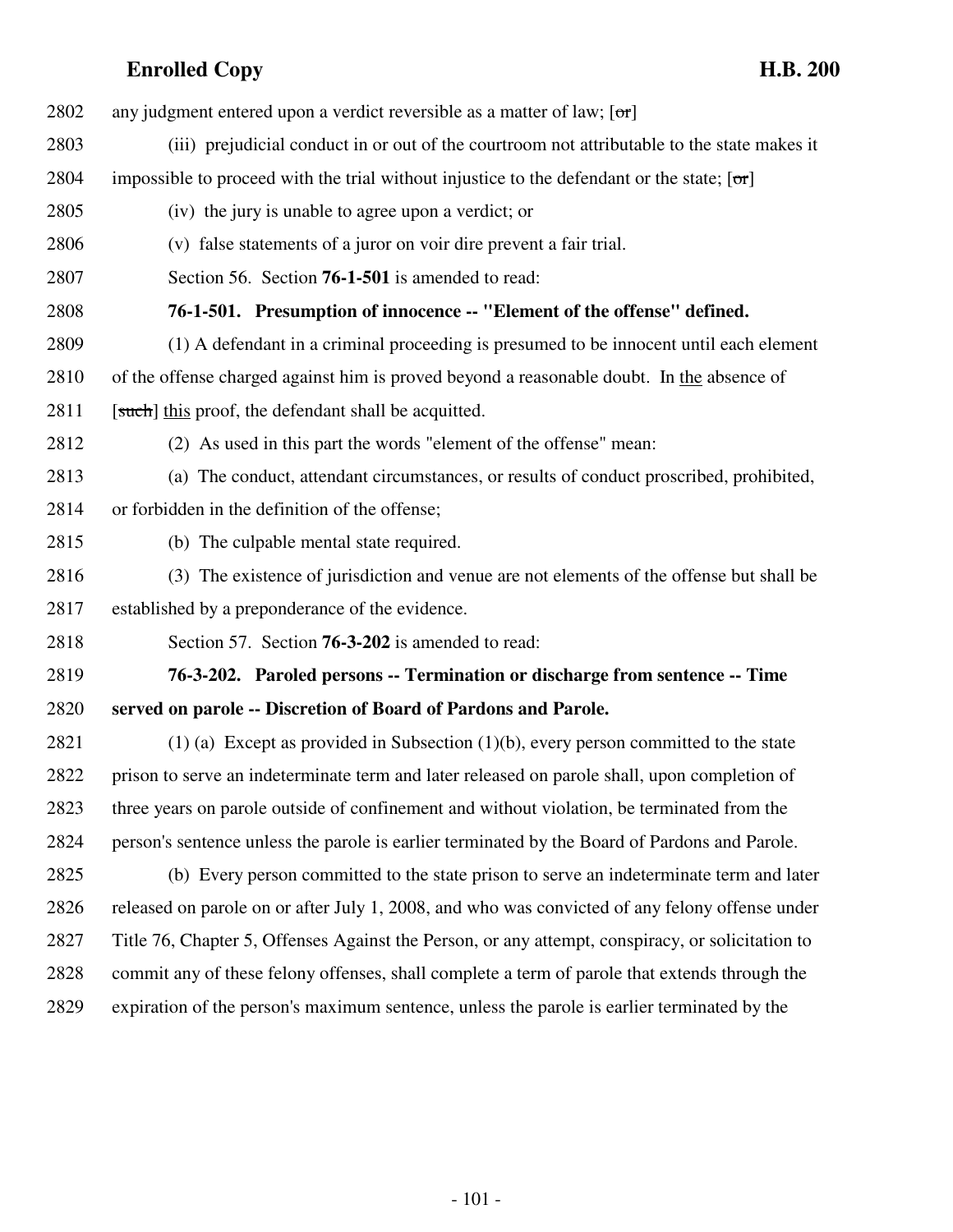any judgment entered upon a verdict reversible as a matter of law; [~~or~~]

(iii) prejudicial conduct in or out of the courtroom not attributable to the state makes it impossible to proceed with the trial without injustice to the defendant or the state; [~~or~~]

(iv) the jury is unable to agree upon a verdict; or

(v) false statements of a juror on voir dire prevent a fair trial.

Section 56. Section **76-1-501** is amended to read:

**76-1-501. Presumption of innocence -- "Element of the offense" defined.**

(1) A defendant in a criminal proceeding is presumed to be innocent until each element of the offense charged against him is proved beyond a reasonable doubt. In <u>the</u> absence of [~~such~~] <u>this</u> proof, the defendant shall be acquitted.

(2) As used in this part the words "element of the offense" mean:

(a) The conduct, attendant circumstances, or results of conduct proscribed, prohibited, or forbidden in the definition of the offense;

(b) The culpable mental state required.

(3) The existence of jurisdiction and venue are not elements of the offense but shall be established by a preponderance of the evidence.

Section 57. Section **76-3-202** is amended to read:

**76-3-202. Paroled persons -- Termination or discharge from sentence -- Time served on parole -- Discretion of Board of Pardons and Parole.**

(1) (a) Except as provided in Subsection (1)(b), every person committed to the state prison to serve an indeterminate term and later released on parole shall, upon completion of three years on parole outside of confinement and without violation, be terminated from the person's sentence unless the parole is earlier terminated by the Board of Pardons and Parole.

(b) Every person committed to the state prison to serve an indeterminate term and later released on parole on or after July 1, 2008, and who was convicted of any felony offense under Title 76, Chapter 5, Offenses Against the Person, or any attempt, conspiracy, or solicitation to commit any of these felony offenses, shall complete a term of parole that extends through the expiration of the person's maximum sentence, unless the parole is earlier terminated by the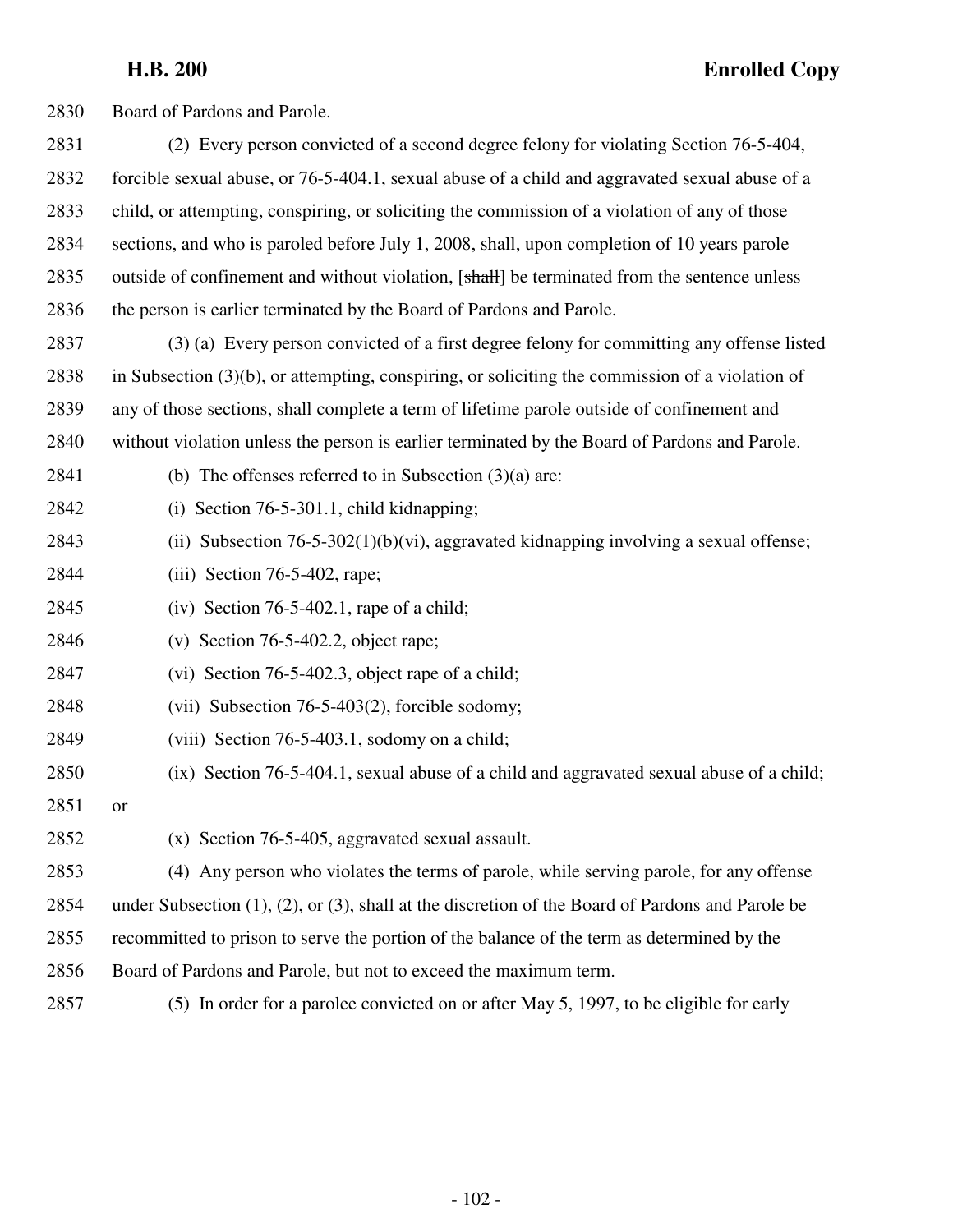Board of Pardons and Parole.

(2) Every person convicted of a second degree felony for violating Section 76-5-404, forcible sexual abuse, or 76-5-404.1, sexual abuse of a child and aggravated sexual abuse of a child, or attempting, conspiring, or soliciting the commission of a violation of any of those sections, and who is paroled before July 1, 2008, shall, upon completion of 10 years parole outside of confinement and without violation, [~~shall~~] be terminated from the sentence unless the person is earlier terminated by the Board of Pardons and Parole.

(3) (a) Every person convicted of a first degree felony for committing any offense listed in Subsection (3)(b), or attempting, conspiring, or soliciting the commission of a violation of any of those sections, shall complete a term of lifetime parole outside of confinement and without violation unless the person is earlier terminated by the Board of Pardons and Parole.

(b) The offenses referred to in Subsection (3)(a) are:

(i) Section 76-5-301.1, child kidnapping;

(ii) Subsection 76-5-302(1)(b)(vi), aggravated kidnapping involving a sexual offense;

(iii) Section 76-5-402, rape;

(iv) Section 76-5-402.1, rape of a child;

(v) Section 76-5-402.2, object rape;

(vi) Section 76-5-402.3, object rape of a child;

(vii) Subsection 76-5-403(2), forcible sodomy;

(viii) Section 76-5-403.1, sodomy on a child;

(ix) Section 76-5-404.1, sexual abuse of a child and aggravated sexual abuse of a child; or

(x) Section 76-5-405, aggravated sexual assault.

(4) Any person who violates the terms of parole, while serving parole, for any offense under Subsection (1), (2), or (3), shall at the discretion of the Board of Pardons and Parole be recommitted to prison to serve the portion of the balance of the term as determined by the Board of Pardons and Parole, but not to exceed the maximum term.

(5) In order for a parolee convicted on or after May 5, 1997, to be eligible for early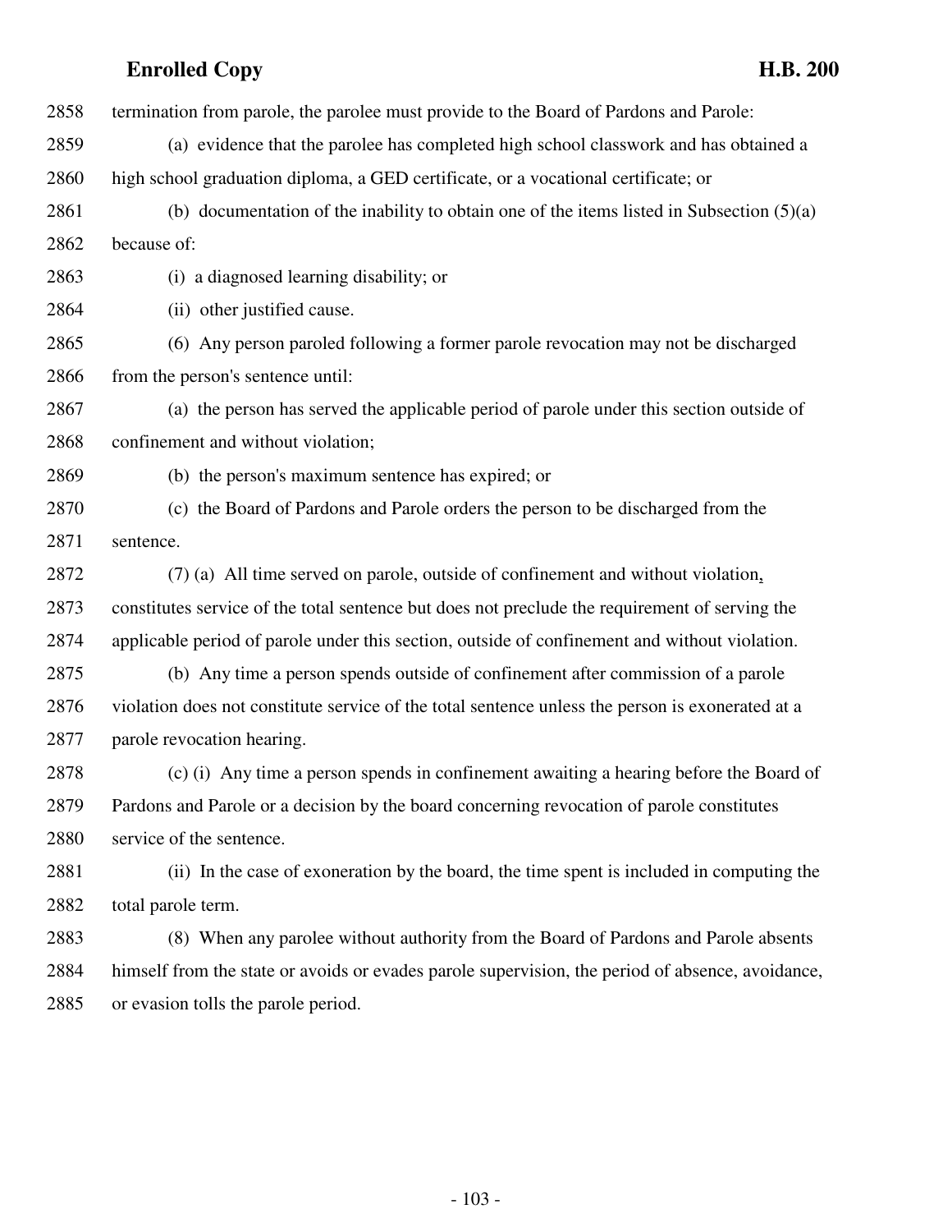termination from parole, the parolee must provide to the Board of Pardons and Parole:

(a) evidence that the parolee has completed high school classwork and has obtained a high school graduation diploma, a GED certificate, or a vocational certificate; or

(b) documentation of the inability to obtain one of the items listed in Subsection (5)(a) because of:

(i) a diagnosed learning disability; or

(ii) other justified cause.

(6) Any person paroled following a former parole revocation may not be discharged from the person's sentence until:

(a) the person has served the applicable period of parole under this section outside of confinement and without violation;

(b) the person's maximum sentence has expired; or

(c) the Board of Pardons and Parole orders the person to be discharged from the sentence.

(7) (a) All time served on parole, outside of confinement and without violation, constitutes service of the total sentence but does not preclude the requirement of serving the applicable period of parole under this section, outside of confinement and without violation.

(b) Any time a person spends outside of confinement after commission of a parole violation does not constitute service of the total sentence unless the person is exonerated at a parole revocation hearing.

(c) (i) Any time a person spends in confinement awaiting a hearing before the Board of Pardons and Parole or a decision by the board concerning revocation of parole constitutes service of the sentence.

(ii) In the case of exoneration by the board, the time spent is included in computing the total parole term.

(8) When any parolee without authority from the Board of Pardons and Parole absents himself from the state or avoids or evades parole supervision, the period of absence, avoidance, or evasion tolls the parole period.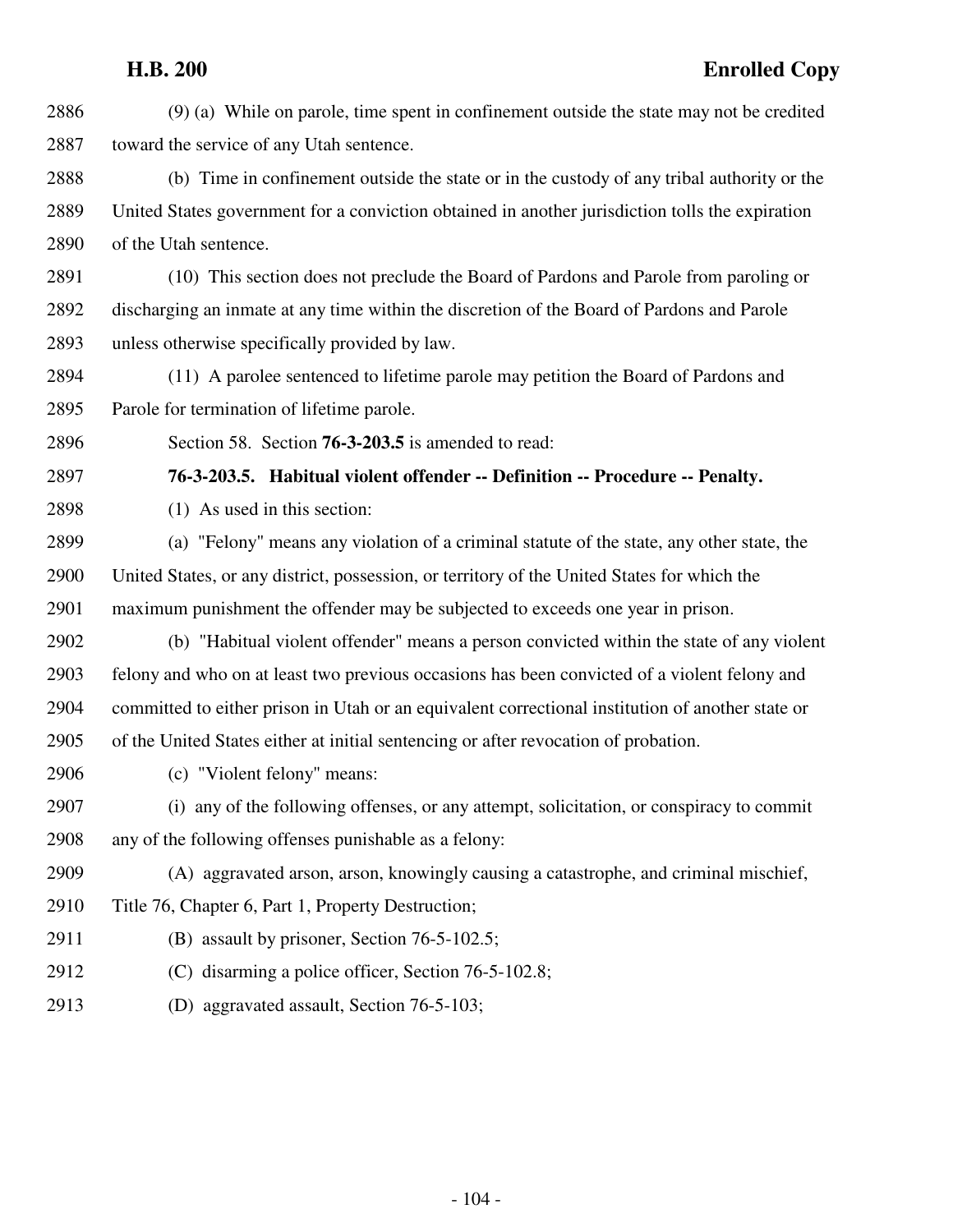(9) (a) While on parole, time spent in confinement outside the state may not be credited toward the service of any Utah sentence.

(b) Time in confinement outside the state or in the custody of any tribal authority or the United States government for a conviction obtained in another jurisdiction tolls the expiration of the Utah sentence.

(10) This section does not preclude the Board of Pardons and Parole from paroling or discharging an inmate at any time within the discretion of the Board of Pardons and Parole unless otherwise specifically provided by law.

(11) A parolee sentenced to lifetime parole may petition the Board of Pardons and Parole for termination of lifetime parole.

Section 58. Section **76-3-203.5** is amended to read:

**76-3-203.5. Habitual violent offender -- Definition -- Procedure -- Penalty.**

(1) As used in this section:

(a) "Felony" means any violation of a criminal statute of the state, any other state, the United States, or any district, possession, or territory of the United States for which the maximum punishment the offender may be subjected to exceeds one year in prison.

(b) "Habitual violent offender" means a person convicted within the state of any violent felony and who on at least two previous occasions has been convicted of a violent felony and committed to either prison in Utah or an equivalent correctional institution of another state or of the United States either at initial sentencing or after revocation of probation.

(c) "Violent felony" means:

(i) any of the following offenses, or any attempt, solicitation, or conspiracy to commit any of the following offenses punishable as a felony:

(A) aggravated arson, arson, knowingly causing a catastrophe, and criminal mischief, Title 76, Chapter 6, Part 1, Property Destruction;

(B) assault by prisoner, Section 76-5-102.5;

(C) disarming a police officer, Section 76-5-102.8;

(D) aggravated assault, Section 76-5-103;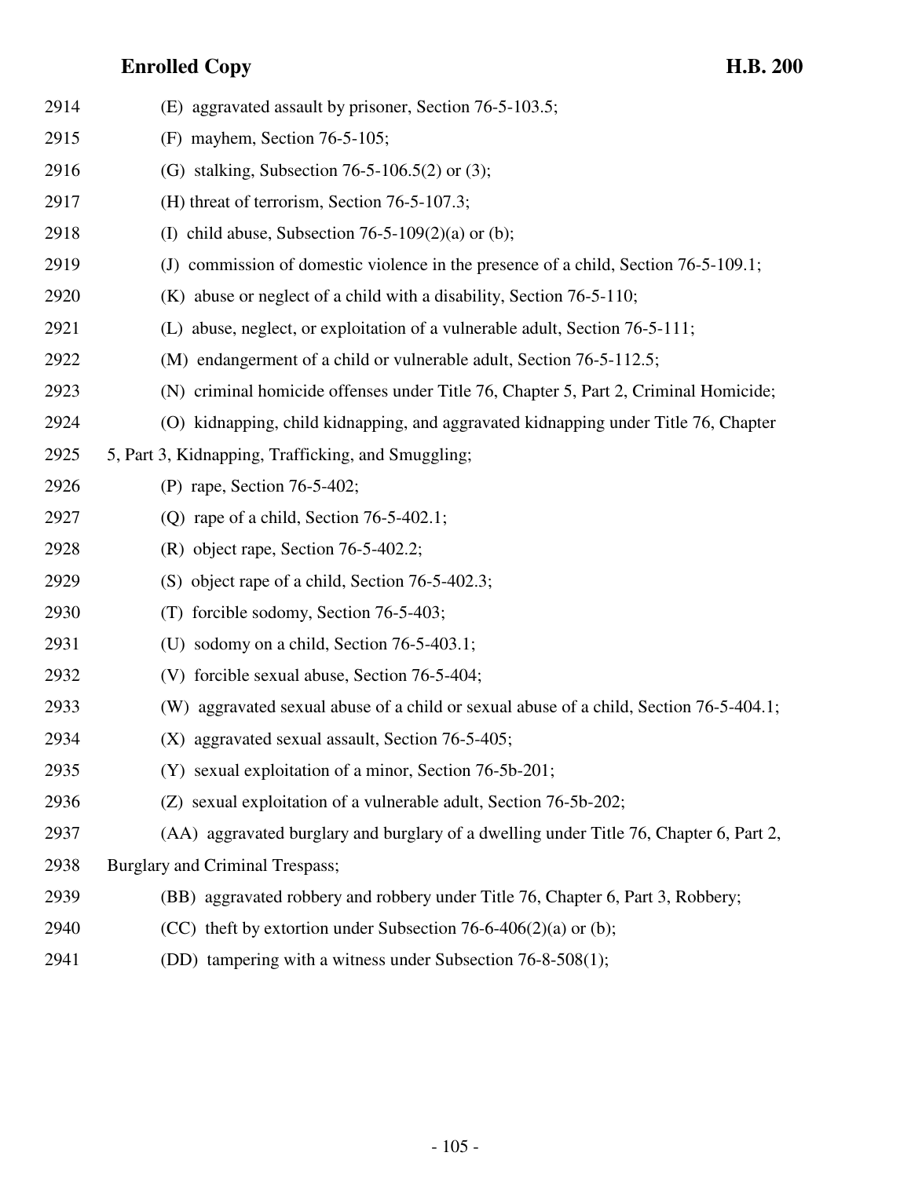(E) aggravated assault by prisoner, Section 76-5-103.5;

(F) mayhem, Section 76-5-105;

(G) stalking, Subsection 76-5-106.5(2) or (3);

(H) threat of terrorism, Section 76-5-107.3;

(I) child abuse, Subsection 76-5-109(2)(a) or (b);

(J) commission of domestic violence in the presence of a child, Section 76-5-109.1;

(K) abuse or neglect of a child with a disability, Section 76-5-110;

(L) abuse, neglect, or exploitation of a vulnerable adult, Section 76-5-111;

(M) endangerment of a child or vulnerable adult, Section 76-5-112.5;

(N) criminal homicide offenses under Title 76, Chapter 5, Part 2, Criminal Homicide;

(O) kidnapping, child kidnapping, and aggravated kidnapping under Title 76, Chapter 5, Part 3, Kidnapping, Trafficking, and Smuggling;

(P) rape, Section 76-5-402;

(Q) rape of a child, Section 76-5-402.1;

(R) object rape, Section 76-5-402.2;

(S) object rape of a child, Section 76-5-402.3;

(T) forcible sodomy, Section 76-5-403;

(U) sodomy on a child, Section 76-5-403.1;

(V) forcible sexual abuse, Section 76-5-404;

(W) aggravated sexual abuse of a child or sexual abuse of a child, Section 76-5-404.1;

(X) aggravated sexual assault, Section 76-5-405;

(Y) sexual exploitation of a minor, Section 76-5b-201;

(Z) sexual exploitation of a vulnerable adult, Section 76-5b-202;

(AA) aggravated burglary and burglary of a dwelling under Title 76, Chapter 6, Part 2, Burglary and Criminal Trespass;

(BB) aggravated robbery and robbery under Title 76, Chapter 6, Part 3, Robbery;

(CC) theft by extortion under Subsection 76-6-406(2)(a) or (b);

(DD) tampering with a witness under Subsection 76-8-508(1);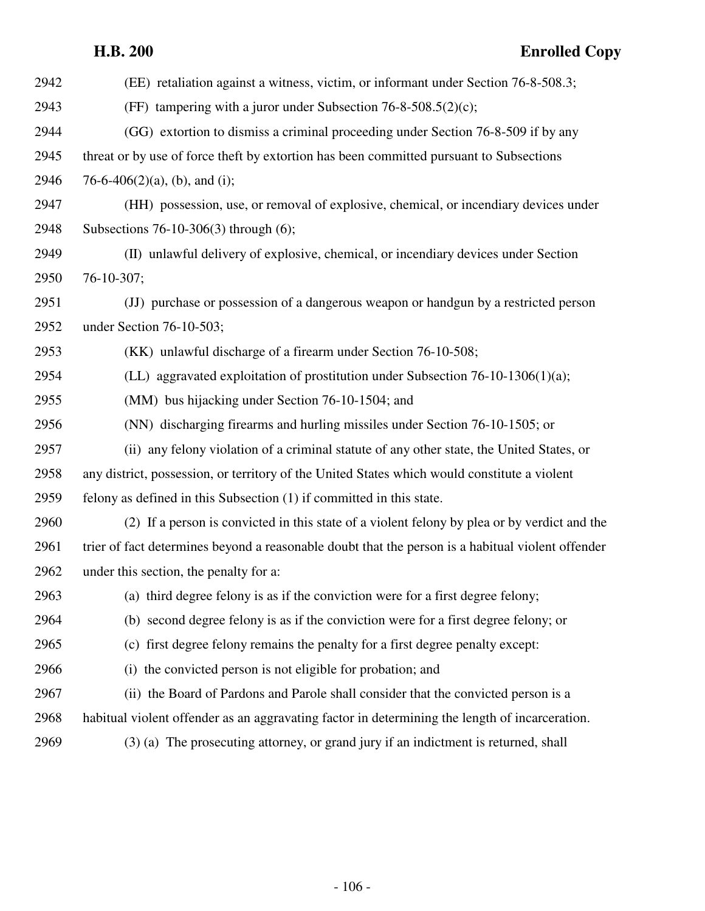(EE) retaliation against a witness, victim, or informant under Section 76-8-508.3;

(FF) tampering with a juror under Subsection 76-8-508.5(2)(c);

(GG) extortion to dismiss a criminal proceeding under Section 76-8-509 if by any threat or by use of force theft by extortion has been committed pursuant to Subsections 76-6-406(2)(a), (b), and (i);

(HH) possession, use, or removal of explosive, chemical, or incendiary devices under Subsections 76-10-306(3) through (6);

(II) unlawful delivery of explosive, chemical, or incendiary devices under Section 76-10-307;

(JJ) purchase or possession of a dangerous weapon or handgun by a restricted person under Section 76-10-503;

(KK) unlawful discharge of a firearm under Section 76-10-508;

(LL) aggravated exploitation of prostitution under Subsection 76-10-1306(1)(a);

(MM) bus hijacking under Section 76-10-1504; and

(NN) discharging firearms and hurling missiles under Section 76-10-1505; or

(ii) any felony violation of a criminal statute of any other state, the United States, or any district, possession, or territory of the United States which would constitute a violent felony as defined in this Subsection (1) if committed in this state.

(2) If a person is convicted in this state of a violent felony by plea or by verdict and the trier of fact determines beyond a reasonable doubt that the person is a habitual violent offender under this section, the penalty for a:

(a) third degree felony is as if the conviction were for a first degree felony;

(b) second degree felony is as if the conviction were for a first degree felony; or

(c) first degree felony remains the penalty for a first degree penalty except:

(i) the convicted person is not eligible for probation; and

(ii) the Board of Pardons and Parole shall consider that the convicted person is a habitual violent offender as an aggravating factor in determining the length of incarceration.

(3) (a) The prosecuting attorney, or grand jury if an indictment is returned, shall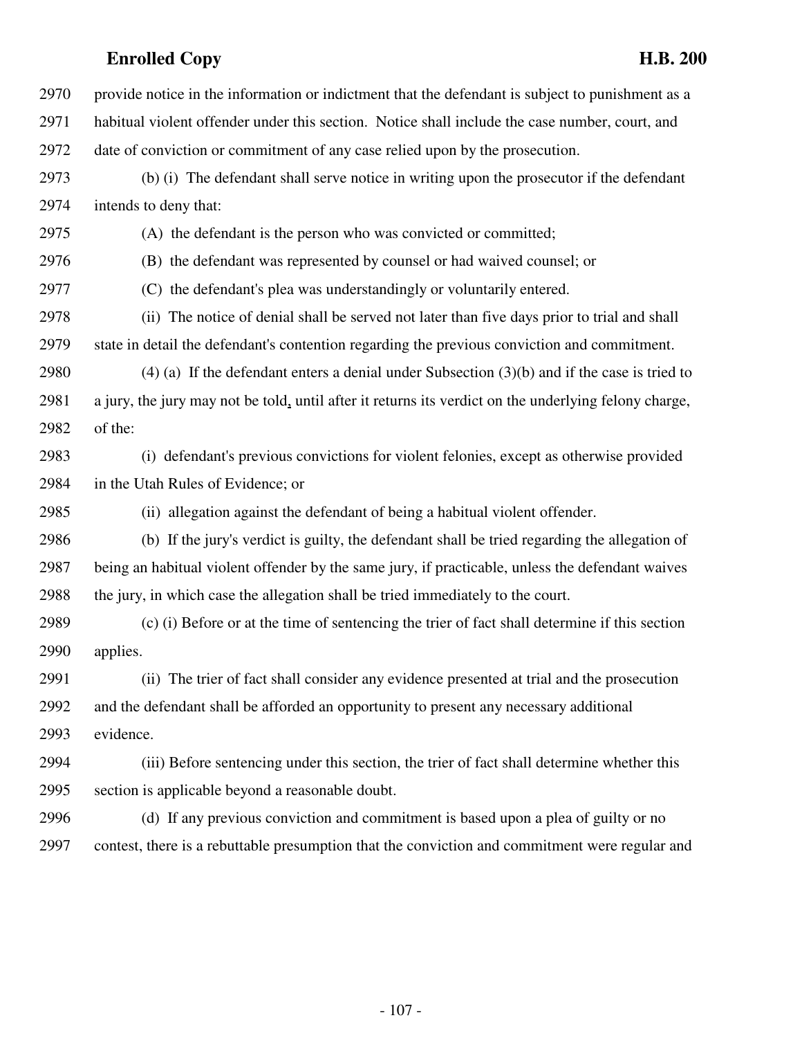provide notice in the information or indictment that the defendant is subject to punishment as a habitual violent offender under this section. Notice shall include the case number, court, and date of conviction or commitment of any case relied upon by the prosecution.

(b) (i) The defendant shall serve notice in writing upon the prosecutor if the defendant intends to deny that:

(A) the defendant is the person who was convicted or committed;

(B) the defendant was represented by counsel or had waived counsel; or

(C) the defendant's plea was understandingly or voluntarily entered.

(ii) The notice of denial shall be served not later than five days prior to trial and shall state in detail the defendant's contention regarding the previous conviction and commitment.

(4) (a) If the defendant enters a denial under Subsection (3)(b) and if the case is tried to a jury, the jury may not be told, until after it returns its verdict on the underlying felony charge, of the:

(i) defendant's previous convictions for violent felonies, except as otherwise provided in the Utah Rules of Evidence; or

(ii) allegation against the defendant of being a habitual violent offender.

(b) If the jury's verdict is guilty, the defendant shall be tried regarding the allegation of being an habitual violent offender by the same jury, if practicable, unless the defendant waives the jury, in which case the allegation shall be tried immediately to the court.

(c) (i) Before or at the time of sentencing the trier of fact shall determine if this section applies.

(ii) The trier of fact shall consider any evidence presented at trial and the prosecution and the defendant shall be afforded an opportunity to present any necessary additional evidence.

(iii) Before sentencing under this section, the trier of fact shall determine whether this section is applicable beyond a reasonable doubt.

(d) If any previous conviction and commitment is based upon a plea of guilty or no contest, there is a rebuttable presumption that the conviction and commitment were regular and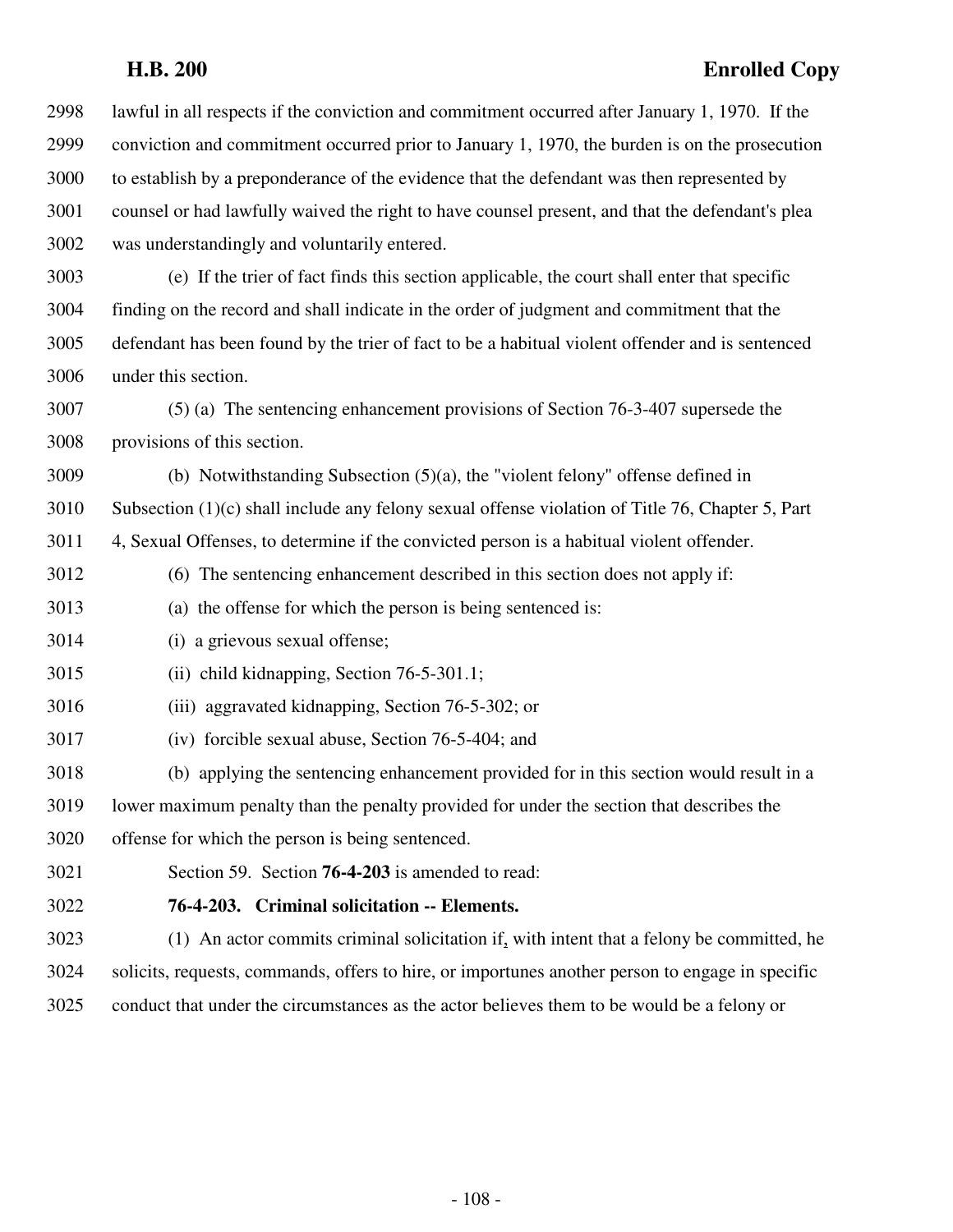lawful in all respects if the conviction and commitment occurred after January 1, 1970. If the conviction and commitment occurred prior to January 1, 1970, the burden is on the prosecution to establish by a preponderance of the evidence that the defendant was then represented by counsel or had lawfully waived the right to have counsel present, and that the defendant's plea was understandingly and voluntarily entered.

(e) If the trier of fact finds this section applicable, the court shall enter that specific finding on the record and shall indicate in the order of judgment and commitment that the defendant has been found by the trier of fact to be a habitual violent offender and is sentenced under this section.

(5) (a) The sentencing enhancement provisions of Section 76-3-407 supersede the provisions of this section.

(b) Notwithstanding Subsection (5)(a), the "violent felony" offense defined in Subsection (1)(c) shall include any felony sexual offense violation of Title 76, Chapter 5, Part 4, Sexual Offenses, to determine if the convicted person is a habitual violent offender.

(6) The sentencing enhancement described in this section does not apply if:

(a) the offense for which the person is being sentenced is:

(i) a grievous sexual offense;

(ii) child kidnapping, Section 76-5-301.1;

(iii) aggravated kidnapping, Section 76-5-302; or

(iv) forcible sexual abuse, Section 76-5-404; and

(b) applying the sentencing enhancement provided for in this section would result in a lower maximum penalty than the penalty provided for under the section that describes the offense for which the person is being sentenced.

Section 59. Section **76-4-203** is amended to read:

**76-4-203. Criminal solicitation -- Elements.**

(1) An actor commits criminal solicitation if, with intent that a felony be committed, he solicits, requests, commands, offers to hire, or importunes another person to engage in specific conduct that under the circumstances as the actor believes them to be would be a felony or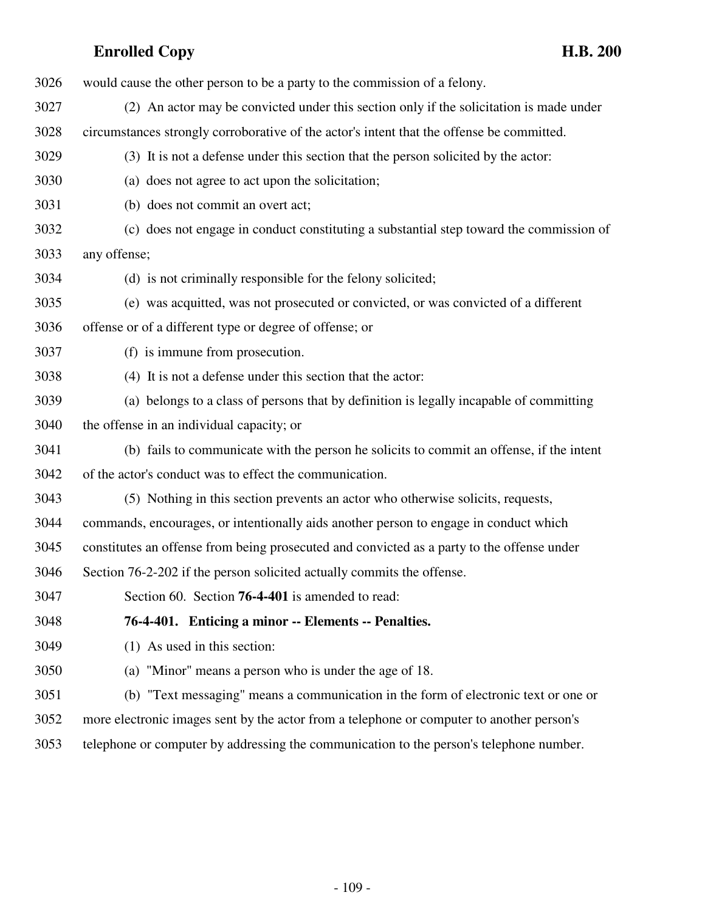would cause the other person to be a party to the commission of a felony.

(2) An actor may be convicted under this section only if the solicitation is made under circumstances strongly corroborative of the actor's intent that the offense be committed.

(3) It is not a defense under this section that the person solicited by the actor:

(a) does not agree to act upon the solicitation;

(b) does not commit an overt act;

(c) does not engage in conduct constituting a substantial step toward the commission of any offense;

(d) is not criminally responsible for the felony solicited;

(e) was acquitted, was not prosecuted or convicted, or was convicted of a different offense or of a different type or degree of offense; or

(f) is immune from prosecution.

(4) It is not a defense under this section that the actor:

(a) belongs to a class of persons that by definition is legally incapable of committing the offense in an individual capacity; or

(b) fails to communicate with the person he solicits to commit an offense, if the intent of the actor's conduct was to effect the communication.

(5) Nothing in this section prevents an actor who otherwise solicits, requests, commands, encourages, or intentionally aids another person to engage in conduct which constitutes an offense from being prosecuted and convicted as a party to the offense under Section 76-2-202 if the person solicited actually commits the offense.

Section 60. Section **76-4-401** is amended to read:

**76-4-401. Enticing a minor -- Elements -- Penalties.**

(1) As used in this section:

(a) "Minor" means a person who is under the age of 18.

(b) "Text messaging" means a communication in the form of electronic text or one or more electronic images sent by the actor from a telephone or computer to another person's telephone or computer by addressing the communication to the person's telephone number.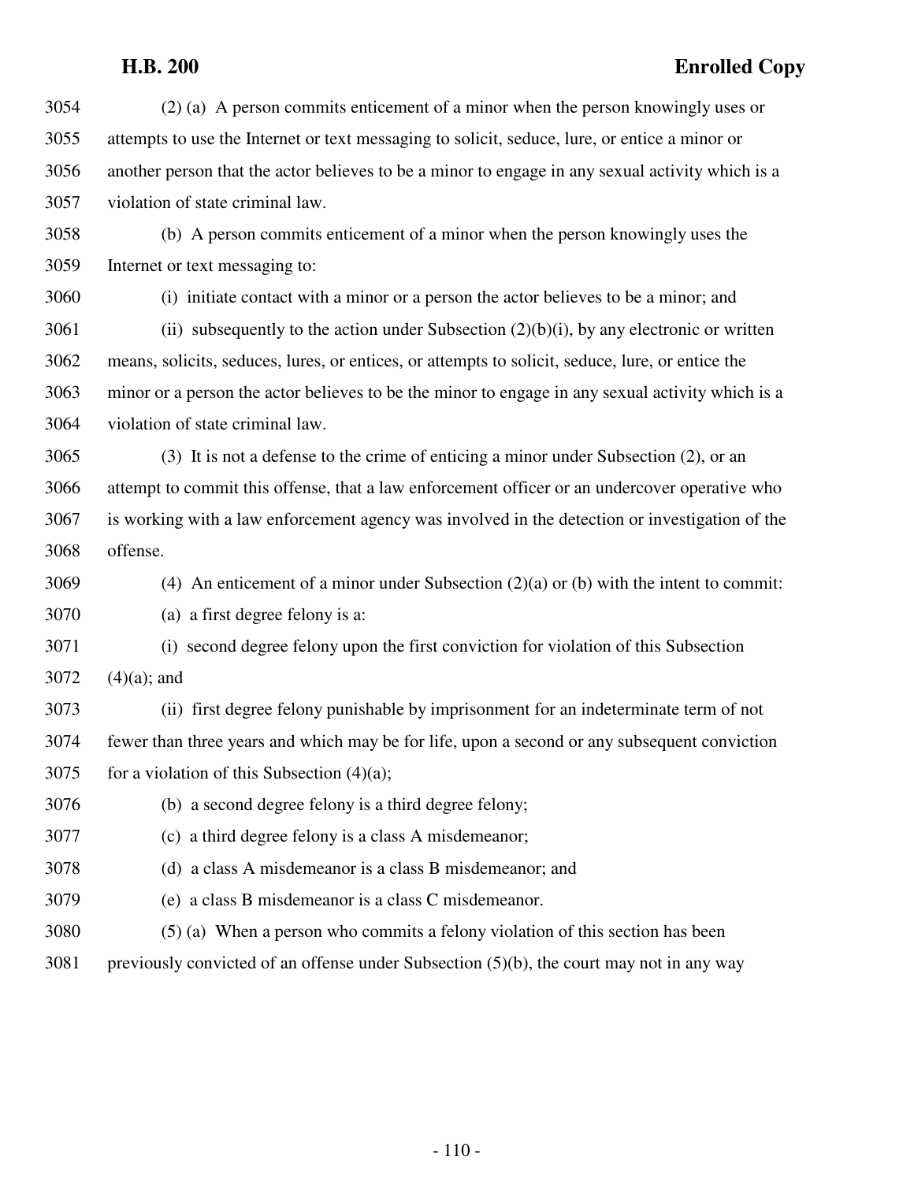(2) (a) A person commits enticement of a minor when the person knowingly uses or attempts to use the Internet or text messaging to solicit, seduce, lure, or entice a minor or another person that the actor believes to be a minor to engage in any sexual activity which is a violation of state criminal law.

(b) A person commits enticement of a minor when the person knowingly uses the Internet or text messaging to:

(i) initiate contact with a minor or a person the actor believes to be a minor; and

(ii) subsequently to the action under Subsection (2)(b)(i), by any electronic or written means, solicits, seduces, lures, or entices, or attempts to solicit, seduce, lure, or entice the minor or a person the actor believes to be the minor to engage in any sexual activity which is a violation of state criminal law.

(3) It is not a defense to the crime of enticing a minor under Subsection (2), or an attempt to commit this offense, that a law enforcement officer or an undercover operative who is working with a law enforcement agency was involved in the detection or investigation of the offense.

(4) An enticement of a minor under Subsection (2)(a) or (b) with the intent to commit:

(a) a first degree felony is a:

(i) second degree felony upon the first conviction for violation of this Subsection (4)(a); and

(ii) first degree felony punishable by imprisonment for an indeterminate term of not fewer than three years and which may be for life, upon a second or any subsequent conviction for a violation of this Subsection (4)(a);

(b) a second degree felony is a third degree felony;

(c) a third degree felony is a class A misdemeanor;

(d) a class A misdemeanor is a class B misdemeanor; and

(e) a class B misdemeanor is a class C misdemeanor.

(5) (a) When a person who commits a felony violation of this section has been previously convicted of an offense under Subsection (5)(b), the court may not in any way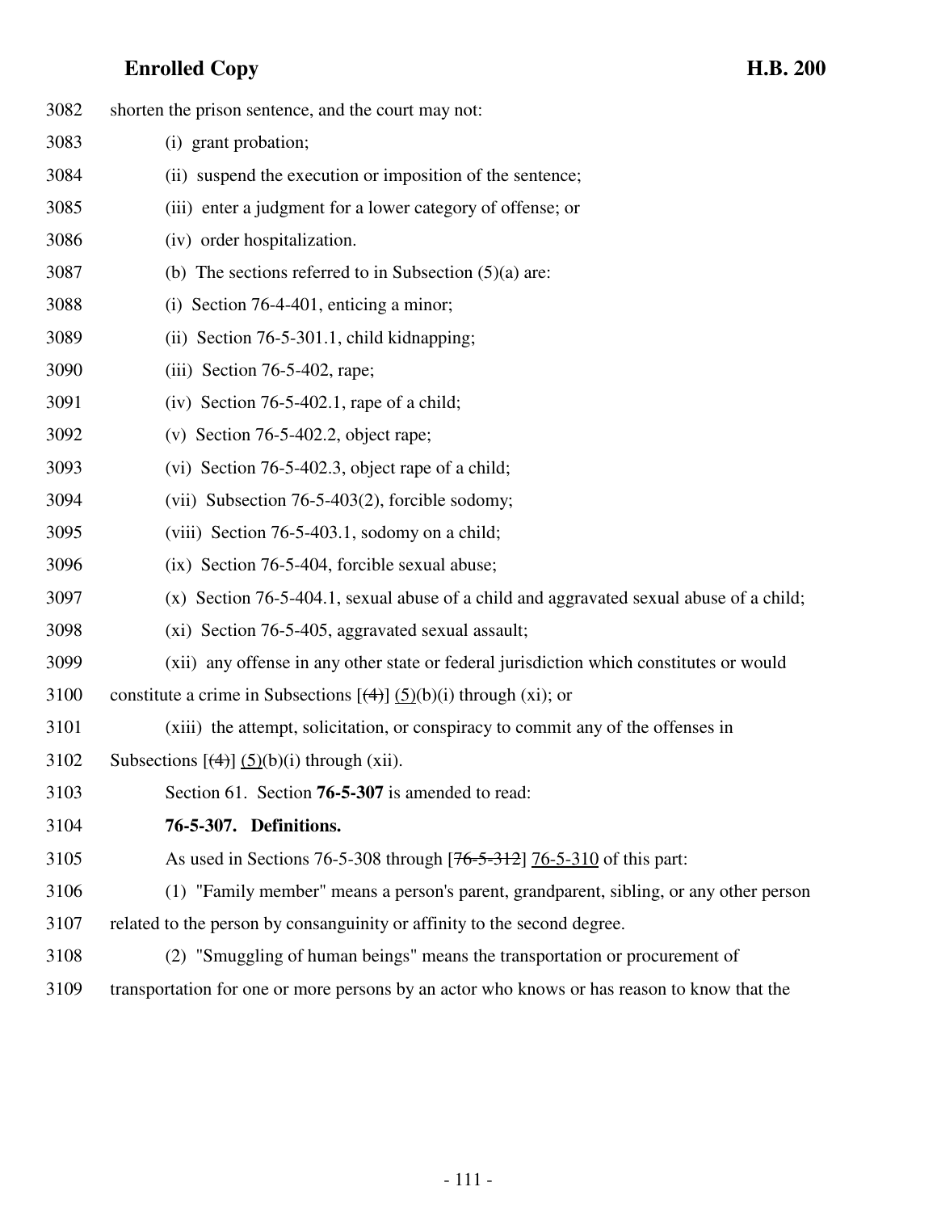shorten the prison sentence, and the court may not:

(i) grant probation;

(ii) suspend the execution or imposition of the sentence;

(iii) enter a judgment for a lower category of offense; or

(iv) order hospitalization.

(b) The sections referred to in Subsection (5)(a) are:

(i) Section 76-4-401, enticing a minor;

(ii) Section 76-5-301.1, child kidnapping;

(iii) Section 76-5-402, rape;

(iv) Section 76-5-402.1, rape of a child;

(v) Section 76-5-402.2, object rape;

(vi) Section 76-5-402.3, object rape of a child;

(vii) Subsection 76-5-403(2), forcible sodomy;

(viii) Section 76-5-403.1, sodomy on a child;

(ix) Section 76-5-404, forcible sexual abuse;

(x) Section 76-5-404.1, sexual abuse of a child and aggravated sexual abuse of a child;

(xi) Section 76-5-405, aggravated sexual assault;

(xii) any offense in any other state or federal jurisdiction which constitutes or would constitute a crime in Subsections [~~(4)~~] (5)(b)(i) through (xi); or

(xiii) the attempt, solicitation, or conspiracy to commit any of the offenses in Subsections [~~(4)~~] (5)(b)(i) through (xii).

Section 61. Section **76-5-307** is amended to read:

**76-5-307. Definitions.**

As used in Sections 76-5-308 through [~~76-5-312~~] 76-5-310 of this part:

(1) "Family member" means a person's parent, grandparent, sibling, or any other person related to the person by consanguinity or affinity to the second degree.

(2) "Smuggling of human beings" means the transportation or procurement of transportation for one or more persons by an actor who knows or has reason to know that the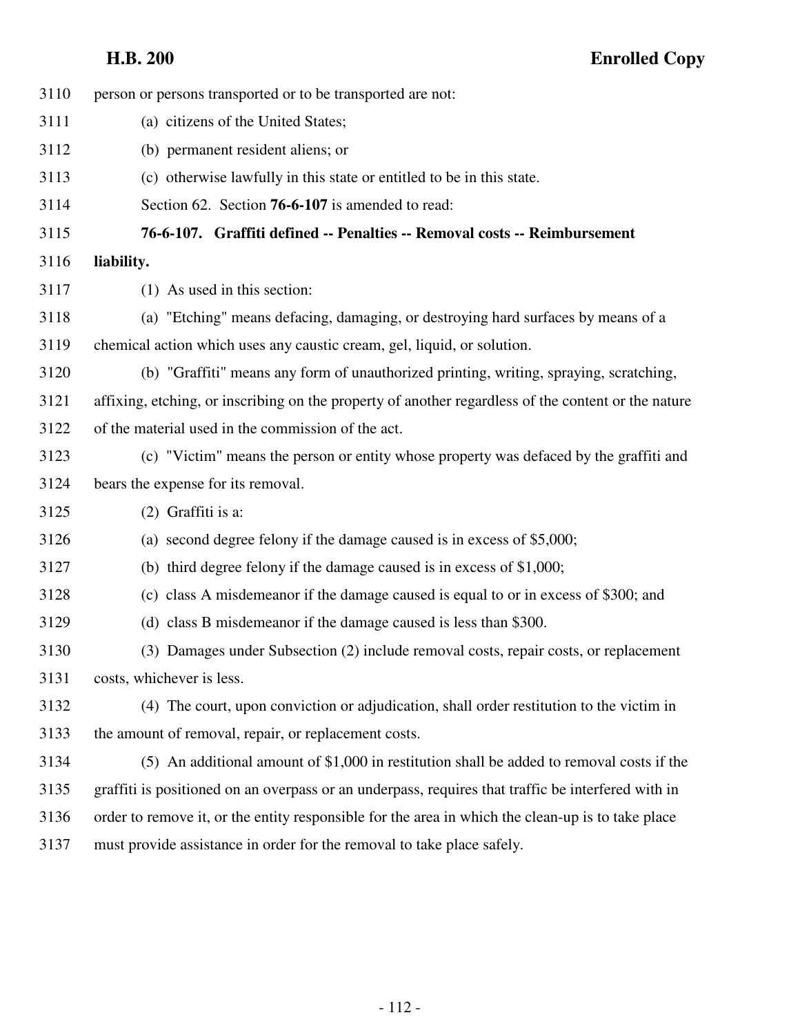person or persons transported or to be transported are not:

(a) citizens of the United States;

(b) permanent resident aliens; or

(c) otherwise lawfully in this state or entitled to be in this state.

Section 62. Section **76-6-107** is amended to read:

**76-6-107. Graffiti defined -- Penalties -- Removal costs -- Reimbursement liability.**

(1) As used in this section:

(a) "Etching" means defacing, damaging, or destroying hard surfaces by means of a chemical action which uses any caustic cream, gel, liquid, or solution.

(b) "Graffiti" means any form of unauthorized printing, writing, spraying, scratching, affixing, etching, or inscribing on the property of another regardless of the content or the nature of the material used in the commission of the act.

(c) "Victim" means the person or entity whose property was defaced by the graffiti and bears the expense for its removal.

(2) Graffiti is a:

(a) second degree felony if the damage caused is in excess of $5,000;

(b) third degree felony if the damage caused is in excess of $1,000;

(c) class A misdemeanor if the damage caused is equal to or in excess of $300; and

(d) class B misdemeanor if the damage caused is less than $300.

(3) Damages under Subsection (2) include removal costs, repair costs, or replacement costs, whichever is less.

(4) The court, upon conviction or adjudication, shall order restitution to the victim in the amount of removal, repair, or replacement costs.

(5) An additional amount of $1,000 in restitution shall be added to removal costs if the graffiti is positioned on an overpass or an underpass, requires that traffic be interfered with in order to remove it, or the entity responsible for the area in which the clean-up is to take place must provide assistance in order for the removal to take place safely.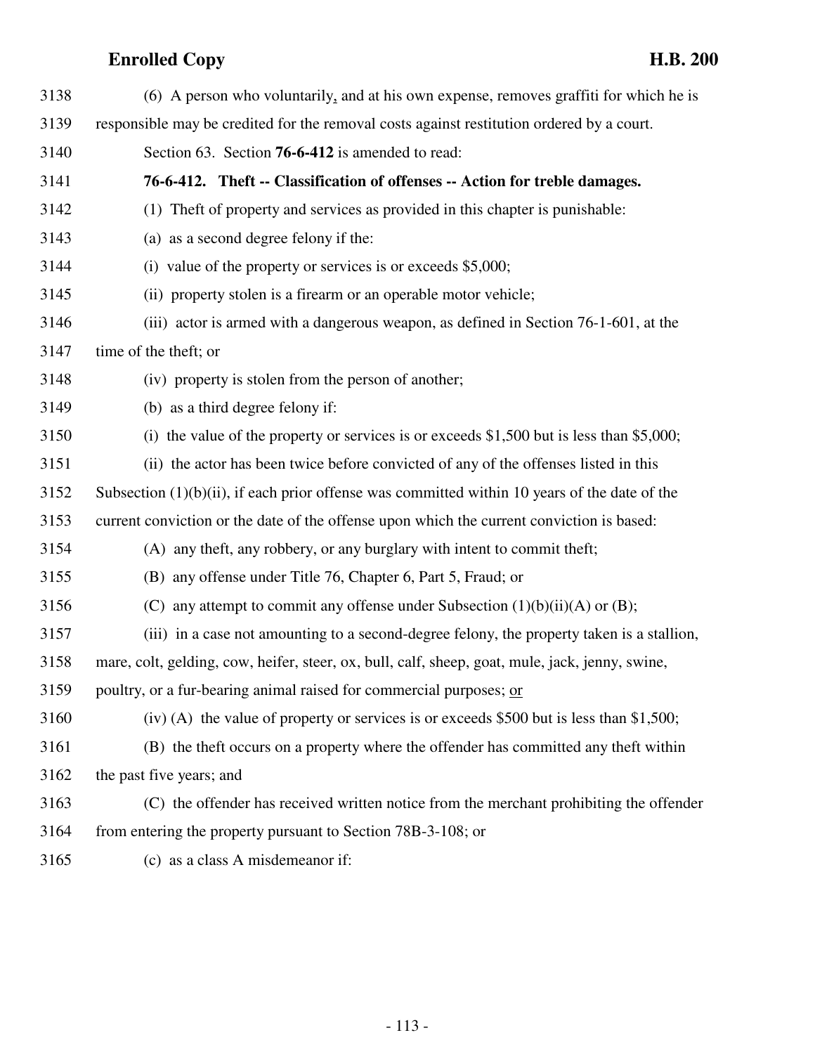3138 (6) A person who voluntarily, and at his own expense, removes graffiti for which he is

3139 responsible may be credited for the removal costs against restitution ordered by a court.

3140 Section 63. Section **76-6-412** is amended to read:

3141 **76-6-412. Theft -- Classification of offenses -- Action for treble damages.**

3142 (1) Theft of property and services as provided in this chapter is punishable:

3143 (a) as a second degree felony if the:

3144 (i) value of the property or services is or exceeds $5,000;

3145 (ii) property stolen is a firearm or an operable motor vehicle;

3146 (iii) actor is armed with a dangerous weapon, as defined in Section 76-1-601, at the

3147 time of the theft; or

3148 (iv) property is stolen from the person of another;

3149 (b) as a third degree felony if:

3150 (i) the value of the property or services is or exceeds $1,500 but is less than $5,000;

3151 (ii) the actor has been twice before convicted of any of the offenses listed in this

3152 Subsection (1)(b)(ii), if each prior offense was committed within 10 years of the date of the

3153 current conviction or the date of the offense upon which the current conviction is based:

3154 (A) any theft, any robbery, or any burglary with intent to commit theft;

3155 (B) any offense under Title 76, Chapter 6, Part 5, Fraud; or

3156 (C) any attempt to commit any offense under Subsection (1)(b)(ii)(A) or (B);

3157 (iii) in a case not amounting to a second-degree felony, the property taken is a stallion,

3158 mare, colt, gelding, cow, heifer, steer, ox, bull, calf, sheep, goat, mule, jack, jenny, swine,

3159 poultry, or a fur-bearing animal raised for commercial purposes; <u>or</u>

3160 (iv) (A) the value of property or services is or exceeds $500 but is less than $1,500;

3161 (B) the theft occurs on a property where the offender has committed any theft within

3162 the past five years; and

3163 (C) the offender has received written notice from the merchant prohibiting the offender

3164 from entering the property pursuant to Section 78B-3-108; or

3165 (c) as a class A misdemeanor if: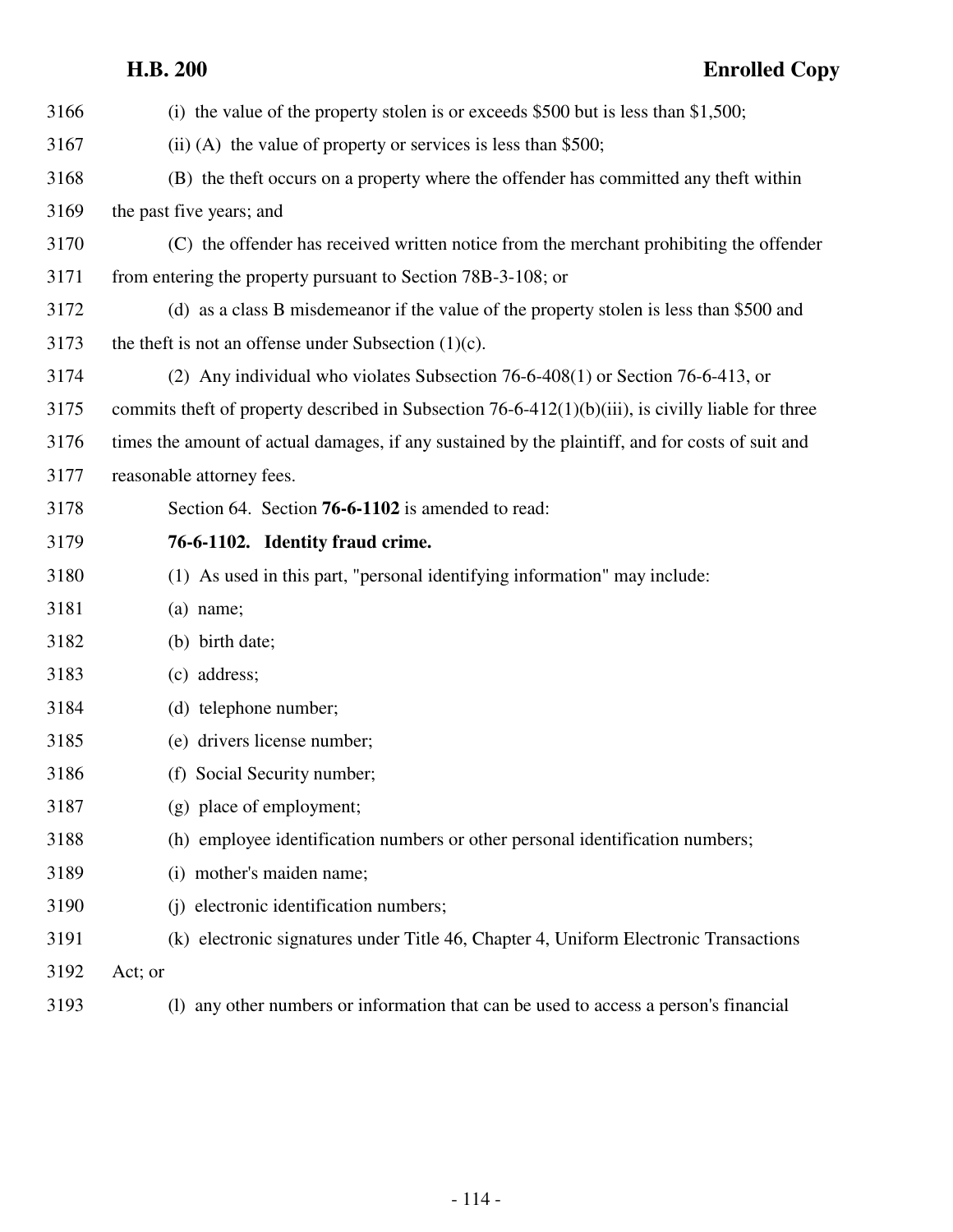(i) the value of the property stolen is or exceeds $500 but is less than $1,500;

(ii) (A) the value of property or services is less than $500;

(B) the theft occurs on a property where the offender has committed any theft within the past five years; and

(C) the offender has received written notice from the merchant prohibiting the offender from entering the property pursuant to Section 78B-3-108; or

(d) as a class B misdemeanor if the value of the property stolen is less than $500 and the theft is not an offense under Subsection (1)(c).

(2) Any individual who violates Subsection 76-6-408(1) or Section 76-6-413, or commits theft of property described in Subsection 76-6-412(1)(b)(iii), is civilly liable for three times the amount of actual damages, if any sustained by the plaintiff, and for costs of suit and reasonable attorney fees.

Section 64. Section **76-6-1102** is amended to read:

**76-6-1102. Identity fraud crime.**

(1) As used in this part, "personal identifying information" may include:

(a) name;

(b) birth date;

(c) address;

(d) telephone number;

(e) drivers license number;

(f) Social Security number;

(g) place of employment;

(h) employee identification numbers or other personal identification numbers;

(i) mother's maiden name;

(j) electronic identification numbers;

(k) electronic signatures under Title 46, Chapter 4, Uniform Electronic Transactions Act; or

(l) any other numbers or information that can be used to access a person's financial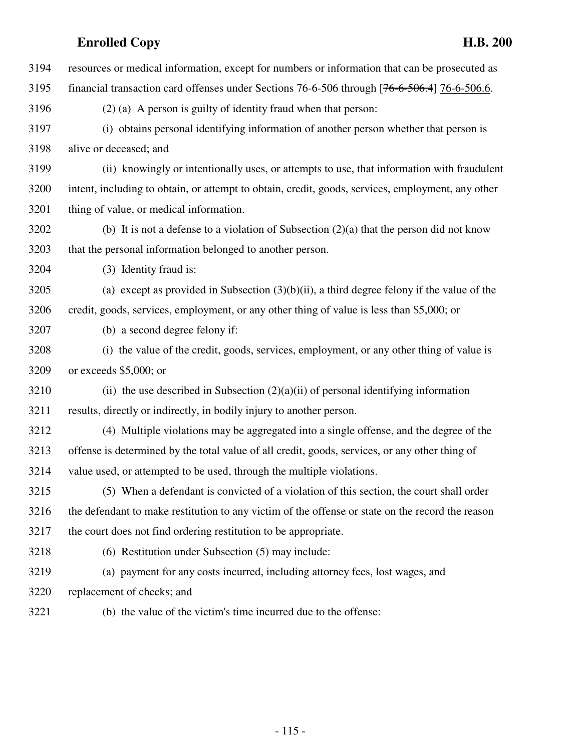resources or medical information, except for numbers or information that can be prosecuted as financial transaction card offenses under Sections 76-6-506 through [~~76-6-506.4~~] 76-6-506.6.

(2) (a) A person is guilty of identity fraud when that person:

(i) obtains personal identifying information of another person whether that person is alive or deceased; and

(ii) knowingly or intentionally uses, or attempts to use, that information with fraudulent intent, including to obtain, or attempt to obtain, credit, goods, services, employment, any other thing of value, or medical information.

(b) It is not a defense to a violation of Subsection (2)(a) that the person did not know that the personal information belonged to another person.

(3) Identity fraud is:

(a) except as provided in Subsection (3)(b)(ii), a third degree felony if the value of the credit, goods, services, employment, or any other thing of value is less than $5,000; or

(b) a second degree felony if:

(i) the value of the credit, goods, services, employment, or any other thing of value is or exceeds $5,000; or

(ii) the use described in Subsection (2)(a)(ii) of personal identifying information results, directly or indirectly, in bodily injury to another person.

(4) Multiple violations may be aggregated into a single offense, and the degree of the offense is determined by the total value of all credit, goods, services, or any other thing of value used, or attempted to be used, through the multiple violations.

(5) When a defendant is convicted of a violation of this section, the court shall order the defendant to make restitution to any victim of the offense or state on the record the reason the court does not find ordering restitution to be appropriate.

(6) Restitution under Subsection (5) may include:

(a) payment for any costs incurred, including attorney fees, lost wages, and replacement of checks; and

(b) the value of the victim's time incurred due to the offense: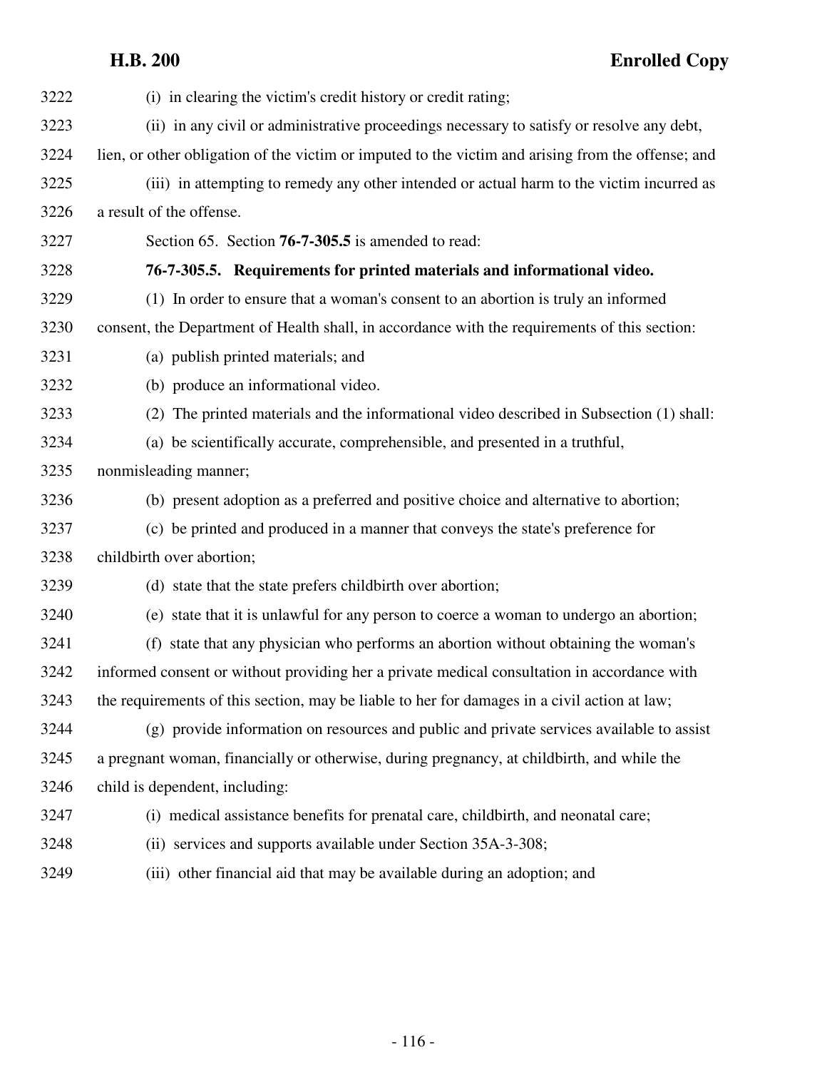(i) in clearing the victim's credit history or credit rating;

(ii) in any civil or administrative proceedings necessary to satisfy or resolve any debt, lien, or other obligation of the victim or imputed to the victim and arising from the offense; and

(iii) in attempting to remedy any other intended or actual harm to the victim incurred as a result of the offense.

Section 65. Section **76-7-305.5** is amended to read:

**76-7-305.5. Requirements for printed materials and informational video.**

(1) In order to ensure that a woman's consent to an abortion is truly an informed consent, the Department of Health shall, in accordance with the requirements of this section:

(a) publish printed materials; and

(b) produce an informational video.

(2) The printed materials and the informational video described in Subsection (1) shall:

(a) be scientifically accurate, comprehensible, and presented in a truthful, nonmisleading manner;

(b) present adoption as a preferred and positive choice and alternative to abortion;

(c) be printed and produced in a manner that conveys the state's preference for childbirth over abortion;

(d) state that the state prefers childbirth over abortion;

(e) state that it is unlawful for any person to coerce a woman to undergo an abortion;

(f) state that any physician who performs an abortion without obtaining the woman's informed consent or without providing her a private medical consultation in accordance with the requirements of this section, may be liable to her for damages in a civil action at law;

(g) provide information on resources and public and private services available to assist a pregnant woman, financially or otherwise, during pregnancy, at childbirth, and while the child is dependent, including:

(i) medical assistance benefits for prenatal care, childbirth, and neonatal care;

(ii) services and supports available under Section 35A-3-308;

(iii) other financial aid that may be available during an adoption; and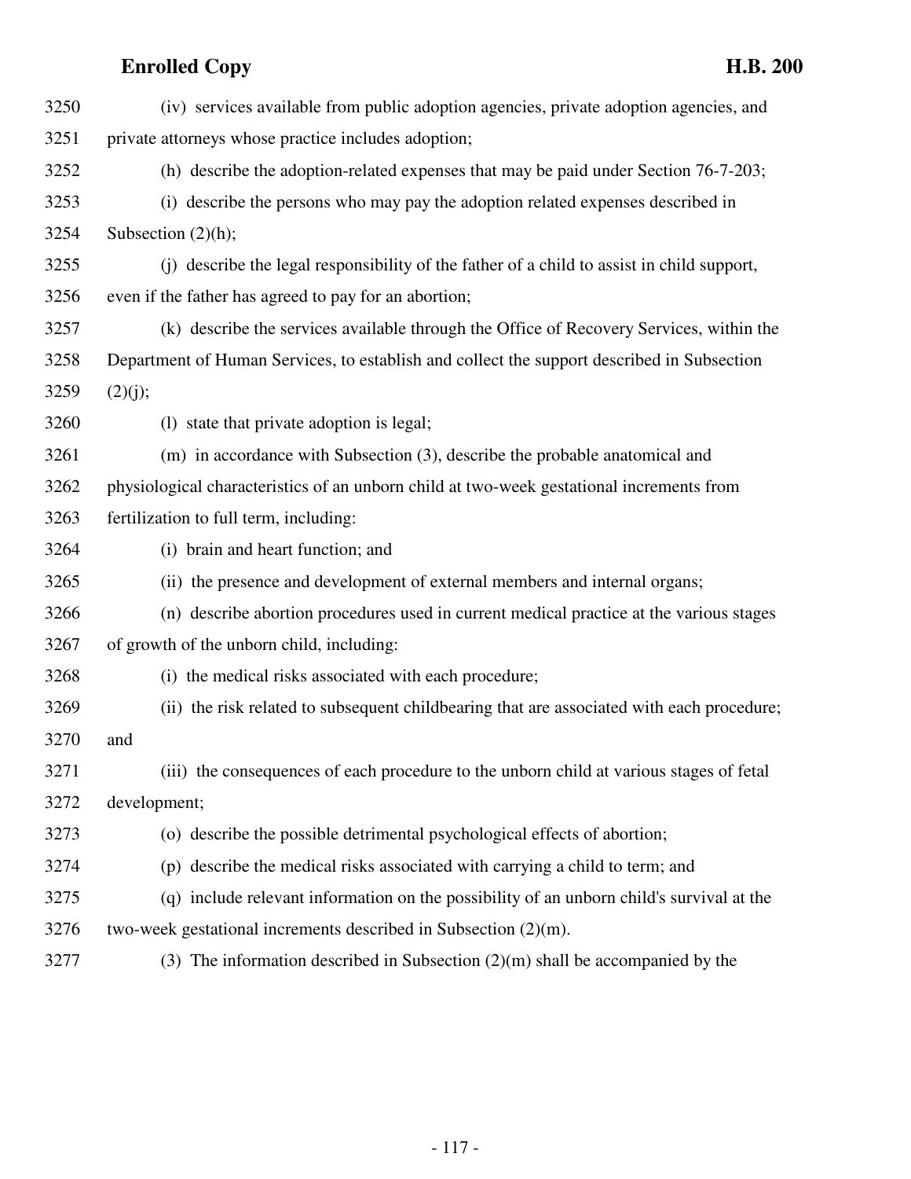(iv) services available from public adoption agencies, private adoption agencies, and private attorneys whose practice includes adoption;

(h) describe the adoption-related expenses that may be paid under Section 76-7-203;

(i) describe the persons who may pay the adoption related expenses described in Subsection (2)(h);

(j) describe the legal responsibility of the father of a child to assist in child support, even if the father has agreed to pay for an abortion;

(k) describe the services available through the Office of Recovery Services, within the Department of Human Services, to establish and collect the support described in Subsection (2)(j);

(l) state that private adoption is legal;

(m) in accordance with Subsection (3), describe the probable anatomical and physiological characteristics of an unborn child at two-week gestational increments from fertilization to full term, including:

(i) brain and heart function; and

(ii) the presence and development of external members and internal organs;

(n) describe abortion procedures used in current medical practice at the various stages of growth of the unborn child, including:

(i) the medical risks associated with each procedure;

(ii) the risk related to subsequent childbearing that are associated with each procedure; and

(iii) the consequences of each procedure to the unborn child at various stages of fetal development;

(o) describe the possible detrimental psychological effects of abortion;

(p) describe the medical risks associated with carrying a child to term; and

(q) include relevant information on the possibility of an unborn child's survival at the two-week gestational increments described in Subsection (2)(m).

(3) The information described in Subsection (2)(m) shall be accompanied by the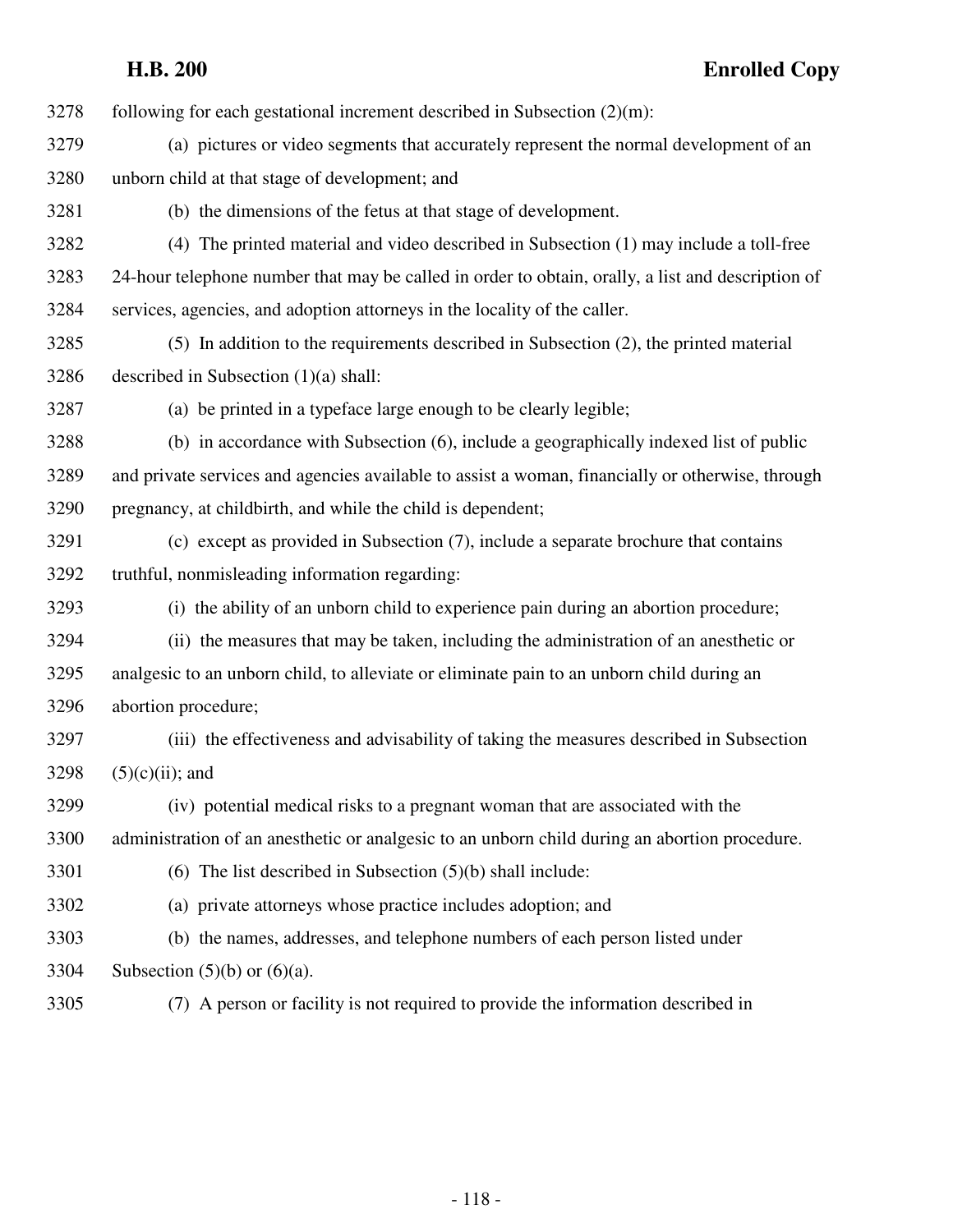following for each gestational increment described in Subsection (2)(m):

(a) pictures or video segments that accurately represent the normal development of an unborn child at that stage of development; and

(b) the dimensions of the fetus at that stage of development.

(4) The printed material and video described in Subsection (1) may include a toll-free 24-hour telephone number that may be called in order to obtain, orally, a list and description of services, agencies, and adoption attorneys in the locality of the caller.

(5) In addition to the requirements described in Subsection (2), the printed material described in Subsection (1)(a) shall:

(a) be printed in a typeface large enough to be clearly legible;

(b) in accordance with Subsection (6), include a geographically indexed list of public and private services and agencies available to assist a woman, financially or otherwise, through pregnancy, at childbirth, and while the child is dependent;

(c) except as provided in Subsection (7), include a separate brochure that contains truthful, nonmisleading information regarding:

(i) the ability of an unborn child to experience pain during an abortion procedure;

(ii) the measures that may be taken, including the administration of an anesthetic or analgesic to an unborn child, to alleviate or eliminate pain to an unborn child during an abortion procedure;

(iii) the effectiveness and advisability of taking the measures described in Subsection (5)(c)(ii); and

(iv) potential medical risks to a pregnant woman that are associated with the administration of an anesthetic or analgesic to an unborn child during an abortion procedure.

(6) The list described in Subsection (5)(b) shall include:

(a) private attorneys whose practice includes adoption; and

(b) the names, addresses, and telephone numbers of each person listed under Subsection (5)(b) or (6)(a).

(7) A person or facility is not required to provide the information described in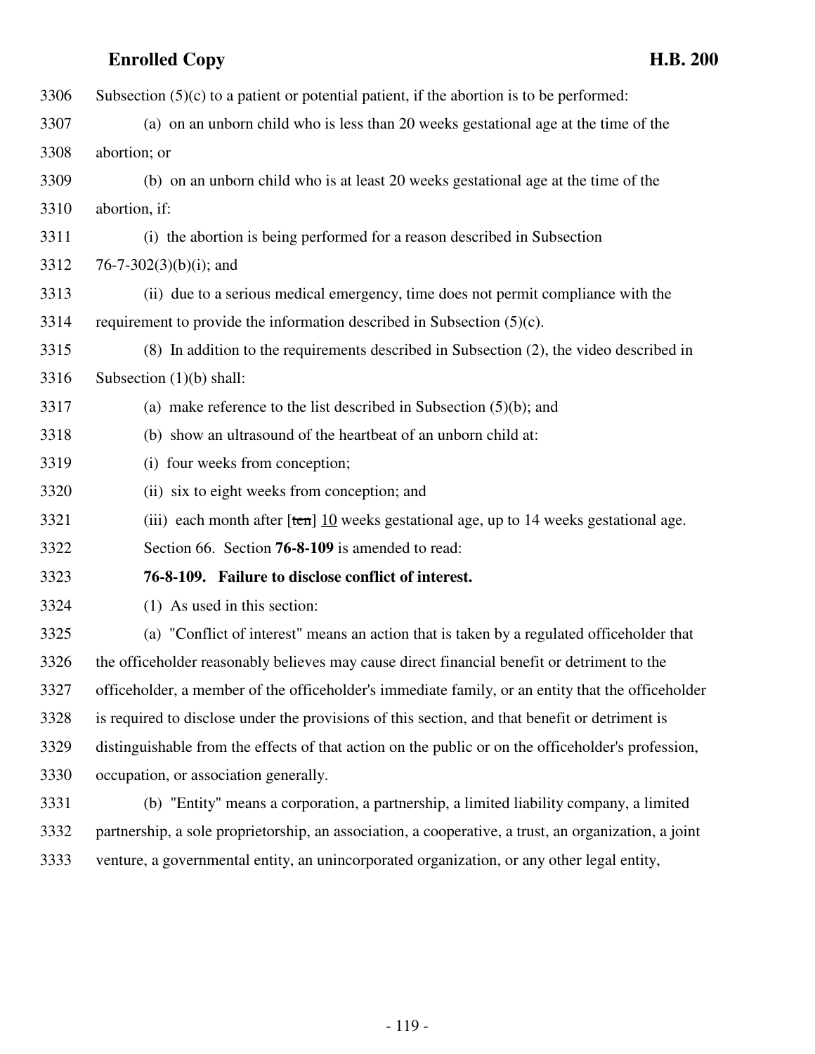Subsection (5)(c) to a patient or potential patient, if the abortion is to be performed:

(a) on an unborn child who is less than 20 weeks gestational age at the time of the abortion; or

(b) on an unborn child who is at least 20 weeks gestational age at the time of the abortion, if:

(i) the abortion is being performed for a reason described in Subsection 76-7-302(3)(b)(i); and

(ii) due to a serious medical emergency, time does not permit compliance with the requirement to provide the information described in Subsection (5)(c).

(8) In addition to the requirements described in Subsection (2), the video described in Subsection (1)(b) shall:

(a) make reference to the list described in Subsection (5)(b); and

(b) show an ultrasound of the heartbeat of an unborn child at:

(i) four weeks from conception;

(ii) six to eight weeks from conception; and

(iii) each month after [~~ten~~] 10 weeks gestational age, up to 14 weeks gestational age.

Section 66. Section **76-8-109** is amended to read:

**76-8-109. Failure to disclose conflict of interest.**

(1) As used in this section:

(a) "Conflict of interest" means an action that is taken by a regulated officeholder that the officeholder reasonably believes may cause direct financial benefit or detriment to the officeholder, a member of the officeholder's immediate family, or an entity that the officeholder is required to disclose under the provisions of this section, and that benefit or detriment is distinguishable from the effects of that action on the public or on the officeholder's profession, occupation, or association generally.

(b) "Entity" means a corporation, a partnership, a limited liability company, a limited partnership, a sole proprietorship, an association, a cooperative, a trust, an organization, a joint venture, a governmental entity, an unincorporated organization, or any other legal entity,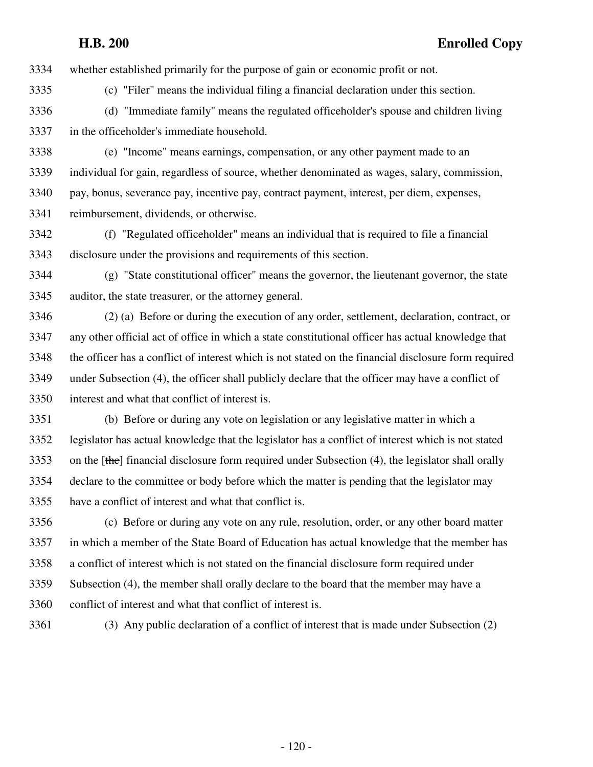whether established primarily for the purpose of gain or economic profit or not.

(c) "Filer" means the individual filing a financial declaration under this section.

(d) "Immediate family" means the regulated officeholder's spouse and children living in the officeholder's immediate household.

(e) "Income" means earnings, compensation, or any other payment made to an individual for gain, regardless of source, whether denominated as wages, salary, commission, pay, bonus, severance pay, incentive pay, contract payment, interest, per diem, expenses, reimbursement, dividends, or otherwise.

(f) "Regulated officeholder" means an individual that is required to file a financial disclosure under the provisions and requirements of this section.

(g) "State constitutional officer" means the governor, the lieutenant governor, the state auditor, the state treasurer, or the attorney general.

(2) (a) Before or during the execution of any order, settlement, declaration, contract, or any other official act of office in which a state constitutional officer has actual knowledge that the officer has a conflict of interest which is not stated on the financial disclosure form required under Subsection (4), the officer shall publicly declare that the officer may have a conflict of interest and what that conflict of interest is.

(b) Before or during any vote on legislation or any legislative matter in which a legislator has actual knowledge that the legislator has a conflict of interest which is not stated on the [~~the~~] financial disclosure form required under Subsection (4), the legislator shall orally declare to the committee or body before which the matter is pending that the legislator may have a conflict of interest and what that conflict is.

(c) Before or during any vote on any rule, resolution, order, or any other board matter in which a member of the State Board of Education has actual knowledge that the member has a conflict of interest which is not stated on the financial disclosure form required under Subsection (4), the member shall orally declare to the board that the member may have a conflict of interest and what that conflict of interest is.

(3) Any public declaration of a conflict of interest that is made under Subsection (2)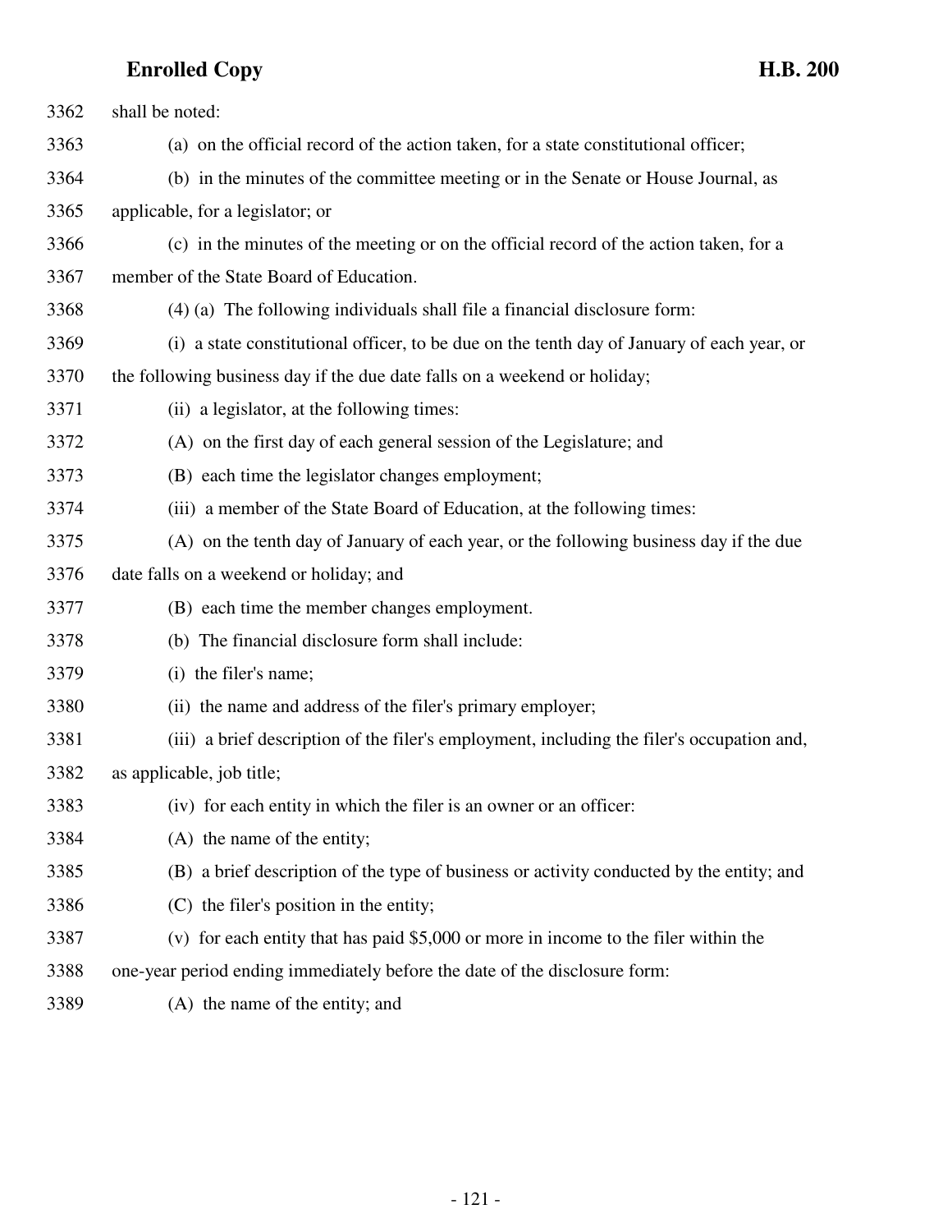shall be noted:

(a) on the official record of the action taken, for a state constitutional officer;

(b) in the minutes of the committee meeting or in the Senate or House Journal, as applicable, for a legislator; or

(c) in the minutes of the meeting or on the official record of the action taken, for a member of the State Board of Education.

(4) (a) The following individuals shall file a financial disclosure form:

(i) a state constitutional officer, to be due on the tenth day of January of each year, or the following business day if the due date falls on a weekend or holiday;

(ii) a legislator, at the following times:

(A) on the first day of each general session of the Legislature; and

(B) each time the legislator changes employment;

(iii) a member of the State Board of Education, at the following times:

(A) on the tenth day of January of each year, or the following business day if the due date falls on a weekend or holiday; and

(B) each time the member changes employment.

(b) The financial disclosure form shall include:

(i) the filer's name;

(ii) the name and address of the filer's primary employer;

(iii) a brief description of the filer's employment, including the filer's occupation and, as applicable, job title;

(iv) for each entity in which the filer is an owner or an officer:

(A) the name of the entity;

(B) a brief description of the type of business or activity conducted by the entity; and

(C) the filer's position in the entity;

(v) for each entity that has paid $5,000 or more in income to the filer within the one-year period ending immediately before the date of the disclosure form:

(A) the name of the entity; and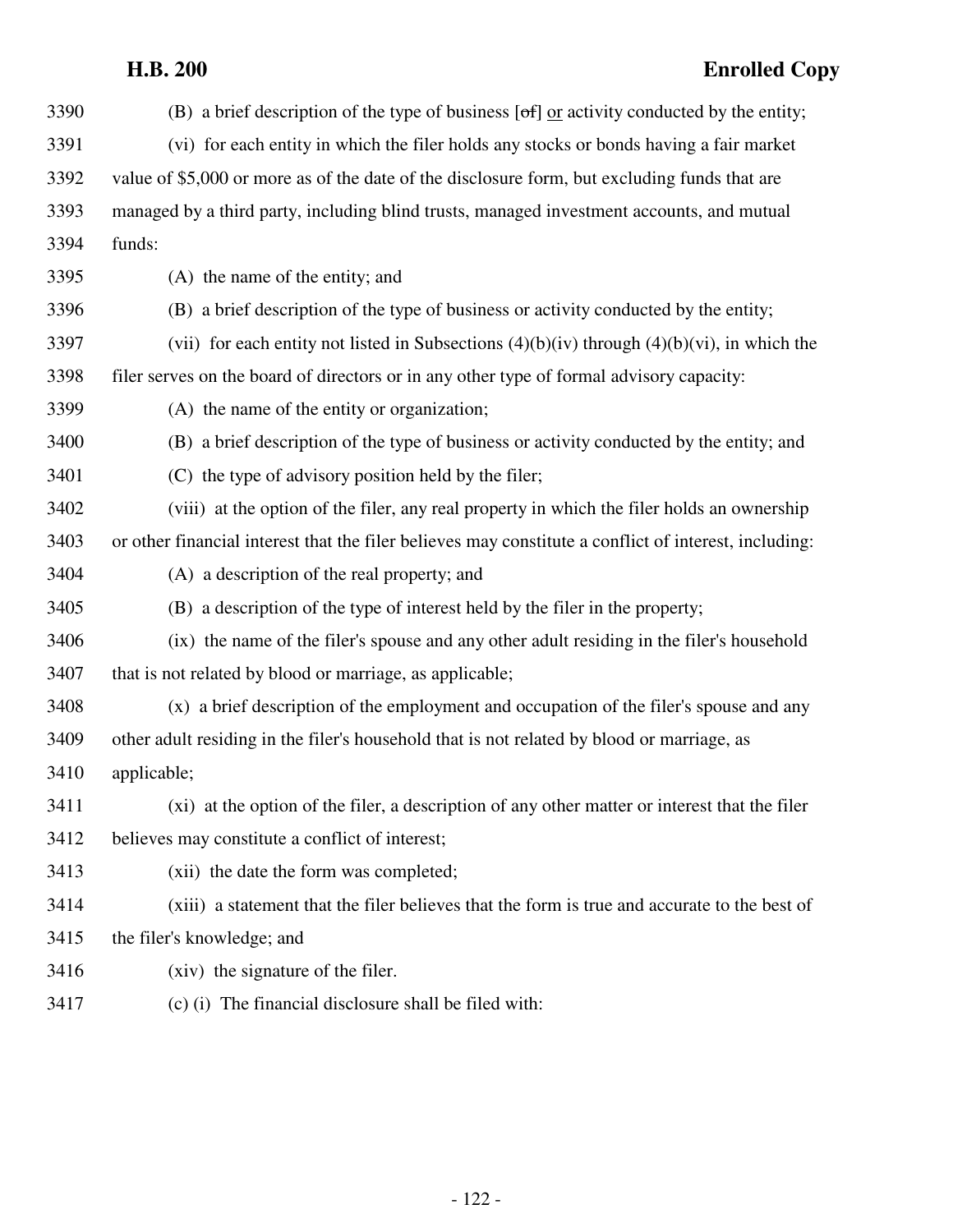(B) a brief description of the type of business [~~of~~] <u>or</u> activity conducted by the entity;

(vi) for each entity in which the filer holds any stocks or bonds having a fair market value of $5,000 or more as of the date of the disclosure form, but excluding funds that are managed by a third party, including blind trusts, managed investment accounts, and mutual funds:

(A) the name of the entity; and

(B) a brief description of the type of business or activity conducted by the entity;

(vii) for each entity not listed in Subsections (4)(b)(iv) through (4)(b)(vi), in which the filer serves on the board of directors or in any other type of formal advisory capacity:

(A) the name of the entity or organization;

(B) a brief description of the type of business or activity conducted by the entity; and

(C) the type of advisory position held by the filer;

(viii) at the option of the filer, any real property in which the filer holds an ownership or other financial interest that the filer believes may constitute a conflict of interest, including:

(A) a description of the real property; and

(B) a description of the type of interest held by the filer in the property;

(ix) the name of the filer's spouse and any other adult residing in the filer's household that is not related by blood or marriage, as applicable;

(x) a brief description of the employment and occupation of the filer's spouse and any other adult residing in the filer's household that is not related by blood or marriage, as applicable;

(xi) at the option of the filer, a description of any other matter or interest that the filer believes may constitute a conflict of interest;

(xii) the date the form was completed;

(xiii) a statement that the filer believes that the form is true and accurate to the best of the filer's knowledge; and

(xiv) the signature of the filer.

(c) (i) The financial disclosure shall be filed with: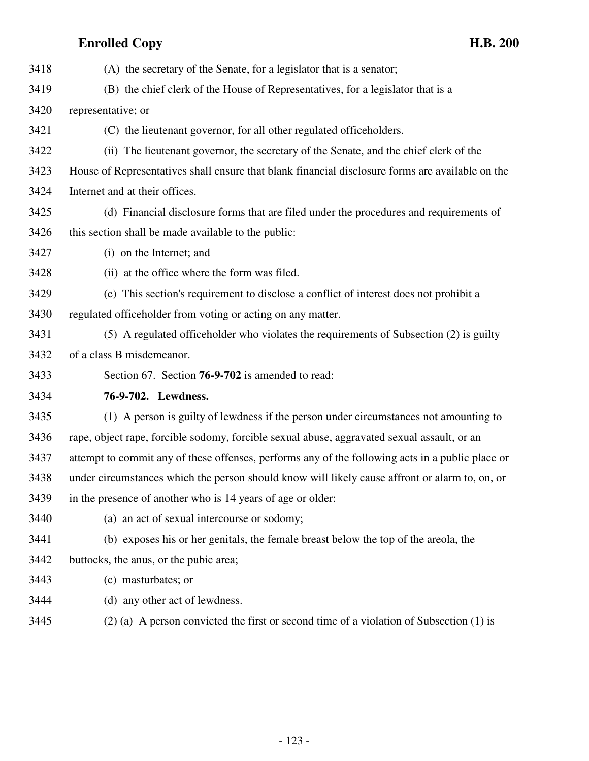(A) the secretary of the Senate, for a legislator that is a senator;

(B) the chief clerk of the House of Representatives, for a legislator that is a representative; or

(C) the lieutenant governor, for all other regulated officeholders.

(ii) The lieutenant governor, the secretary of the Senate, and the chief clerk of the House of Representatives shall ensure that blank financial disclosure forms are available on the Internet and at their offices.

(d) Financial disclosure forms that are filed under the procedures and requirements of this section shall be made available to the public:

(i) on the Internet; and

(ii) at the office where the form was filed.

(e) This section's requirement to disclose a conflict of interest does not prohibit a regulated officeholder from voting or acting on any matter.

(5) A regulated officeholder who violates the requirements of Subsection (2) is guilty of a class B misdemeanor.

Section 67. Section **76-9-702** is amended to read:

**76-9-702. Lewdness.**

(1) A person is guilty of lewdness if the person under circumstances not amounting to rape, object rape, forcible sodomy, forcible sexual abuse, aggravated sexual assault, or an attempt to commit any of these offenses, performs any of the following acts in a public place or under circumstances which the person should know will likely cause affront or alarm to, on, or in the presence of another who is 14 years of age or older:

(a) an act of sexual intercourse or sodomy;

(b) exposes his or her genitals, the female breast below the top of the areola, the buttocks, the anus, or the pubic area;

(c) masturbates; or

(d) any other act of lewdness.

(2) (a) A person convicted the first or second time of a violation of Subsection (1) is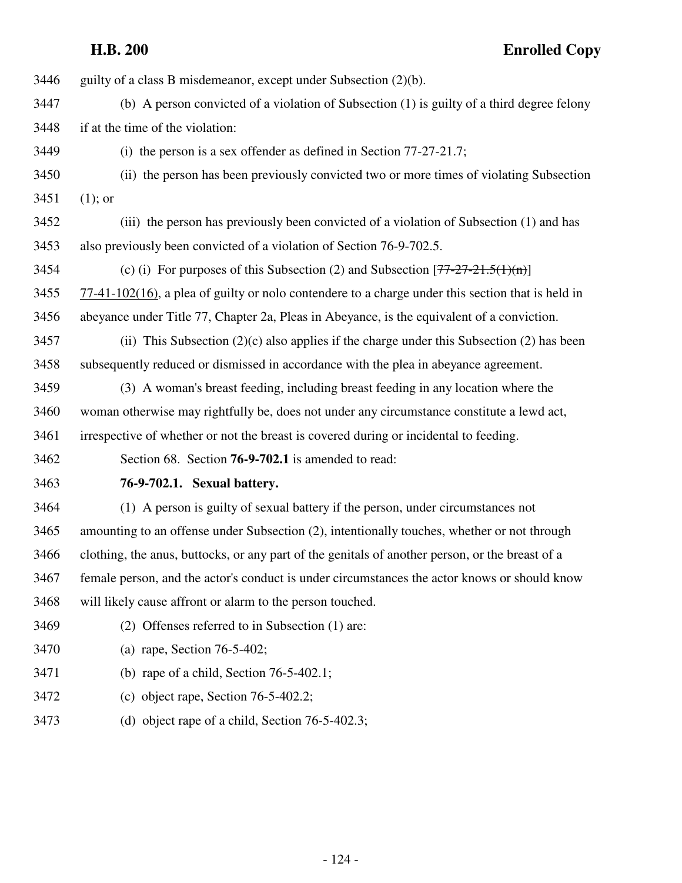guilty of a class B misdemeanor, except under Subsection (2)(b).

(b) A person convicted of a violation of Subsection (1) is guilty of a third degree felony if at the time of the violation:

(i) the person is a sex offender as defined in Section 77-27-21.7;

(ii) the person has been previously convicted two or more times of violating Subsection (1); or

(iii) the person has previously been convicted of a violation of Subsection (1) and has also previously been convicted of a violation of Section 76-9-702.5.

(c) (i) For purposes of this Subsection (2) and Subsection [~~77-27-21.5(1)(n)~~] 77-41-102(16), a plea of guilty or nolo contendere to a charge under this section that is held in abeyance under Title 77, Chapter 2a, Pleas in Abeyance, is the equivalent of a conviction.

(ii) This Subsection (2)(c) also applies if the charge under this Subsection (2) has been subsequently reduced or dismissed in accordance with the plea in abeyance agreement.

(3) A woman's breast feeding, including breast feeding in any location where the woman otherwise may rightfully be, does not under any circumstance constitute a lewd act, irrespective of whether or not the breast is covered during or incidental to feeding.

Section 68. Section **76-9-702.1** is amended to read:

**76-9-702.1. Sexual battery.**

(1) A person is guilty of sexual battery if the person, under circumstances not amounting to an offense under Subsection (2), intentionally touches, whether or not through clothing, the anus, buttocks, or any part of the genitals of another person, or the breast of a female person, and the actor's conduct is under circumstances the actor knows or should know will likely cause affront or alarm to the person touched.

(2) Offenses referred to in Subsection (1) are:

(a) rape, Section 76-5-402;

(b) rape of a child, Section 76-5-402.1;

(c) object rape, Section 76-5-402.2;

(d) object rape of a child, Section 76-5-402.3;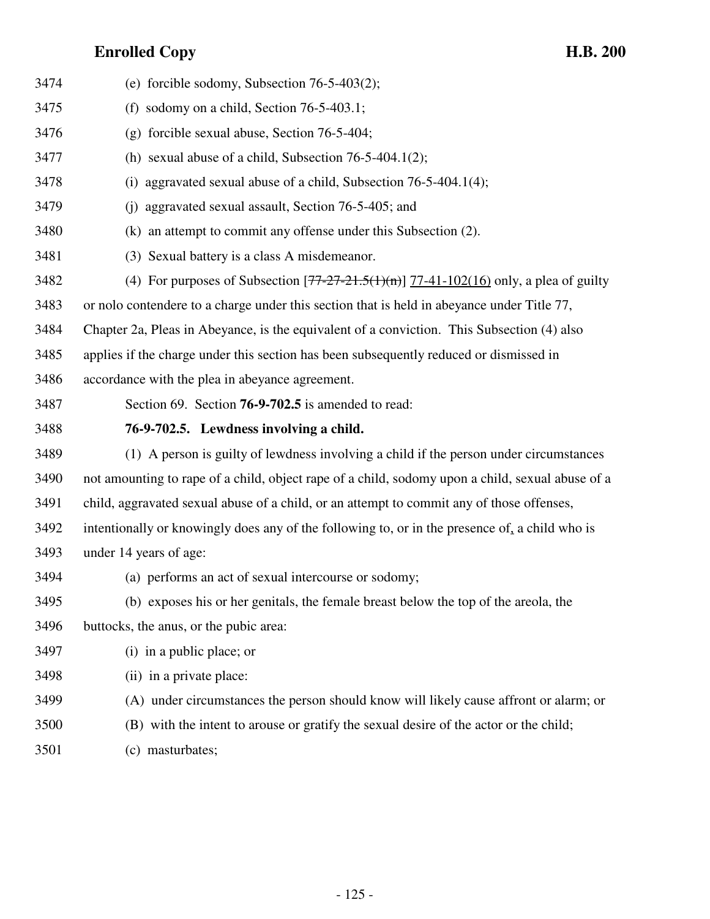(e) forcible sodomy, Subsection 76-5-403(2);

(f) sodomy on a child, Section 76-5-403.1;

(g) forcible sexual abuse, Section 76-5-404;

(h) sexual abuse of a child, Subsection 76-5-404.1(2);

(i) aggravated sexual abuse of a child, Subsection 76-5-404.1(4);

(j) aggravated sexual assault, Section 76-5-405; and

(k) an attempt to commit any offense under this Subsection (2).

(3) Sexual battery is a class A misdemeanor.

(4) For purposes of Subsection [~~77-27-21.5(1)(n)~~] 77-41-102(16) only, a plea of guilty or nolo contendere to a charge under this section that is held in abeyance under Title 77, Chapter 2a, Pleas in Abeyance, is the equivalent of a conviction. This Subsection (4) also applies if the charge under this section has been subsequently reduced or dismissed in accordance with the plea in abeyance agreement.

Section 69. Section **76-9-702.5** is amended to read:

**76-9-702.5. Lewdness involving a child.**

(1) A person is guilty of lewdness involving a child if the person under circumstances not amounting to rape of a child, object rape of a child, sodomy upon a child, sexual abuse of a child, aggravated sexual abuse of a child, or an attempt to commit any of those offenses, intentionally or knowingly does any of the following to, or in the presence of, a child who is under 14 years of age:

(a) performs an act of sexual intercourse or sodomy;

(b) exposes his or her genitals, the female breast below the top of the areola, the buttocks, the anus, or the pubic area:

(i) in a public place; or

(ii) in a private place:

(A) under circumstances the person should know will likely cause affront or alarm; or

(B) with the intent to arouse or gratify the sexual desire of the actor or the child;

(c) masturbates;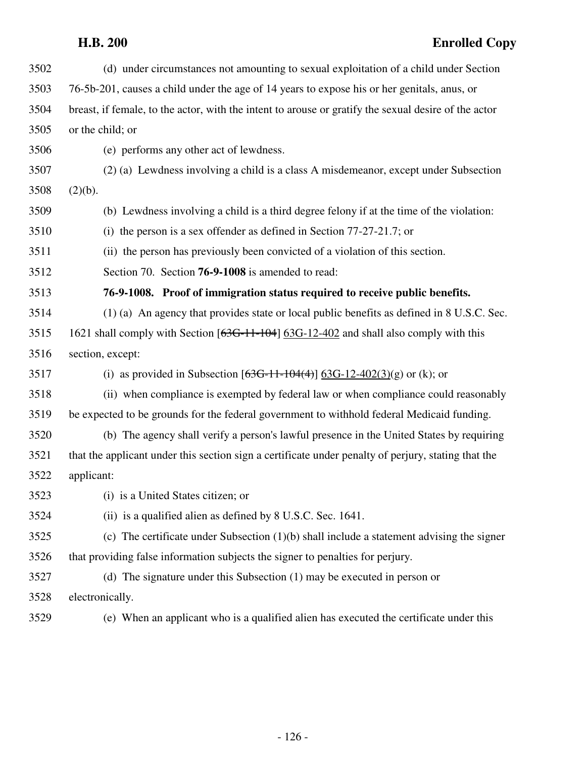(d) under circumstances not amounting to sexual exploitation of a child under Section 76-5b-201, causes a child under the age of 14 years to expose his or her genitals, anus, or breast, if female, to the actor, with the intent to arouse or gratify the sexual desire of the actor or the child; or

(e) performs any other act of lewdness.

(2) (a) Lewdness involving a child is a class A misdemeanor, except under Subsection (2)(b).

(b) Lewdness involving a child is a third degree felony if at the time of the violation:

(i) the person is a sex offender as defined in Section 77-27-21.7; or

(ii) the person has previously been convicted of a violation of this section.

Section 70. Section **76-9-1008** is amended to read:

**76-9-1008. Proof of immigration status required to receive public benefits.**

(1) (a) An agency that provides state or local public benefits as defined in 8 U.S.C. Sec. 1621 shall comply with Section [~~63G-11-104~~] 63G-12-402 and shall also comply with this section, except:

(i) as provided in Subsection [~~63G-11-104(4)~~] 63G-12-402(3)(g) or (k); or

(ii) when compliance is exempted by federal law or when compliance could reasonably be expected to be grounds for the federal government to withhold federal Medicaid funding.

(b) The agency shall verify a person's lawful presence in the United States by requiring that the applicant under this section sign a certificate under penalty of perjury, stating that the applicant:

(i) is a United States citizen; or

(ii) is a qualified alien as defined by 8 U.S.C. Sec. 1641.

(c) The certificate under Subsection (1)(b) shall include a statement advising the signer that providing false information subjects the signer to penalties for perjury.

(d) The signature under this Subsection (1) may be executed in person or electronically.

(e) When an applicant who is a qualified alien has executed the certificate under this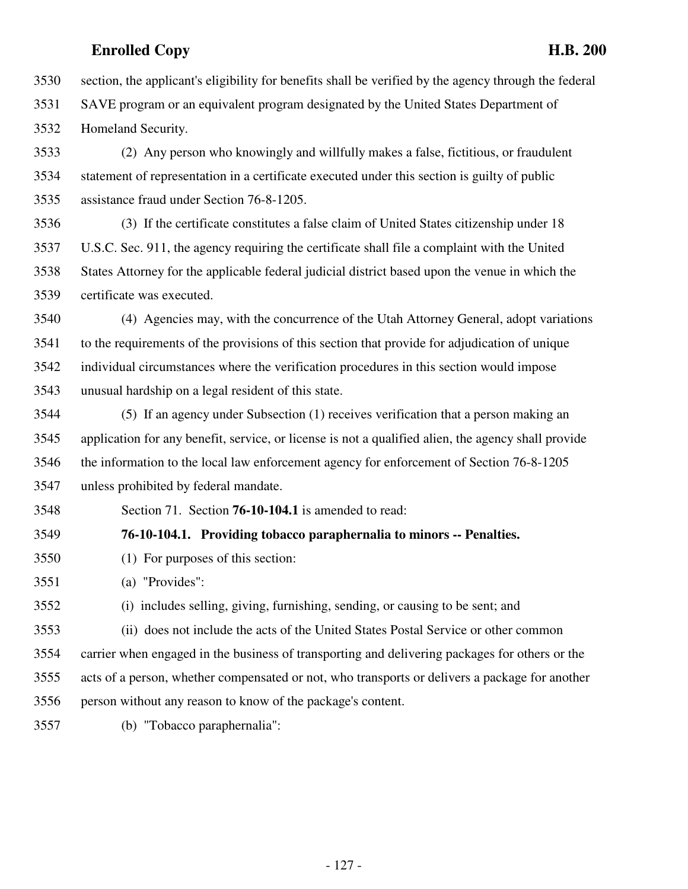section, the applicant's eligibility for benefits shall be verified by the agency through the federal SAVE program or an equivalent program designated by the United States Department of Homeland Security.

(2) Any person who knowingly and willfully makes a false, fictitious, or fraudulent statement of representation in a certificate executed under this section is guilty of public assistance fraud under Section 76-8-1205.

(3) If the certificate constitutes a false claim of United States citizenship under 18 U.S.C. Sec. 911, the agency requiring the certificate shall file a complaint with the United States Attorney for the applicable federal judicial district based upon the venue in which the certificate was executed.

(4) Agencies may, with the concurrence of the Utah Attorney General, adopt variations to the requirements of the provisions of this section that provide for adjudication of unique individual circumstances where the verification procedures in this section would impose unusual hardship on a legal resident of this state.

(5) If an agency under Subsection (1) receives verification that a person making an application for any benefit, service, or license is not a qualified alien, the agency shall provide the information to the local law enforcement agency for enforcement of Section 76-8-1205 unless prohibited by federal mandate.

Section 71. Section **76-10-104.1** is amended to read:

**76-10-104.1. Providing tobacco paraphernalia to minors -- Penalties.**

(1) For purposes of this section:

(a) "Provides":

(i) includes selling, giving, furnishing, sending, or causing to be sent; and

(ii) does not include the acts of the United States Postal Service or other common carrier when engaged in the business of transporting and delivering packages for others or the acts of a person, whether compensated or not, who transports or delivers a package for another person without any reason to know of the package's content.

(b) "Tobacco paraphernalia":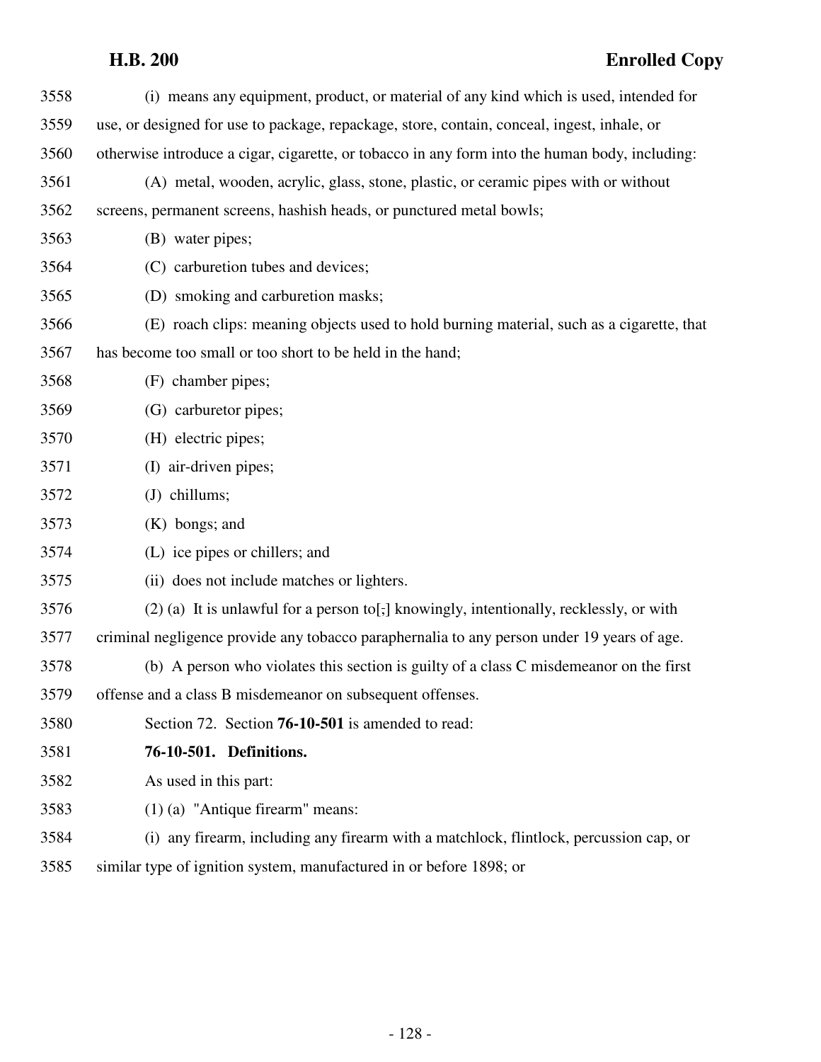(i) means any equipment, product, or material of any kind which is used, intended for use, or designed for use to package, repackage, store, contain, conceal, ingest, inhale, or otherwise introduce a cigar, cigarette, or tobacco in any form into the human body, including:

(A) metal, wooden, acrylic, glass, stone, plastic, or ceramic pipes with or without screens, permanent screens, hashish heads, or punctured metal bowls;

(B) water pipes;

(C) carburetion tubes and devices;

(D) smoking and carburetion masks;

(E) roach clips: meaning objects used to hold burning material, such as a cigarette, that has become too small or too short to be held in the hand;

(F) chamber pipes;

(G) carburetor pipes;

(H) electric pipes;

(I) air-driven pipes;

(J) chillums;

(K) bongs; and

(L) ice pipes or chillers; and

(ii) does not include matches or lighters.

(2) (a) It is unlawful for a person to[,] knowingly, intentionally, recklessly, or with criminal negligence provide any tobacco paraphernalia to any person under 19 years of age.

(b) A person who violates this section is guilty of a class C misdemeanor on the first offense and a class B misdemeanor on subsequent offenses.

Section 72. Section **76-10-501** is amended to read:

**76-10-501. Definitions.**

As used in this part:

(1) (a) "Antique firearm" means:

(i) any firearm, including any firearm with a matchlock, flintlock, percussion cap, or similar type of ignition system, manufactured in or before 1898; or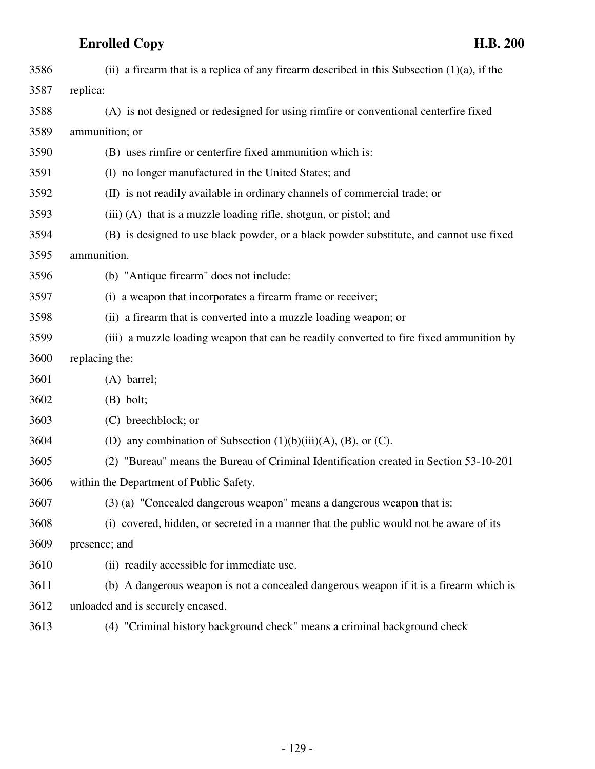(ii) a firearm that is a replica of any firearm described in this Subsection (1)(a), if the replica:

(A) is not designed or redesigned for using rimfire or conventional centerfire fixed ammunition; or

(B) uses rimfire or centerfire fixed ammunition which is:

(I) no longer manufactured in the United States; and

(II) is not readily available in ordinary channels of commercial trade; or

(iii) (A) that is a muzzle loading rifle, shotgun, or pistol; and

(B) is designed to use black powder, or a black powder substitute, and cannot use fixed ammunition.

(b) "Antique firearm" does not include:

(i) a weapon that incorporates a firearm frame or receiver;

(ii) a firearm that is converted into a muzzle loading weapon; or

(iii) a muzzle loading weapon that can be readily converted to fire fixed ammunition by replacing the:

(A) barrel;

(B) bolt;

(C) breechblock; or

(D) any combination of Subsection (1)(b)(iii)(A), (B), or (C).

(2) "Bureau" means the Bureau of Criminal Identification created in Section 53-10-201 within the Department of Public Safety.

(3) (a) "Concealed dangerous weapon" means a dangerous weapon that is:

(i) covered, hidden, or secreted in a manner that the public would not be aware of its presence; and

(ii) readily accessible for immediate use.

(b) A dangerous weapon is not a concealed dangerous weapon if it is a firearm which is unloaded and is securely encased.

(4) "Criminal history background check" means a criminal background check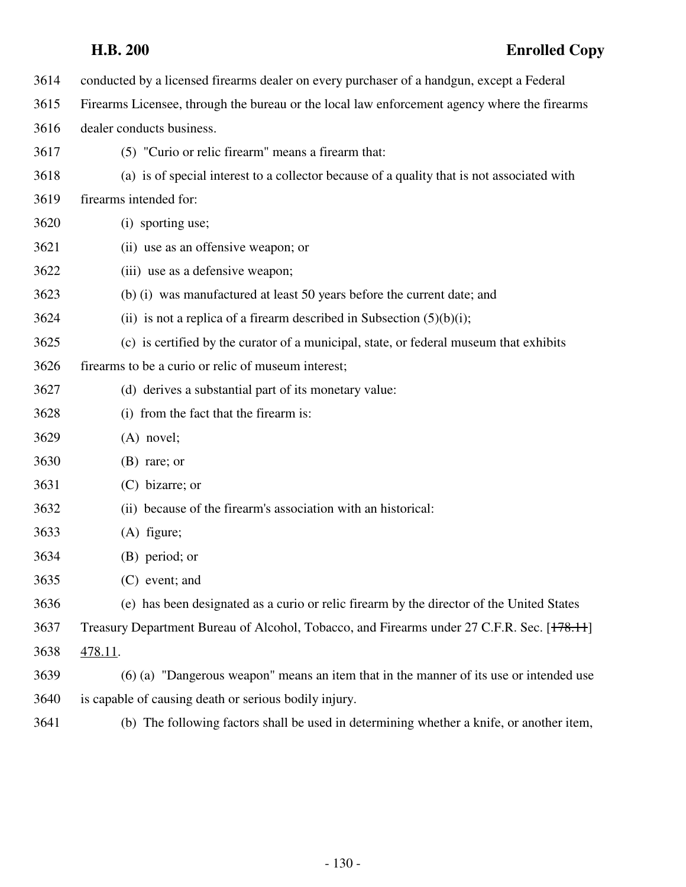conducted by a licensed firearms dealer on every purchaser of a handgun, except a Federal Firearms Licensee, through the bureau or the local law enforcement agency where the firearms dealer conducts business.

(5) "Curio or relic firearm" means a firearm that:

(a) is of special interest to a collector because of a quality that is not associated with firearms intended for:

(i) sporting use;

(ii) use as an offensive weapon; or

(iii) use as a defensive weapon;

(b) (i) was manufactured at least 50 years before the current date; and

(ii) is not a replica of a firearm described in Subsection (5)(b)(i);

(c) is certified by the curator of a municipal, state, or federal museum that exhibits firearms to be a curio or relic of museum interest;

(d) derives a substantial part of its monetary value:

(i) from the fact that the firearm is:

(A) novel;

(B) rare; or

(C) bizarre; or

(ii) because of the firearm's association with an historical:

(A) figure;

(B) period; or

(C) event; and

(e) has been designated as a curio or relic firearm by the director of the United States Treasury Department Bureau of Alcohol, Tobacco, and Firearms under 27 C.F.R. Sec. [~~178.11~~] 478.11.

(6) (a) "Dangerous weapon" means an item that in the manner of its use or intended use is capable of causing death or serious bodily injury.

(b) The following factors shall be used in determining whether a knife, or another item,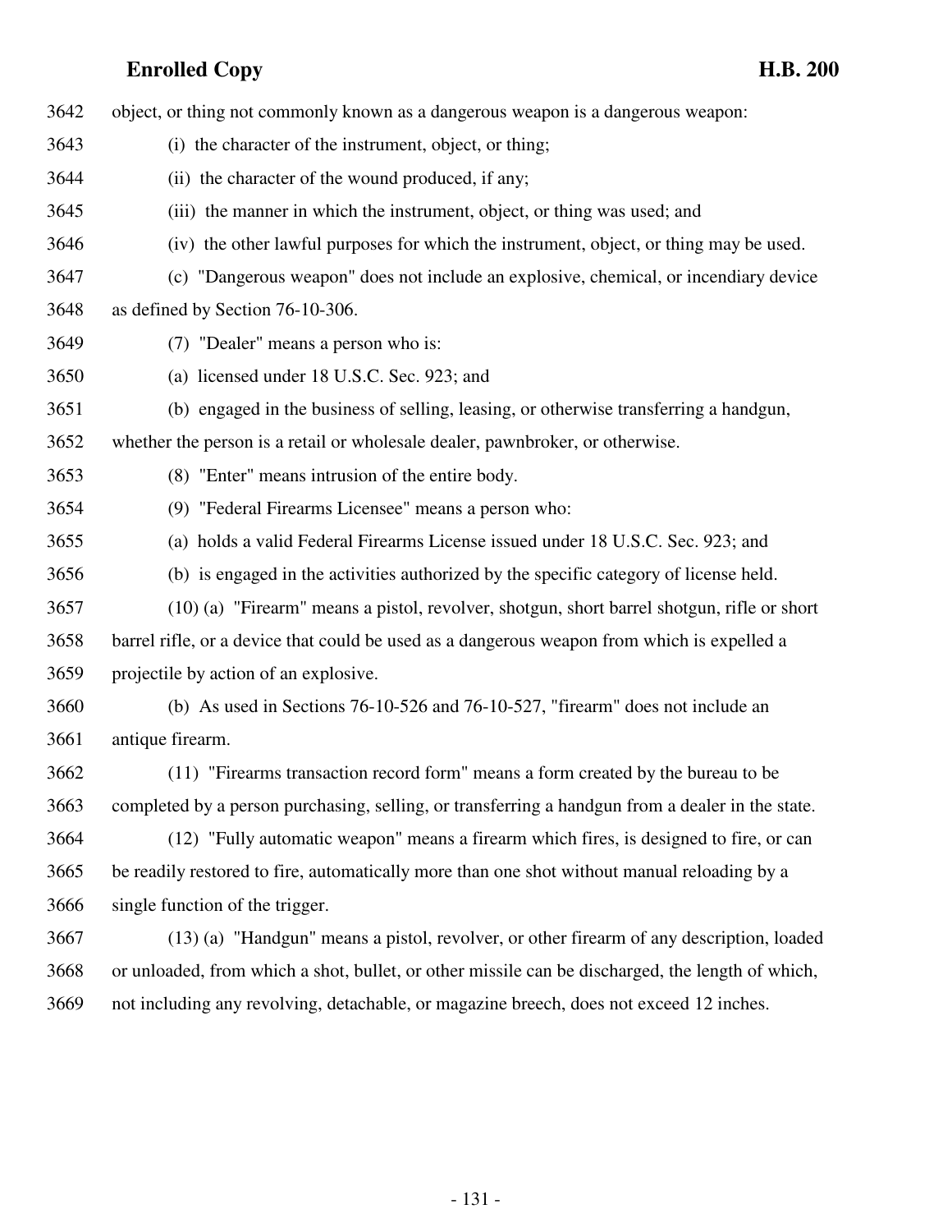object, or thing not commonly known as a dangerous weapon is a dangerous weapon:

(i) the character of the instrument, object, or thing;

(ii) the character of the wound produced, if any;

(iii) the manner in which the instrument, object, or thing was used; and

(iv) the other lawful purposes for which the instrument, object, or thing may be used.

(c) "Dangerous weapon" does not include an explosive, chemical, or incendiary device as defined by Section 76-10-306.

(7) "Dealer" means a person who is:

(a) licensed under 18 U.S.C. Sec. 923; and

(b) engaged in the business of selling, leasing, or otherwise transferring a handgun, whether the person is a retail or wholesale dealer, pawnbroker, or otherwise.

(8) "Enter" means intrusion of the entire body.

(9) "Federal Firearms Licensee" means a person who:

(a) holds a valid Federal Firearms License issued under 18 U.S.C. Sec. 923; and

(b) is engaged in the activities authorized by the specific category of license held.

(10) (a) "Firearm" means a pistol, revolver, shotgun, short barrel shotgun, rifle or short barrel rifle, or a device that could be used as a dangerous weapon from which is expelled a projectile by action of an explosive.

(b) As used in Sections 76-10-526 and 76-10-527, "firearm" does not include an antique firearm.

(11) "Firearms transaction record form" means a form created by the bureau to be completed by a person purchasing, selling, or transferring a handgun from a dealer in the state.

(12) "Fully automatic weapon" means a firearm which fires, is designed to fire, or can be readily restored to fire, automatically more than one shot without manual reloading by a single function of the trigger.

(13) (a) "Handgun" means a pistol, revolver, or other firearm of any description, loaded or unloaded, from which a shot, bullet, or other missile can be discharged, the length of which, not including any revolving, detachable, or magazine breech, does not exceed 12 inches.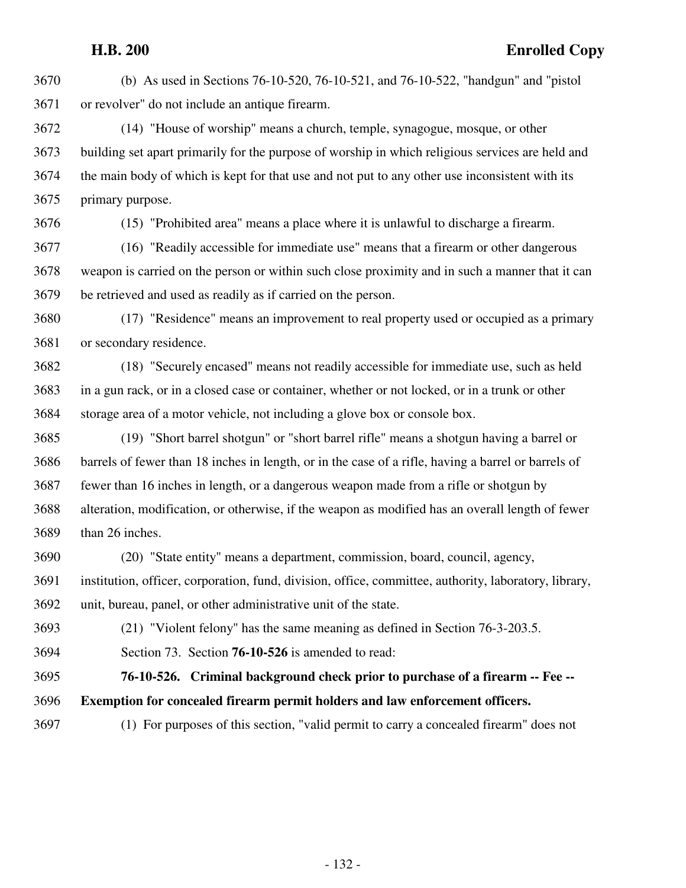(b) As used in Sections 76-10-520, 76-10-521, and 76-10-522, "handgun" and "pistol or revolver" do not include an antique firearm.

(14) "House of worship" means a church, temple, synagogue, mosque, or other building set apart primarily for the purpose of worship in which religious services are held and the main body of which is kept for that use and not put to any other use inconsistent with its primary purpose.

(15) "Prohibited area" means a place where it is unlawful to discharge a firearm.

(16) "Readily accessible for immediate use" means that a firearm or other dangerous weapon is carried on the person or within such close proximity and in such a manner that it can be retrieved and used as readily as if carried on the person.

(17) "Residence" means an improvement to real property used or occupied as a primary or secondary residence.

(18) "Securely encased" means not readily accessible for immediate use, such as held in a gun rack, or in a closed case or container, whether or not locked, or in a trunk or other storage area of a motor vehicle, not including a glove box or console box.

(19) "Short barrel shotgun" or "short barrel rifle" means a shotgun having a barrel or barrels of fewer than 18 inches in length, or in the case of a rifle, having a barrel or barrels of fewer than 16 inches in length, or a dangerous weapon made from a rifle or shotgun by alteration, modification, or otherwise, if the weapon as modified has an overall length of fewer than 26 inches.

(20) "State entity" means a department, commission, board, council, agency, institution, officer, corporation, fund, division, office, committee, authority, laboratory, library, unit, bureau, panel, or other administrative unit of the state.

(21) "Violent felony" has the same meaning as defined in Section 76-3-203.5.

Section 73. Section **76-10-526** is amended to read:

**76-10-526. Criminal background check prior to purchase of a firearm -- Fee -- Exemption for concealed firearm permit holders and law enforcement officers.**

(1) For purposes of this section, "valid permit to carry a concealed firearm" does not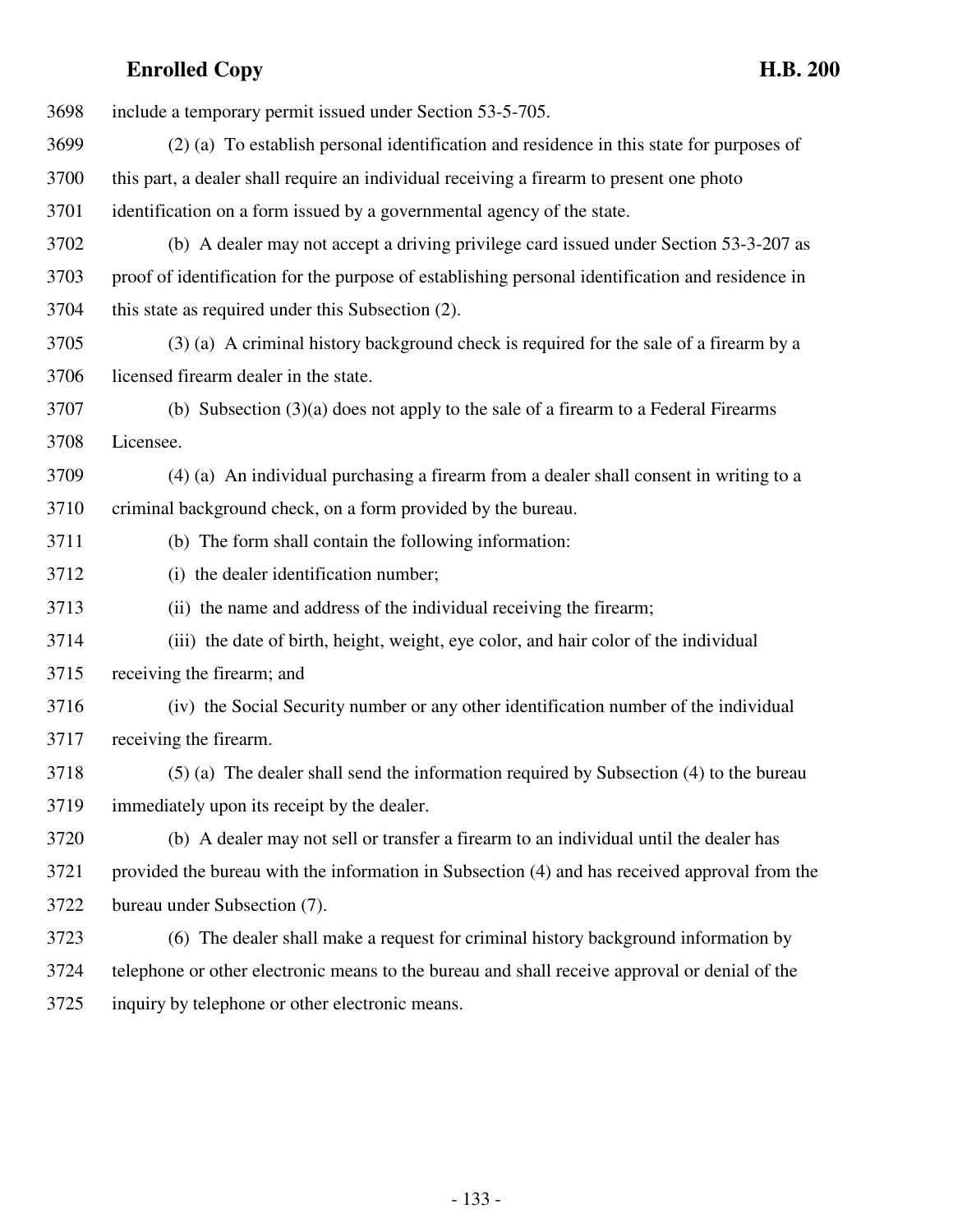include a temporary permit issued under Section 53-5-705.

(2) (a) To establish personal identification and residence in this state for purposes of this part, a dealer shall require an individual receiving a firearm to present one photo identification on a form issued by a governmental agency of the state.

(b) A dealer may not accept a driving privilege card issued under Section 53-3-207 as proof of identification for the purpose of establishing personal identification and residence in this state as required under this Subsection (2).

(3) (a) A criminal history background check is required for the sale of a firearm by a licensed firearm dealer in the state.

(b) Subsection (3)(a) does not apply to the sale of a firearm to a Federal Firearms Licensee.

(4) (a) An individual purchasing a firearm from a dealer shall consent in writing to a criminal background check, on a form provided by the bureau.

(b) The form shall contain the following information:

(i) the dealer identification number;

(ii) the name and address of the individual receiving the firearm;

(iii) the date of birth, height, weight, eye color, and hair color of the individual receiving the firearm; and

(iv) the Social Security number or any other identification number of the individual receiving the firearm.

(5) (a) The dealer shall send the information required by Subsection (4) to the bureau immediately upon its receipt by the dealer.

(b) A dealer may not sell or transfer a firearm to an individual until the dealer has provided the bureau with the information in Subsection (4) and has received approval from the bureau under Subsection (7).

(6) The dealer shall make a request for criminal history background information by telephone or other electronic means to the bureau and shall receive approval or denial of the inquiry by telephone or other electronic means.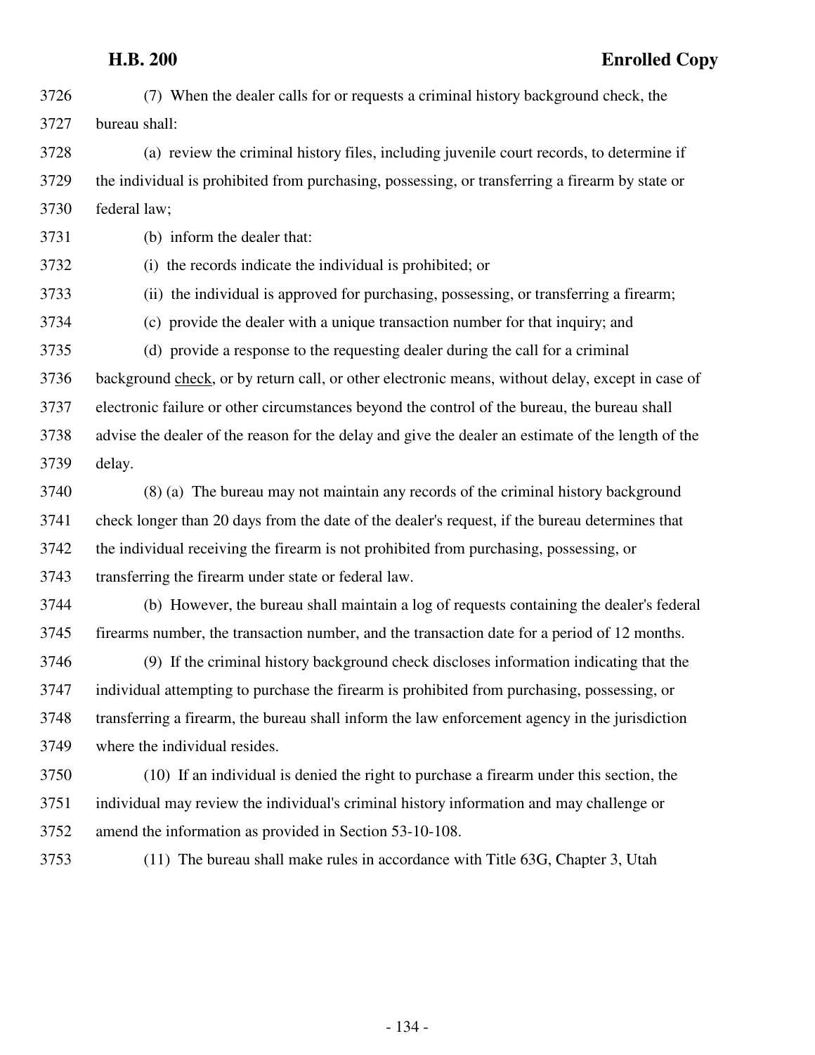(7) When the dealer calls for or requests a criminal history background check, the bureau shall:

(a) review the criminal history files, including juvenile court records, to determine if the individual is prohibited from purchasing, possessing, or transferring a firearm by state or federal law;

(b) inform the dealer that:

(i) the records indicate the individual is prohibited; or

(ii) the individual is approved for purchasing, possessing, or transferring a firearm;

(c) provide the dealer with a unique transaction number for that inquiry; and

(d) provide a response to the requesting dealer during the call for a criminal background check, or by return call, or other electronic means, without delay, except in case of electronic failure or other circumstances beyond the control of the bureau, the bureau shall advise the dealer of the reason for the delay and give the dealer an estimate of the length of the delay.

(8) (a) The bureau may not maintain any records of the criminal history background check longer than 20 days from the date of the dealer's request, if the bureau determines that the individual receiving the firearm is not prohibited from purchasing, possessing, or transferring the firearm under state or federal law.

(b) However, the bureau shall maintain a log of requests containing the dealer's federal firearms number, the transaction number, and the transaction date for a period of 12 months.

(9) If the criminal history background check discloses information indicating that the individual attempting to purchase the firearm is prohibited from purchasing, possessing, or transferring a firearm, the bureau shall inform the law enforcement agency in the jurisdiction where the individual resides.

(10) If an individual is denied the right to purchase a firearm under this section, the individual may review the individual's criminal history information and may challenge or amend the information as provided in Section 53-10-108.

(11) The bureau shall make rules in accordance with Title 63G, Chapter 3, Utah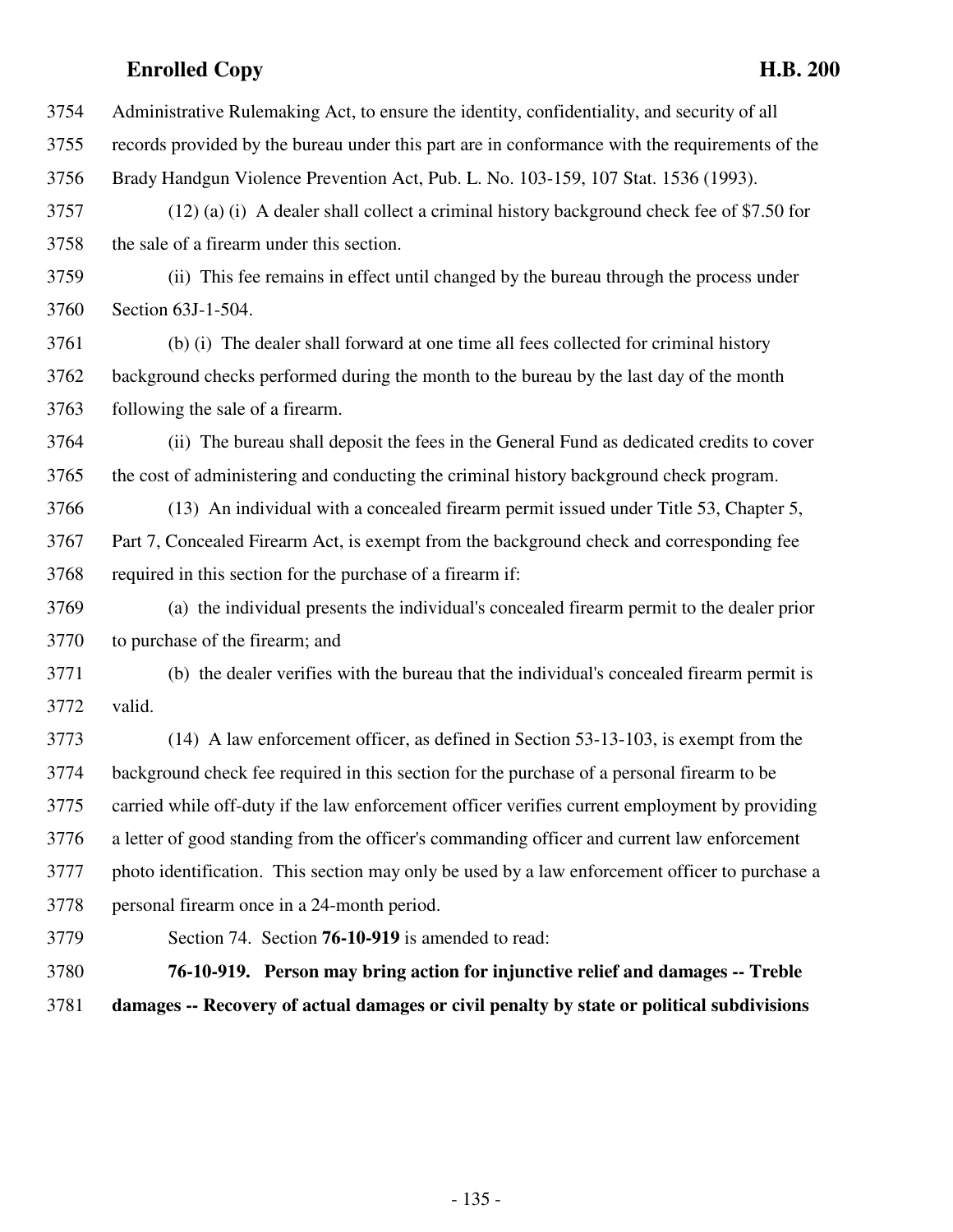3754 Administrative Rulemaking Act, to ensure the identity, confidentiality, and security of all
3755 records provided by the bureau under this part are in conformance with the requirements of the
3756 Brady Handgun Violence Prevention Act, Pub. L. No. 103-159, 107 Stat. 1536 (1993).

3757 (12) (a) (i) A dealer shall collect a criminal history background check fee of $7.50 for
3758 the sale of a firearm under this section.

3759 (ii) This fee remains in effect until changed by the bureau through the process under
3760 Section 63J-1-504.

3761 (b) (i) The dealer shall forward at one time all fees collected for criminal history
3762 background checks performed during the month to the bureau by the last day of the month
3763 following the sale of a firearm.

3764 (ii) The bureau shall deposit the fees in the General Fund as dedicated credits to cover
3765 the cost of administering and conducting the criminal history background check program.

3766 (13) An individual with a concealed firearm permit issued under Title 53, Chapter 5,
3767 Part 7, Concealed Firearm Act, is exempt from the background check and corresponding fee
3768 required in this section for the purchase of a firearm if:

3769 (a) the individual presents the individual's concealed firearm permit to the dealer prior
3770 to purchase of the firearm; and

3771 (b) the dealer verifies with the bureau that the individual's concealed firearm permit is
3772 valid.

3773 (14) A law enforcement officer, as defined in Section 53-13-103, is exempt from the
3774 background check fee required in this section for the purchase of a personal firearm to be
3775 carried while off-duty if the law enforcement officer verifies current employment by providing
3776 a letter of good standing from the officer's commanding officer and current law enforcement
3777 photo identification. This section may only be used by a law enforcement officer to purchase a
3778 personal firearm once in a 24-month period.

3779 Section 74. Section **76-10-919** is amended to read:

3780 **76-10-919. Person may bring action for injunctive relief and damages -- Treble**
3781 **damages -- Recovery of actual damages or civil penalty by state or political subdivisions**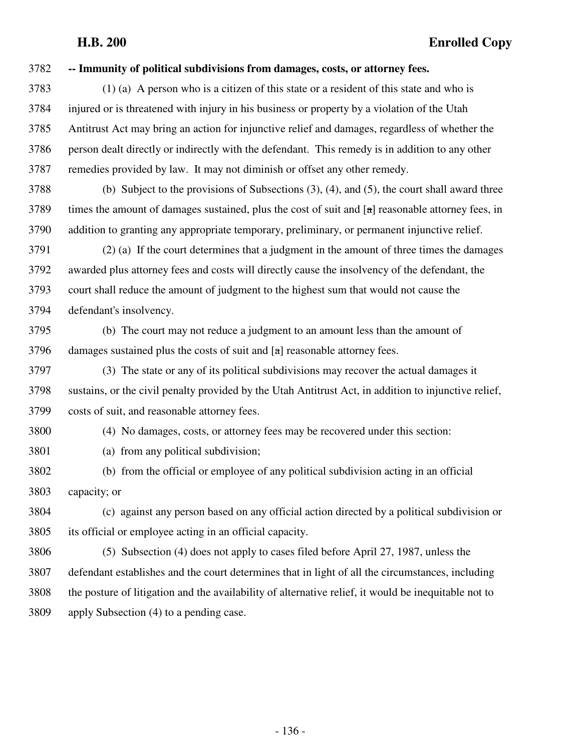**-- Immunity of political subdivisions from damages, costs, or attorney fees.**

(1) (a) A person who is a citizen of this state or a resident of this state and who is injured or is threatened with injury in his business or property by a violation of the Utah Antitrust Act may bring an action for injunctive relief and damages, regardless of whether the person dealt directly or indirectly with the defendant. This remedy is in addition to any other remedies provided by law. It may not diminish or offset any other remedy.

(b) Subject to the provisions of Subsections (3), (4), and (5), the court shall award three times the amount of damages sustained, plus the cost of suit and [~~a~~] reasonable attorney fees, in addition to granting any appropriate temporary, preliminary, or permanent injunctive relief.

(2) (a) If the court determines that a judgment in the amount of three times the damages awarded plus attorney fees and costs will directly cause the insolvency of the defendant, the court shall reduce the amount of judgment to the highest sum that would not cause the defendant's insolvency.

(b) The court may not reduce a judgment to an amount less than the amount of damages sustained plus the costs of suit and [~~a~~] reasonable attorney fees.

(3) The state or any of its political subdivisions may recover the actual damages it sustains, or the civil penalty provided by the Utah Antitrust Act, in addition to injunctive relief, costs of suit, and reasonable attorney fees.

(4) No damages, costs, or attorney fees may be recovered under this section:

(a) from any political subdivision;

(b) from the official or employee of any political subdivision acting in an official capacity; or

(c) against any person based on any official action directed by a political subdivision or its official or employee acting in an official capacity.

(5) Subsection (4) does not apply to cases filed before April 27, 1987, unless the defendant establishes and the court determines that in light of all the circumstances, including the posture of litigation and the availability of alternative relief, it would be inequitable not to apply Subsection (4) to a pending case.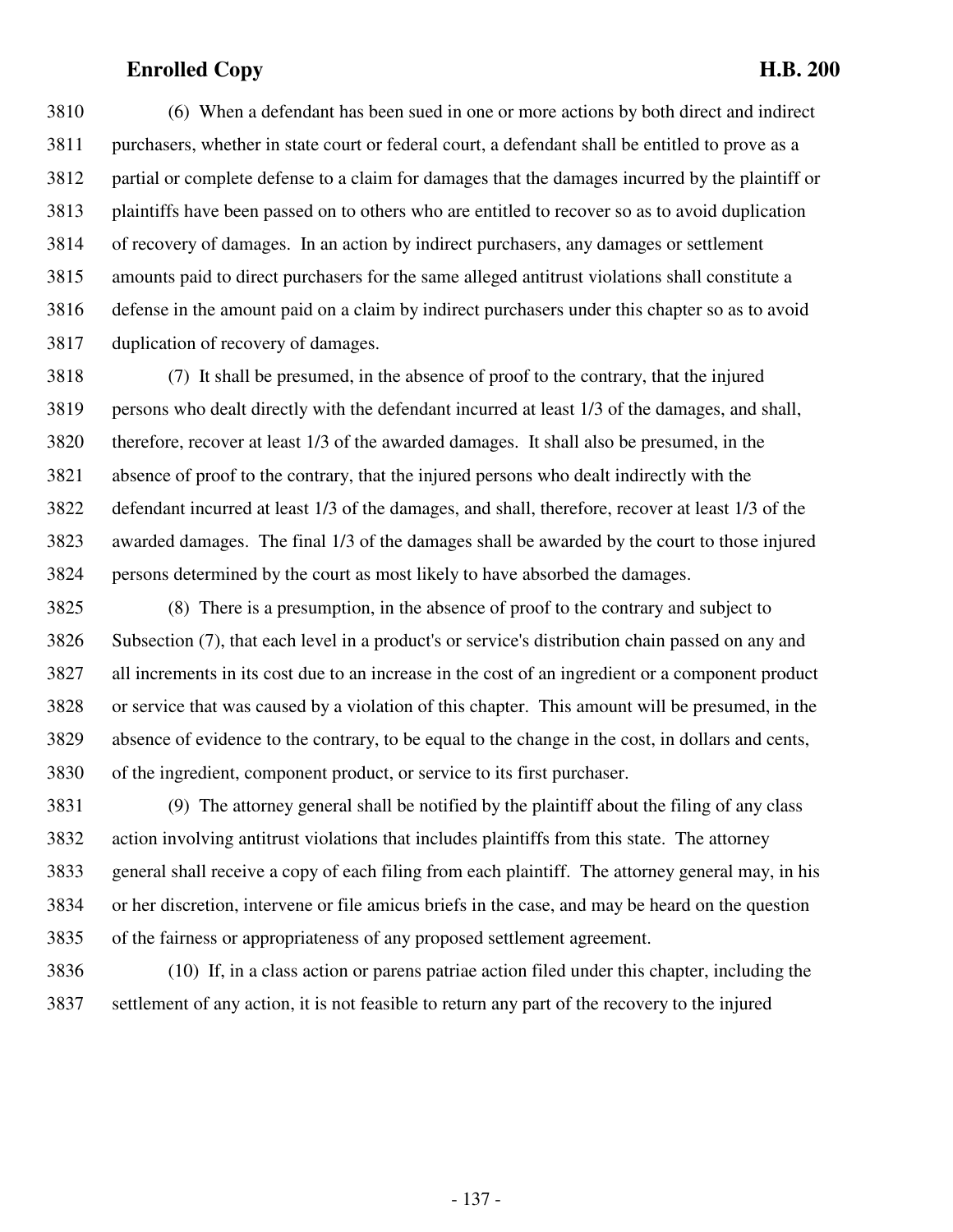(6) When a defendant has been sued in one or more actions by both direct and indirect purchasers, whether in state court or federal court, a defendant shall be entitled to prove as a partial or complete defense to a claim for damages that the damages incurred by the plaintiff or plaintiffs have been passed on to others who are entitled to recover so as to avoid duplication of recovery of damages. In an action by indirect purchasers, any damages or settlement amounts paid to direct purchasers for the same alleged antitrust violations shall constitute a defense in the amount paid on a claim by indirect purchasers under this chapter so as to avoid duplication of recovery of damages.

(7) It shall be presumed, in the absence of proof to the contrary, that the injured persons who dealt directly with the defendant incurred at least 1/3 of the damages, and shall, therefore, recover at least 1/3 of the awarded damages. It shall also be presumed, in the absence of proof to the contrary, that the injured persons who dealt indirectly with the defendant incurred at least 1/3 of the damages, and shall, therefore, recover at least 1/3 of the awarded damages. The final 1/3 of the damages shall be awarded by the court to those injured persons determined by the court as most likely to have absorbed the damages.

(8) There is a presumption, in the absence of proof to the contrary and subject to Subsection (7), that each level in a product's or service's distribution chain passed on any and all increments in its cost due to an increase in the cost of an ingredient or a component product or service that was caused by a violation of this chapter. This amount will be presumed, in the absence of evidence to the contrary, to be equal to the change in the cost, in dollars and cents, of the ingredient, component product, or service to its first purchaser.

(9) The attorney general shall be notified by the plaintiff about the filing of any class action involving antitrust violations that includes plaintiffs from this state. The attorney general shall receive a copy of each filing from each plaintiff. The attorney general may, in his or her discretion, intervene or file amicus briefs in the case, and may be heard on the question of the fairness or appropriateness of any proposed settlement agreement.

(10) If, in a class action or parens patriae action filed under this chapter, including the settlement of any action, it is not feasible to return any part of the recovery to the injured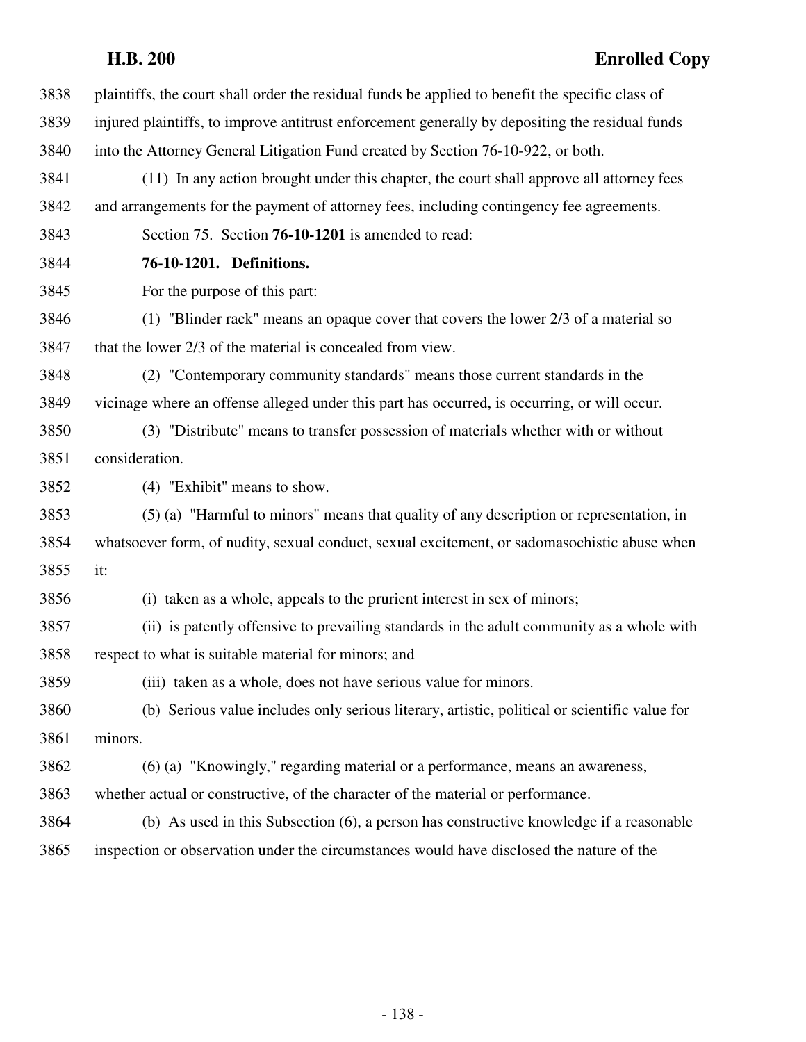plaintiffs, the court shall order the residual funds be applied to benefit the specific class of injured plaintiffs, to improve antitrust enforcement generally by depositing the residual funds into the Attorney General Litigation Fund created by Section 76-10-922, or both.

(11) In any action brought under this chapter, the court shall approve all attorney fees and arrangements for the payment of attorney fees, including contingency fee agreements.

Section 75. Section **76-10-1201** is amended to read:

**76-10-1201. Definitions.**

For the purpose of this part:

(1) "Blinder rack" means an opaque cover that covers the lower 2/3 of a material so that the lower 2/3 of the material is concealed from view.

(2) "Contemporary community standards" means those current standards in the vicinage where an offense alleged under this part has occurred, is occurring, or will occur.

(3) "Distribute" means to transfer possession of materials whether with or without consideration.

(4) "Exhibit" means to show.

(5) (a) "Harmful to minors" means that quality of any description or representation, in whatsoever form, of nudity, sexual conduct, sexual excitement, or sadomasochistic abuse when it:

(i) taken as a whole, appeals to the prurient interest in sex of minors;

(ii) is patently offensive to prevailing standards in the adult community as a whole with respect to what is suitable material for minors; and

(iii) taken as a whole, does not have serious value for minors.

(b) Serious value includes only serious literary, artistic, political or scientific value for minors.

(6) (a) "Knowingly," regarding material or a performance, means an awareness, whether actual or constructive, of the character of the material or performance.

(b) As used in this Subsection (6), a person has constructive knowledge if a reasonable inspection or observation under the circumstances would have disclosed the nature of the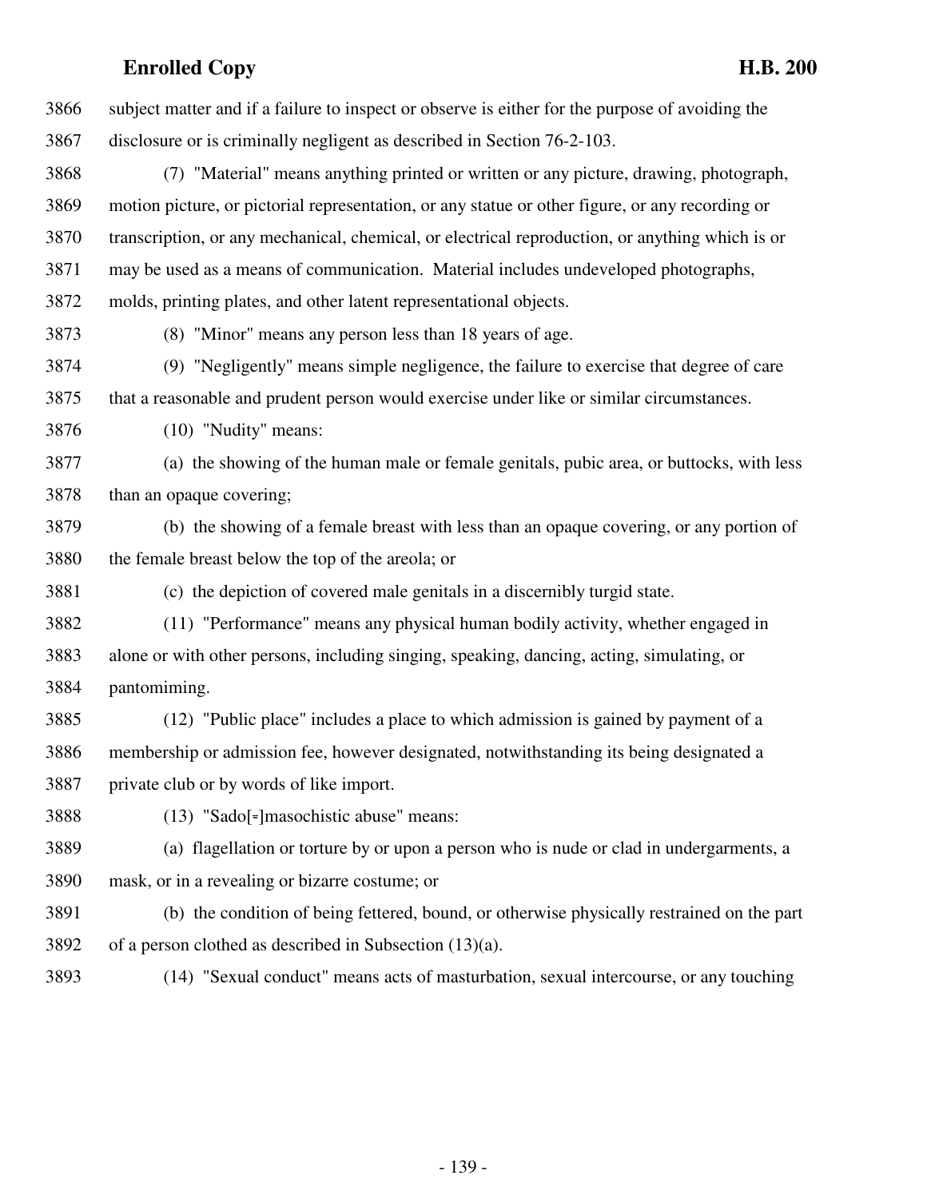subject matter and if a failure to inspect or observe is either for the purpose of avoiding the disclosure or is criminally negligent as described in Section 76-2-103.

(7) "Material" means anything printed or written or any picture, drawing, photograph, motion picture, or pictorial representation, or any statue or other figure, or any recording or transcription, or any mechanical, chemical, or electrical reproduction, or anything which is or may be used as a means of communication. Material includes undeveloped photographs, molds, printing plates, and other latent representational objects.

(8) "Minor" means any person less than 18 years of age.

(9) "Negligently" means simple negligence, the failure to exercise that degree of care that a reasonable and prudent person would exercise under like or similar circumstances.

(10) "Nudity" means:

(a) the showing of the human male or female genitals, pubic area, or buttocks, with less than an opaque covering;

(b) the showing of a female breast with less than an opaque covering, or any portion of the female breast below the top of the areola; or

(c) the depiction of covered male genitals in a discernibly turgid state.

(11) "Performance" means any physical human bodily activity, whether engaged in alone or with other persons, including singing, speaking, dancing, acting, simulating, or pantomiming.

(12) "Public place" includes a place to which admission is gained by payment of a membership or admission fee, however designated, notwithstanding its being designated a private club or by words of like import.

(13) "Sado[-]masochistic abuse" means:

(a) flagellation or torture by or upon a person who is nude or clad in undergarments, a mask, or in a revealing or bizarre costume; or

(b) the condition of being fettered, bound, or otherwise physically restrained on the part of a person clothed as described in Subsection (13)(a).

(14) "Sexual conduct" means acts of masturbation, sexual intercourse, or any touching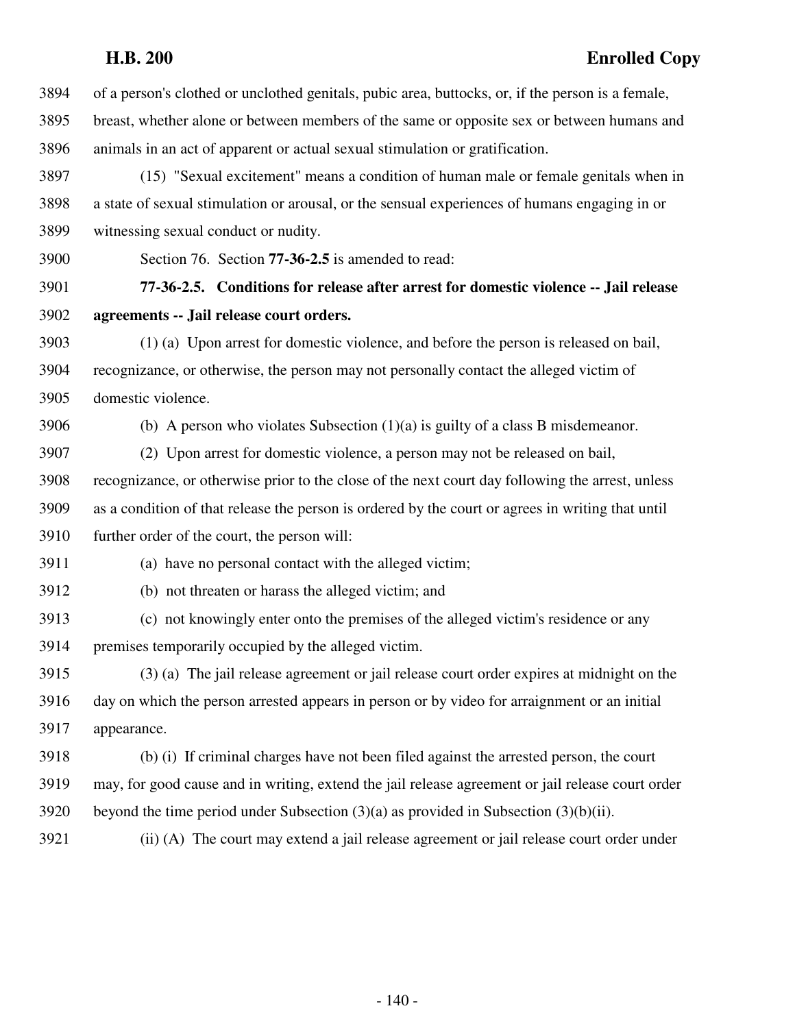of a person's clothed or unclothed genitals, pubic area, buttocks, or, if the person is a female, breast, whether alone or between members of the same or opposite sex or between humans and animals in an act of apparent or actual sexual stimulation or gratification.

(15) "Sexual excitement" means a condition of human male or female genitals when in a state of sexual stimulation or arousal, or the sensual experiences of humans engaging in or witnessing sexual conduct or nudity.

Section 76. Section **77-36-2.5** is amended to read:

**77-36-2.5. Conditions for release after arrest for domestic violence -- Jail release agreements -- Jail release court orders.**

(1) (a) Upon arrest for domestic violence, and before the person is released on bail, recognizance, or otherwise, the person may not personally contact the alleged victim of domestic violence.

(b) A person who violates Subsection (1)(a) is guilty of a class B misdemeanor.

(2) Upon arrest for domestic violence, a person may not be released on bail, recognizance, or otherwise prior to the close of the next court day following the arrest, unless as a condition of that release the person is ordered by the court or agrees in writing that until further order of the court, the person will:

(a) have no personal contact with the alleged victim;

(b) not threaten or harass the alleged victim; and

(c) not knowingly enter onto the premises of the alleged victim's residence or any premises temporarily occupied by the alleged victim.

(3) (a) The jail release agreement or jail release court order expires at midnight on the day on which the person arrested appears in person or by video for arraignment or an initial appearance.

(b) (i) If criminal charges have not been filed against the arrested person, the court may, for good cause and in writing, extend the jail release agreement or jail release court order beyond the time period under Subsection (3)(a) as provided in Subsection (3)(b)(ii).

(ii) (A) The court may extend a jail release agreement or jail release court order under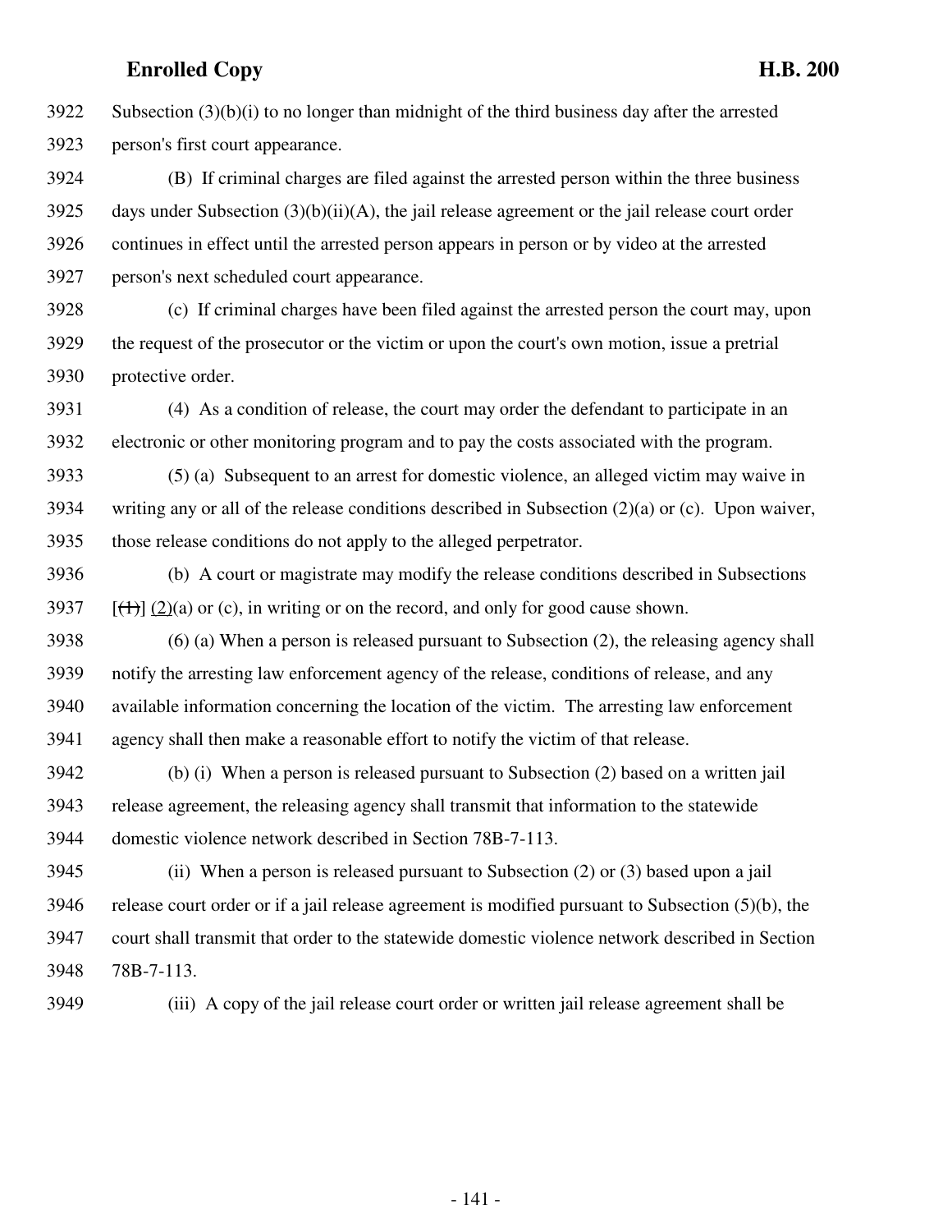Subsection (3)(b)(i) to no longer than midnight of the third business day after the arrested person's first court appearance.

(B) If criminal charges are filed against the arrested person within the three business days under Subsection (3)(b)(ii)(A), the jail release agreement or the jail release court order continues in effect until the arrested person appears in person or by video at the arrested person's next scheduled court appearance.

(c) If criminal charges have been filed against the arrested person the court may, upon the request of the prosecutor or the victim or upon the court's own motion, issue a pretrial protective order.

(4) As a condition of release, the court may order the defendant to participate in an electronic or other monitoring program and to pay the costs associated with the program.

(5) (a) Subsequent to an arrest for domestic violence, an alleged victim may waive in writing any or all of the release conditions described in Subsection (2)(a) or (c). Upon waiver, those release conditions do not apply to the alleged perpetrator.

(b) A court or magistrate may modify the release conditions described in Subsections [~~(1)~~] (2)(a) or (c), in writing or on the record, and only for good cause shown.

(6) (a) When a person is released pursuant to Subsection (2), the releasing agency shall notify the arresting law enforcement agency of the release, conditions of release, and any available information concerning the location of the victim. The arresting law enforcement agency shall then make a reasonable effort to notify the victim of that release.

(b) (i) When a person is released pursuant to Subsection (2) based on a written jail release agreement, the releasing agency shall transmit that information to the statewide domestic violence network described in Section 78B-7-113.

(ii) When a person is released pursuant to Subsection (2) or (3) based upon a jail release court order or if a jail release agreement is modified pursuant to Subsection (5)(b), the court shall transmit that order to the statewide domestic violence network described in Section 78B-7-113.

(iii) A copy of the jail release court order or written jail release agreement shall be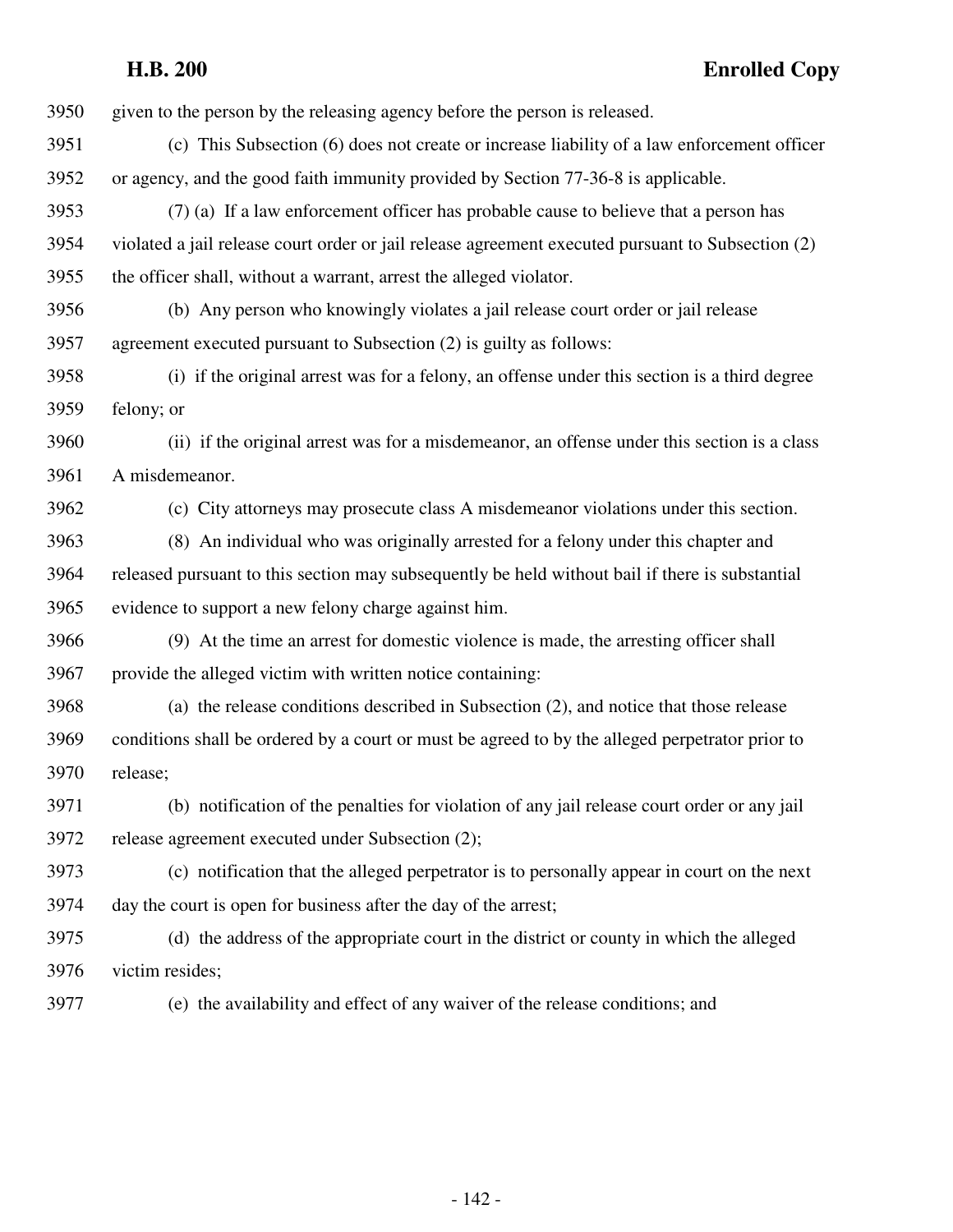given to the person by the releasing agency before the person is released.

(c) This Subsection (6) does not create or increase liability of a law enforcement officer or agency, and the good faith immunity provided by Section 77-36-8 is applicable.

(7) (a) If a law enforcement officer has probable cause to believe that a person has violated a jail release court order or jail release agreement executed pursuant to Subsection (2) the officer shall, without a warrant, arrest the alleged violator.

(b) Any person who knowingly violates a jail release court order or jail release agreement executed pursuant to Subsection (2) is guilty as follows:

(i) if the original arrest was for a felony, an offense under this section is a third degree felony; or

(ii) if the original arrest was for a misdemeanor, an offense under this section is a class A misdemeanor.

(c) City attorneys may prosecute class A misdemeanor violations under this section.

(8) An individual who was originally arrested for a felony under this chapter and released pursuant to this section may subsequently be held without bail if there is substantial evidence to support a new felony charge against him.

(9) At the time an arrest for domestic violence is made, the arresting officer shall provide the alleged victim with written notice containing:

(a) the release conditions described in Subsection (2), and notice that those release conditions shall be ordered by a court or must be agreed to by the alleged perpetrator prior to release;

(b) notification of the penalties for violation of any jail release court order or any jail release agreement executed under Subsection (2);

(c) notification that the alleged perpetrator is to personally appear in court on the next day the court is open for business after the day of the arrest;

(d) the address of the appropriate court in the district or county in which the alleged victim resides;

(e) the availability and effect of any waiver of the release conditions; and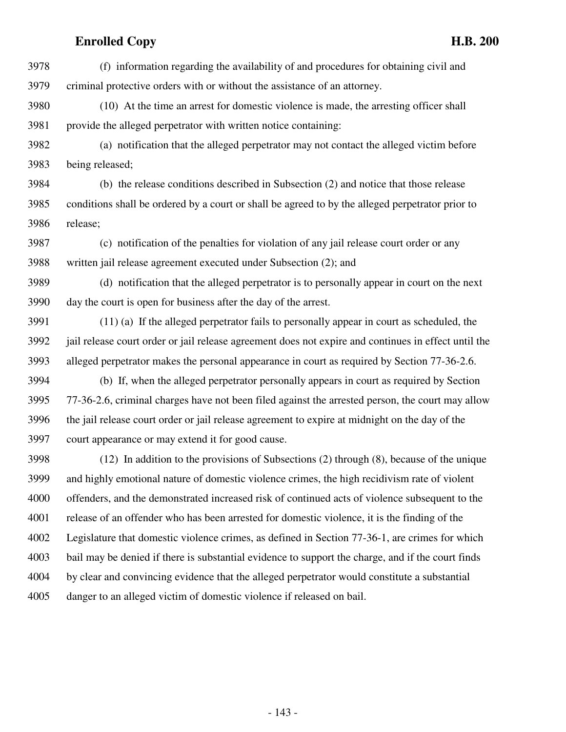(f) information regarding the availability of and procedures for obtaining civil and criminal protective orders with or without the assistance of an attorney.

(10) At the time an arrest for domestic violence is made, the arresting officer shall provide the alleged perpetrator with written notice containing:

(a) notification that the alleged perpetrator may not contact the alleged victim before being released;

(b) the release conditions described in Subsection (2) and notice that those release conditions shall be ordered by a court or shall be agreed to by the alleged perpetrator prior to release;

(c) notification of the penalties for violation of any jail release court order or any written jail release agreement executed under Subsection (2); and

(d) notification that the alleged perpetrator is to personally appear in court on the next day the court is open for business after the day of the arrest.

(11) (a) If the alleged perpetrator fails to personally appear in court as scheduled, the jail release court order or jail release agreement does not expire and continues in effect until the alleged perpetrator makes the personal appearance in court as required by Section 77-36-2.6.

(b) If, when the alleged perpetrator personally appears in court as required by Section 77-36-2.6, criminal charges have not been filed against the arrested person, the court may allow the jail release court order or jail release agreement to expire at midnight on the day of the court appearance or may extend it for good cause.

(12) In addition to the provisions of Subsections (2) through (8), because of the unique and highly emotional nature of domestic violence crimes, the high recidivism rate of violent offenders, and the demonstrated increased risk of continued acts of violence subsequent to the release of an offender who has been arrested for domestic violence, it is the finding of the Legislature that domestic violence crimes, as defined in Section 77-36-1, are crimes for which bail may be denied if there is substantial evidence to support the charge, and if the court finds by clear and convincing evidence that the alleged perpetrator would constitute a substantial danger to an alleged victim of domestic violence if released on bail.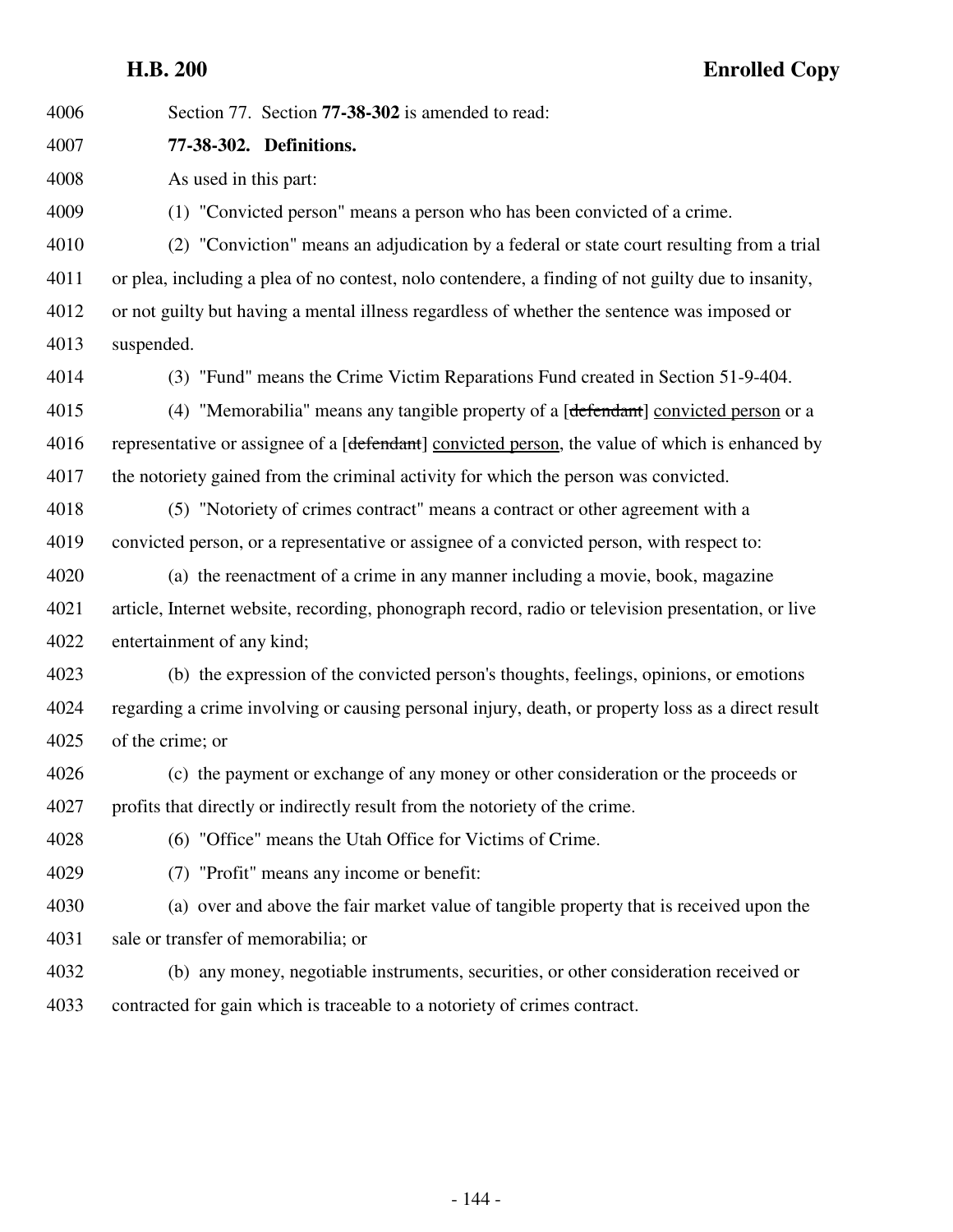Section 77. Section **77-38-302** is amended to read:

**77-38-302. Definitions.**

As used in this part:

(1) "Convicted person" means a person who has been convicted of a crime.

(2) "Conviction" means an adjudication by a federal or state court resulting from a trial or plea, including a plea of no contest, nolo contendere, a finding of not guilty due to insanity, or not guilty but having a mental illness regardless of whether the sentence was imposed or suspended.

(3) "Fund" means the Crime Victim Reparations Fund created in Section 51-9-404.

(4) "Memorabilia" means any tangible property of a [~~defendant~~] <u>convicted person</u> or a representative or assignee of a [~~defendant~~] <u>convicted person</u>, the value of which is enhanced by the notoriety gained from the criminal activity for which the person was convicted.

(5) "Notoriety of crimes contract" means a contract or other agreement with a convicted person, or a representative or assignee of a convicted person, with respect to:

(a) the reenactment of a crime in any manner including a movie, book, magazine article, Internet website, recording, phonograph record, radio or television presentation, or live entertainment of any kind;

(b) the expression of the convicted person's thoughts, feelings, opinions, or emotions regarding a crime involving or causing personal injury, death, or property loss as a direct result of the crime; or

(c) the payment or exchange of any money or other consideration or the proceeds or profits that directly or indirectly result from the notoriety of the crime.

(6) "Office" means the Utah Office for Victims of Crime.

(7) "Profit" means any income or benefit:

(a) over and above the fair market value of tangible property that is received upon the sale or transfer of memorabilia; or

(b) any money, negotiable instruments, securities, or other consideration received or contracted for gain which is traceable to a notoriety of crimes contract.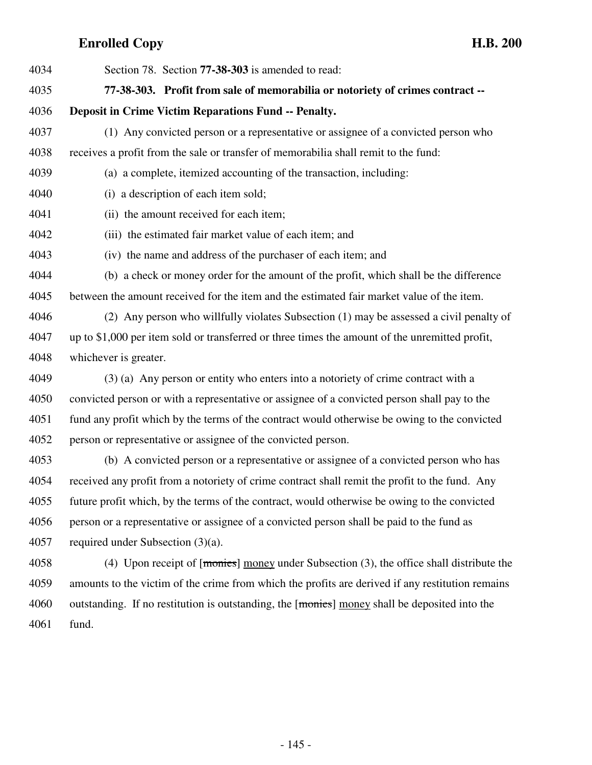Section 78. Section **77-38-303** is amended to read:

**77-38-303. Profit from sale of memorabilia or notoriety of crimes contract -- Deposit in Crime Victim Reparations Fund -- Penalty.**

(1) Any convicted person or a representative or assignee of a convicted person who receives a profit from the sale or transfer of memorabilia shall remit to the fund:

(a) a complete, itemized accounting of the transaction, including:

(i) a description of each item sold;

(ii) the amount received for each item;

(iii) the estimated fair market value of each item; and

(iv) the name and address of the purchaser of each item; and

(b) a check or money order for the amount of the profit, which shall be the difference between the amount received for the item and the estimated fair market value of the item.

(2) Any person who willfully violates Subsection (1) may be assessed a civil penalty of up to $1,000 per item sold or transferred or three times the amount of the unremitted profit, whichever is greater.

(3) (a) Any person or entity who enters into a notoriety of crime contract with a convicted person or with a representative or assignee of a convicted person shall pay to the fund any profit which by the terms of the contract would otherwise be owing to the convicted person or representative or assignee of the convicted person.

(b) A convicted person or a representative or assignee of a convicted person who has received any profit from a notoriety of crime contract shall remit the profit to the fund. Any future profit which, by the terms of the contract, would otherwise be owing to the convicted person or a representative or assignee of a convicted person shall be paid to the fund as required under Subsection (3)(a).

(4) Upon receipt of [~~monies~~] money under Subsection (3), the office shall distribute the amounts to the victim of the crime from which the profits are derived if any restitution remains outstanding. If no restitution is outstanding, the [~~monies~~] money shall be deposited into the fund.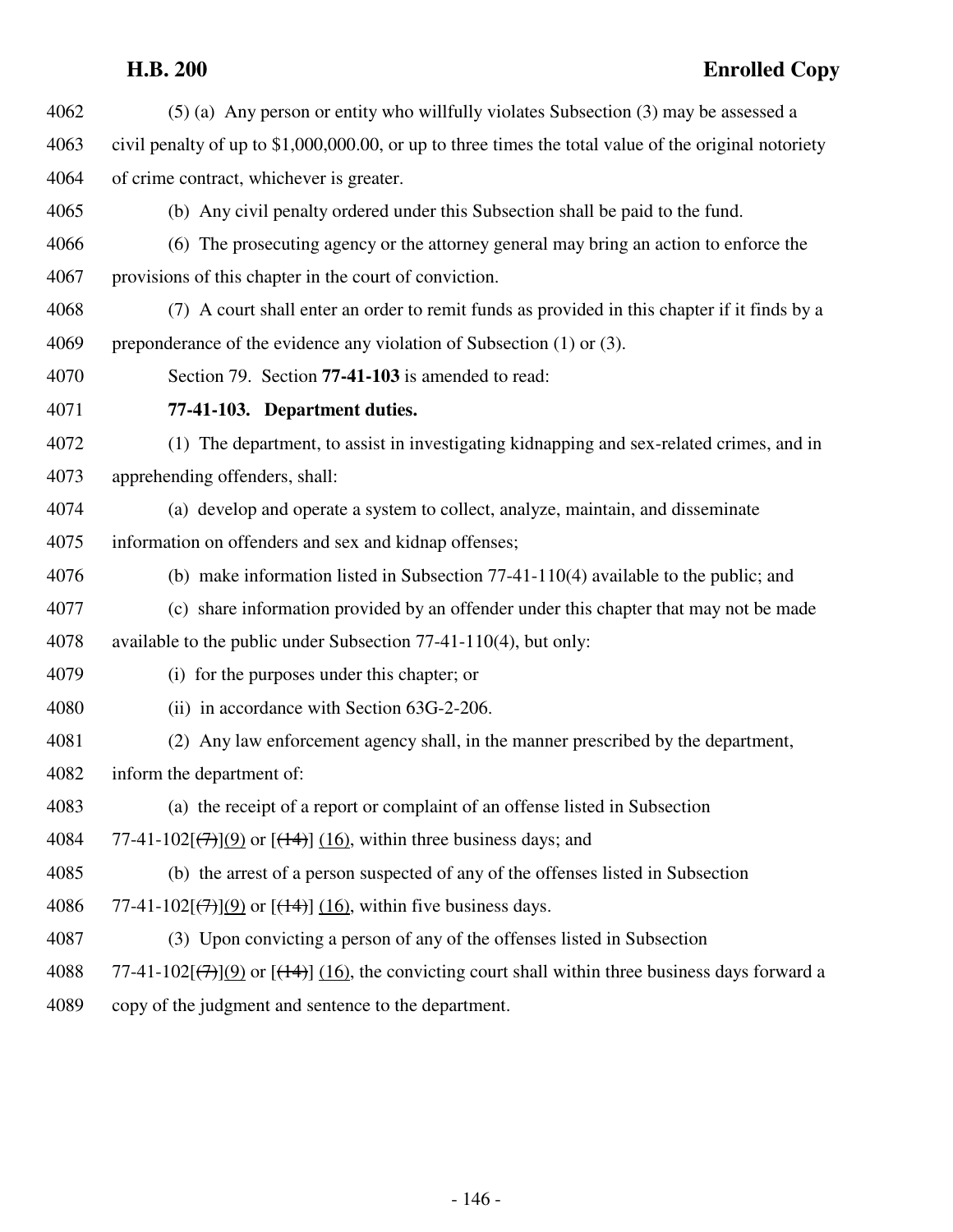(5) (a) Any person or entity who willfully violates Subsection (3) may be assessed a civil penalty of up to $1,000,000.00, or up to three times the total value of the original notoriety of crime contract, whichever is greater.

(b) Any civil penalty ordered under this Subsection shall be paid to the fund.

(6) The prosecuting agency or the attorney general may bring an action to enforce the provisions of this chapter in the court of conviction.

(7) A court shall enter an order to remit funds as provided in this chapter if it finds by a preponderance of the evidence any violation of Subsection (1) or (3).

Section 79. Section **77-41-103** is amended to read:

**77-41-103. Department duties.**

(1) The department, to assist in investigating kidnapping and sex-related crimes, and in apprehending offenders, shall:

(a) develop and operate a system to collect, analyze, maintain, and disseminate information on offenders and sex and kidnap offenses;

(b) make information listed in Subsection 77-41-110(4) available to the public; and

(c) share information provided by an offender under this chapter that may not be made available to the public under Subsection 77-41-110(4), but only:

(i) for the purposes under this chapter; or

(ii) in accordance with Section 63G-2-206.

(2) Any law enforcement agency shall, in the manner prescribed by the department, inform the department of:

(a) the receipt of a report or complaint of an offense listed in Subsection 77-41-102[~~(7)~~](9) or [~~(14)~~] (16), within three business days; and

(b) the arrest of a person suspected of any of the offenses listed in Subsection 77-41-102[~~(7)~~](9) or [~~(14)~~] (16), within five business days.

(3) Upon convicting a person of any of the offenses listed in Subsection 77-41-102[~~(7)~~](9) or [~~(14)~~] (16), the convicting court shall within three business days forward a copy of the judgment and sentence to the department.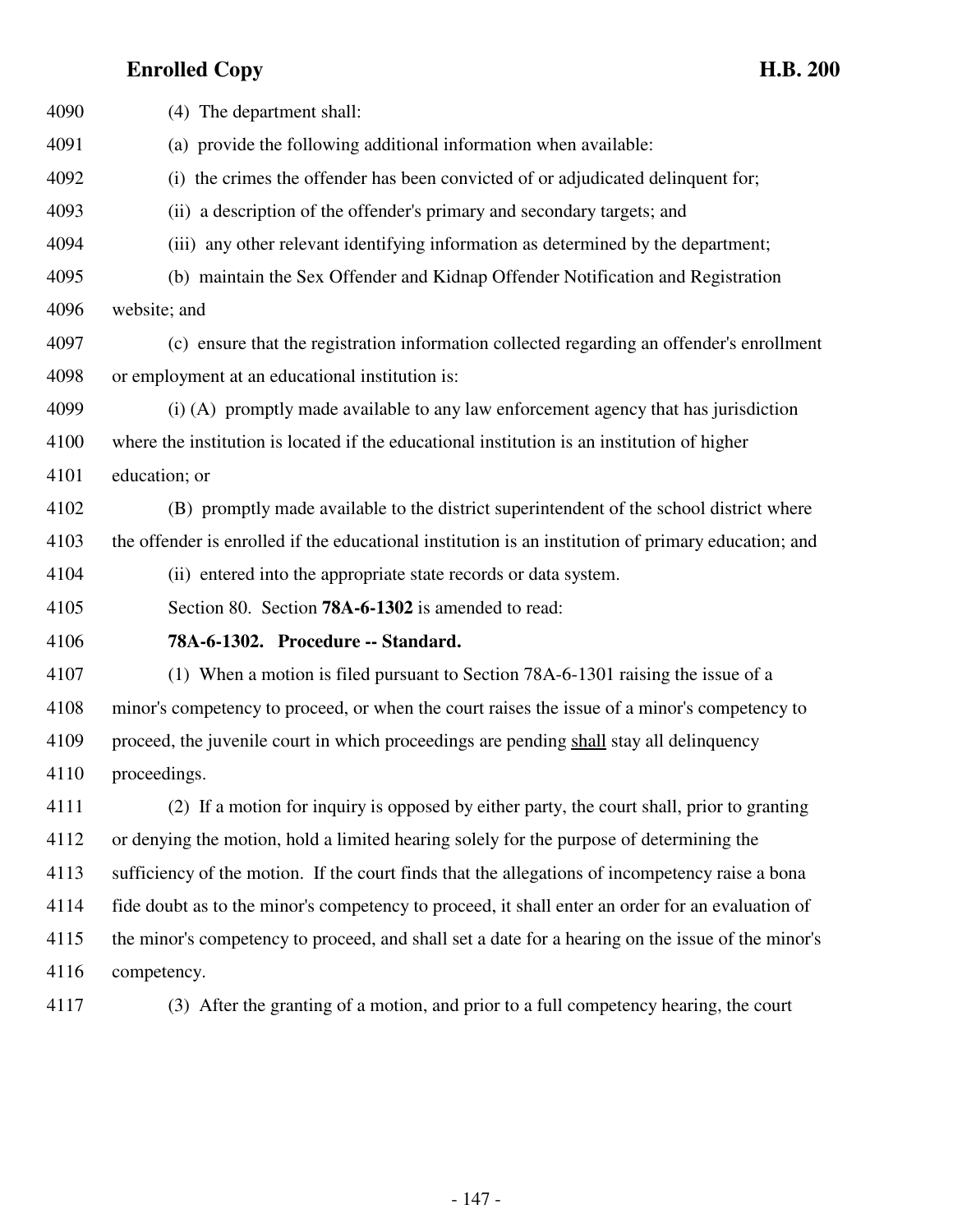(4) The department shall:

(a) provide the following additional information when available:

(i) the crimes the offender has been convicted of or adjudicated delinquent for;

(ii) a description of the offender's primary and secondary targets; and

(iii) any other relevant identifying information as determined by the department;

(b) maintain the Sex Offender and Kidnap Offender Notification and Registration website; and

(c) ensure that the registration information collected regarding an offender's enrollment or employment at an educational institution is:

(i) (A) promptly made available to any law enforcement agency that has jurisdiction where the institution is located if the educational institution is an institution of higher education; or

(B) promptly made available to the district superintendent of the school district where the offender is enrolled if the educational institution is an institution of primary education; and

(ii) entered into the appropriate state records or data system.

Section 80. Section **78A-6-1302** is amended to read:

**78A-6-1302. Procedure -- Standard.**

(1) When a motion is filed pursuant to Section 78A-6-1301 raising the issue of a minor's competency to proceed, or when the court raises the issue of a minor's competency to proceed, the juvenile court in which proceedings are pending shall stay all delinquency proceedings.

(2) If a motion for inquiry is opposed by either party, the court shall, prior to granting or denying the motion, hold a limited hearing solely for the purpose of determining the sufficiency of the motion. If the court finds that the allegations of incompetency raise a bona fide doubt as to the minor's competency to proceed, it shall enter an order for an evaluation of the minor's competency to proceed, and shall set a date for a hearing on the issue of the minor's competency.

(3) After the granting of a motion, and prior to a full competency hearing, the court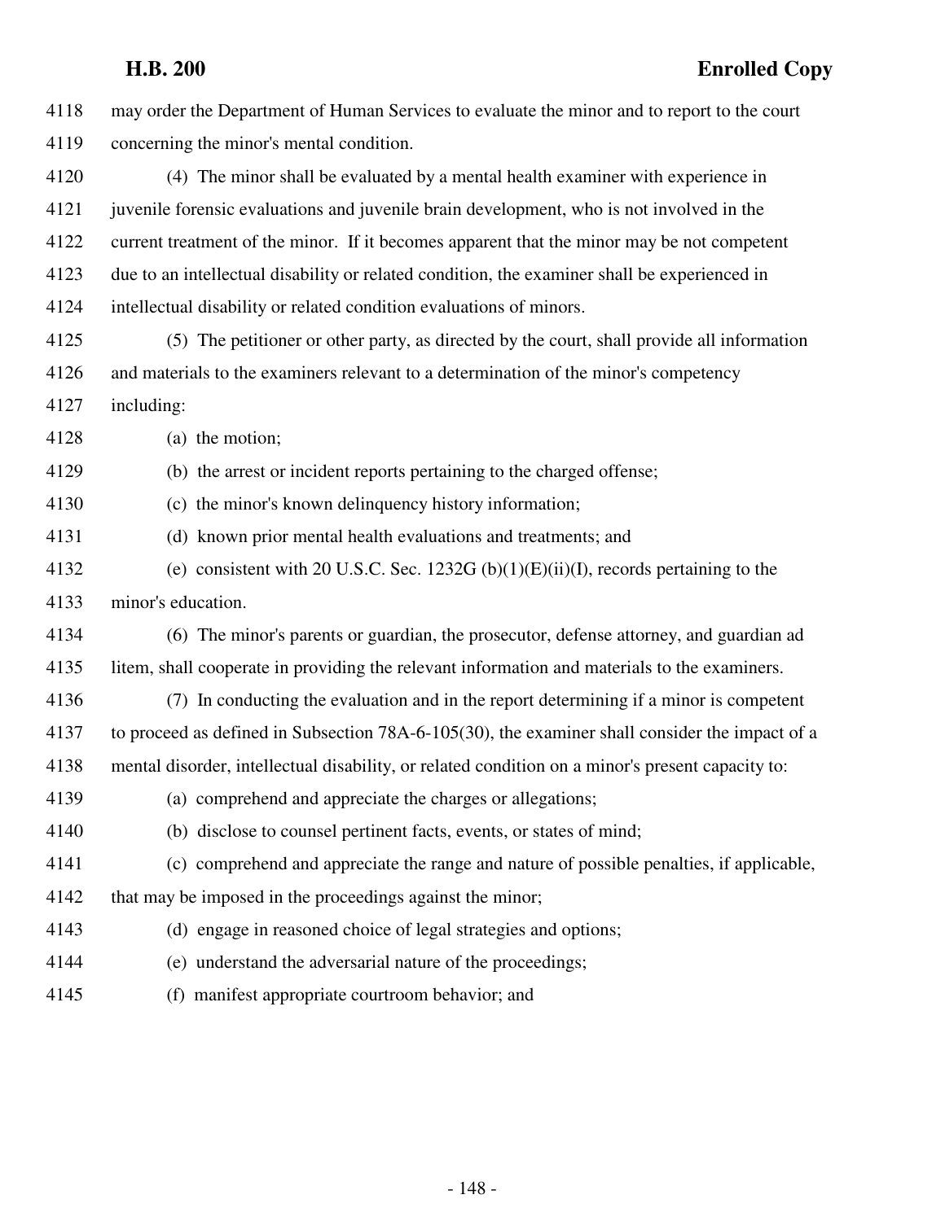may order the Department of Human Services to evaluate the minor and to report to the court concerning the minor's mental condition.

(4) The minor shall be evaluated by a mental health examiner with experience in juvenile forensic evaluations and juvenile brain development, who is not involved in the current treatment of the minor. If it becomes apparent that the minor may be not competent due to an intellectual disability or related condition, the examiner shall be experienced in intellectual disability or related condition evaluations of minors.

(5) The petitioner or other party, as directed by the court, shall provide all information and materials to the examiners relevant to a determination of the minor's competency including:

(a) the motion;

(b) the arrest or incident reports pertaining to the charged offense;

(c) the minor's known delinquency history information;

(d) known prior mental health evaluations and treatments; and

(e) consistent with 20 U.S.C. Sec. 1232G (b)(1)(E)(ii)(I), records pertaining to the minor's education.

(6) The minor's parents or guardian, the prosecutor, defense attorney, and guardian ad litem, shall cooperate in providing the relevant information and materials to the examiners.

(7) In conducting the evaluation and in the report determining if a minor is competent to proceed as defined in Subsection 78A-6-105(30), the examiner shall consider the impact of a mental disorder, intellectual disability, or related condition on a minor's present capacity to:

(a) comprehend and appreciate the charges or allegations;

(b) disclose to counsel pertinent facts, events, or states of mind;

(c) comprehend and appreciate the range and nature of possible penalties, if applicable, that may be imposed in the proceedings against the minor;

(d) engage in reasoned choice of legal strategies and options;

(e) understand the adversarial nature of the proceedings;

(f) manifest appropriate courtroom behavior; and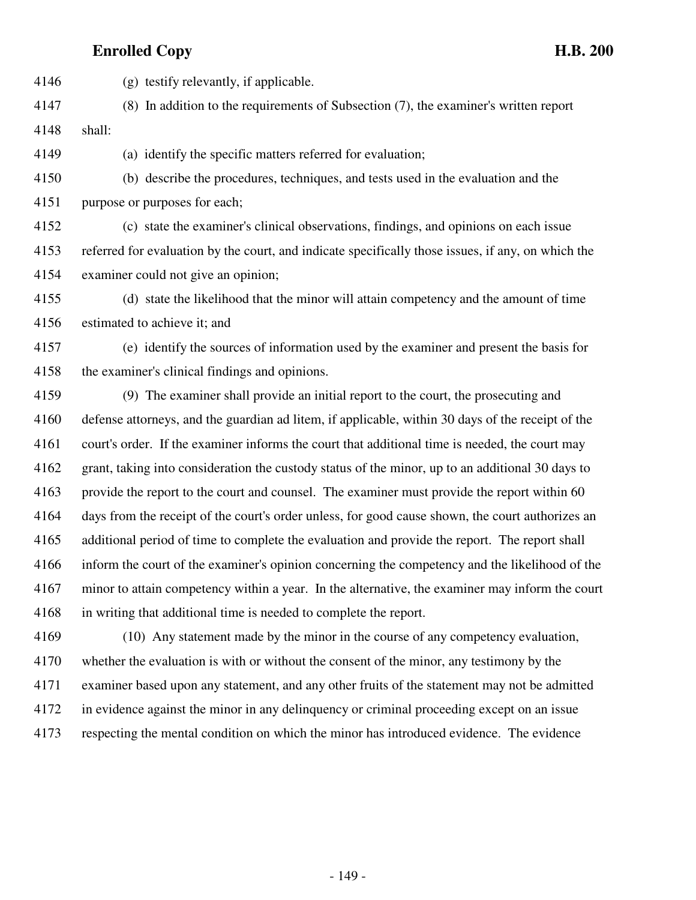(g) testify relevantly, if applicable.

(8) In addition to the requirements of Subsection (7), the examiner's written report shall:

(a) identify the specific matters referred for evaluation;

(b) describe the procedures, techniques, and tests used in the evaluation and the purpose or purposes for each;

(c) state the examiner's clinical observations, findings, and opinions on each issue referred for evaluation by the court, and indicate specifically those issues, if any, on which the examiner could not give an opinion;

(d) state the likelihood that the minor will attain competency and the amount of time estimated to achieve it; and

(e) identify the sources of information used by the examiner and present the basis for the examiner's clinical findings and opinions.

(9) The examiner shall provide an initial report to the court, the prosecuting and defense attorneys, and the guardian ad litem, if applicable, within 30 days of the receipt of the court's order. If the examiner informs the court that additional time is needed, the court may grant, taking into consideration the custody status of the minor, up to an additional 30 days to provide the report to the court and counsel. The examiner must provide the report within 60 days from the receipt of the court's order unless, for good cause shown, the court authorizes an additional period of time to complete the evaluation and provide the report. The report shall inform the court of the examiner's opinion concerning the competency and the likelihood of the minor to attain competency within a year. In the alternative, the examiner may inform the court in writing that additional time is needed to complete the report.

(10) Any statement made by the minor in the course of any competency evaluation, whether the evaluation is with or without the consent of the minor, any testimony by the examiner based upon any statement, and any other fruits of the statement may not be admitted in evidence against the minor in any delinquency or criminal proceeding except on an issue respecting the mental condition on which the minor has introduced evidence. The evidence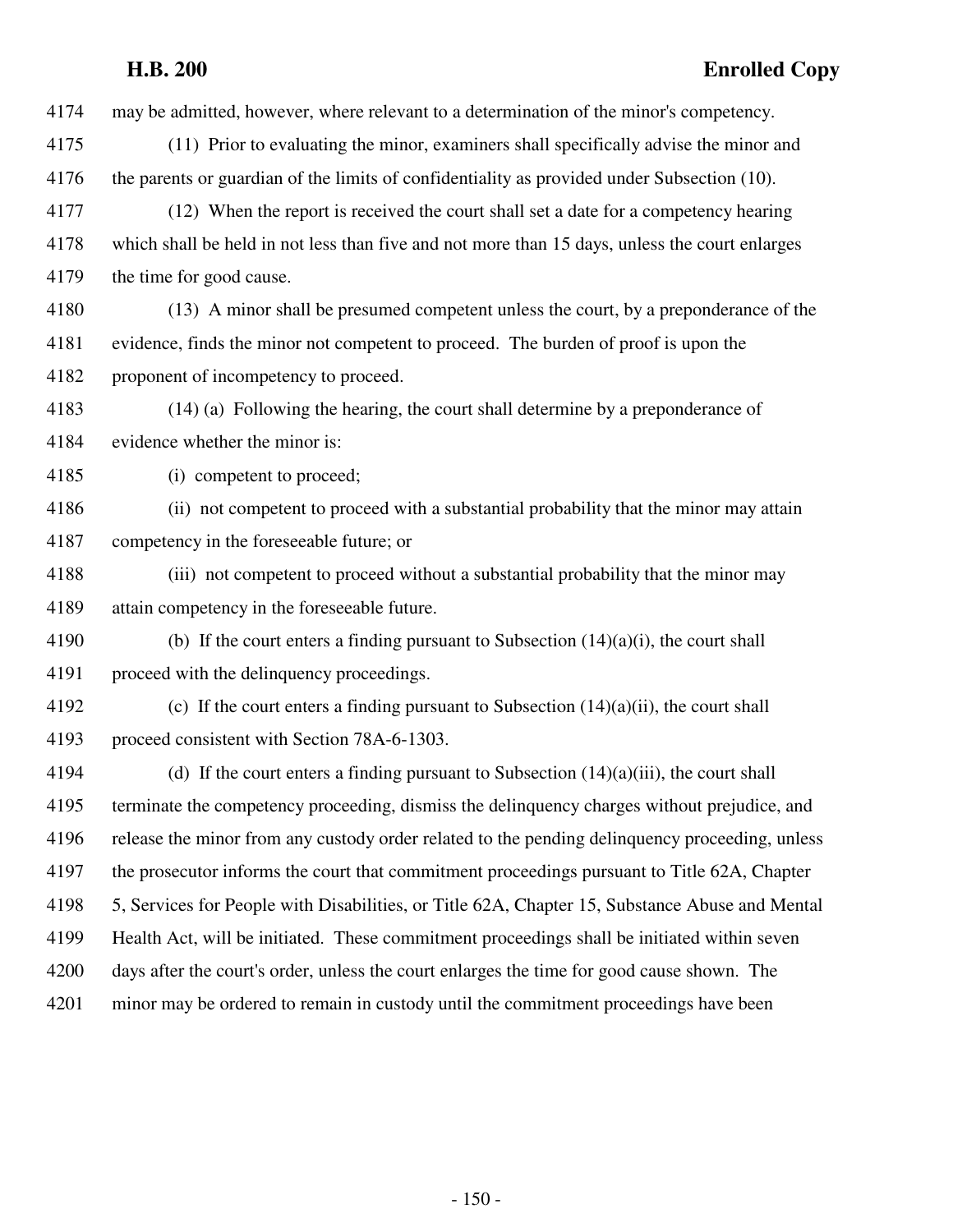may be admitted, however, where relevant to a determination of the minor's competency.

(11) Prior to evaluating the minor, examiners shall specifically advise the minor and the parents or guardian of the limits of confidentiality as provided under Subsection (10).

(12) When the report is received the court shall set a date for a competency hearing which shall be held in not less than five and not more than 15 days, unless the court enlarges the time for good cause.

(13) A minor shall be presumed competent unless the court, by a preponderance of the evidence, finds the minor not competent to proceed. The burden of proof is upon the proponent of incompetency to proceed.

(14) (a) Following the hearing, the court shall determine by a preponderance of evidence whether the minor is:

(i) competent to proceed;

(ii) not competent to proceed with a substantial probability that the minor may attain competency in the foreseeable future; or

(iii) not competent to proceed without a substantial probability that the minor may attain competency in the foreseeable future.

(b) If the court enters a finding pursuant to Subsection (14)(a)(i), the court shall proceed with the delinquency proceedings.

(c) If the court enters a finding pursuant to Subsection (14)(a)(ii), the court shall proceed consistent with Section 78A-6-1303.

(d) If the court enters a finding pursuant to Subsection (14)(a)(iii), the court shall terminate the competency proceeding, dismiss the delinquency charges without prejudice, and release the minor from any custody order related to the pending delinquency proceeding, unless the prosecutor informs the court that commitment proceedings pursuant to Title 62A, Chapter 5, Services for People with Disabilities, or Title 62A, Chapter 15, Substance Abuse and Mental Health Act, will be initiated. These commitment proceedings shall be initiated within seven days after the court's order, unless the court enlarges the time for good cause shown. The minor may be ordered to remain in custody until the commitment proceedings have been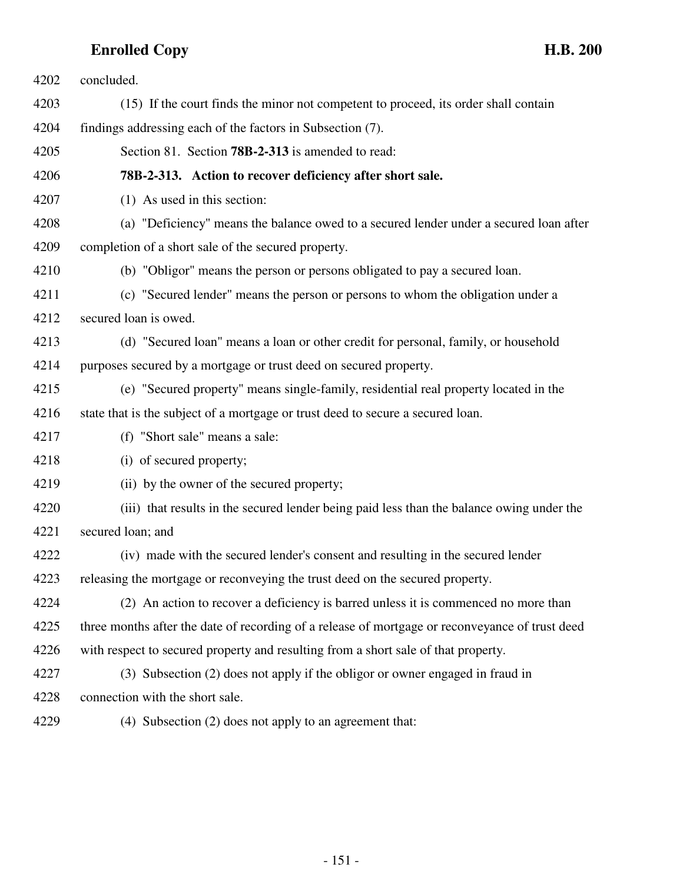concluded.

(15) If the court finds the minor not competent to proceed, its order shall contain findings addressing each of the factors in Subsection (7).

Section 81. Section **78B-2-313** is amended to read:

**78B-2-313. Action to recover deficiency after short sale.**

(1) As used in this section:

(a) "Deficiency" means the balance owed to a secured lender under a secured loan after completion of a short sale of the secured property.

(b) "Obligor" means the person or persons obligated to pay a secured loan.

(c) "Secured lender" means the person or persons to whom the obligation under a secured loan is owed.

(d) "Secured loan" means a loan or other credit for personal, family, or household purposes secured by a mortgage or trust deed on secured property.

(e) "Secured property" means single-family, residential real property located in the state that is the subject of a mortgage or trust deed to secure a secured loan.

(f) "Short sale" means a sale:

(i) of secured property;

(ii) by the owner of the secured property;

(iii) that results in the secured lender being paid less than the balance owing under the secured loan; and

(iv) made with the secured lender's consent and resulting in the secured lender releasing the mortgage or reconveying the trust deed on the secured property.

(2) An action to recover a deficiency is barred unless it is commenced no more than three months after the date of recording of a release of mortgage or reconveyance of trust deed with respect to secured property and resulting from a short sale of that property.

(3) Subsection (2) does not apply if the obligor or owner engaged in fraud in connection with the short sale.

(4) Subsection (2) does not apply to an agreement that: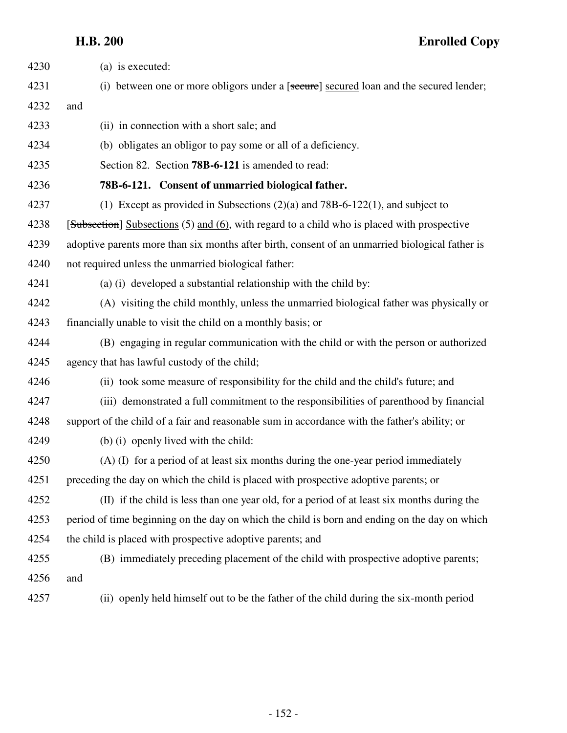(a) is executed:

(i) between one or more obligors under a [~~secure~~] <u>secured</u> loan and the secured lender; and

(ii) in connection with a short sale; and

(b) obligates an obligor to pay some or all of a deficiency.

Section 82. Section **78B-6-121** is amended to read:

**78B-6-121. Consent of unmarried biological father.**

(1) Except as provided in Subsections (2)(a) and 78B-6-122(1), and subject to [~~Subsection~~] <u>Subsections</u> (5) <u>and (6)</u>, with regard to a child who is placed with prospective adoptive parents more than six months after birth, consent of an unmarried biological father is not required unless the unmarried biological father:

(a) (i) developed a substantial relationship with the child by:

(A) visiting the child monthly, unless the unmarried biological father was physically or financially unable to visit the child on a monthly basis; or

(B) engaging in regular communication with the child or with the person or authorized agency that has lawful custody of the child;

(ii) took some measure of responsibility for the child and the child's future; and

(iii) demonstrated a full commitment to the responsibilities of parenthood by financial support of the child of a fair and reasonable sum in accordance with the father's ability; or

(b) (i) openly lived with the child:

(A) (I) for a period of at least six months during the one-year period immediately preceding the day on which the child is placed with prospective adoptive parents; or

(II) if the child is less than one year old, for a period of at least six months during the period of time beginning on the day on which the child is born and ending on the day on which the child is placed with prospective adoptive parents; and

(B) immediately preceding placement of the child with prospective adoptive parents; and

(ii) openly held himself out to be the father of the child during the six-month period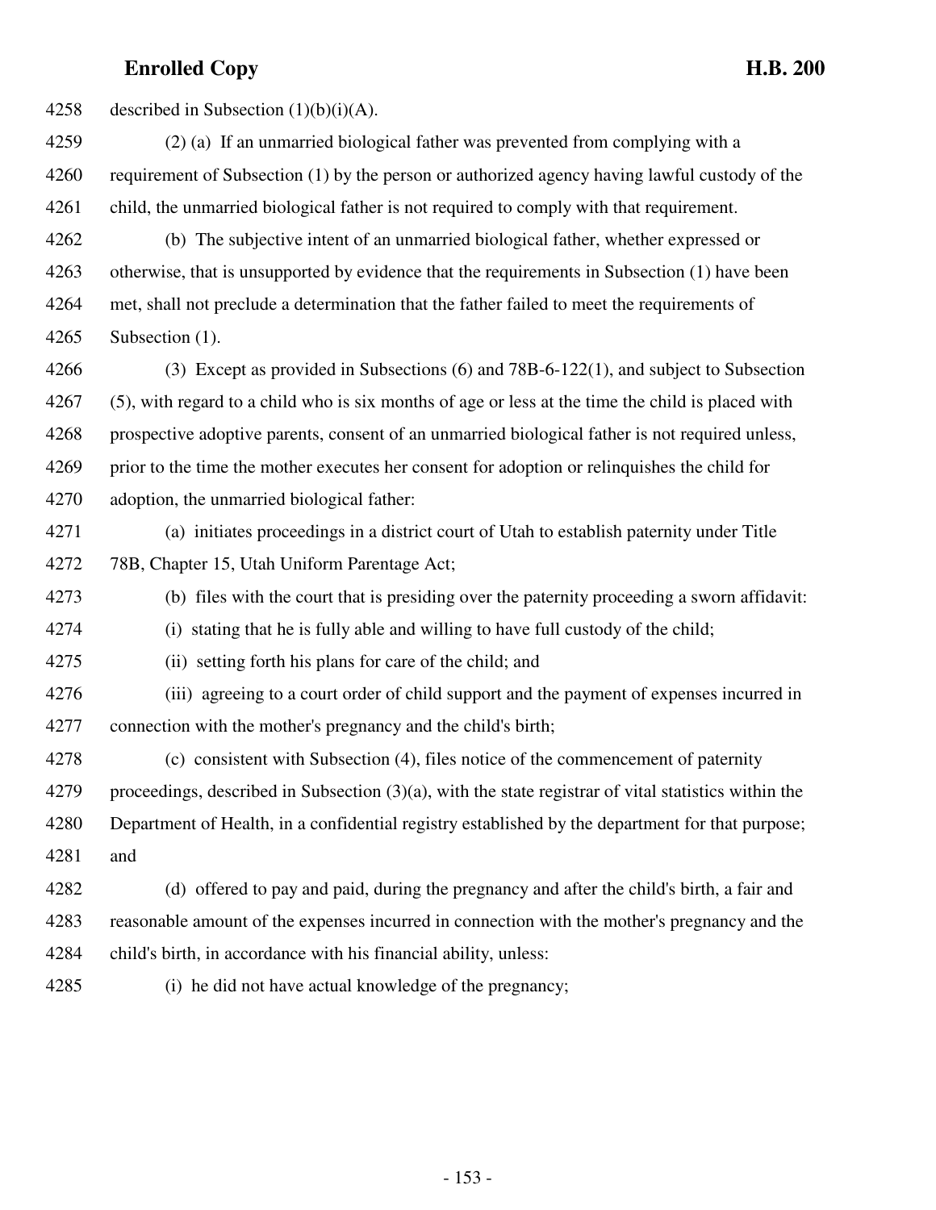described in Subsection (1)(b)(i)(A).

(2) (a) If an unmarried biological father was prevented from complying with a requirement of Subsection (1) by the person or authorized agency having lawful custody of the child, the unmarried biological father is not required to comply with that requirement.

(b) The subjective intent of an unmarried biological father, whether expressed or otherwise, that is unsupported by evidence that the requirements in Subsection (1) have been met, shall not preclude a determination that the father failed to meet the requirements of Subsection (1).

(3) Except as provided in Subsections (6) and 78B-6-122(1), and subject to Subsection (5), with regard to a child who is six months of age or less at the time the child is placed with prospective adoptive parents, consent of an unmarried biological father is not required unless, prior to the time the mother executes her consent for adoption or relinquishes the child for adoption, the unmarried biological father:

(a) initiates proceedings in a district court of Utah to establish paternity under Title 78B, Chapter 15, Utah Uniform Parentage Act;

(b) files with the court that is presiding over the paternity proceeding a sworn affidavit:

(i) stating that he is fully able and willing to have full custody of the child;

(ii) setting forth his plans for care of the child; and

(iii) agreeing to a court order of child support and the payment of expenses incurred in connection with the mother's pregnancy and the child's birth;

(c) consistent with Subsection (4), files notice of the commencement of paternity proceedings, described in Subsection (3)(a), with the state registrar of vital statistics within the Department of Health, in a confidential registry established by the department for that purpose; and

(d) offered to pay and paid, during the pregnancy and after the child's birth, a fair and reasonable amount of the expenses incurred in connection with the mother's pregnancy and the child's birth, in accordance with his financial ability, unless:

(i) he did not have actual knowledge of the pregnancy;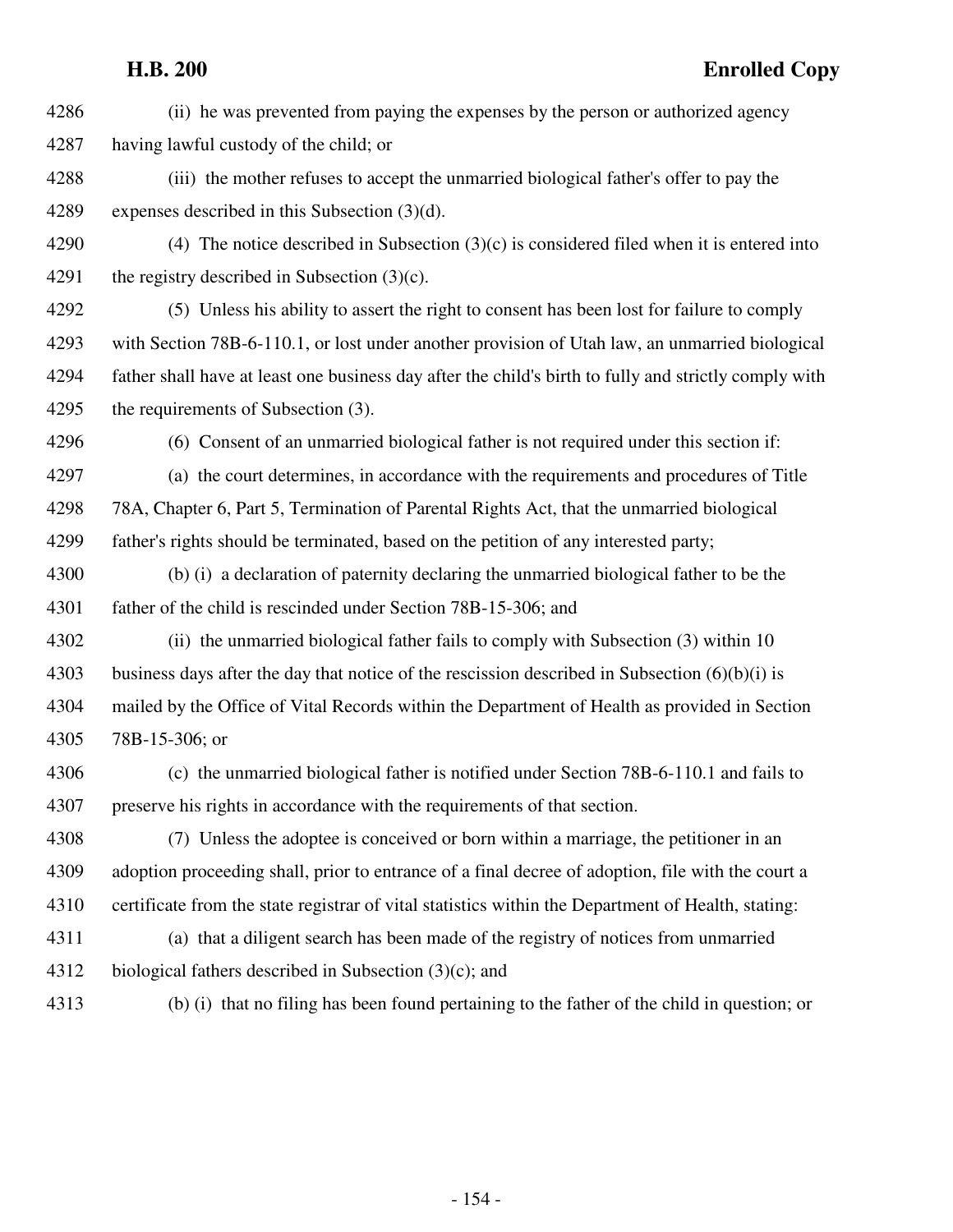(ii) he was prevented from paying the expenses by the person or authorized agency having lawful custody of the child; or

(iii) the mother refuses to accept the unmarried biological father's offer to pay the expenses described in this Subsection (3)(d).

(4) The notice described in Subsection (3)(c) is considered filed when it is entered into the registry described in Subsection (3)(c).

(5) Unless his ability to assert the right to consent has been lost for failure to comply with Section 78B-6-110.1, or lost under another provision of Utah law, an unmarried biological father shall have at least one business day after the child's birth to fully and strictly comply with the requirements of Subsection (3).

(6) Consent of an unmarried biological father is not required under this section if:

(a) the court determines, in accordance with the requirements and procedures of Title 78A, Chapter 6, Part 5, Termination of Parental Rights Act, that the unmarried biological father's rights should be terminated, based on the petition of any interested party;

(b) (i) a declaration of paternity declaring the unmarried biological father to be the father of the child is rescinded under Section 78B-15-306; and

(ii) the unmarried biological father fails to comply with Subsection (3) within 10 business days after the day that notice of the rescission described in Subsection (6)(b)(i) is mailed by the Office of Vital Records within the Department of Health as provided in Section 78B-15-306; or

(c) the unmarried biological father is notified under Section 78B-6-110.1 and fails to preserve his rights in accordance with the requirements of that section.

(7) Unless the adoptee is conceived or born within a marriage, the petitioner in an adoption proceeding shall, prior to entrance of a final decree of adoption, file with the court a certificate from the state registrar of vital statistics within the Department of Health, stating:

(a) that a diligent search has been made of the registry of notices from unmarried biological fathers described in Subsection (3)(c); and

(b) (i) that no filing has been found pertaining to the father of the child in question; or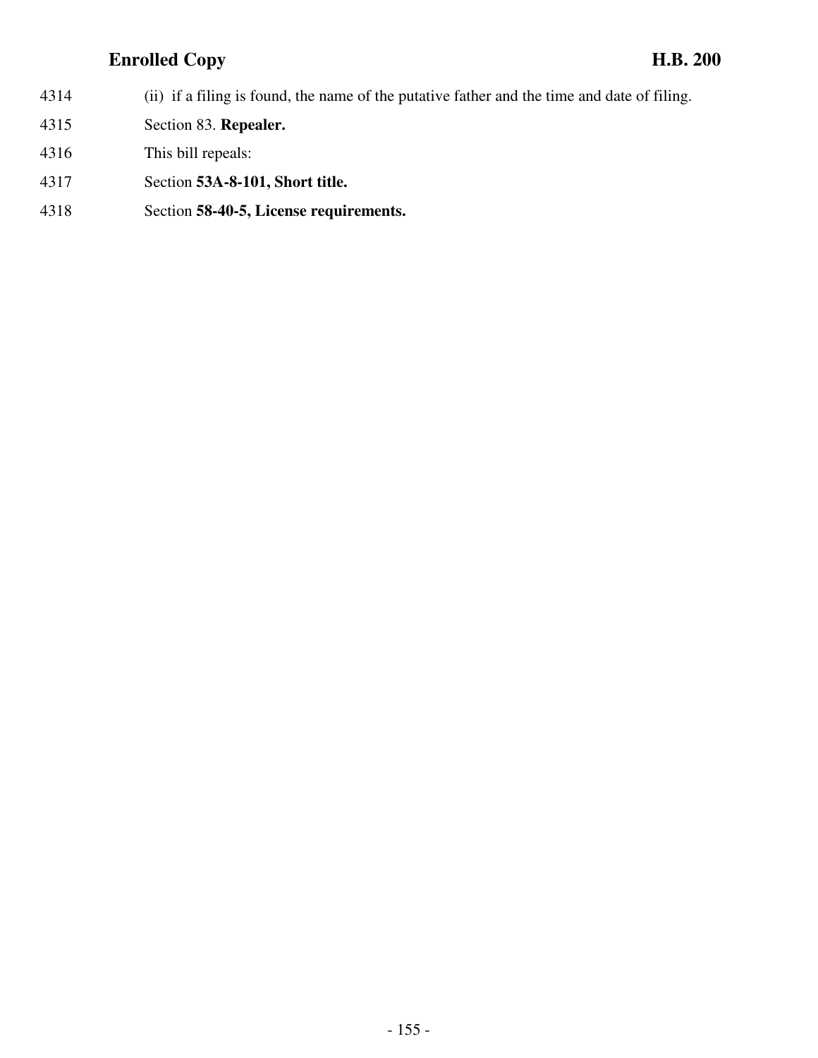4314 (ii) if a filing is found, the name of the putative father and the time and date of filing.

4315 Section 83. **Repealer.**

4316 This bill repeals:

4317 Section **53A-8-101, Short title.**

4318 Section **58-40-5, License requirements.**